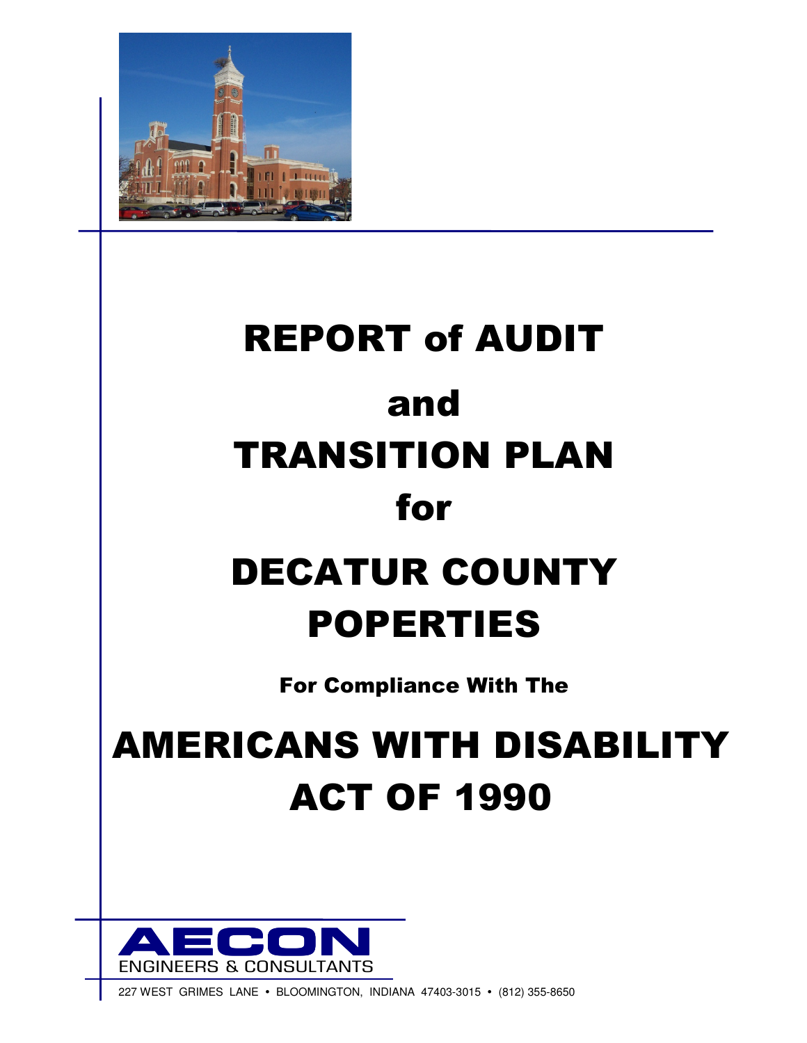# REPORT of AUDIT

# and

# TRANSITION PLAN

# for

# DECATUR COUNTY POPERTIES

**For Compliance With The**

# AMERICANS WITH DISABILITY ACT OF 1990

AECON
ENGINEERS & CONSULTANTS

227 WEST GRIMES LANE • BLOOMINGTON, INDIANA 47403-3015 • (812) 355-8650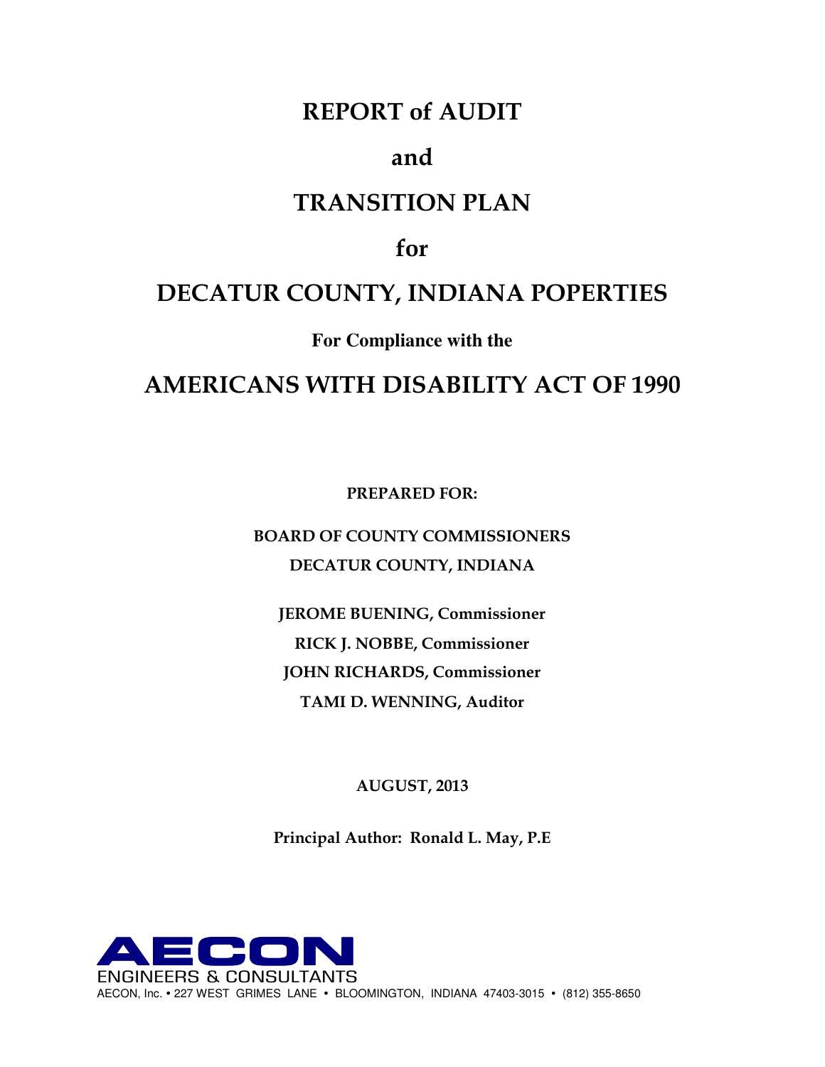# REPORT of AUDIT

# and

# TRANSITION PLAN

# for

# DECATUR COUNTY, INDIANA POPERTIES

**For Compliance with the**

# AMERICANS WITH DISABILITY ACT OF 1990

**PREPARED FOR:**

**BOARD OF COUNTY COMMISSIONERS**
**DECATUR COUNTY, INDIANA**

**JEROME BUENING, Commissioner**
**RICK J. NOBBE, Commissioner**
**JOHN RICHARDS, Commissioner**
**TAMI D. WENNING, Auditor**

**AUGUST, 2013**

**Principal Author: Ronald L. May, P.E**

AECON
ENGINEERS & CONSULTANTS
AECON, Inc. • 227 WEST GRIMES LANE • BLOOMINGTON, INDIANA 47403-3015 • (812) 355-8650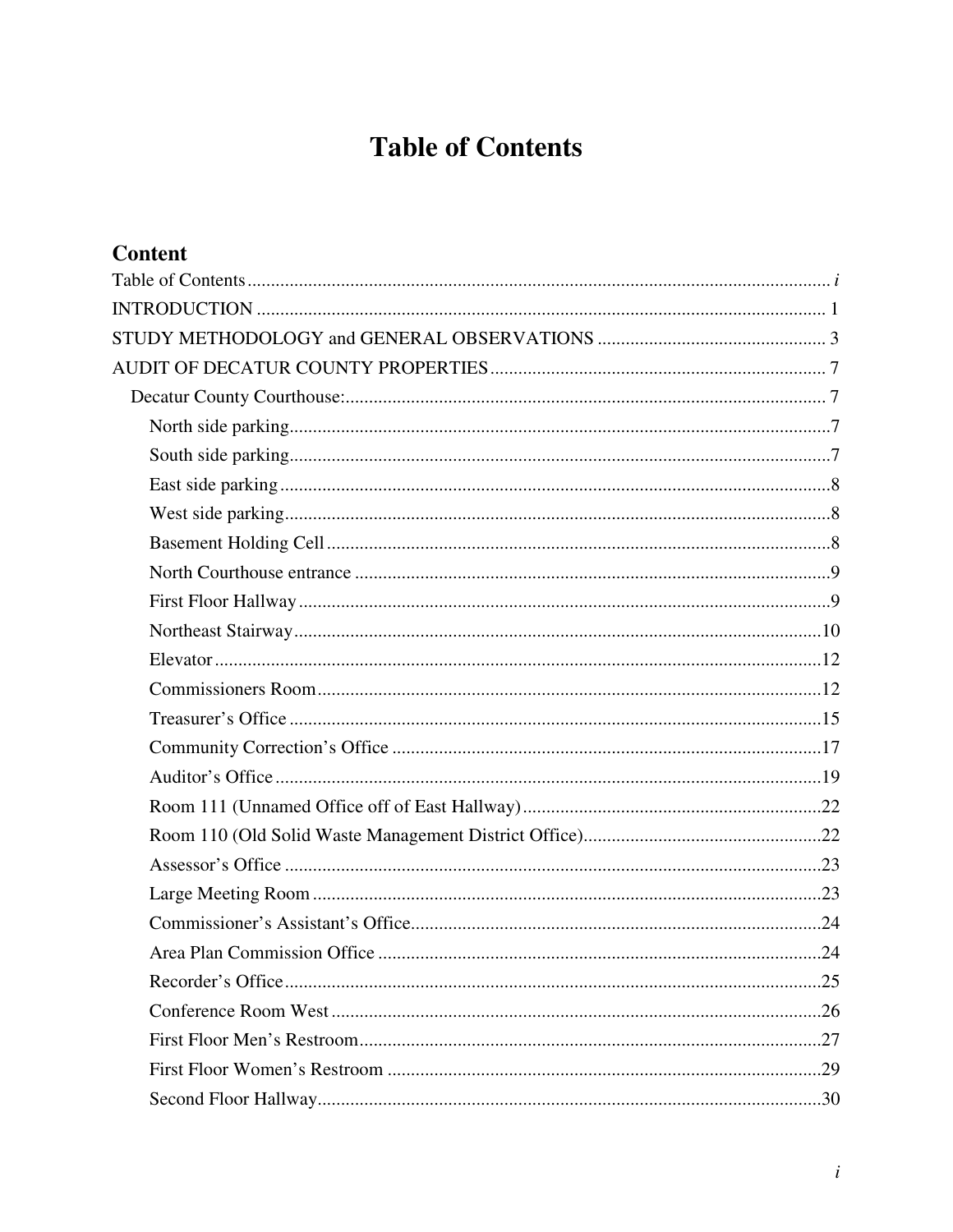# Table of Contents

## Content

Table of Contents ........ i

INTRODUCTION ........ 1

STUDY METHODOLOGY and GENERAL OBSERVATIONS ........ 3

AUDIT OF DECATUR COUNTY PROPERTIES ........ 7

- Decatur County Courthouse: ........ 7
  - North side parking ........ 7
  - South side parking ........ 7
  - East side parking ........ 8
  - West side parking ........ 8
  - Basement Holding Cell ........ 8
  - North Courthouse entrance ........ 9
  - First Floor Hallway ........ 9
  - Northeast Stairway ........ 10
  - Elevator ........ 12
  - Commissioners Room ........ 12
  - Treasurer's Office ........ 15
  - Community Correction's Office ........ 17
  - Auditor's Office ........ 19
  - Room 111 (Unnamed Office off of East Hallway) ........ 22
  - Room 110 (Old Solid Waste Management District Office) ........ 22
  - Assessor's Office ........ 23
  - Large Meeting Room ........ 23
  - Commissioner's Assistant's Office ........ 24
  - Area Plan Commission Office ........ 24
  - Recorder's Office ........ 25
  - Conference Room West ........ 26
  - First Floor Men's Restroom ........ 27
  - First Floor Women's Restroom ........ 29
  - Second Floor Hallway ........ 30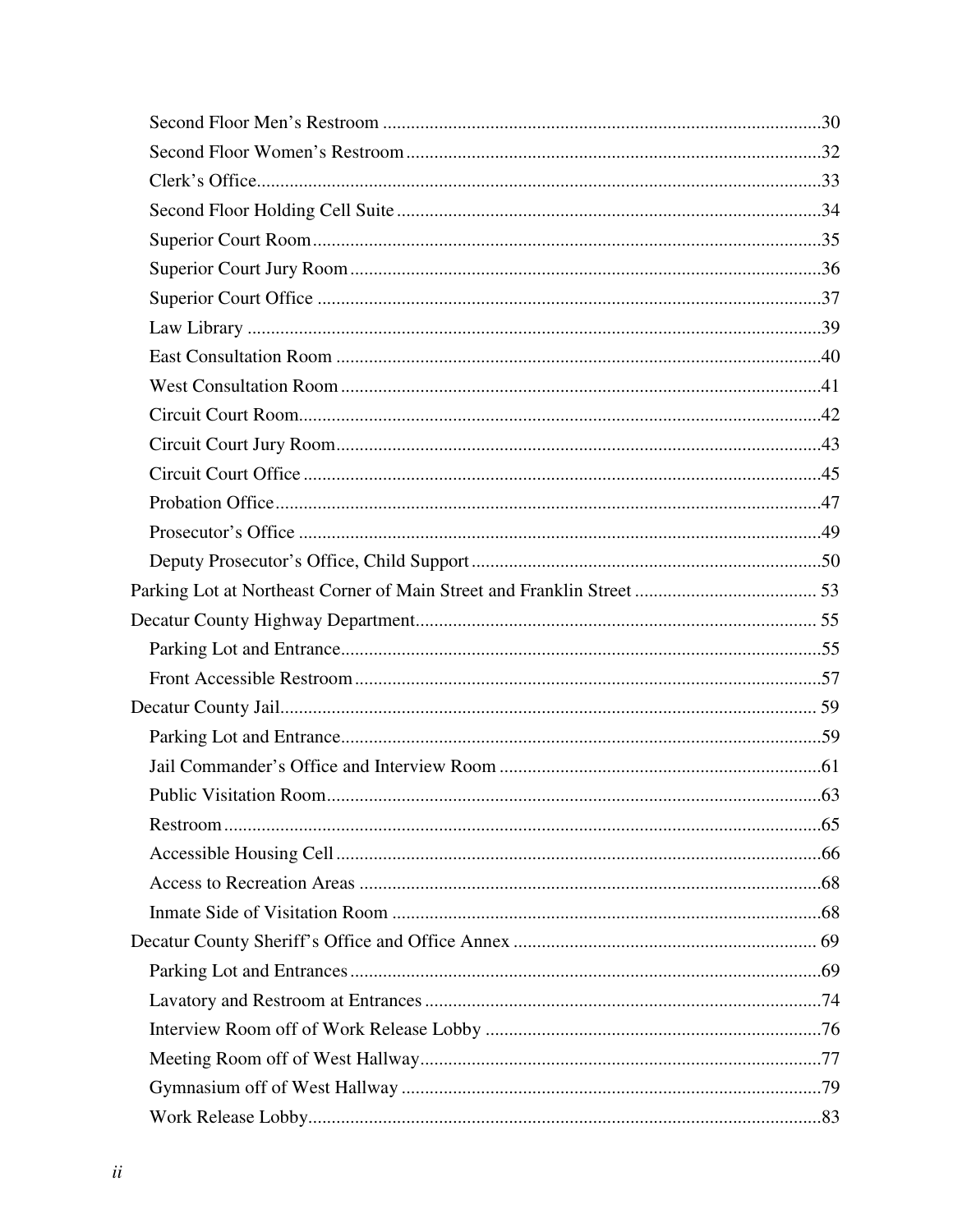- Second Floor Men's Restroom ..........30
- Second Floor Women's Restroom ..........32
- Clerk's Office..........33
- Second Floor Holding Cell Suite ..........34
- Superior Court Room..........35
- Superior Court Jury Room ..........36
- Superior Court Office ..........37
- Law Library ..........39
- East Consultation Room ..........40
- West Consultation Room ..........41
- Circuit Court Room..........42
- Circuit Court Jury Room..........43
- Circuit Court Office ..........45
- Probation Office..........47
- Prosecutor's Office ..........49
- Deputy Prosecutor's Office, Child Support..........50

Parking Lot at Northeast Corner of Main Street and Franklin Street .......... 53

Decatur County Highway Department.......... 55

- Parking Lot and Entrance..........55
- Front Accessible Restroom ..........57

Decatur County Jail.......... 59

- Parking Lot and Entrance..........59
- Jail Commander's Office and Interview Room ..........61
- Public Visitation Room..........63
- Restroom ..........65
- Accessible Housing Cell ..........66
- Access to Recreation Areas ..........68
- Inmate Side of Visitation Room ..........68

Decatur County Sheriff's Office and Office Annex .......... 69

- Parking Lot and Entrances..........69
- Lavatory and Restroom at Entrances ..........74
- Interview Room off of Work Release Lobby ..........76
- Meeting Room off of West Hallway..........77
- Gymnasium off of West Hallway ..........79
- Work Release Lobby..........83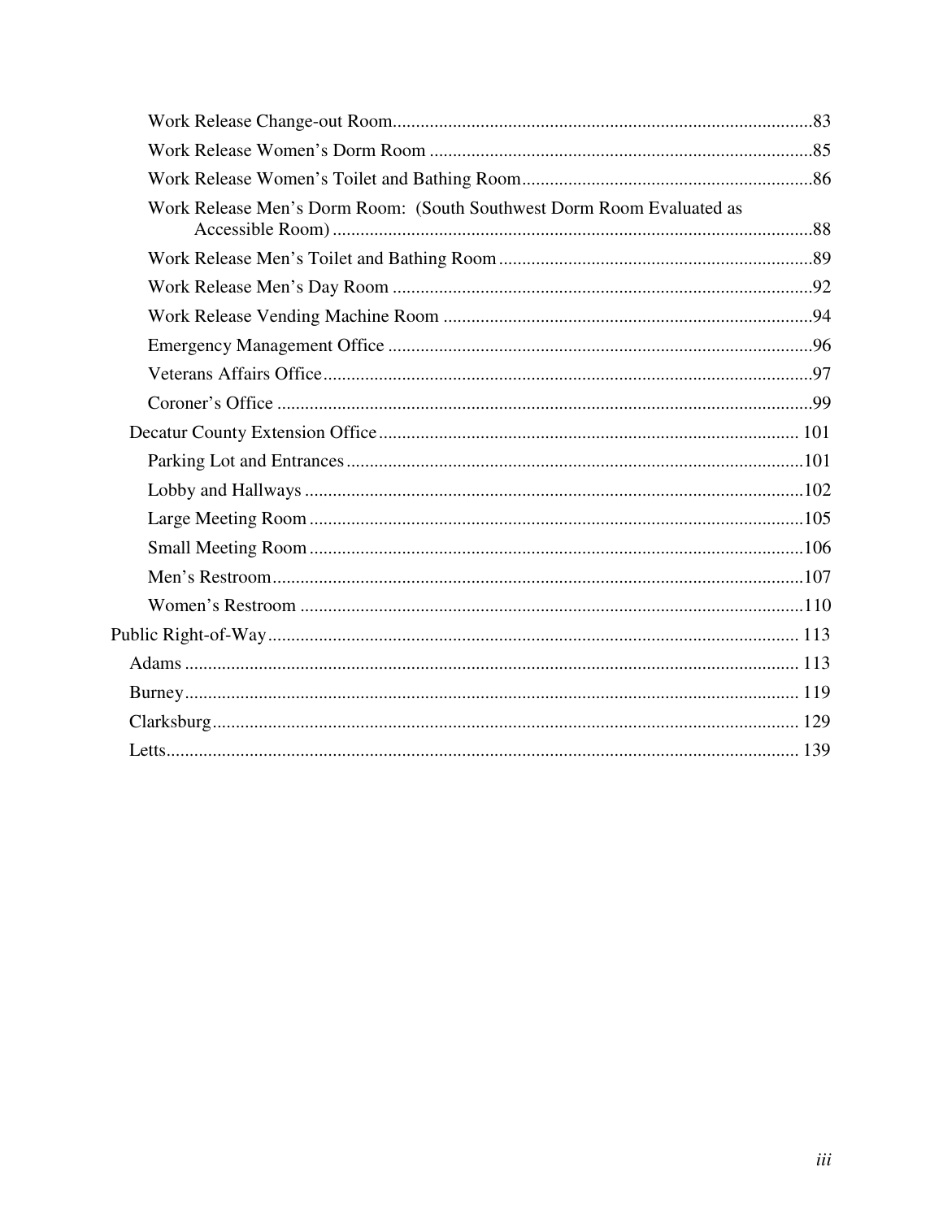Work Release Change-out Room....................................................................................83

Work Release Women's Dorm Room .................................................................................85

Work Release Women's Toilet and Bathing Room..............................................................86

Work Release Men's Dorm Room: (South Southwest Dorm Room Evaluated as Accessible Room) .....................................................................................................88

Work Release Men's Toilet and Bathing Room...................................................................89

Work Release Men's Day Room ..........................................................................................92

Work Release Vending Machine Room ...............................................................................94

Emergency Management Office ...........................................................................................96

Veterans Affairs Office.........................................................................................................97

Coroner's Office ...................................................................................................................99

Decatur County Extension Office.............................................................................................101

Parking Lot and Entrances...................................................................................................101

Lobby and Hallways ...........................................................................................................102

Large Meeting Room ..........................................................................................................105

Small Meeting Room ..........................................................................................................106

Men's Restroom..................................................................................................................107

Women's Restroom ............................................................................................................110

Public Right-of-Way.....................................................................................................................113

Adams ..........................................................................................................................113

Burney..........................................................................................................................119

Clarksburg....................................................................................................................129

Letts..............................................................................................................................139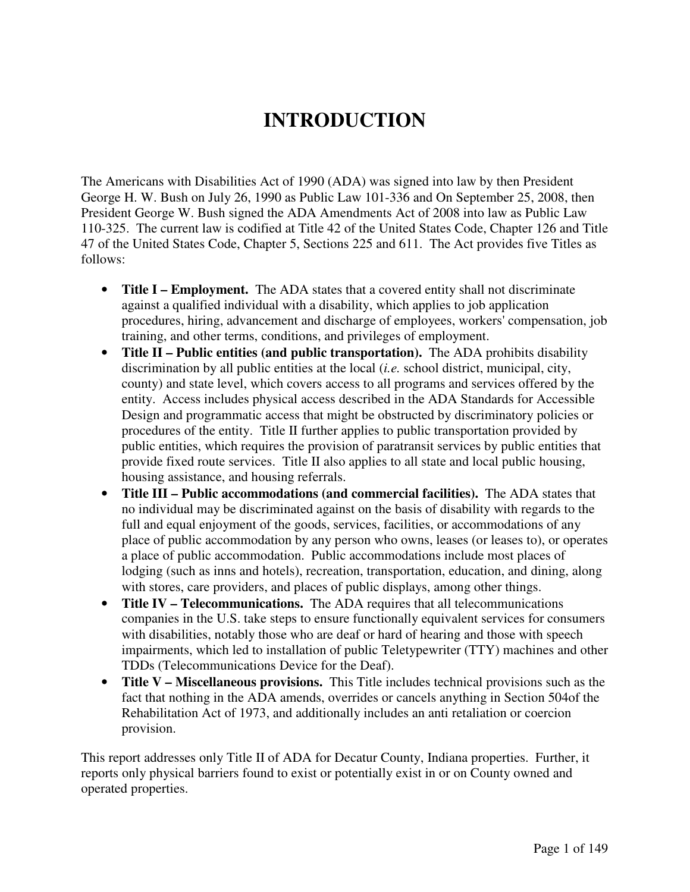# INTRODUCTION

The Americans with Disabilities Act of 1990 (ADA) was signed into law by then President George H. W. Bush on July 26, 1990 as Public Law 101-336 and On September 25, 2008, then President George W. Bush signed the ADA Amendments Act of 2008 into law as Public Law 110-325. The current law is codified at Title 42 of the United States Code, Chapter 126 and Title 47 of the United States Code, Chapter 5, Sections 225 and 611. The Act provides five Titles as follows:

- **Title I – Employment.** The ADA states that a covered entity shall not discriminate against a qualified individual with a disability, which applies to job application procedures, hiring, advancement and discharge of employees, workers' compensation, job training, and other terms, conditions, and privileges of employment.
- **Title II – Public entities (and public transportation).** The ADA prohibits disability discrimination by all public entities at the local (*i.e.* school district, municipal, city, county) and state level, which covers access to all programs and services offered by the entity. Access includes physical access described in the ADA Standards for Accessible Design and programmatic access that might be obstructed by discriminatory policies or procedures of the entity. Title II further applies to public transportation provided by public entities, which requires the provision of paratransit services by public entities that provide fixed route services. Title II also applies to all state and local public housing, housing assistance, and housing referrals.
- **Title III – Public accommodations (and commercial facilities).** The ADA states that no individual may be discriminated against on the basis of disability with regards to the full and equal enjoyment of the goods, services, facilities, or accommodations of any place of public accommodation by any person who owns, leases (or leases to), or operates a place of public accommodation. Public accommodations include most places of lodging (such as inns and hotels), recreation, transportation, education, and dining, along with stores, care providers, and places of public displays, among other things.
- **Title IV – Telecommunications.** The ADA requires that all telecommunications companies in the U.S. take steps to ensure functionally equivalent services for consumers with disabilities, notably those who are deaf or hard of hearing and those with speech impairments, which led to installation of public Teletypewriter (TTY) machines and other TDDs (Telecommunications Device for the Deaf).
- **Title V – Miscellaneous provisions.** This Title includes technical provisions such as the fact that nothing in the ADA amends, overrides or cancels anything in Section 504of the Rehabilitation Act of 1973, and additionally includes an anti retaliation or coercion provision.

This report addresses only Title II of ADA for Decatur County, Indiana properties. Further, it reports only physical barriers found to exist or potentially exist in or on County owned and operated properties.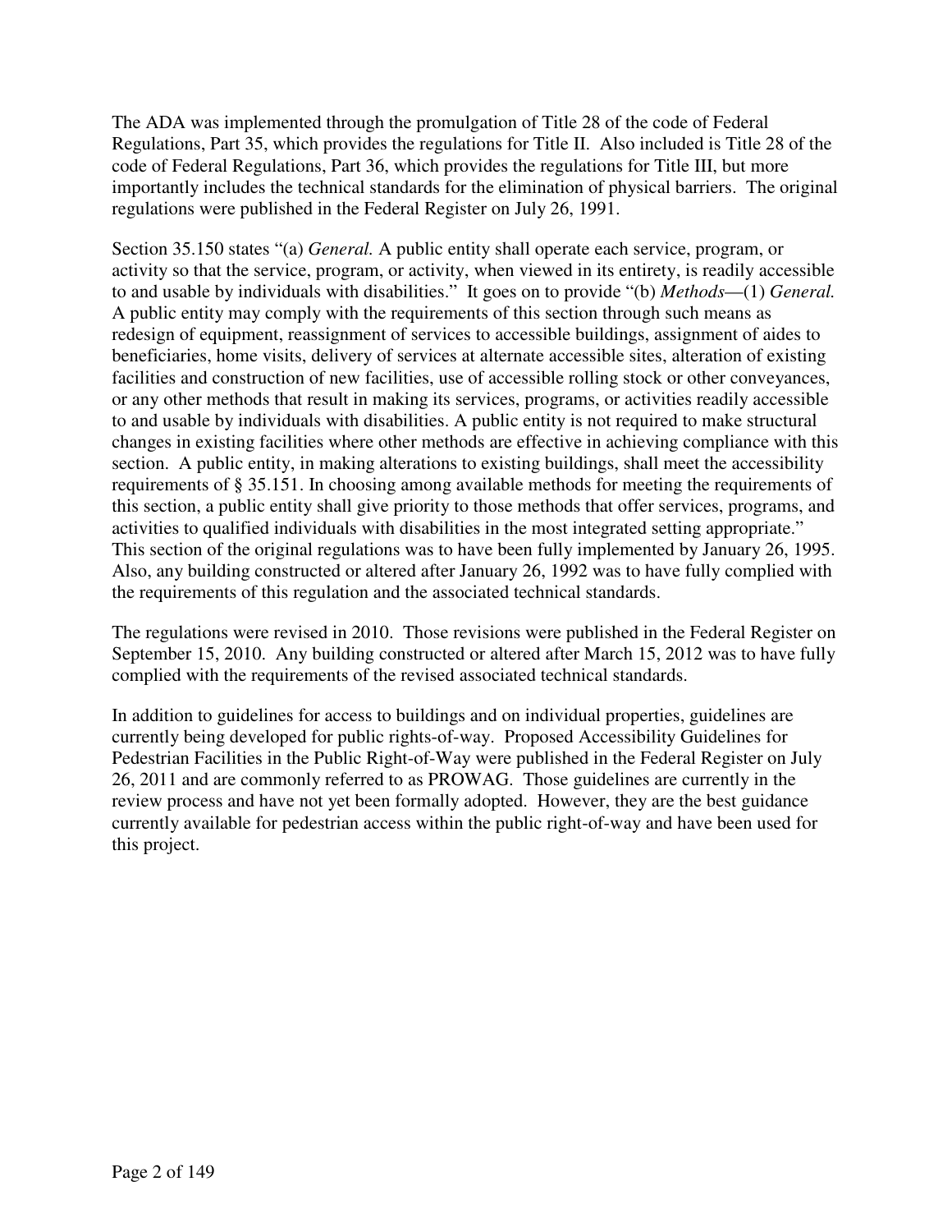The ADA was implemented through the promulgation of Title 28 of the code of Federal Regulations, Part 35, which provides the regulations for Title II. Also included is Title 28 of the code of Federal Regulations, Part 36, which provides the regulations for Title III, but more importantly includes the technical standards for the elimination of physical barriers. The original regulations were published in the Federal Register on July 26, 1991.

Section 35.150 states "(a) *General.* A public entity shall operate each service, program, or activity so that the service, program, or activity, when viewed in its entirety, is readily accessible to and usable by individuals with disabilities." It goes on to provide "(b) *Methods*—(1) *General.* A public entity may comply with the requirements of this section through such means as redesign of equipment, reassignment of services to accessible buildings, assignment of aides to beneficiaries, home visits, delivery of services at alternate accessible sites, alteration of existing facilities and construction of new facilities, use of accessible rolling stock or other conveyances, or any other methods that result in making its services, programs, or activities readily accessible to and usable by individuals with disabilities. A public entity is not required to make structural changes in existing facilities where other methods are effective in achieving compliance with this section. A public entity, in making alterations to existing buildings, shall meet the accessibility requirements of § 35.151. In choosing among available methods for meeting the requirements of this section, a public entity shall give priority to those methods that offer services, programs, and activities to qualified individuals with disabilities in the most integrated setting appropriate." This section of the original regulations was to have been fully implemented by January 26, 1995. Also, any building constructed or altered after January 26, 1992 was to have fully complied with the requirements of this regulation and the associated technical standards.

The regulations were revised in 2010. Those revisions were published in the Federal Register on September 15, 2010. Any building constructed or altered after March 15, 2012 was to have fully complied with the requirements of the revised associated technical standards.

In addition to guidelines for access to buildings and on individual properties, guidelines are currently being developed for public rights-of-way. Proposed Accessibility Guidelines for Pedestrian Facilities in the Public Right-of-Way were published in the Federal Register on July 26, 2011 and are commonly referred to as PROWAG. Those guidelines are currently in the review process and have not yet been formally adopted. However, they are the best guidance currently available for pedestrian access within the public right-of-way and have been used for this project.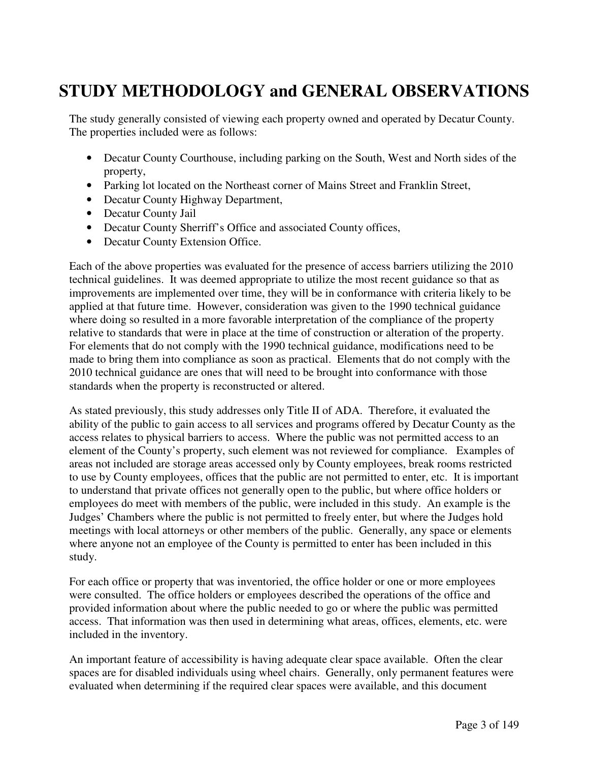# STUDY METHODOLOGY and GENERAL OBSERVATIONS

The study generally consisted of viewing each property owned and operated by Decatur County. The properties included were as follows:

- Decatur County Courthouse, including parking on the South, West and North sides of the property,
- Parking lot located on the Northeast corner of Mains Street and Franklin Street,
- Decatur County Highway Department,
- Decatur County Jail
- Decatur County Sherriff's Office and associated County offices,
- Decatur County Extension Office.

Each of the above properties was evaluated for the presence of access barriers utilizing the 2010 technical guidelines. It was deemed appropriate to utilize the most recent guidance so that as improvements are implemented over time, they will be in conformance with criteria likely to be applied at that future time. However, consideration was given to the 1990 technical guidance where doing so resulted in a more favorable interpretation of the compliance of the property relative to standards that were in place at the time of construction or alteration of the property. For elements that do not comply with the 1990 technical guidance, modifications need to be made to bring them into compliance as soon as practical. Elements that do not comply with the 2010 technical guidance are ones that will need to be brought into conformance with those standards when the property is reconstructed or altered.

As stated previously, this study addresses only Title II of ADA. Therefore, it evaluated the ability of the public to gain access to all services and programs offered by Decatur County as the access relates to physical barriers to access. Where the public was not permitted access to an element of the County's property, such element was not reviewed for compliance. Examples of areas not included are storage areas accessed only by County employees, break rooms restricted to use by County employees, offices that the public are not permitted to enter, etc. It is important to understand that private offices not generally open to the public, but where office holders or employees do meet with members of the public, were included in this study. An example is the Judges' Chambers where the public is not permitted to freely enter, but where the Judges hold meetings with local attorneys or other members of the public. Generally, any space or elements where anyone not an employee of the County is permitted to enter has been included in this study.

For each office or property that was inventoried, the office holder or one or more employees were consulted. The office holders or employees described the operations of the office and provided information about where the public needed to go or where the public was permitted access. That information was then used in determining what areas, offices, elements, etc. were included in the inventory.

An important feature of accessibility is having adequate clear space available. Often the clear spaces are for disabled individuals using wheel chairs. Generally, only permanent features were evaluated when determining if the required clear spaces were available, and this document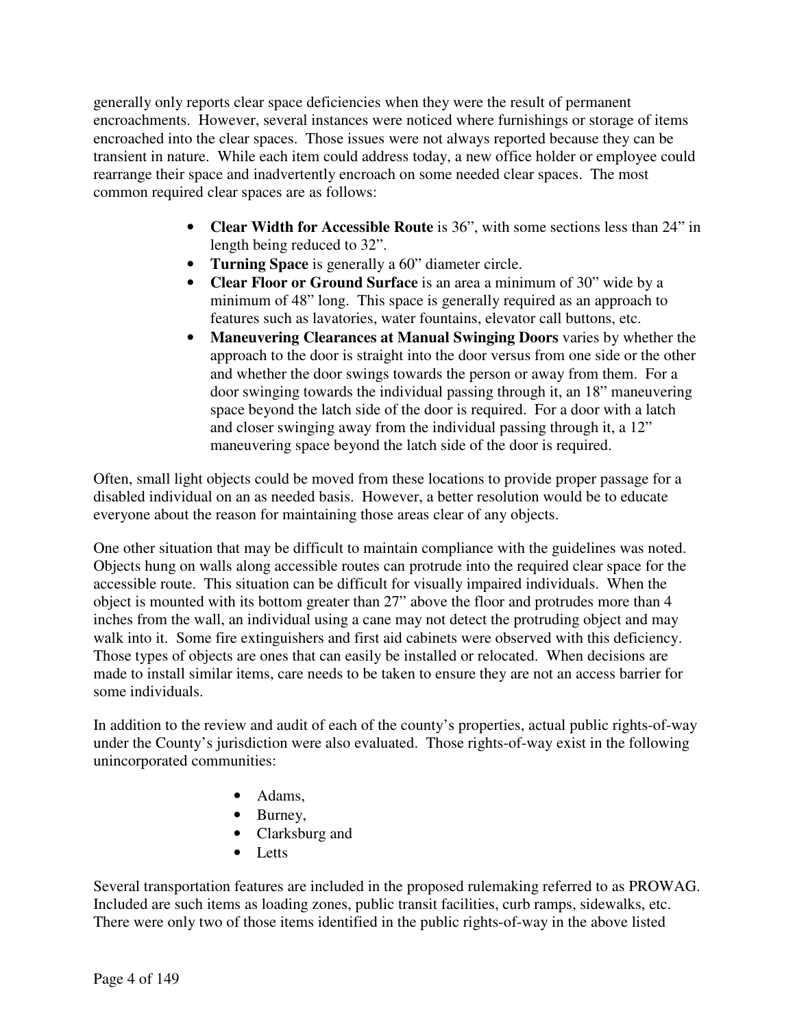generally only reports clear space deficiencies when they were the result of permanent encroachments. However, several instances were noticed where furnishings or storage of items encroached into the clear spaces. Those issues were not always reported because they can be transient in nature. While each item could address today, a new office holder or employee could rearrange their space and inadvertently encroach on some needed clear spaces. The most common required clear spaces are as follows:

- **Clear Width for Accessible Route** is 36", with some sections less than 24" in length being reduced to 32".
- **Turning Space** is generally a 60" diameter circle.
- **Clear Floor or Ground Surface** is an area a minimum of 30" wide by a minimum of 48" long. This space is generally required as an approach to features such as lavatories, water fountains, elevator call buttons, etc.
- **Maneuvering Clearances at Manual Swinging Doors** varies by whether the approach to the door is straight into the door versus from one side or the other and whether the door swings towards the person or away from them. For a door swinging towards the individual passing through it, an 18" maneuvering space beyond the latch side of the door is required. For a door with a latch and closer swinging away from the individual passing through it, a 12" maneuvering space beyond the latch side of the door is required.

Often, small light objects could be moved from these locations to provide proper passage for a disabled individual on an as needed basis. However, a better resolution would be to educate everyone about the reason for maintaining those areas clear of any objects.

One other situation that may be difficult to maintain compliance with the guidelines was noted. Objects hung on walls along accessible routes can protrude into the required clear space for the accessible route. This situation can be difficult for visually impaired individuals. When the object is mounted with its bottom greater than 27" above the floor and protrudes more than 4 inches from the wall, an individual using a cane may not detect the protruding object and may walk into it. Some fire extinguishers and first aid cabinets were observed with this deficiency. Those types of objects are ones that can easily be installed or relocated. When decisions are made to install similar items, care needs to be taken to ensure they are not an access barrier for some individuals.

In addition to the review and audit of each of the county's properties, actual public rights-of-way under the County's jurisdiction were also evaluated. Those rights-of-way exist in the following unincorporated communities:

- Adams,
- Burney,
- Clarksburg and
- Letts

Several transportation features are included in the proposed rulemaking referred to as PROWAG. Included are such items as loading zones, public transit facilities, curb ramps, sidewalks, etc. There were only two of those items identified in the public rights-of-way in the above listed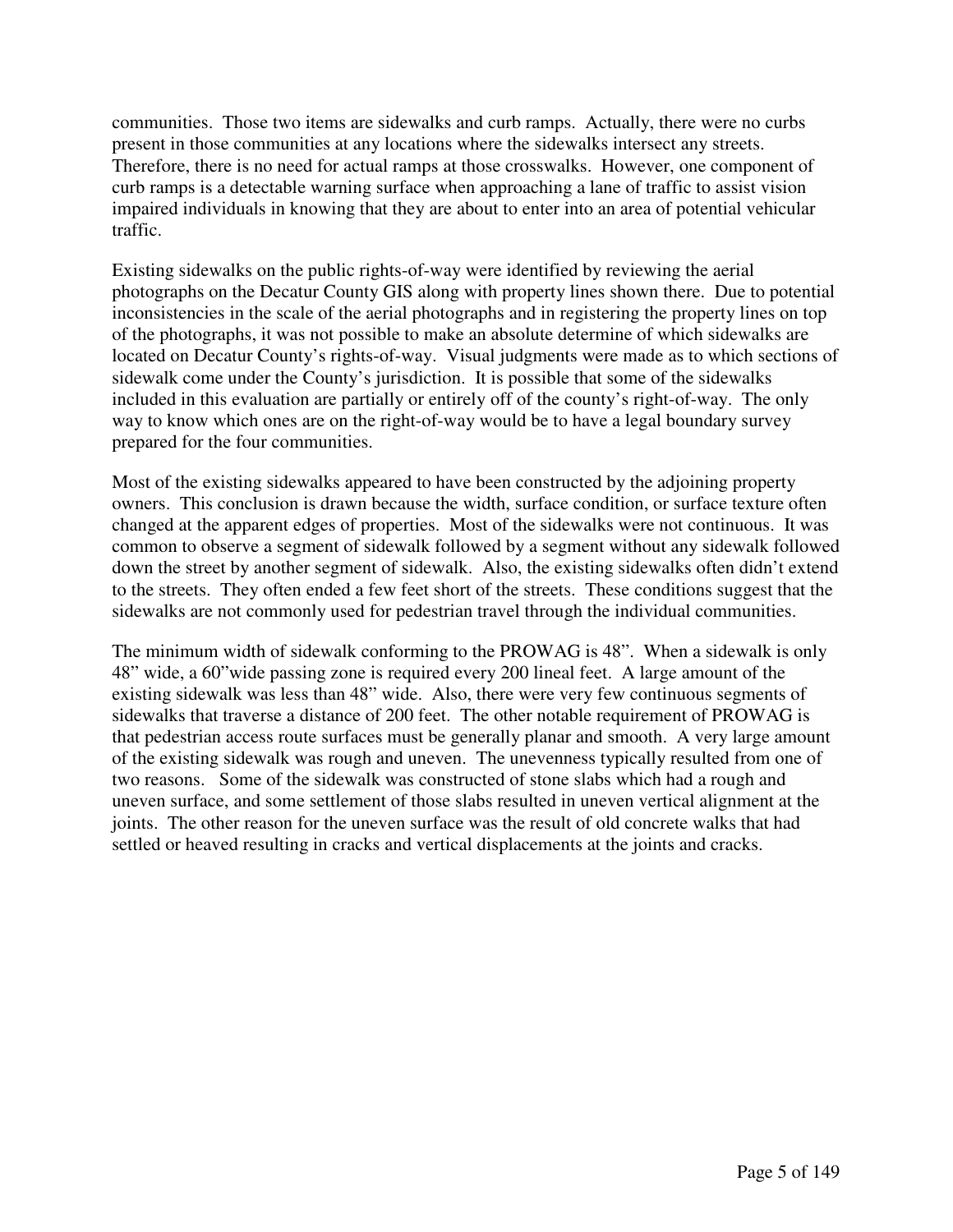communities. Those two items are sidewalks and curb ramps. Actually, there were no curbs present in those communities at any locations where the sidewalks intersect any streets. Therefore, there is no need for actual ramps at those crosswalks. However, one component of curb ramps is a detectable warning surface when approaching a lane of traffic to assist vision impaired individuals in knowing that they are about to enter into an area of potential vehicular traffic.

Existing sidewalks on the public rights-of-way were identified by reviewing the aerial photographs on the Decatur County GIS along with property lines shown there. Due to potential inconsistencies in the scale of the aerial photographs and in registering the property lines on top of the photographs, it was not possible to make an absolute determine of which sidewalks are located on Decatur County's rights-of-way. Visual judgments were made as to which sections of sidewalk come under the County's jurisdiction. It is possible that some of the sidewalks included in this evaluation are partially or entirely off of the county's right-of-way. The only way to know which ones are on the right-of-way would be to have a legal boundary survey prepared for the four communities.

Most of the existing sidewalks appeared to have been constructed by the adjoining property owners. This conclusion is drawn because the width, surface condition, or surface texture often changed at the apparent edges of properties. Most of the sidewalks were not continuous. It was common to observe a segment of sidewalk followed by a segment without any sidewalk followed down the street by another segment of sidewalk. Also, the existing sidewalks often didn't extend to the streets. They often ended a few feet short of the streets. These conditions suggest that the sidewalks are not commonly used for pedestrian travel through the individual communities.

The minimum width of sidewalk conforming to the PROWAG is 48". When a sidewalk is only 48" wide, a 60"wide passing zone is required every 200 lineal feet. A large amount of the existing sidewalk was less than 48" wide. Also, there were very few continuous segments of sidewalks that traverse a distance of 200 feet. The other notable requirement of PROWAG is that pedestrian access route surfaces must be generally planar and smooth. A very large amount of the existing sidewalk was rough and uneven. The unevenness typically resulted from one of two reasons. Some of the sidewalk was constructed of stone slabs which had a rough and uneven surface, and some settlement of those slabs resulted in uneven vertical alignment at the joints. The other reason for the uneven surface was the result of old concrete walks that had settled or heaved resulting in cracks and vertical displacements at the joints and cracks.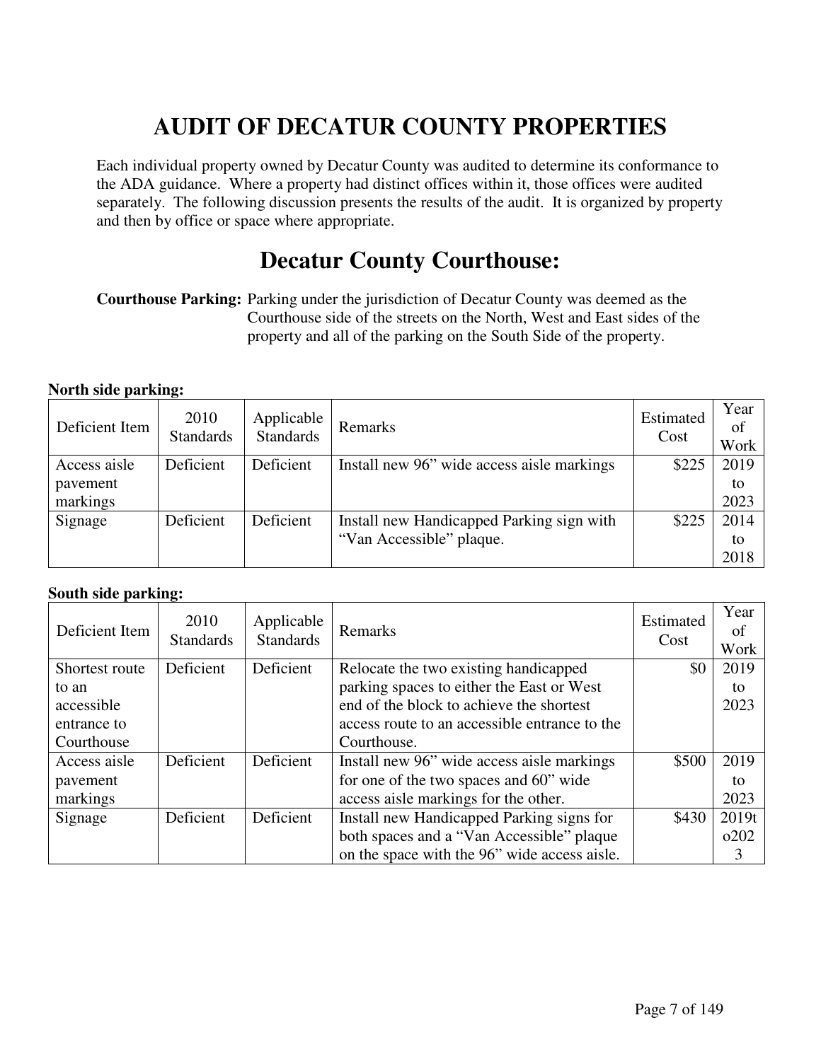# AUDIT OF DECATUR COUNTY PROPERTIES

Each individual property owned by Decatur County was audited to determine its conformance to the ADA guidance. Where a property had distinct offices within it, those offices were audited separately. The following discussion presents the results of the audit. It is organized by property and then by office or space where appropriate.

## Decatur County Courthouse:

**Courthouse Parking:** Parking under the jurisdiction of Decatur County was deemed as the Courthouse side of the streets on the North, West and East sides of the property and all of the parking on the South Side of the property.

**North side parking:**

| Deficient Item | 2010 Standards | Applicable Standards | Remarks | Estimated Cost | Year of Work |
|---|---|---|---|---|---|
| Access aisle pavement markings | Deficient | Deficient | Install new 96" wide access aisle markings | $225 | 2019 to 2023 |
| Signage | Deficient | Deficient | Install new Handicapped Parking sign with "Van Accessible" plaque. | $225 | 2014 to 2018 |

**South side parking:**

| Deficient Item | 2010 Standards | Applicable Standards | Remarks | Estimated Cost | Year of Work |
|---|---|---|---|---|---|
| Shortest route to an accessible entrance to Courthouse | Deficient | Deficient | Relocate the two existing handicapped parking spaces to either the East or West end of the block to achieve the shortest access route to an accessible entrance to the Courthouse. | $0 | 2019 to 2023 |
| Access aisle pavement markings | Deficient | Deficient | Install new 96" wide access aisle markings for one of the two spaces and 60" wide access aisle markings for the other. | $500 | 2019 to 2023 |
| Signage | Deficient | Deficient | Install new Handicapped Parking signs for both spaces and a "Van Accessible" plaque on the space with the 96" wide access aisle. | $430 | 2019to2023 |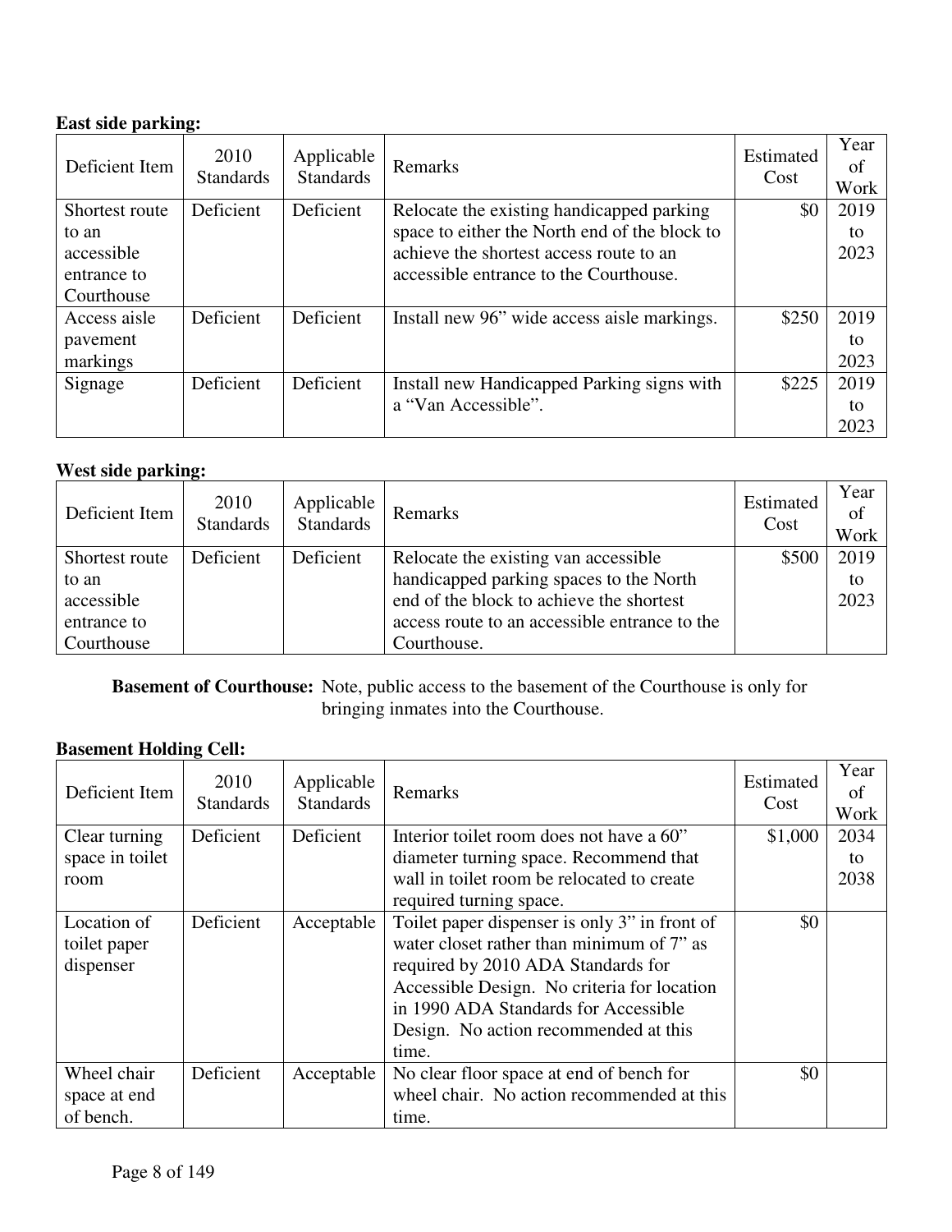**East side parking:**

| Deficient Item | 2010 Standards | Applicable Standards | Remarks | Estimated Cost | Year of Work |
|---|---|---|---|---|---|
| Shortest route to an accessible entrance to Courthouse | Deficient | Deficient | Relocate the existing handicapped parking space to either the North end of the block to achieve the shortest access route to an accessible entrance to the Courthouse. | $0 | 2019 to 2023 |
| Access aisle pavement markings | Deficient | Deficient | Install new 96" wide access aisle markings. | $250 | 2019 to 2023 |
| Signage | Deficient | Deficient | Install new Handicapped Parking signs with a "Van Accessible". | $225 | 2019 to 2023 |

**West side parking:**

| Deficient Item | 2010 Standards | Applicable Standards | Remarks | Estimated Cost | Year of Work |
|---|---|---|---|---|---|
| Shortest route to an accessible entrance to Courthouse | Deficient | Deficient | Relocate the existing van accessible handicapped parking spaces to the North end of the block to achieve the shortest access route to an accessible entrance to the Courthouse. | $500 | 2019 to 2023 |

**Basement of Courthouse:** Note, public access to the basement of the Courthouse is only for bringing inmates into the Courthouse.

**Basement Holding Cell:**

| Deficient Item | 2010 Standards | Applicable Standards | Remarks | Estimated Cost | Year of Work |
|---|---|---|---|---|---|
| Clear turning space in toilet room | Deficient | Deficient | Interior toilet room does not have a 60" diameter turning space. Recommend that wall in toilet room be relocated to create required turning space. | $1,000 | 2034 to 2038 |
| Location of toilet paper dispenser | Deficient | Acceptable | Toilet paper dispenser is only 3" in front of water closet rather than minimum of 7" as required by 2010 ADA Standards for Accessible Design. No criteria for location in 1990 ADA Standards for Accessible Design. No action recommended at this time. | $0 | |
| Wheel chair space at end of bench. | Deficient | Acceptable | No clear floor space at end of bench for wheel chair. No action recommended at this time. | $0 | |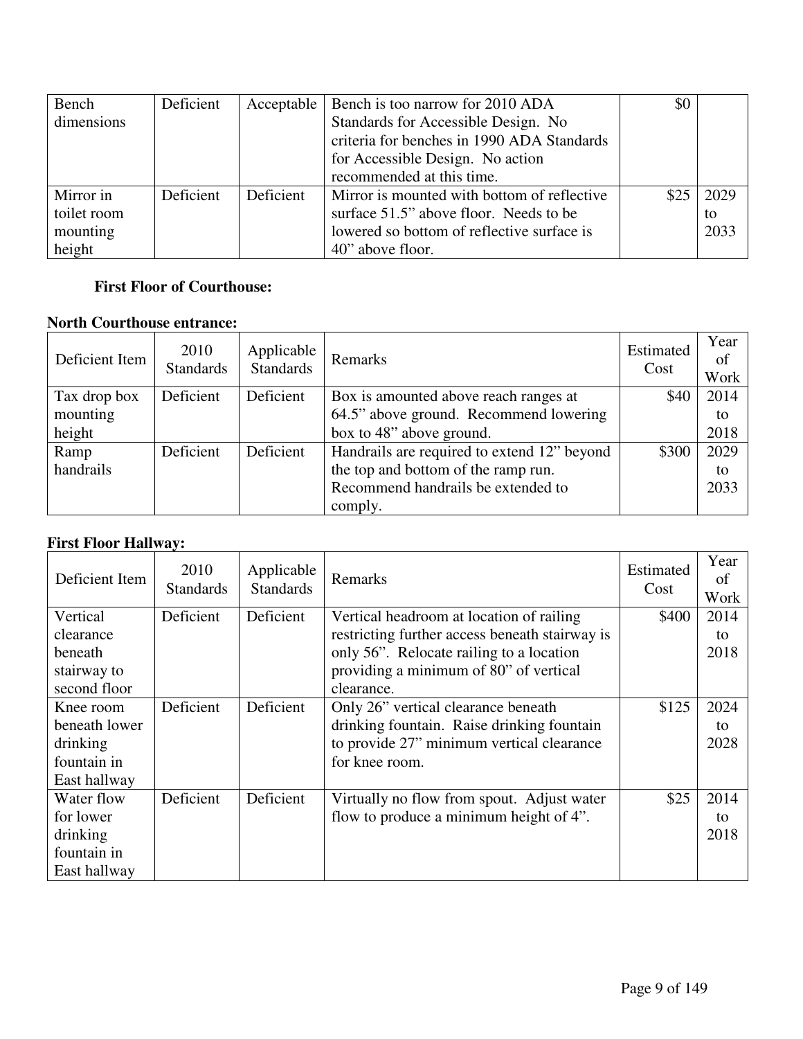| | | | | | |
|---|---|---|---|---|---|
| Bench dimensions | Deficient | Acceptable | Bench is too narrow for 2010 ADA Standards for Accessible Design. No criteria for benches in 1990 ADA Standards for Accessible Design. No action recommended at this time. | $0 | |
| Mirror in toilet room mounting height | Deficient | Deficient | Mirror is mounted with bottom of reflective surface 51.5" above floor. Needs to be lowered so bottom of reflective surface is 40" above floor. | $25 | 2029 to 2033 |

**First Floor of Courthouse:**

**North Courthouse entrance:**

| Deficient Item | 2010 Standards | Applicable Standards | Remarks | Estimated Cost | Year of Work |
|---|---|---|---|---|---|
| Tax drop box mounting height | Deficient | Deficient | Box is amounted above reach ranges at 64.5" above ground. Recommend lowering box to 48" above ground. | $40 | 2014 to 2018 |
| Ramp handrails | Deficient | Deficient | Handrails are required to extend 12" beyond the top and bottom of the ramp run. Recommend handrails be extended to comply. | $300 | 2029 to 2033 |

**First Floor Hallway:**

| Deficient Item | 2010 Standards | Applicable Standards | Remarks | Estimated Cost | Year of Work |
|---|---|---|---|---|---|
| Vertical clearance beneath stairway to second floor | Deficient | Deficient | Vertical headroom at location of railing restricting further access beneath stairway is only 56". Relocate railing to a location providing a minimum of 80" of vertical clearance. | $400 | 2014 to 2018 |
| Knee room beneath lower drinking fountain in East hallway | Deficient | Deficient | Only 26" vertical clearance beneath drinking fountain. Raise drinking fountain to provide 27" minimum vertical clearance for knee room. | $125 | 2024 to 2028 |
| Water flow for lower drinking fountain in East hallway | Deficient | Deficient | Virtually no flow from spout. Adjust water flow to produce a minimum height of 4". | $25 | 2014 to 2018 |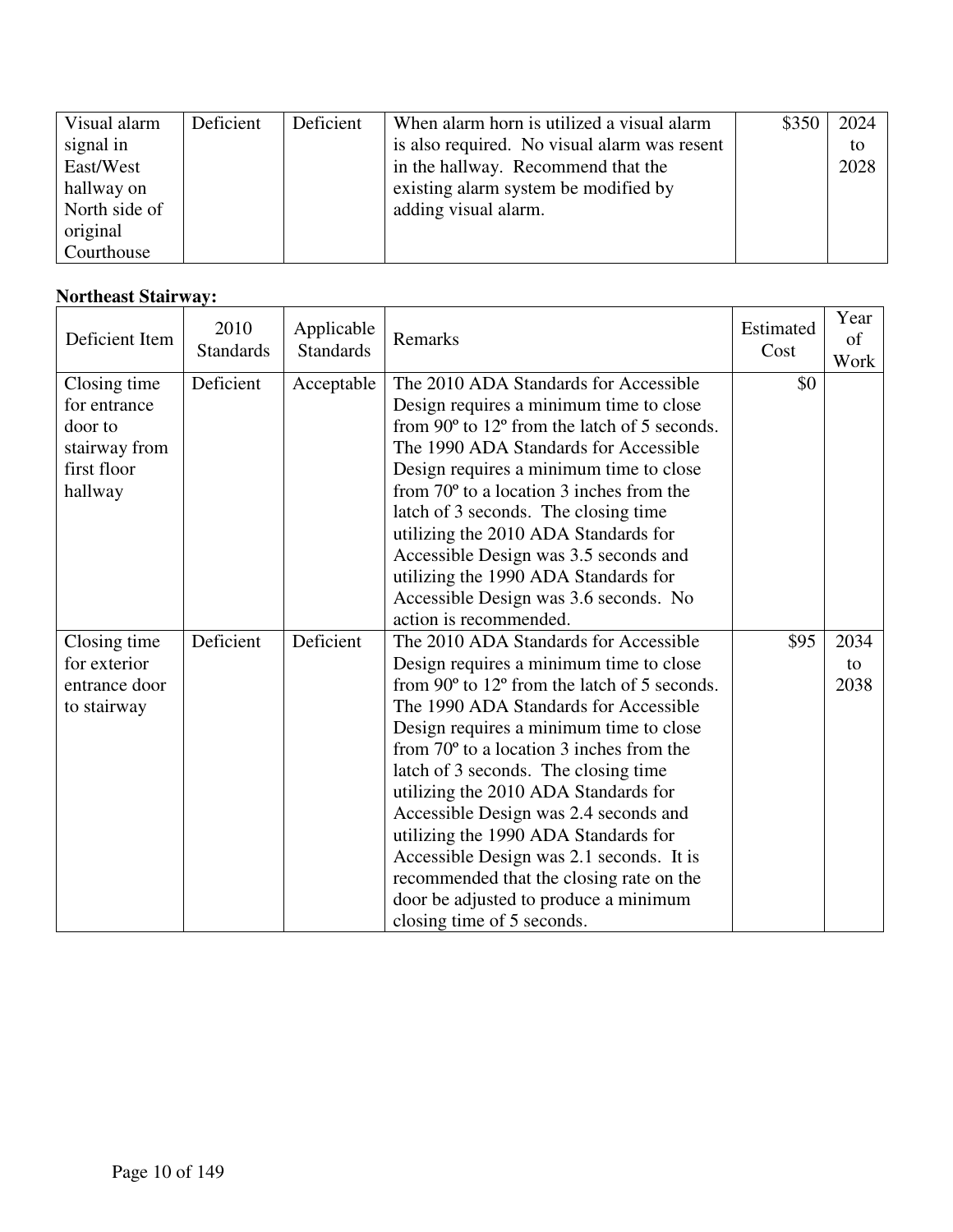| Visual alarm signal in East/West hallway on North side of original Courthouse | Deficient | Deficient | When alarm horn is utilized a visual alarm is also required. No visual alarm was resent in the hallway. Recommend that the existing alarm system be modified by adding visual alarm. | $350 | 2024 to 2028 |
|---|---|---|---|---|---|

**Northeast Stairway:**

| Deficient Item | 2010 Standards | Applicable Standards | Remarks | Estimated Cost | Year of Work |
|---|---|---|---|---|---|
| Closing time for entrance door to stairway from first floor hallway | Deficient | Acceptable | The 2010 ADA Standards for Accessible Design requires a minimum time to close from 90º to 12º from the latch of 5 seconds. The 1990 ADA Standards for Accessible Design requires a minimum time to close from 70º to a location 3 inches from the latch of 3 seconds. The closing time utilizing the 2010 ADA Standards for Accessible Design was 3.5 seconds and utilizing the 1990 ADA Standards for Accessible Design was 3.6 seconds. No action is recommended. | $0 | |
| Closing time for exterior entrance door to stairway | Deficient | Deficient | The 2010 ADA Standards for Accessible Design requires a minimum time to close from 90º to 12º from the latch of 5 seconds. The 1990 ADA Standards for Accessible Design requires a minimum time to close from 70º to a location 3 inches from the latch of 3 seconds. The closing time utilizing the 2010 ADA Standards for Accessible Design was 2.4 seconds and utilizing the 1990 ADA Standards for Accessible Design was 2.1 seconds. It is recommended that the closing rate on the door be adjusted to produce a minimum closing time of 5 seconds. | $95 | 2034 to 2038 |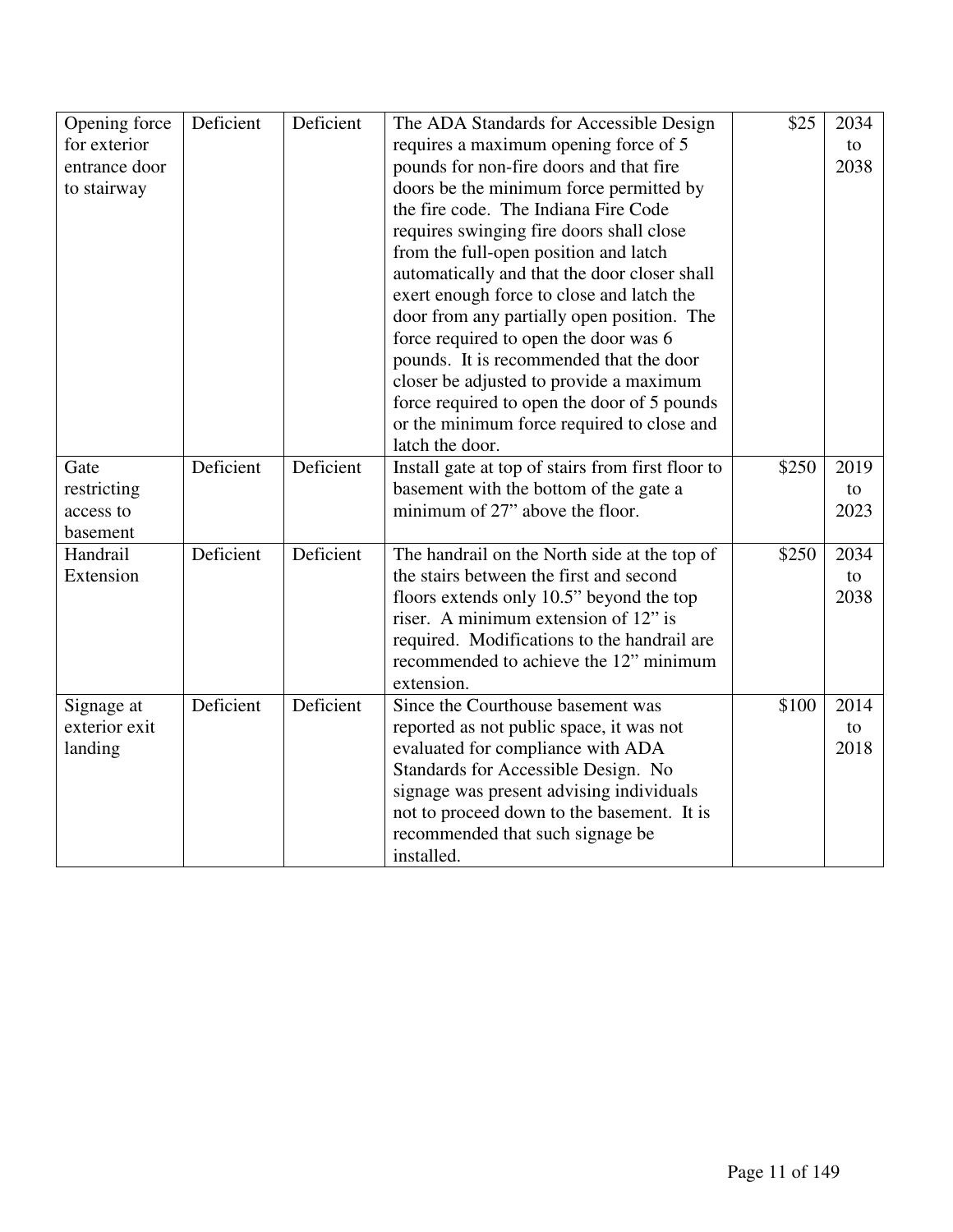| | | | | | |
|---|---|---|---|---|---|
| Opening force for exterior entrance door to stairway | Deficient | Deficient | The ADA Standards for Accessible Design requires a maximum opening force of 5 pounds for non-fire doors and that fire doors be the minimum force permitted by the fire code. The Indiana Fire Code requires swinging fire doors shall close from the full-open position and latch automatically and that the door closer shall exert enough force to close and latch the door from any partially open position. The force required to open the door was 6 pounds. It is recommended that the door closer be adjusted to provide a maximum force required to open the door of 5 pounds or the minimum force required to close and latch the door. | $25 | 2034 to 2038 |
| Gate restricting access to basement | Deficient | Deficient | Install gate at top of stairs from first floor to basement with the bottom of the gate a minimum of 27" above the floor. | $250 | 2019 to 2023 |
| Handrail Extension | Deficient | Deficient | The handrail on the North side at the top of the stairs between the first and second floors extends only 10.5" beyond the top riser. A minimum extension of 12" is required. Modifications to the handrail are recommended to achieve the 12" minimum extension. | $250 | 2034 to 2038 |
| Signage at exterior exit landing | Deficient | Deficient | Since the Courthouse basement was reported as not public space, it was not evaluated for compliance with ADA Standards for Accessible Design. No signage was present advising individuals not to proceed down to the basement. It is recommended that such signage be installed. | $100 | 2014 to 2018 |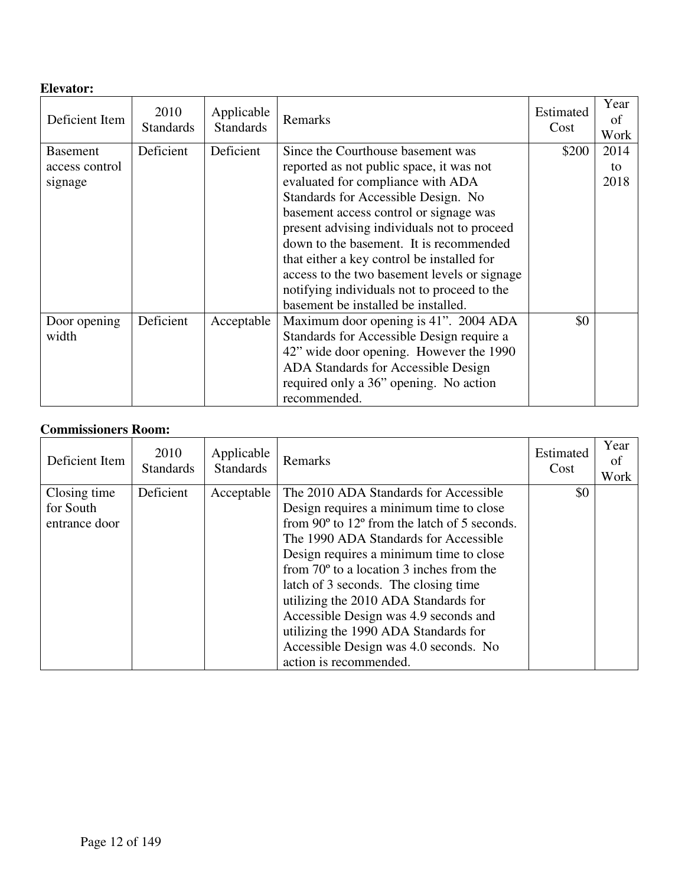**Elevator:**

| Deficient Item | 2010 Standards | Applicable Standards | Remarks | Estimated Cost | Year of Work |
|---|---|---|---|---|---|
| Basement access control signage | Deficient | Deficient | Since the Courthouse basement was reported as not public space, it was not evaluated for compliance with ADA Standards for Accessible Design. No basement access control or signage was present advising individuals not to proceed down to the basement. It is recommended that either a key control be installed for access to the two basement levels or signage notifying individuals not to proceed to the basement be installed be installed. | $200 | 2014 to 2018 |
| Door opening width | Deficient | Acceptable | Maximum door opening is 41". 2004 ADA Standards for Accessible Design require a 42" wide door opening. However the 1990 ADA Standards for Accessible Design required only a 36" opening. No action recommended. | $0 | |

**Commissioners Room:**

| Deficient Item | 2010 Standards | Applicable Standards | Remarks | Estimated Cost | Year of Work |
|---|---|---|---|---|---|
| Closing time for South entrance door | Deficient | Acceptable | The 2010 ADA Standards for Accessible Design requires a minimum time to close from 90º to 12º from the latch of 5 seconds. The 1990 ADA Standards for Accessible Design requires a minimum time to close from 70º to a location 3 inches from the latch of 3 seconds. The closing time utilizing the 2010 ADA Standards for Accessible Design was 4.9 seconds and utilizing the 1990 ADA Standards for Accessible Design was 4.0 seconds. No action is recommended. | $0 | |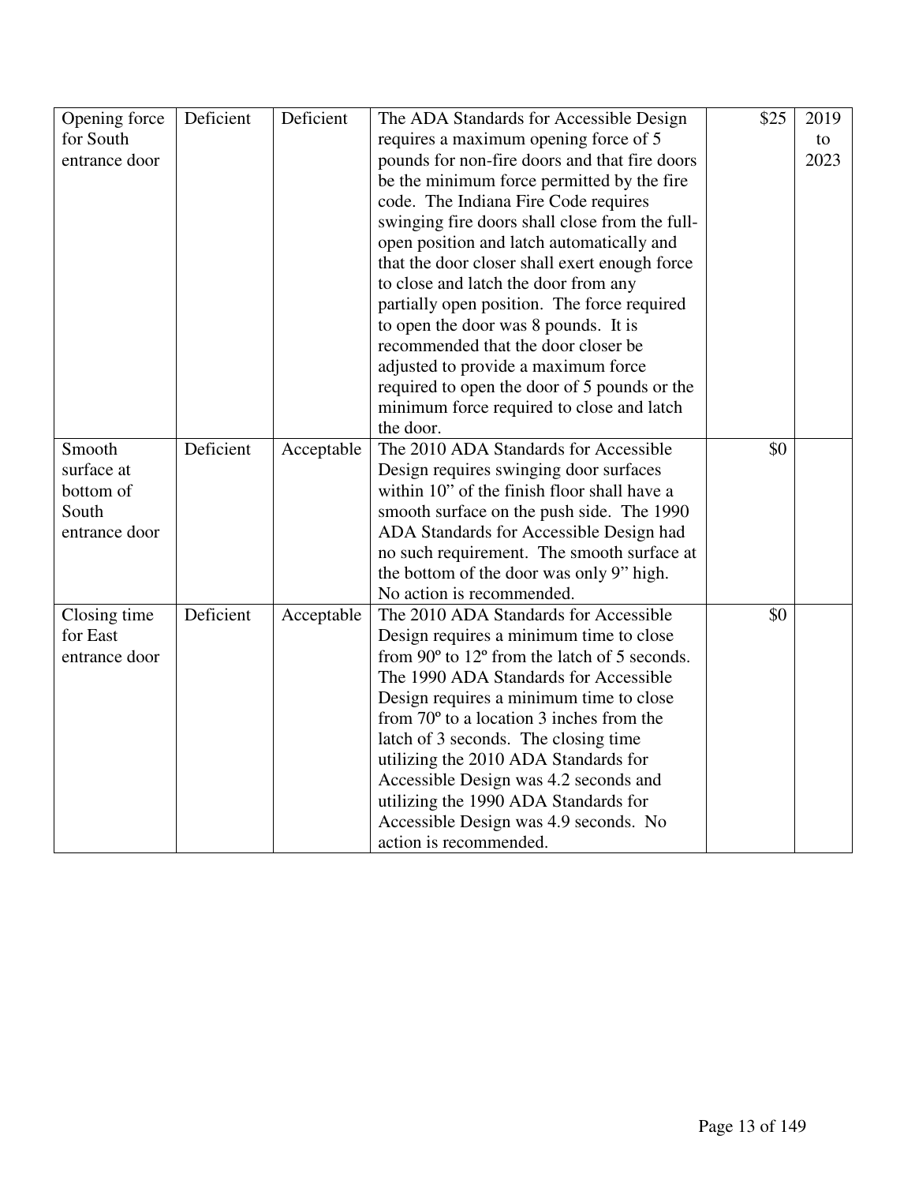| | | | | | |
|---|---|---|---|---|---|
| Opening force for South entrance door | Deficient | Deficient | The ADA Standards for Accessible Design requires a maximum opening force of 5 pounds for non-fire doors and that fire doors be the minimum force permitted by the fire code. The Indiana Fire Code requires swinging fire doors shall close from the full-open position and latch automatically and that the door closer shall exert enough force to close and latch the door from any partially open position. The force required to open the door was 8 pounds. It is recommended that the door closer be adjusted to provide a maximum force required to open the door of 5 pounds or the minimum force required to close and latch the door. | $25 | 2019 to 2023 |
| Smooth surface at bottom of South entrance door | Deficient | Acceptable | The 2010 ADA Standards for Accessible Design requires swinging door surfaces within 10" of the finish floor shall have a smooth surface on the push side. The 1990 ADA Standards for Accessible Design had no such requirement. The smooth surface at the bottom of the door was only 9" high. No action is recommended. | $0 | |
| Closing time for East entrance door | Deficient | Acceptable | The 2010 ADA Standards for Accessible Design requires a minimum time to close from 90º to 12º from the latch of 5 seconds. The 1990 ADA Standards for Accessible Design requires a minimum time to close from 70º to a location 3 inches from the latch of 3 seconds. The closing time utilizing the 2010 ADA Standards for Accessible Design was 4.2 seconds and utilizing the 1990 ADA Standards for Accessible Design was 4.9 seconds. No action is recommended. | $0 | |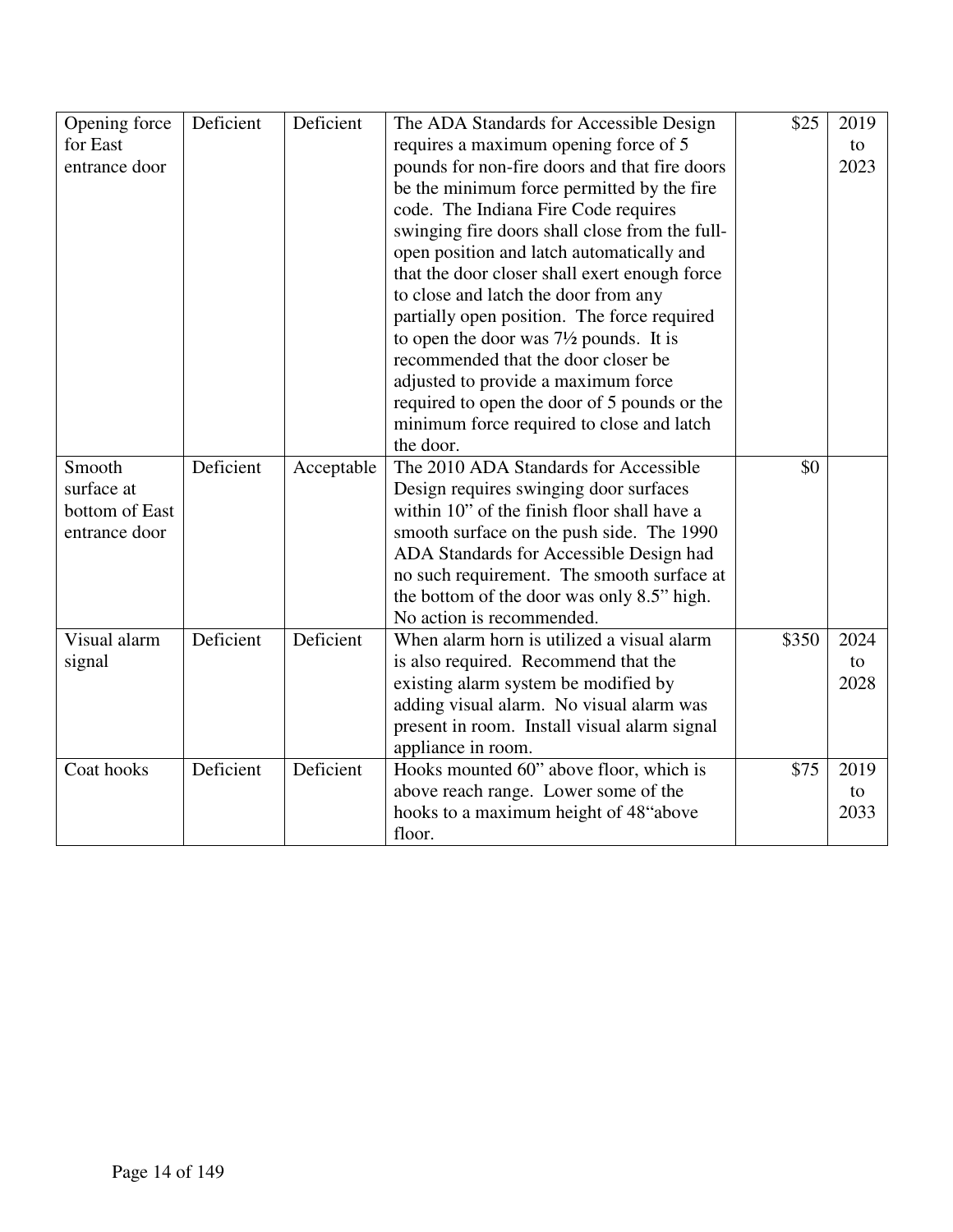| Opening force for East entrance door | Deficient | Deficient | The ADA Standards for Accessible Design requires a maximum opening force of 5 pounds for non-fire doors and that fire doors be the minimum force permitted by the fire code. The Indiana Fire Code requires swinging fire doors shall close from the full-open position and latch automatically and that the door closer shall exert enough force to close and latch the door from any partially open position. The force required to open the door was 7½ pounds. It is recommended that the door closer be adjusted to provide a maximum force required to open the door of 5 pounds or the minimum force required to close and latch the door. | $25 | 2019 to 2023 |
|---|---|---|---|---|---|
| Smooth surface at bottom of East entrance door | Deficient | Acceptable | The 2010 ADA Standards for Accessible Design requires swinging door surfaces within 10" of the finish floor shall have a smooth surface on the push side. The 1990 ADA Standards for Accessible Design had no such requirement. The smooth surface at the bottom of the door was only 8.5" high. No action is recommended. | $0 | |
| Visual alarm signal | Deficient | Deficient | When alarm horn is utilized a visual alarm is also required. Recommend that the existing alarm system be modified by adding visual alarm. No visual alarm was present in room. Install visual alarm signal appliance in room. | $350 | 2024 to 2028 |
| Coat hooks | Deficient | Deficient | Hooks mounted 60" above floor, which is above reach range. Lower some of the hooks to a maximum height of 48"above floor. | $75 | 2019 to 2033 |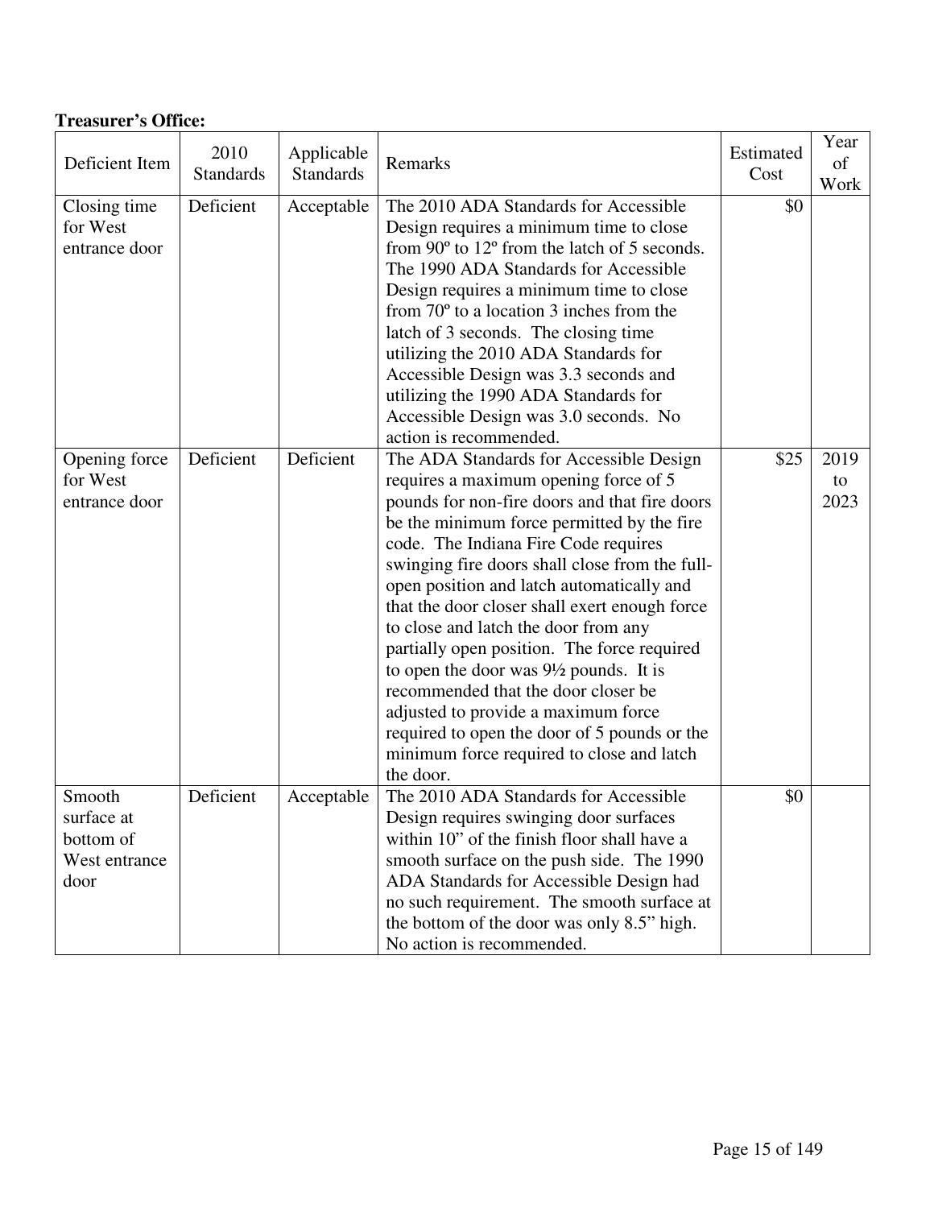**Treasurer's Office:**

| Deficient Item | 2010 Standards | Applicable Standards | Remarks | Estimated Cost | Year of Work |
|---|---|---|---|---|---|
| Closing time for West entrance door | Deficient | Acceptable | The 2010 ADA Standards for Accessible Design requires a minimum time to close from 90º to 12º from the latch of 5 seconds. The 1990 ADA Standards for Accessible Design requires a minimum time to close from 70º to a location 3 inches from the latch of 3 seconds. The closing time utilizing the 2010 ADA Standards for Accessible Design was 3.3 seconds and utilizing the 1990 ADA Standards for Accessible Design was 3.0 seconds. No action is recommended. | $0 | |
| Opening force for West entrance door | Deficient | Deficient | The ADA Standards for Accessible Design requires a maximum opening force of 5 pounds for non-fire doors and that fire doors be the minimum force permitted by the fire code. The Indiana Fire Code requires swinging fire doors shall close from the full-open position and latch automatically and that the door closer shall exert enough force to close and latch the door from any partially open position. The force required to open the door was 9½ pounds. It is recommended that the door closer be adjusted to provide a maximum force required to open the door of 5 pounds or the minimum force required to close and latch the door. | $25 | 2019 to 2023 |
| Smooth surface at bottom of West entrance door | Deficient | Acceptable | The 2010 ADA Standards for Accessible Design requires swinging door surfaces within 10" of the finish floor shall have a smooth surface on the push side. The 1990 ADA Standards for Accessible Design had no such requirement. The smooth surface at the bottom of the door was only 8.5" high. No action is recommended. | $0 | |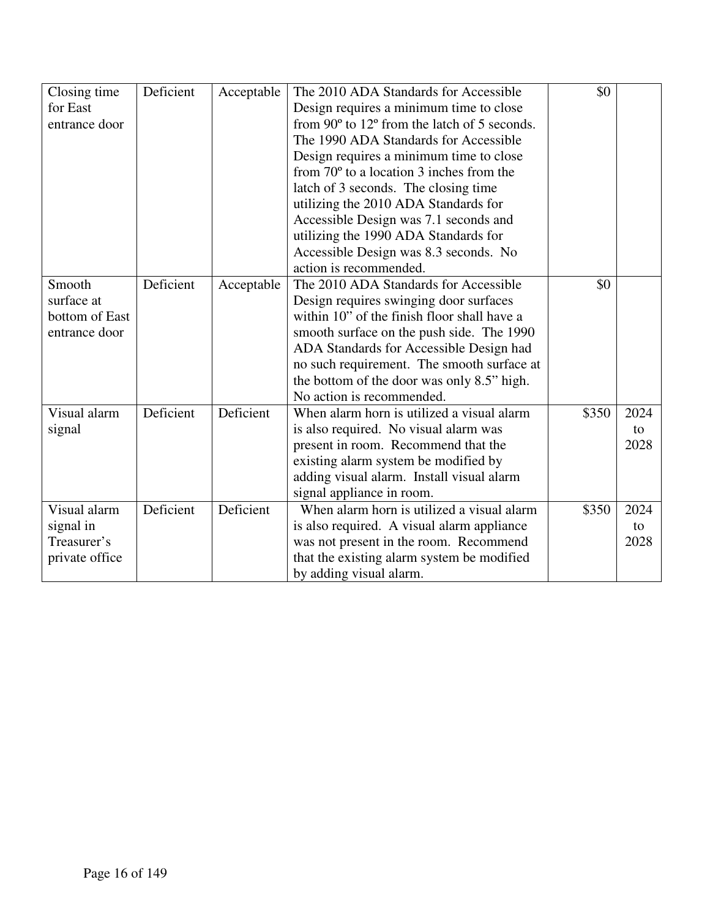| | | | | | |
|---|---|---|---|---|---|
| Closing time for East entrance door | Deficient | Acceptable | The 2010 ADA Standards for Accessible Design requires a minimum time to close from 90º to 12º from the latch of 5 seconds. The 1990 ADA Standards for Accessible Design requires a minimum time to close from 70º to a location 3 inches from the latch of 3 seconds. The closing time utilizing the 2010 ADA Standards for Accessible Design was 7.1 seconds and utilizing the 1990 ADA Standards for Accessible Design was 8.3 seconds. No action is recommended. | $0 | |
| Smooth surface at bottom of East entrance door | Deficient | Acceptable | The 2010 ADA Standards for Accessible Design requires swinging door surfaces within 10" of the finish floor shall have a smooth surface on the push side. The 1990 ADA Standards for Accessible Design had no such requirement. The smooth surface at the bottom of the door was only 8.5" high. No action is recommended. | $0 | |
| Visual alarm signal | Deficient | Deficient | When alarm horn is utilized a visual alarm is also required. No visual alarm was present in room. Recommend that the existing alarm system be modified by adding visual alarm. Install visual alarm signal appliance in room. | $350 | 2024 to 2028 |
| Visual alarm signal in Treasurer's private office | Deficient | Deficient | When alarm horn is utilized a visual alarm is also required. A visual alarm appliance was not present in the room. Recommend that the existing alarm system be modified by adding visual alarm. | $350 | 2024 to 2028 |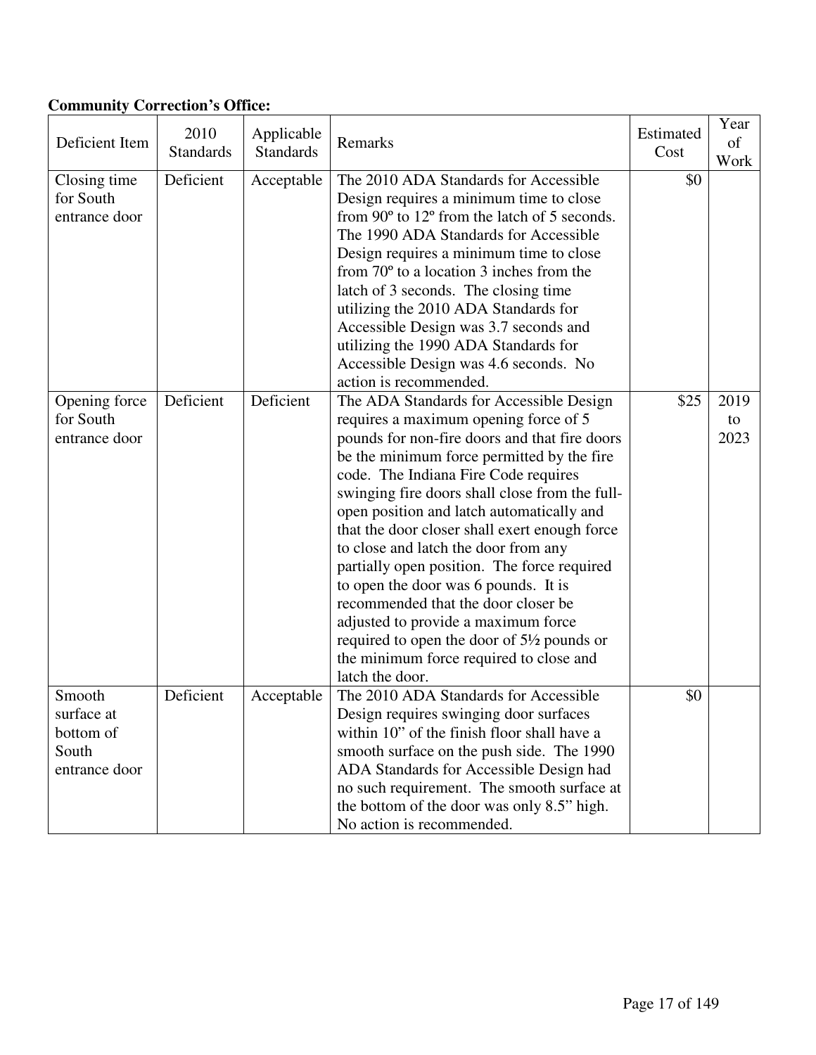**Community Correction's Office:**

| Deficient Item | 2010 Standards | Applicable Standards | Remarks | Estimated Cost | Year of Work |
|---|---|---|---|---|---|
| Closing time for South entrance door | Deficient | Acceptable | The 2010 ADA Standards for Accessible Design requires a minimum time to close from 90º to 12º from the latch of 5 seconds. The 1990 ADA Standards for Accessible Design requires a minimum time to close from 70º to a location 3 inches from the latch of 3 seconds. The closing time utilizing the 2010 ADA Standards for Accessible Design was 3.7 seconds and utilizing the 1990 ADA Standards for Accessible Design was 4.6 seconds. No action is recommended. | $0 | |
| Opening force for South entrance door | Deficient | Deficient | The ADA Standards for Accessible Design requires a maximum opening force of 5 pounds for non-fire doors and that fire doors be the minimum force permitted by the fire code. The Indiana Fire Code requires swinging fire doors shall close from the full-open position and latch automatically and that the door closer shall exert enough force to close and latch the door from any partially open position. The force required to open the door was 6 pounds. It is recommended that the door closer be adjusted to provide a maximum force required to open the door of 5½ pounds or the minimum force required to close and latch the door. | $25 | 2019 to 2023 |
| Smooth surface at bottom of South entrance door | Deficient | Acceptable | The 2010 ADA Standards for Accessible Design requires swinging door surfaces within 10" of the finish floor shall have a smooth surface on the push side. The 1990 ADA Standards for Accessible Design had no such requirement. The smooth surface at the bottom of the door was only 8.5" high. No action is recommended. | $0 | |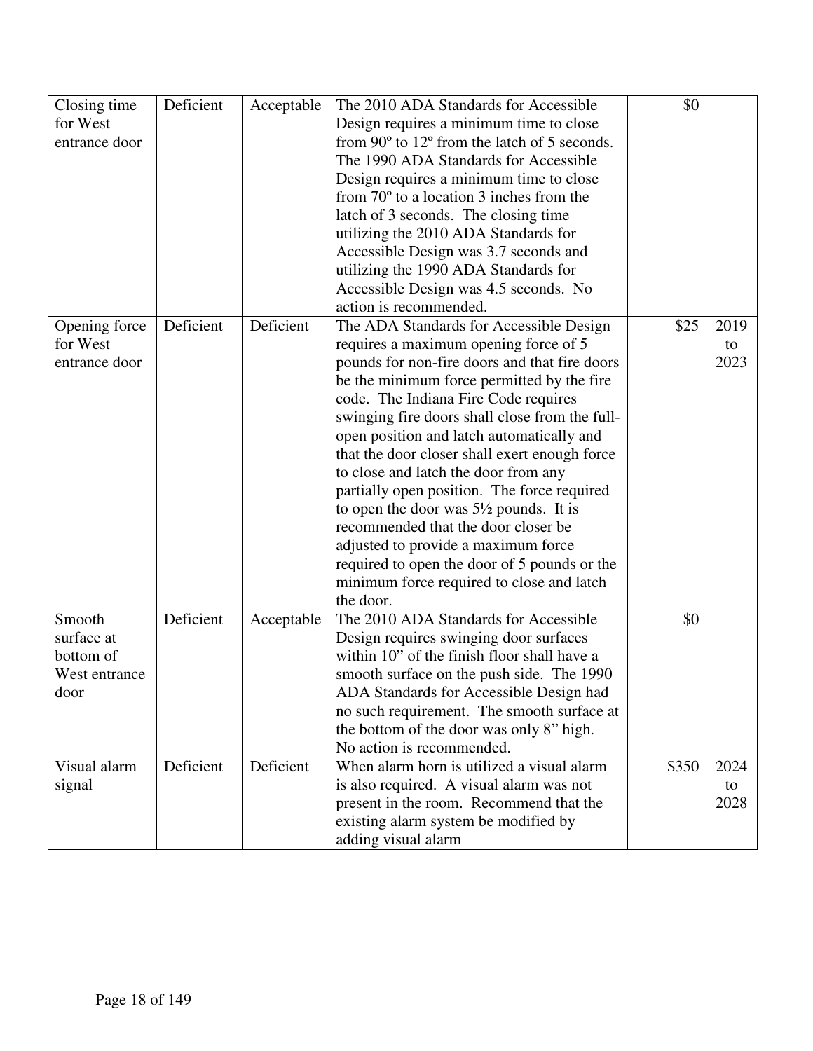| | | | | | |
|---|---|---|---|---|---|
| Closing time for West entrance door | Deficient | Acceptable | The 2010 ADA Standards for Accessible Design requires a minimum time to close from 90º to 12º from the latch of 5 seconds. The 1990 ADA Standards for Accessible Design requires a minimum time to close from 70º to a location 3 inches from the latch of 3 seconds. The closing time utilizing the 2010 ADA Standards for Accessible Design was 3.7 seconds and utilizing the 1990 ADA Standards for Accessible Design was 4.5 seconds. No action is recommended. | $0 | |
| Opening force for West entrance door | Deficient | Deficient | The ADA Standards for Accessible Design requires a maximum opening force of 5 pounds for non-fire doors and that fire doors be the minimum force permitted by the fire code. The Indiana Fire Code requires swinging fire doors shall close from the full-open position and latch automatically and that the door closer shall exert enough force to close and latch the door from any partially open position. The force required to open the door was 5½ pounds. It is recommended that the door closer be adjusted to provide a maximum force required to open the door of 5 pounds or the minimum force required to close and latch the door. | $25 | 2019 to 2023 |
| Smooth surface at bottom of West entrance door | Deficient | Acceptable | The 2010 ADA Standards for Accessible Design requires swinging door surfaces within 10" of the finish floor shall have a smooth surface on the push side. The 1990 ADA Standards for Accessible Design had no such requirement. The smooth surface at the bottom of the door was only 8" high. No action is recommended. | $0 | |
| Visual alarm signal | Deficient | Deficient | When alarm horn is utilized a visual alarm is also required. A visual alarm was not present in the room. Recommend that the existing alarm system be modified by adding visual alarm | $350 | 2024 to 2028 |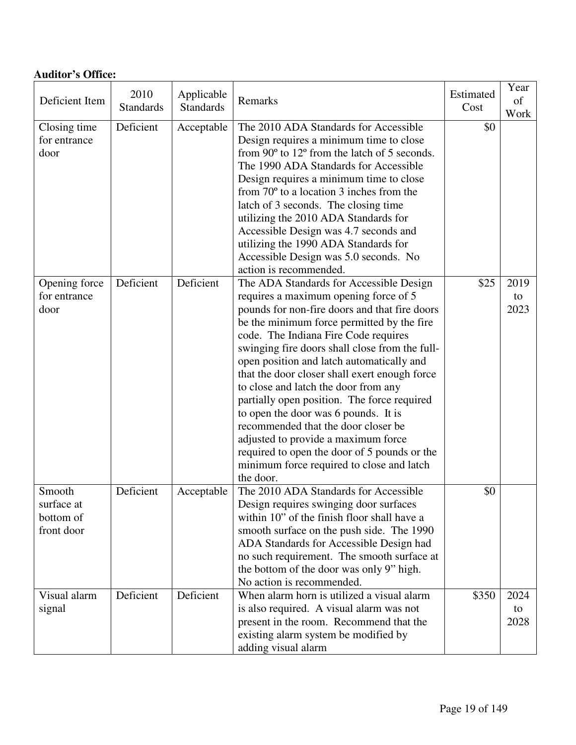**Auditor's Office:**

| Deficient Item | 2010 Standards | Applicable Standards | Remarks | Estimated Cost | Year of Work |
|---|---|---|---|---|---|
| Closing time for entrance door | Deficient | Acceptable | The 2010 ADA Standards for Accessible Design requires a minimum time to close from 90º to 12º from the latch of 5 seconds. The 1990 ADA Standards for Accessible Design requires a minimum time to close from 70º to a location 3 inches from the latch of 3 seconds. The closing time utilizing the 2010 ADA Standards for Accessible Design was 4.7 seconds and utilizing the 1990 ADA Standards for Accessible Design was 5.0 seconds. No action is recommended. | $0 | |
| Opening force for entrance door | Deficient | Deficient | The ADA Standards for Accessible Design requires a maximum opening force of 5 pounds for non-fire doors and that fire doors be the minimum force permitted by the fire code. The Indiana Fire Code requires swinging fire doors shall close from the full-open position and latch automatically and that the door closer shall exert enough force to close and latch the door from any partially open position. The force required to open the door was 6 pounds. It is recommended that the door closer be adjusted to provide a maximum force required to open the door of 5 pounds or the minimum force required to close and latch the door. | $25 | 2019 to 2023 |
| Smooth surface at bottom of front door | Deficient | Acceptable | The 2010 ADA Standards for Accessible Design requires swinging door surfaces within 10" of the finish floor shall have a smooth surface on the push side. The 1990 ADA Standards for Accessible Design had no such requirement. The smooth surface at the bottom of the door was only 9" high. No action is recommended. | $0 | |
| Visual alarm signal | Deficient | Deficient | When alarm horn is utilized a visual alarm is also required. A visual alarm was not present in the room. Recommend that the existing alarm system be modified by adding visual alarm | $350 | 2024 to 2028 |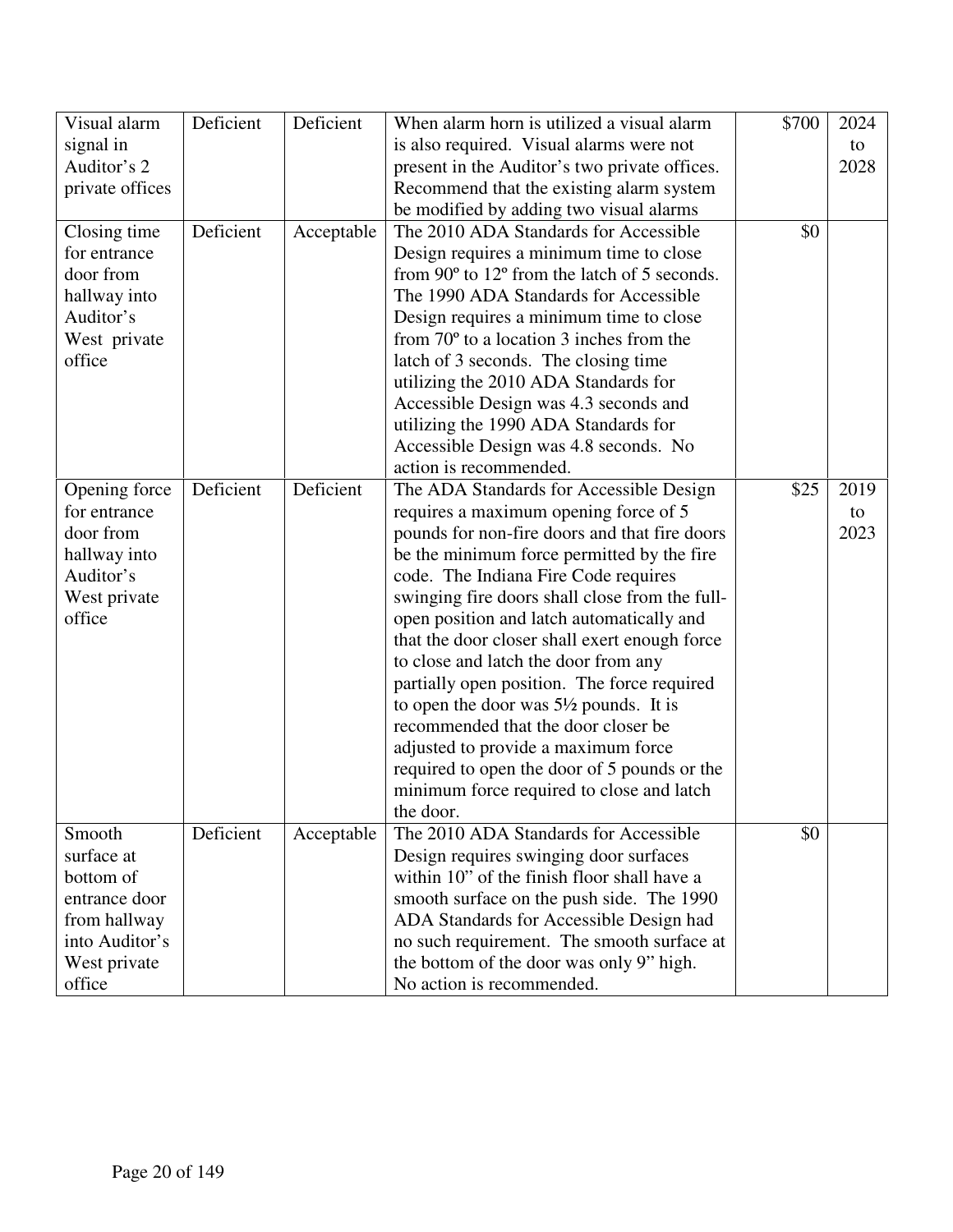| | | | | | |
|---|---|---|---|---|---|
| Visual alarm signal in Auditor's 2 private offices | Deficient | Deficient | When alarm horn is utilized a visual alarm is also required. Visual alarms were not present in the Auditor's two private offices. Recommend that the existing alarm system be modified by adding two visual alarms | $700 | 2024 to 2028 |
| Closing time for entrance door from hallway into Auditor's West private office | Deficient | Acceptable | The 2010 ADA Standards for Accessible Design requires a minimum time to close from 90º to 12º from the latch of 5 seconds. The 1990 ADA Standards for Accessible Design requires a minimum time to close from 70º to a location 3 inches from the latch of 3 seconds. The closing time utilizing the 2010 ADA Standards for Accessible Design was 4.3 seconds and utilizing the 1990 ADA Standards for Accessible Design was 4.8 seconds. No action is recommended. | $0 | |
| Opening force for entrance door from hallway into Auditor's West private office | Deficient | Deficient | The ADA Standards for Accessible Design requires a maximum opening force of 5 pounds for non-fire doors and that fire doors be the minimum force permitted by the fire code. The Indiana Fire Code requires swinging fire doors shall close from the full-open position and latch automatically and that the door closer shall exert enough force to close and latch the door from any partially open position. The force required to open the door was 5½ pounds. It is recommended that the door closer be adjusted to provide a maximum force required to open the door of 5 pounds or the minimum force required to close and latch the door. | $25 | 2019 to 2023 |
| Smooth surface at bottom of entrance door from hallway into Auditor's West private office | Deficient | Acceptable | The 2010 ADA Standards for Accessible Design requires swinging door surfaces within 10" of the finish floor shall have a smooth surface on the push side. The 1990 ADA Standards for Accessible Design had no such requirement. The smooth surface at the bottom of the door was only 9" high. No action is recommended. | $0 | |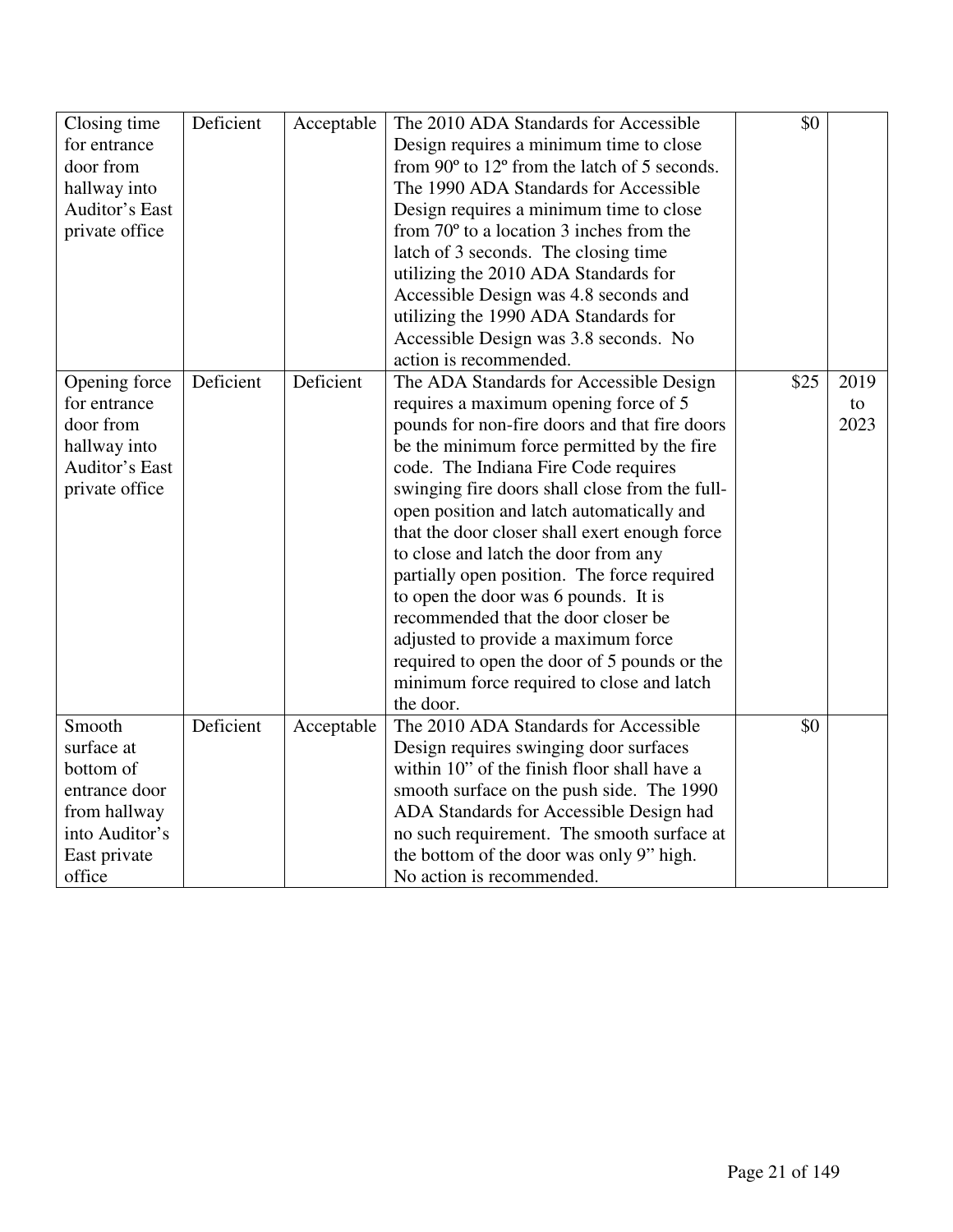| | | | | | |
|---|---|---|---|---|---|
| Closing time for entrance door from hallway into Auditor's East private office | Deficient | Acceptable | The 2010 ADA Standards for Accessible Design requires a minimum time to close from 90º to 12º from the latch of 5 seconds. The 1990 ADA Standards for Accessible Design requires a minimum time to close from 70º to a location 3 inches from the latch of 3 seconds. The closing time utilizing the 2010 ADA Standards for Accessible Design was 4.8 seconds and utilizing the 1990 ADA Standards for Accessible Design was 3.8 seconds. No action is recommended. | $0 | |
| Opening force for entrance door from hallway into Auditor's East private office | Deficient | Deficient | The ADA Standards for Accessible Design requires a maximum opening force of 5 pounds for non-fire doors and that fire doors be the minimum force permitted by the fire code. The Indiana Fire Code requires swinging fire doors shall close from the full-open position and latch automatically and that the door closer shall exert enough force to close and latch the door from any partially open position. The force required to open the door was 6 pounds. It is recommended that the door closer be adjusted to provide a maximum force required to open the door of 5 pounds or the minimum force required to close and latch the door. | $25 | 2019 to 2023 |
| Smooth surface at bottom of entrance door from hallway into Auditor's East private office | Deficient | Acceptable | The 2010 ADA Standards for Accessible Design requires swinging door surfaces within 10" of the finish floor shall have a smooth surface on the push side. The 1990 ADA Standards for Accessible Design had no such requirement. The smooth surface at the bottom of the door was only 9" high. No action is recommended. | $0 | |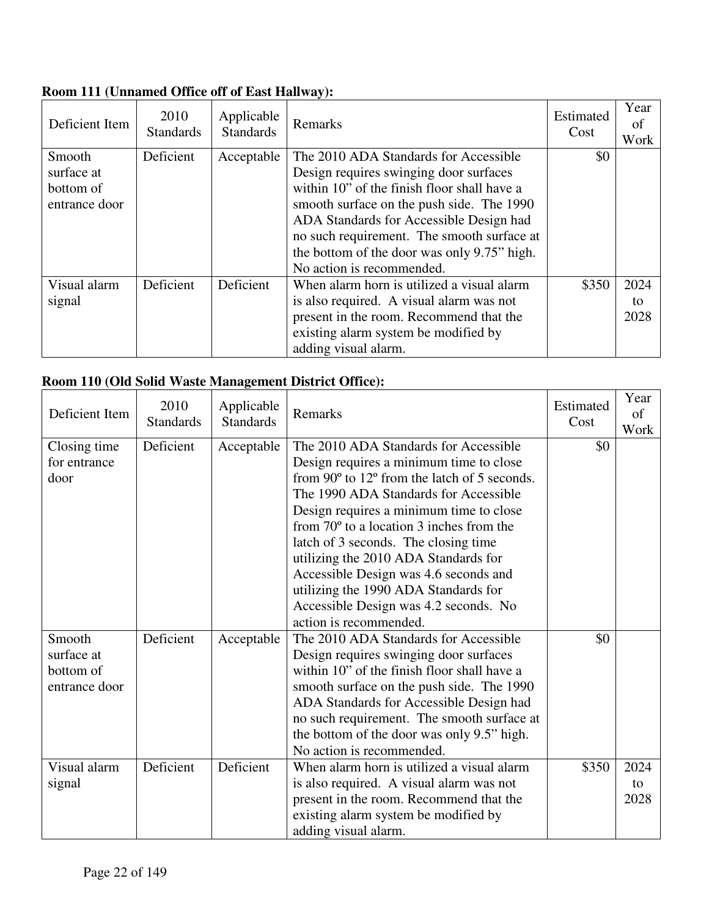**Room 111 (Unnamed Office off of East Hallway):**

| Deficient Item | 2010 Standards | Applicable Standards | Remarks | Estimated Cost | Year of Work |
|---|---|---|---|---|---|
| Smooth surface at bottom of entrance door | Deficient | Acceptable | The 2010 ADA Standards for Accessible Design requires swinging door surfaces within 10" of the finish floor shall have a smooth surface on the push side. The 1990 ADA Standards for Accessible Design had no such requirement. The smooth surface at the bottom of the door was only 9.75" high. No action is recommended. | $0 | |
| Visual alarm signal | Deficient | Deficient | When alarm horn is utilized a visual alarm is also required. A visual alarm was not present in the room. Recommend that the existing alarm system be modified by adding visual alarm. | $350 | 2024 to 2028 |

**Room 110 (Old Solid Waste Management District Office):**

| Deficient Item | 2010 Standards | Applicable Standards | Remarks | Estimated Cost | Year of Work |
|---|---|---|---|---|---|
| Closing time for entrance door | Deficient | Acceptable | The 2010 ADA Standards for Accessible Design requires a minimum time to close from 90º to 12º from the latch of 5 seconds. The 1990 ADA Standards for Accessible Design requires a minimum time to close from 70º to a location 3 inches from the latch of 3 seconds. The closing time utilizing the 2010 ADA Standards for Accessible Design was 4.6 seconds and utilizing the 1990 ADA Standards for Accessible Design was 4.2 seconds. No action is recommended. | $0 | |
| Smooth surface at bottom of entrance door | Deficient | Acceptable | The 2010 ADA Standards for Accessible Design requires swinging door surfaces within 10" of the finish floor shall have a smooth surface on the push side. The 1990 ADA Standards for Accessible Design had no such requirement. The smooth surface at the bottom of the door was only 9.5" high. No action is recommended. | $0 | |
| Visual alarm signal | Deficient | Deficient | When alarm horn is utilized a visual alarm is also required. A visual alarm was not present in the room. Recommend that the existing alarm system be modified by adding visual alarm. | $350 | 2024 to 2028 |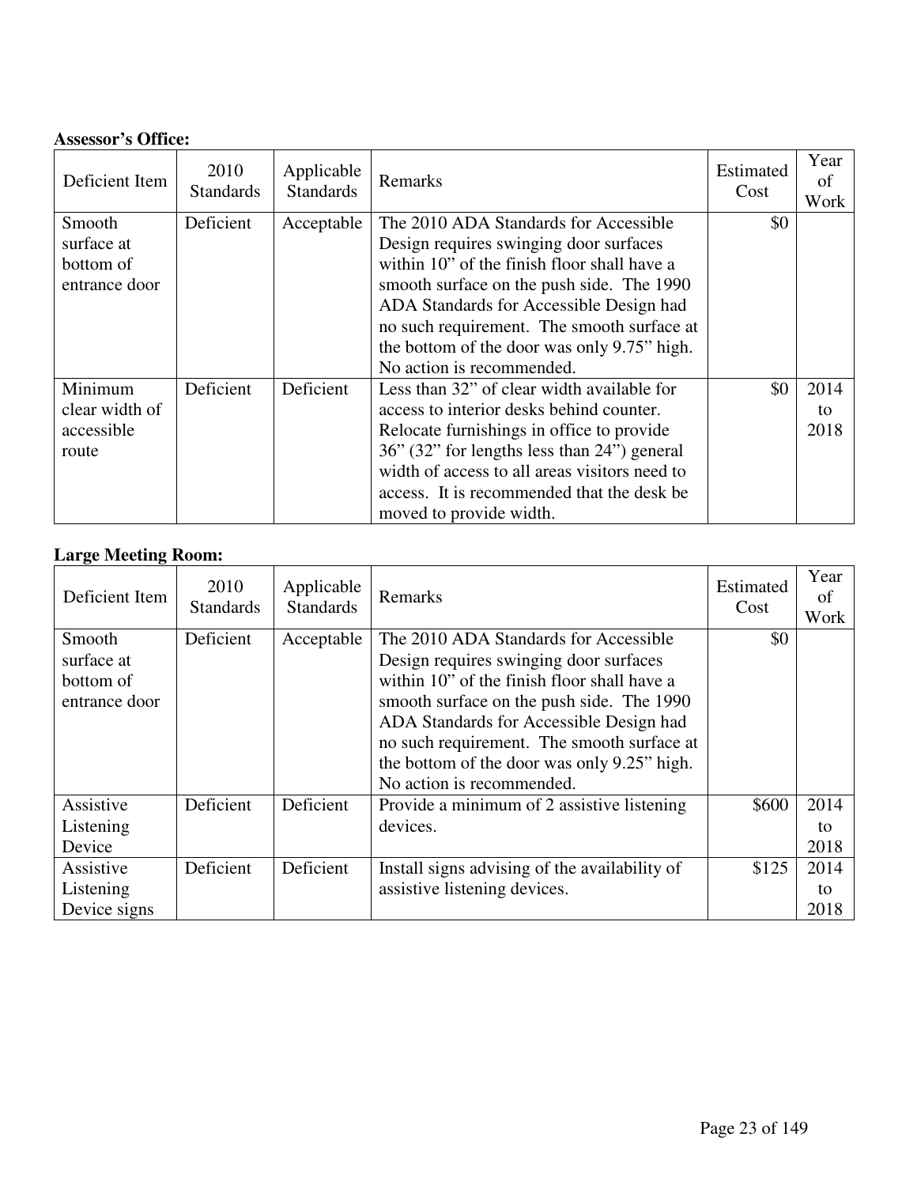**Assessor's Office:**

| Deficient Item | 2010 Standards | Applicable Standards | Remarks | Estimated Cost | Year of Work |
|---|---|---|---|---|---|
| Smooth surface at bottom of entrance door | Deficient | Acceptable | The 2010 ADA Standards for Accessible Design requires swinging door surfaces within 10" of the finish floor shall have a smooth surface on the push side. The 1990 ADA Standards for Accessible Design had no such requirement. The smooth surface at the bottom of the door was only 9.75" high. No action is recommended. | $0 | |
| Minimum clear width of accessible route | Deficient | Deficient | Less than 32" of clear width available for access to interior desks behind counter. Relocate furnishings in office to provide 36" (32" for lengths less than 24") general width of access to all areas visitors need to access. It is recommended that the desk be moved to provide width. | $0 | 2014 to 2018 |

**Large Meeting Room:**

| Deficient Item | 2010 Standards | Applicable Standards | Remarks | Estimated Cost | Year of Work |
|---|---|---|---|---|---|
| Smooth surface at bottom of entrance door | Deficient | Acceptable | The 2010 ADA Standards for Accessible Design requires swinging door surfaces within 10" of the finish floor shall have a smooth surface on the push side. The 1990 ADA Standards for Accessible Design had no such requirement. The smooth surface at the bottom of the door was only 9.25" high. No action is recommended. | $0 | |
| Assistive Listening Device | Deficient | Deficient | Provide a minimum of 2 assistive listening devices. | $600 | 2014 to 2018 |
| Assistive Listening Device signs | Deficient | Deficient | Install signs advising of the availability of assistive listening devices. | $125 | 2014 to 2018 |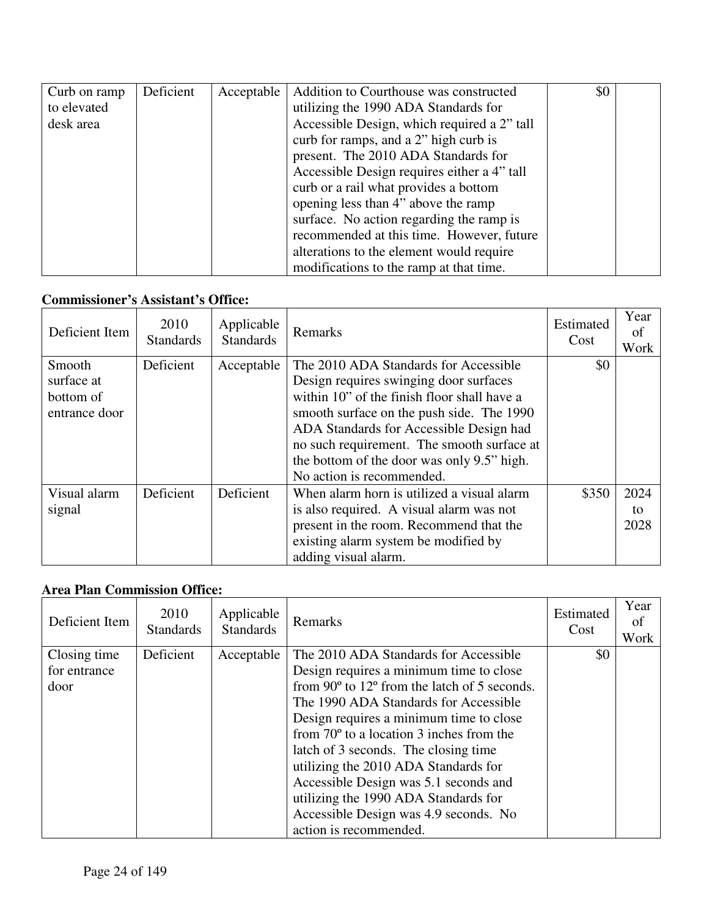| Deficient Item | 2010 Standards | Applicable Standards | Remarks | Estimated Cost | Year of Work |
|---|---|---|---|---|---|
| Curb on ramp to elevated desk area | Deficient | Acceptable | Addition to Courthouse was constructed utilizing the 1990 ADA Standards for Accessible Design, which required a 2" tall curb for ramps, and a 2" high curb is present. The 2010 ADA Standards for Accessible Design requires either a 4" tall curb or a rail what provides a bottom opening less than 4" above the ramp surface. No action regarding the ramp is recommended at this time. However, future alterations to the element would require modifications to the ramp at that time. | $0 | |

**Commissioner's Assistant's Office:**

| Deficient Item | 2010 Standards | Applicable Standards | Remarks | Estimated Cost | Year of Work |
|---|---|---|---|---|---|
| Smooth surface at bottom of entrance door | Deficient | Acceptable | The 2010 ADA Standards for Accessible Design requires swinging door surfaces within 10" of the finish floor shall have a smooth surface on the push side. The 1990 ADA Standards for Accessible Design had no such requirement. The smooth surface at the bottom of the door was only 9.5" high. No action is recommended. | $0 | |
| Visual alarm signal | Deficient | Deficient | When alarm horn is utilized a visual alarm is also required. A visual alarm was not present in the room. Recommend that the existing alarm system be modified by adding visual alarm. | $350 | 2024 to 2028 |

**Area Plan Commission Office:**

| Deficient Item | 2010 Standards | Applicable Standards | Remarks | Estimated Cost | Year of Work |
|---|---|---|---|---|---|
| Closing time for entrance door | Deficient | Acceptable | The 2010 ADA Standards for Accessible Design requires a minimum time to close from 90º to 12º from the latch of 5 seconds. The 1990 ADA Standards for Accessible Design requires a minimum time to close from 70º to a location 3 inches from the latch of 3 seconds. The closing time utilizing the 2010 ADA Standards for Accessible Design was 5.1 seconds and utilizing the 1990 ADA Standards for Accessible Design was 4.9 seconds. No action is recommended. | $0 | |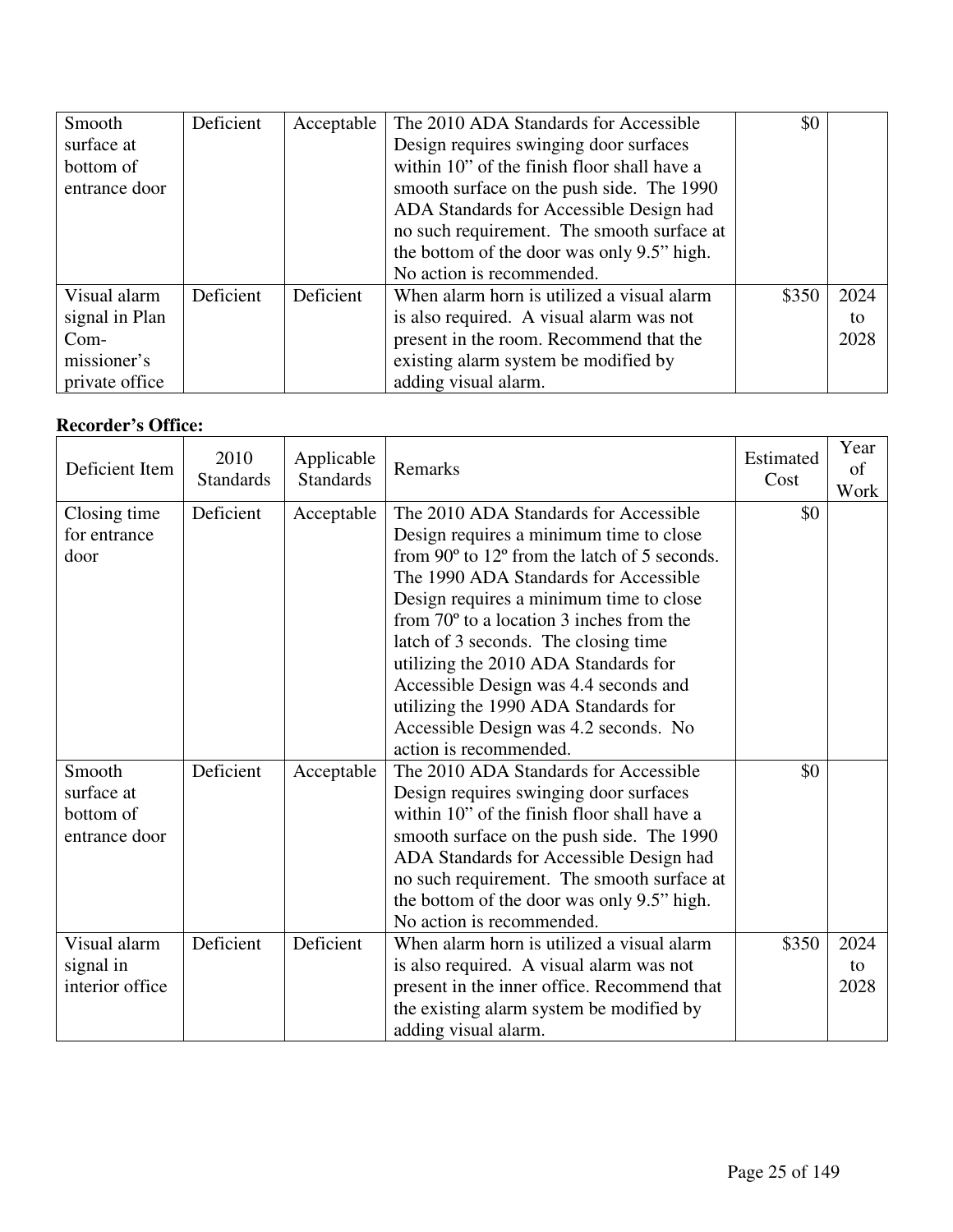| Deficient Item | 2010 Standards | Applicable Standards | Remarks | Estimated Cost | Year of Work |
|---|---|---|---|---|---|
| Smooth surface at bottom of entrance door | Deficient | Acceptable | The 2010 ADA Standards for Accessible Design requires swinging door surfaces within 10" of the finish floor shall have a smooth surface on the push side. The 1990 ADA Standards for Accessible Design had no such requirement. The smooth surface at the bottom of the door was only 9.5" high. No action is recommended. | $0 | |
| Visual alarm signal in Plan Com-missioner's private office | Deficient | Deficient | When alarm horn is utilized a visual alarm is also required. A visual alarm was not present in the room. Recommend that the existing alarm system be modified by adding visual alarm. | $350 | 2024 to 2028 |

**Recorder's Office:**

| Deficient Item | 2010 Standards | Applicable Standards | Remarks | Estimated Cost | Year of Work |
|---|---|---|---|---|---|
| Closing time for entrance door | Deficient | Acceptable | The 2010 ADA Standards for Accessible Design requires a minimum time to close from 90º to 12º from the latch of 5 seconds. The 1990 ADA Standards for Accessible Design requires a minimum time to close from 70º to a location 3 inches from the latch of 3 seconds. The closing time utilizing the 2010 ADA Standards for Accessible Design was 4.4 seconds and utilizing the 1990 ADA Standards for Accessible Design was 4.2 seconds. No action is recommended. | $0 | |
| Smooth surface at bottom of entrance door | Deficient | Acceptable | The 2010 ADA Standards for Accessible Design requires swinging door surfaces within 10" of the finish floor shall have a smooth surface on the push side. The 1990 ADA Standards for Accessible Design had no such requirement. The smooth surface at the bottom of the door was only 9.5" high. No action is recommended. | $0 | |
| Visual alarm signal in interior office | Deficient | Deficient | When alarm horn is utilized a visual alarm is also required. A visual alarm was not present in the inner office. Recommend that the existing alarm system be modified by adding visual alarm. | $350 | 2024 to 2028 |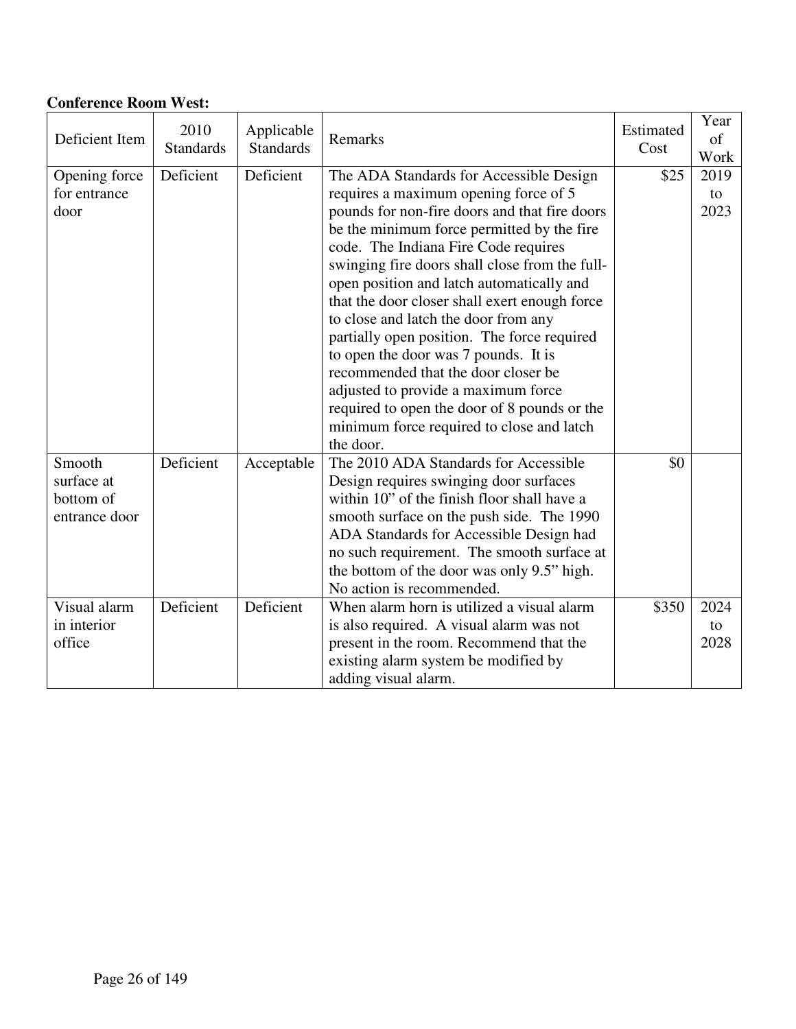**Conference Room West:**

| Deficient Item | 2010 Standards | Applicable Standards | Remarks | Estimated Cost | Year of Work |
|---|---|---|---|---|---|
| Opening force for entrance door | Deficient | Deficient | The ADA Standards for Accessible Design requires a maximum opening force of 5 pounds for non-fire doors and that fire doors be the minimum force permitted by the fire code. The Indiana Fire Code requires swinging fire doors shall close from the full-open position and latch automatically and that the door closer shall exert enough force to close and latch the door from any partially open position. The force required to open the door was 7 pounds. It is recommended that the door closer be adjusted to provide a maximum force required to open the door of 8 pounds or the minimum force required to close and latch the door. | $25 | 2019 to 2023 |
| Smooth surface at bottom of entrance door | Deficient | Acceptable | The 2010 ADA Standards for Accessible Design requires swinging door surfaces within 10" of the finish floor shall have a smooth surface on the push side. The 1990 ADA Standards for Accessible Design had no such requirement. The smooth surface at the bottom of the door was only 9.5" high. No action is recommended. | $0 | |
| Visual alarm in interior office | Deficient | Deficient | When alarm horn is utilized a visual alarm is also required. A visual alarm was not present in the room. Recommend that the existing alarm system be modified by adding visual alarm. | $350 | 2024 to 2028 |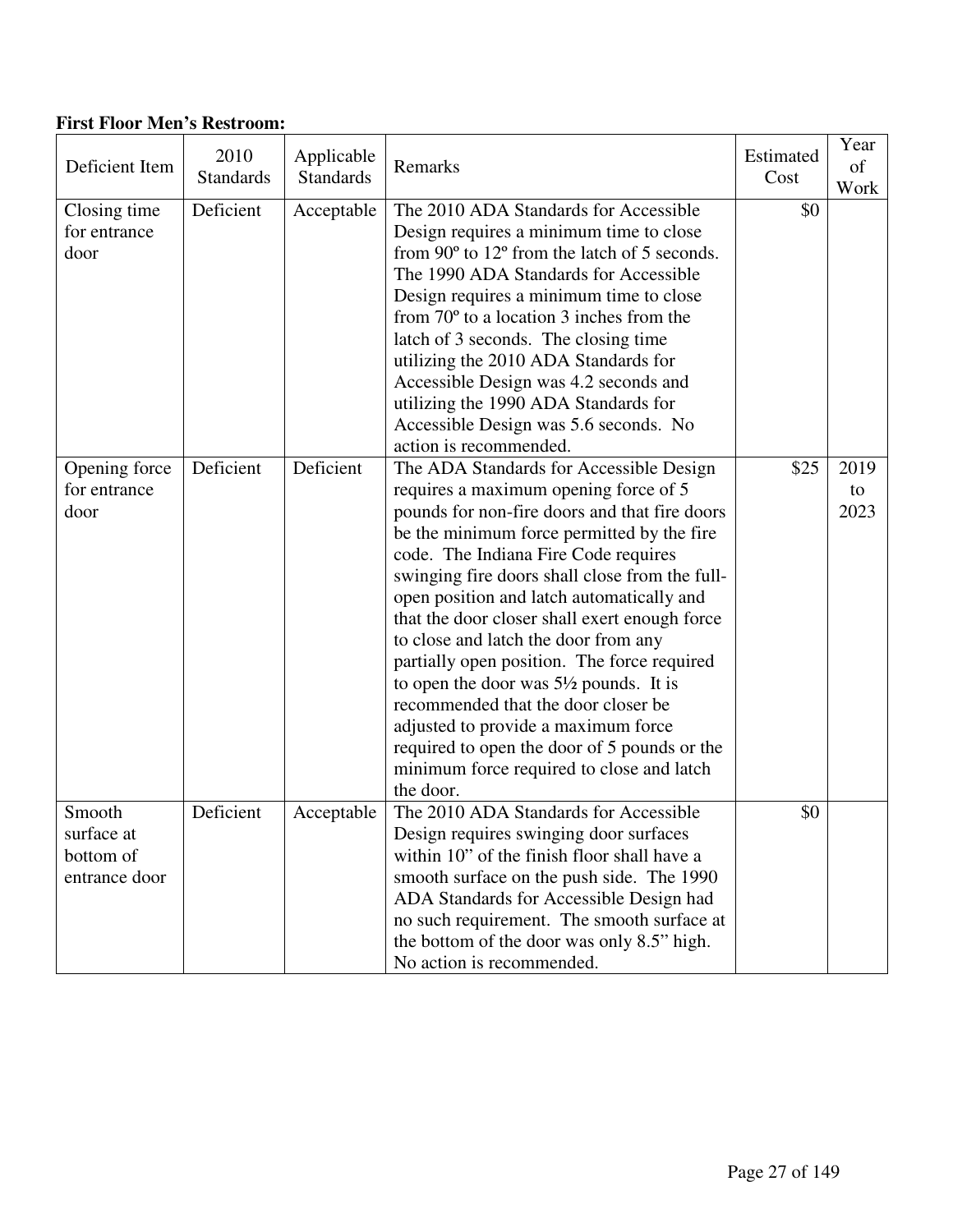**First Floor Men's Restroom:**

| Deficient Item | 2010 Standards | Applicable Standards | Remarks | Estimated Cost | Year of Work |
|---|---|---|---|---|---|
| Closing time for entrance door | Deficient | Acceptable | The 2010 ADA Standards for Accessible Design requires a minimum time to close from 90º to 12º from the latch of 5 seconds. The 1990 ADA Standards for Accessible Design requires a minimum time to close from 70º to a location 3 inches from the latch of 3 seconds. The closing time utilizing the 2010 ADA Standards for Accessible Design was 4.2 seconds and utilizing the 1990 ADA Standards for Accessible Design was 5.6 seconds. No action is recommended. | $0 | |
| Opening force for entrance door | Deficient | Deficient | The ADA Standards for Accessible Design requires a maximum opening force of 5 pounds for non-fire doors and that fire doors be the minimum force permitted by the fire code. The Indiana Fire Code requires swinging fire doors shall close from the full-open position and latch automatically and that the door closer shall exert enough force to close and latch the door from any partially open position. The force required to open the door was 5½ pounds. It is recommended that the door closer be adjusted to provide a maximum force required to open the door of 5 pounds or the minimum force required to close and latch the door. | $25 | 2019 to 2023 |
| Smooth surface at bottom of entrance door | Deficient | Acceptable | The 2010 ADA Standards for Accessible Design requires swinging door surfaces within 10" of the finish floor shall have a smooth surface on the push side. The 1990 ADA Standards for Accessible Design had no such requirement. The smooth surface at the bottom of the door was only 8.5" high. No action is recommended. | $0 | |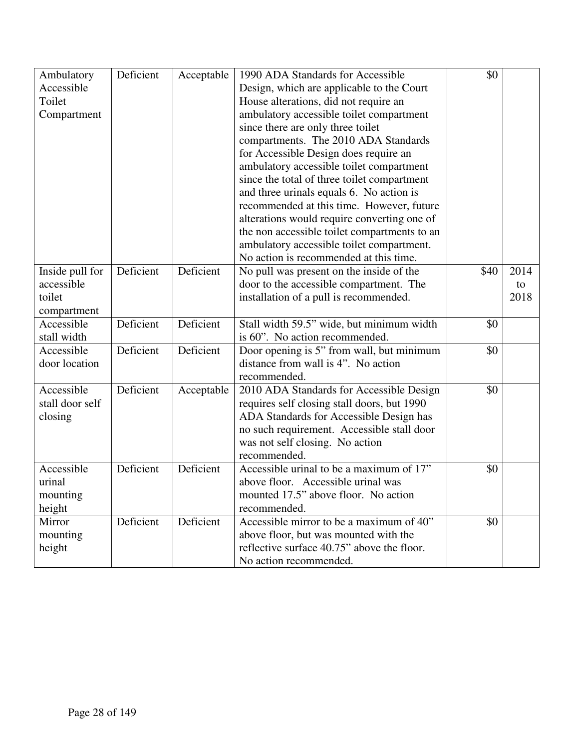| Ambulatory Accessible Toilet Compartment | Deficient | Acceptable | 1990 ADA Standards for Accessible Design, which are applicable to the Court House alterations, did not require an ambulatory accessible toilet compartment since there are only three toilet compartments. The 2010 ADA Standards for Accessible Design does require an ambulatory accessible toilet compartment since the total of three toilet compartment and three urinals equals 6. No action is recommended at this time. However, future alterations would require converting one of the non accessible toilet compartments to an ambulatory accessible toilet compartment. No action is recommended at this time. | $0 | |
|---|---|---|---|---|---|
| Inside pull for accessible toilet compartment | Deficient | Deficient | No pull was present on the inside of the door to the accessible compartment. The installation of a pull is recommended. | $40 | 2014 to 2018 |
| Accessible stall width | Deficient | Deficient | Stall width 59.5" wide, but minimum width is 60". No action recommended. | $0 | |
| Accessible door location | Deficient | Deficient | Door opening is 5" from wall, but minimum distance from wall is 4". No action recommended. | $0 | |
| Accessible stall door self closing | Deficient | Acceptable | 2010 ADA Standards for Accessible Design requires self closing stall doors, but 1990 ADA Standards for Accessible Design has no such requirement. Accessible stall door was not self closing. No action recommended. | $0 | |
| Accessible urinal mounting height | Deficient | Deficient | Accessible urinal to be a maximum of 17" above floor. Accessible urinal was mounted 17.5" above floor. No action recommended. | $0 | |
| Mirror mounting height | Deficient | Deficient | Accessible mirror to be a maximum of 40" above floor, but was mounted with the reflective surface 40.75" above the floor. No action recommended. | $0 | |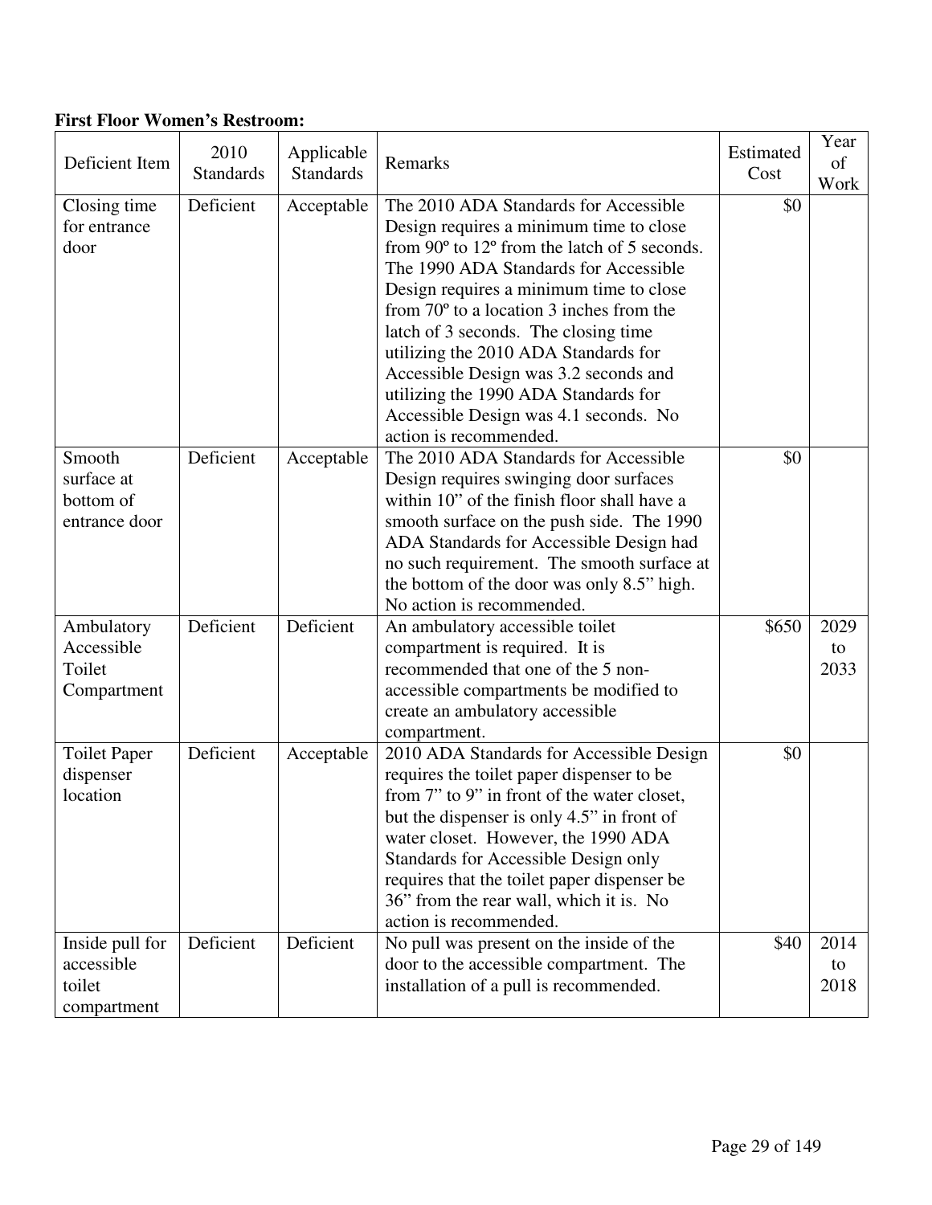**First Floor Women's Restroom:**

| Deficient Item | 2010 Standards | Applicable Standards | Remarks | Estimated Cost | Year of Work |
|---|---|---|---|---|---|
| Closing time for entrance door | Deficient | Acceptable | The 2010 ADA Standards for Accessible Design requires a minimum time to close from 90º to 12º from the latch of 5 seconds. The 1990 ADA Standards for Accessible Design requires a minimum time to close from 70º to a location 3 inches from the latch of 3 seconds. The closing time utilizing the 2010 ADA Standards for Accessible Design was 3.2 seconds and utilizing the 1990 ADA Standards for Accessible Design was 4.1 seconds. No action is recommended. | $0 | |
| Smooth surface at bottom of entrance door | Deficient | Acceptable | The 2010 ADA Standards for Accessible Design requires swinging door surfaces within 10" of the finish floor shall have a smooth surface on the push side. The 1990 ADA Standards for Accessible Design had no such requirement. The smooth surface at the bottom of the door was only 8.5" high. No action is recommended. | $0 | |
| Ambulatory Accessible Toilet Compartment | Deficient | Deficient | An ambulatory accessible toilet compartment is required. It is recommended that one of the 5 non-accessible compartments be modified to create an ambulatory accessible compartment. | $650 | 2029 to 2033 |
| Toilet Paper dispenser location | Deficient | Acceptable | 2010 ADA Standards for Accessible Design requires the toilet paper dispenser to be from 7" to 9" in front of the water closet, but the dispenser is only 4.5" in front of water closet. However, the 1990 ADA Standards for Accessible Design only requires that the toilet paper dispenser be 36" from the rear wall, which it is. No action is recommended. | $0 | |
| Inside pull for accessible toilet compartment | Deficient | Deficient | No pull was present on the inside of the door to the accessible compartment. The installation of a pull is recommended. | $40 | 2014 to 2018 |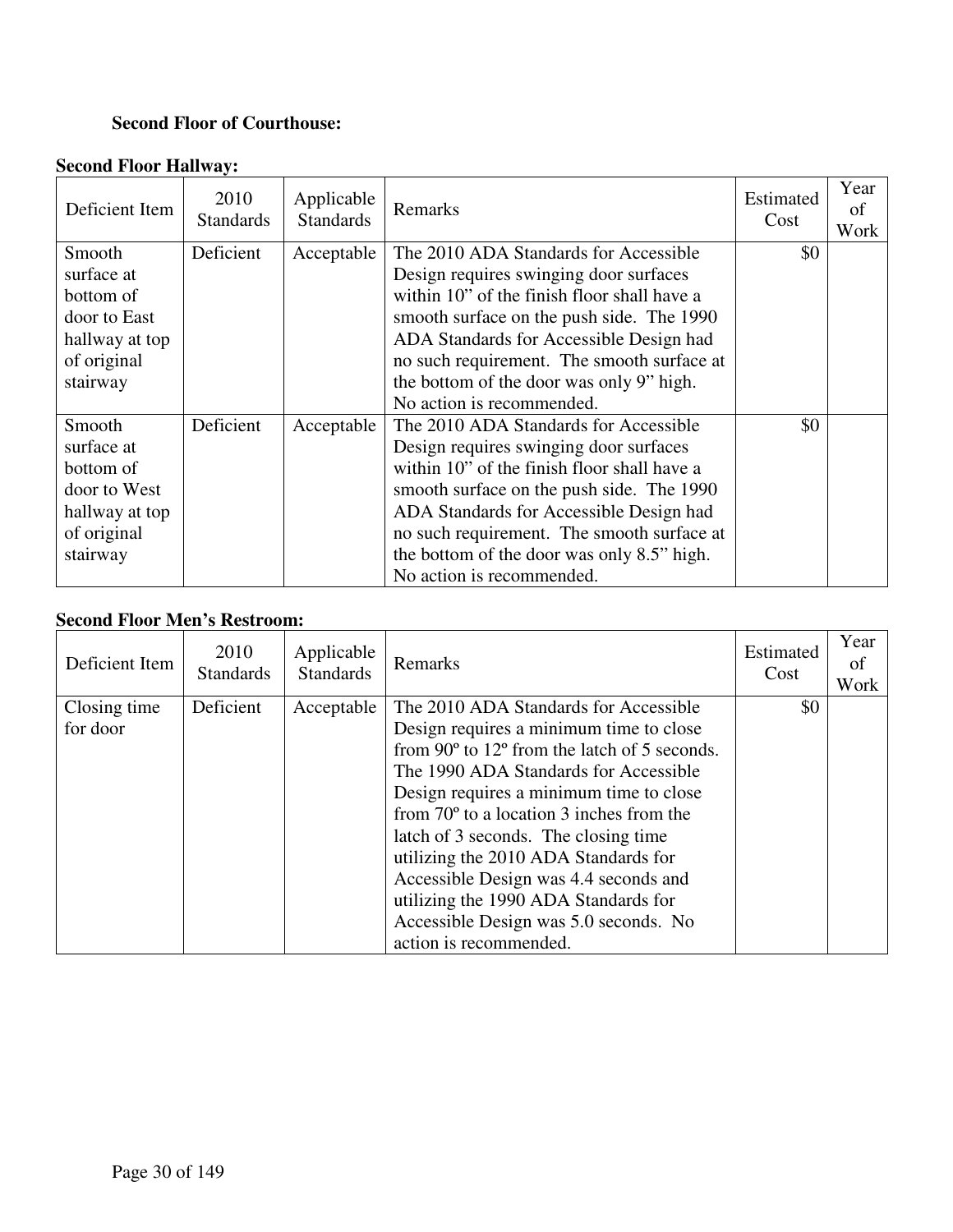**Second Floor of Courthouse:**

**Second Floor Hallway:**

| Deficient Item | 2010 Standards | Applicable Standards | Remarks | Estimated Cost | Year of Work |
|---|---|---|---|---|---|
| Smooth surface at bottom of door to East hallway at top of original stairway | Deficient | Acceptable | The 2010 ADA Standards for Accessible Design requires swinging door surfaces within 10" of the finish floor shall have a smooth surface on the push side. The 1990 ADA Standards for Accessible Design had no such requirement. The smooth surface at the bottom of the door was only 9" high. No action is recommended. | $0 | |
| Smooth surface at bottom of door to West hallway at top of original stairway | Deficient | Acceptable | The 2010 ADA Standards for Accessible Design requires swinging door surfaces within 10" of the finish floor shall have a smooth surface on the push side. The 1990 ADA Standards for Accessible Design had no such requirement. The smooth surface at the bottom of the door was only 8.5" high. No action is recommended. | $0 | |

**Second Floor Men's Restroom:**

| Deficient Item | 2010 Standards | Applicable Standards | Remarks | Estimated Cost | Year of Work |
|---|---|---|---|---|---|
| Closing time for door | Deficient | Acceptable | The 2010 ADA Standards for Accessible Design requires a minimum time to close from 90º to 12º from the latch of 5 seconds. The 1990 ADA Standards for Accessible Design requires a minimum time to close from 70º to a location 3 inches from the latch of 3 seconds. The closing time utilizing the 2010 ADA Standards for Accessible Design was 4.4 seconds and utilizing the 1990 ADA Standards for Accessible Design was 5.0 seconds. No action is recommended. | $0 | |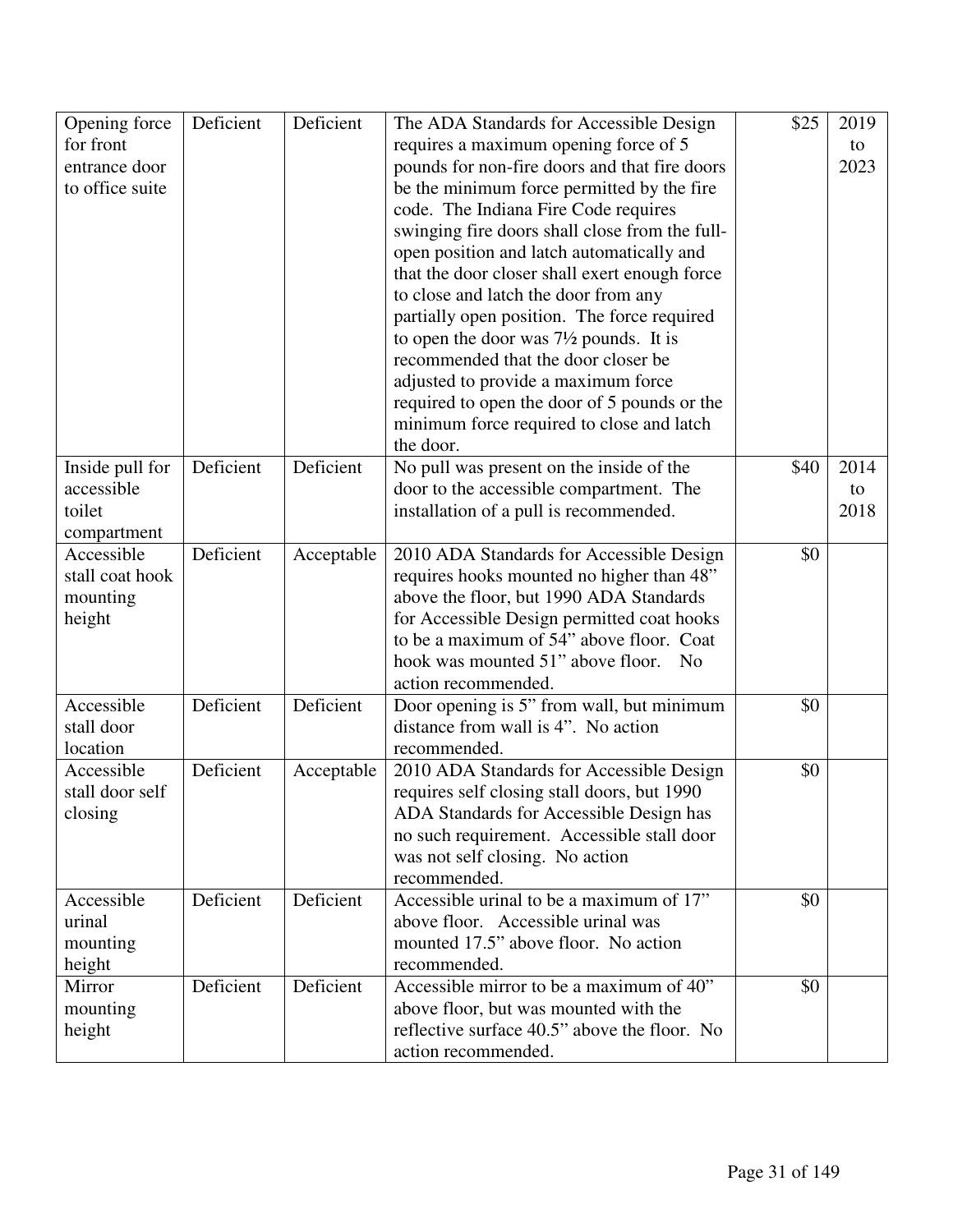| | | | | | |
|---|---|---|---|---|---|
| Opening force for front entrance door to office suite | Deficient | Deficient | The ADA Standards for Accessible Design requires a maximum opening force of 5 pounds for non-fire doors and that fire doors be the minimum force permitted by the fire code. The Indiana Fire Code requires swinging fire doors shall close from the full-open position and latch automatically and that the door closer shall exert enough force to close and latch the door from any partially open position. The force required to open the door was 7½ pounds. It is recommended that the door closer be adjusted to provide a maximum force required to open the door of 5 pounds or the minimum force required to close and latch the door. | $25 | 2019 to 2023 |
| Inside pull for accessible toilet compartment | Deficient | Deficient | No pull was present on the inside of the door to the accessible compartment. The installation of a pull is recommended. | $40 | 2014 to 2018 |
| Accessible stall coat hook mounting height | Deficient | Acceptable | 2010 ADA Standards for Accessible Design requires hooks mounted no higher than 48" above the floor, but 1990 ADA Standards for Accessible Design permitted coat hooks to be a maximum of 54" above floor. Coat hook was mounted 51" above floor. No action recommended. | $0 | |
| Accessible stall door location | Deficient | Deficient | Door opening is 5" from wall, but minimum distance from wall is 4". No action recommended. | $0 | |
| Accessible stall door self closing | Deficient | Acceptable | 2010 ADA Standards for Accessible Design requires self closing stall doors, but 1990 ADA Standards for Accessible Design has no such requirement. Accessible stall door was not self closing. No action recommended. | $0 | |
| Accessible urinal mounting height | Deficient | Deficient | Accessible urinal to be a maximum of 17" above floor. Accessible urinal was mounted 17.5" above floor. No action recommended. | $0 | |
| Mirror mounting height | Deficient | Deficient | Accessible mirror to be a maximum of 40" above floor, but was mounted with the reflective surface 40.5" above the floor. No action recommended. | $0 | |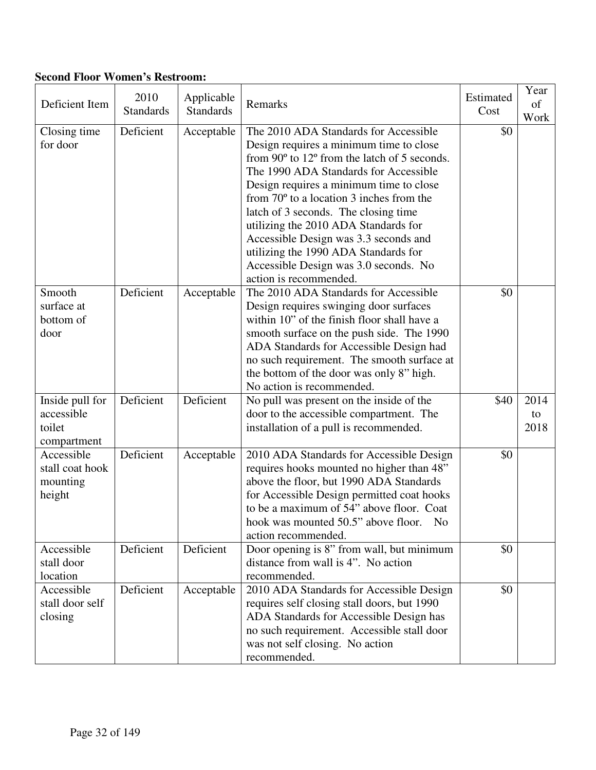**Second Floor Women's Restroom:**

| Deficient Item | 2010 Standards | Applicable Standards | Remarks | Estimated Cost | Year of Work |
|---|---|---|---|---|---|
| Closing time for door | Deficient | Acceptable | The 2010 ADA Standards for Accessible Design requires a minimum time to close from 90º to 12º from the latch of 5 seconds. The 1990 ADA Standards for Accessible Design requires a minimum time to close from 70º to a location 3 inches from the latch of 3 seconds. The closing time utilizing the 2010 ADA Standards for Accessible Design was 3.3 seconds and utilizing the 1990 ADA Standards for Accessible Design was 3.0 seconds. No action is recommended. | $0 | |
| Smooth surface at bottom of door | Deficient | Acceptable | The 2010 ADA Standards for Accessible Design requires swinging door surfaces within 10" of the finish floor shall have a smooth surface on the push side. The 1990 ADA Standards for Accessible Design had no such requirement. The smooth surface at the bottom of the door was only 8" high. No action is recommended. | $0 | |
| Inside pull for accessible toilet compartment | Deficient | Deficient | No pull was present on the inside of the door to the accessible compartment. The installation of a pull is recommended. | $40 | 2014 to 2018 |
| Accessible stall coat hook mounting height | Deficient | Acceptable | 2010 ADA Standards for Accessible Design requires hooks mounted no higher than 48" above the floor, but 1990 ADA Standards for Accessible Design permitted coat hooks to be a maximum of 54" above floor. Coat hook was mounted 50.5" above floor. No action recommended. | $0 | |
| Accessible stall door location | Deficient | Deficient | Door opening is 8" from wall, but minimum distance from wall is 4". No action recommended. | $0 | |
| Accessible stall door self closing | Deficient | Acceptable | 2010 ADA Standards for Accessible Design requires self closing stall doors, but 1990 ADA Standards for Accessible Design has no such requirement. Accessible stall door was not self closing. No action recommended. | $0 | |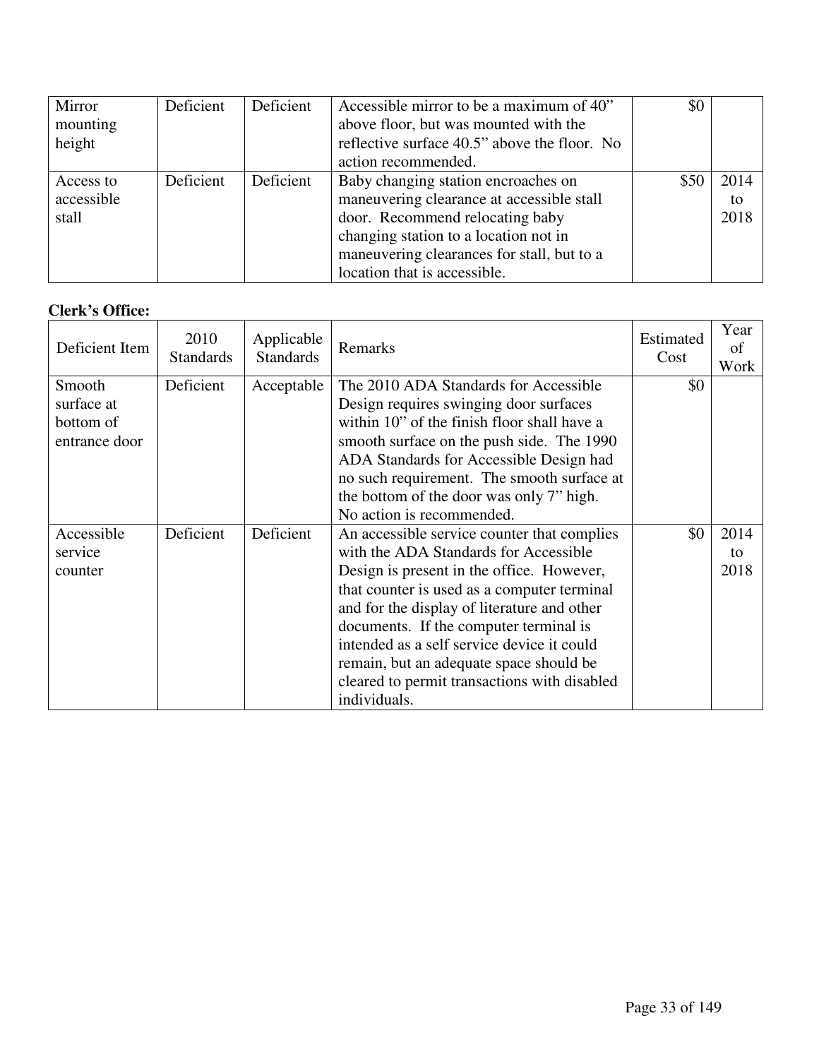| Deficient Item | 2010 Standards | Applicable Standards | Remarks | Estimated Cost | Year of Work |
|---|---|---|---|---|---|
| Mirror mounting height | Deficient | Deficient | Accessible mirror to be a maximum of 40" above floor, but was mounted with the reflective surface 40.5" above the floor. No action recommended. | $0 | |
| Access to accessible stall | Deficient | Deficient | Baby changing station encroaches on maneuvering clearance at accessible stall door. Recommend relocating baby changing station to a location not in maneuvering clearances for stall, but to a location that is accessible. | $50 | 2014 to 2018 |

**Clerk's Office:**

| Deficient Item | 2010 Standards | Applicable Standards | Remarks | Estimated Cost | Year of Work |
|---|---|---|---|---|---|
| Smooth surface at bottom of entrance door | Deficient | Acceptable | The 2010 ADA Standards for Accessible Design requires swinging door surfaces within 10" of the finish floor shall have a smooth surface on the push side. The 1990 ADA Standards for Accessible Design had no such requirement. The smooth surface at the bottom of the door was only 7" high. No action is recommended. | $0 | |
| Accessible service counter | Deficient | Deficient | An accessible service counter that complies with the ADA Standards for Accessible Design is present in the office. However, that counter is used as a computer terminal and for the display of literature and other documents. If the computer terminal is intended as a self service device it could remain, but an adequate space should be cleared to permit transactions with disabled individuals. | $0 | 2014 to 2018 |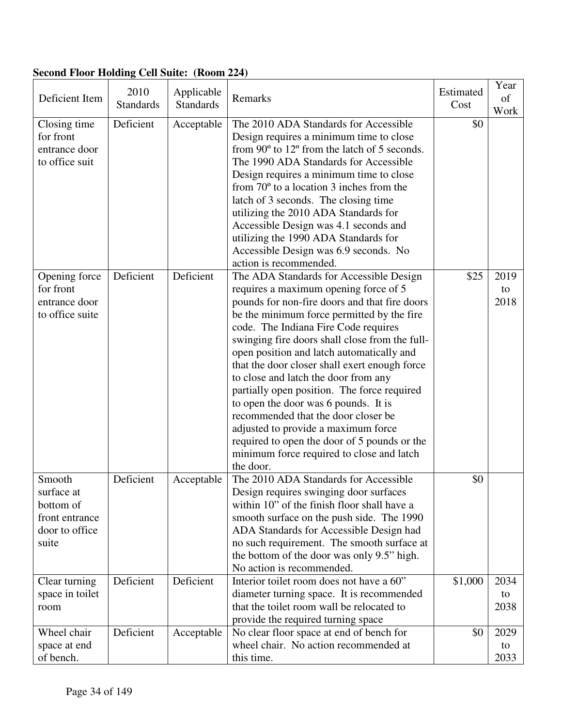**Second Floor Holding Cell Suite: (Room 224)**

| Deficient Item | 2010 Standards | Applicable Standards | Remarks | Estimated Cost | Year of Work |
|---|---|---|---|---|---|
| Closing time for front entrance door to office suit | Deficient | Acceptable | The 2010 ADA Standards for Accessible Design requires a minimum time to close from 90º to 12º from the latch of 5 seconds. The 1990 ADA Standards for Accessible Design requires a minimum time to close from 70º to a location 3 inches from the latch of 3 seconds. The closing time utilizing the 2010 ADA Standards for Accessible Design was 4.1 seconds and utilizing the 1990 ADA Standards for Accessible Design was 6.9 seconds. No action is recommended. | $0 | |
| Opening force for front entrance door to office suite | Deficient | Deficient | The ADA Standards for Accessible Design requires a maximum opening force of 5 pounds for non-fire doors and that fire doors be the minimum force permitted by the fire code. The Indiana Fire Code requires swinging fire doors shall close from the full-open position and latch automatically and that the door closer shall exert enough force to close and latch the door from any partially open position. The force required to open the door was 6 pounds. It is recommended that the door closer be adjusted to provide a maximum force required to open the door of 5 pounds or the minimum force required to close and latch the door. | $25 | 2019 to 2018 |
| Smooth surface at bottom of front entrance door to office suite | Deficient | Acceptable | The 2010 ADA Standards for Accessible Design requires swinging door surfaces within 10" of the finish floor shall have a smooth surface on the push side. The 1990 ADA Standards for Accessible Design had no such requirement. The smooth surface at the bottom of the door was only 9.5" high. No action is recommended. | $0 | |
| Clear turning space in toilet room | Deficient | Deficient | Interior toilet room does not have a 60" diameter turning space. It is recommended that the toilet room wall be relocated to provide the required turning space | $1,000 | 2034 to 2038 |
| Wheel chair space at end of bench. | Deficient | Acceptable | No clear floor space at end of bench for wheel chair. No action recommended at this time. | $0 | 2029 to 2033 |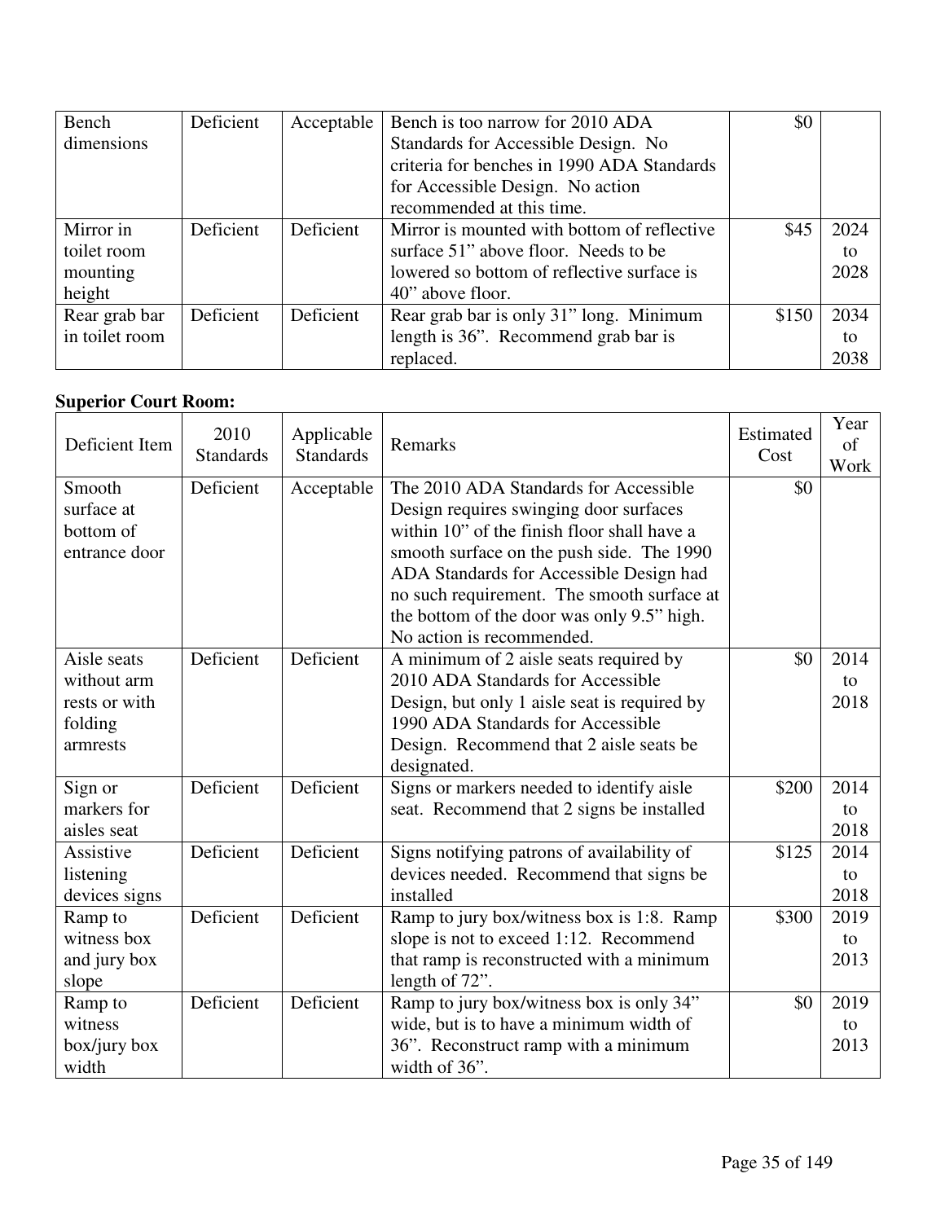| | | | | | |
|---|---|---|---|---|---|
| Bench dimensions | Deficient | Acceptable | Bench is too narrow for 2010 ADA Standards for Accessible Design. No criteria for benches in 1990 ADA Standards for Accessible Design. No action recommended at this time. | $0 | |
| Mirror in toilet room mounting height | Deficient | Deficient | Mirror is mounted with bottom of reflective surface 51" above floor. Needs to be lowered so bottom of reflective surface is 40" above floor. | $45 | 2024 to 2028 |
| Rear grab bar in toilet room | Deficient | Deficient | Rear grab bar is only 31" long. Minimum length is 36". Recommend grab bar is replaced. | $150 | 2034 to 2038 |

**Superior Court Room:**

| Deficient Item | 2010 Standards | Applicable Standards | Remarks | Estimated Cost | Year of Work |
|---|---|---|---|---|---|
| Smooth surface at bottom of entrance door | Deficient | Acceptable | The 2010 ADA Standards for Accessible Design requires swinging door surfaces within 10" of the finish floor shall have a smooth surface on the push side. The 1990 ADA Standards for Accessible Design had no such requirement. The smooth surface at the bottom of the door was only 9.5" high. No action is recommended. | $0 | |
| Aisle seats without arm rests or with folding armrests | Deficient | Deficient | A minimum of 2 aisle seats required by 2010 ADA Standards for Accessible Design, but only 1 aisle seat is required by 1990 ADA Standards for Accessible Design. Recommend that 2 aisle seats be designated. | $0 | 2014 to 2018 |
| Sign or markers for aisles seat | Deficient | Deficient | Signs or markers needed to identify aisle seat. Recommend that 2 signs be installed | $200 | 2014 to 2018 |
| Assistive listening devices signs | Deficient | Deficient | Signs notifying patrons of availability of devices needed. Recommend that signs be installed | $125 | 2014 to 2018 |
| Ramp to witness box and jury box slope | Deficient | Deficient | Ramp to jury box/witness box is 1:8. Ramp slope is not to exceed 1:12. Recommend that ramp is reconstructed with a minimum length of 72". | $300 | 2019 to 2013 |
| Ramp to witness box/jury box width | Deficient | Deficient | Ramp to jury box/witness box is only 34" wide, but is to have a minimum width of 36". Reconstruct ramp with a minimum width of 36". | $0 | 2019 to 2013 |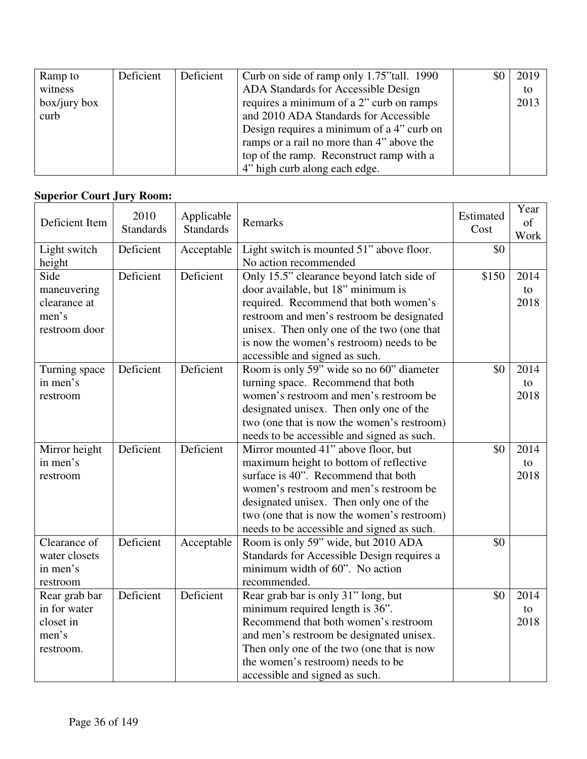| Ramp to witness box/jury box curb | Deficient | Deficient | Curb on side of ramp only 1.75"tall. 1990 ADA Standards for Accessible Design requires a minimum of a 2" curb on ramps and 2010 ADA Standards for Accessible Design requires a minimum of a 4" curb on ramps or a rail no more than 4" above the top of the ramp. Reconstruct ramp with a 4" high curb along each edge. | $0 | 2019 to 2013 |
|---|---|---|---|---|---|

**Superior Court Jury Room:**

| Deficient Item | 2010 Standards | Applicable Standards | Remarks | Estimated Cost | Year of Work |
|---|---|---|---|---|---|
| Light switch height | Deficient | Acceptable | Light switch is mounted 51" above floor. No action recommended | $0 | |
| Side maneuvering clearance at men's restroom door | Deficient | Deficient | Only 15.5" clearance beyond latch side of door available, but 18" minimum is required. Recommend that both women's restroom and men's restroom be designated unisex. Then only one of the two (one that is now the women's restroom) needs to be accessible and signed as such. | $150 | 2014 to 2018 |
| Turning space in men's restroom | Deficient | Deficient | Room is only 59" wide so no 60" diameter turning space. Recommend that both women's restroom and men's restroom be designated unisex. Then only one of the two (one that is now the women's restroom) needs to be accessible and signed as such. | $0 | 2014 to 2018 |
| Mirror height in men's restroom | Deficient | Deficient | Mirror mounted 41" above floor, but maximum height to bottom of reflective surface is 40". Recommend that both women's restroom and men's restroom be designated unisex. Then only one of the two (one that is now the women's restroom) needs to be accessible and signed as such. | $0 | 2014 to 2018 |
| Clearance of water closets in men's restroom | Deficient | Acceptable | Room is only 59" wide, but 2010 ADA Standards for Accessible Design requires a minimum width of 60". No action recommended. | $0 | |
| Rear grab bar in for water closet in men's restroom. | Deficient | Deficient | Rear grab bar is only 31" long, but minimum required length is 36". Recommend that both women's restroom and men's restroom be designated unisex. Then only one of the two (one that is now the women's restroom) needs to be accessible and signed as such. | $0 | 2014 to 2018 |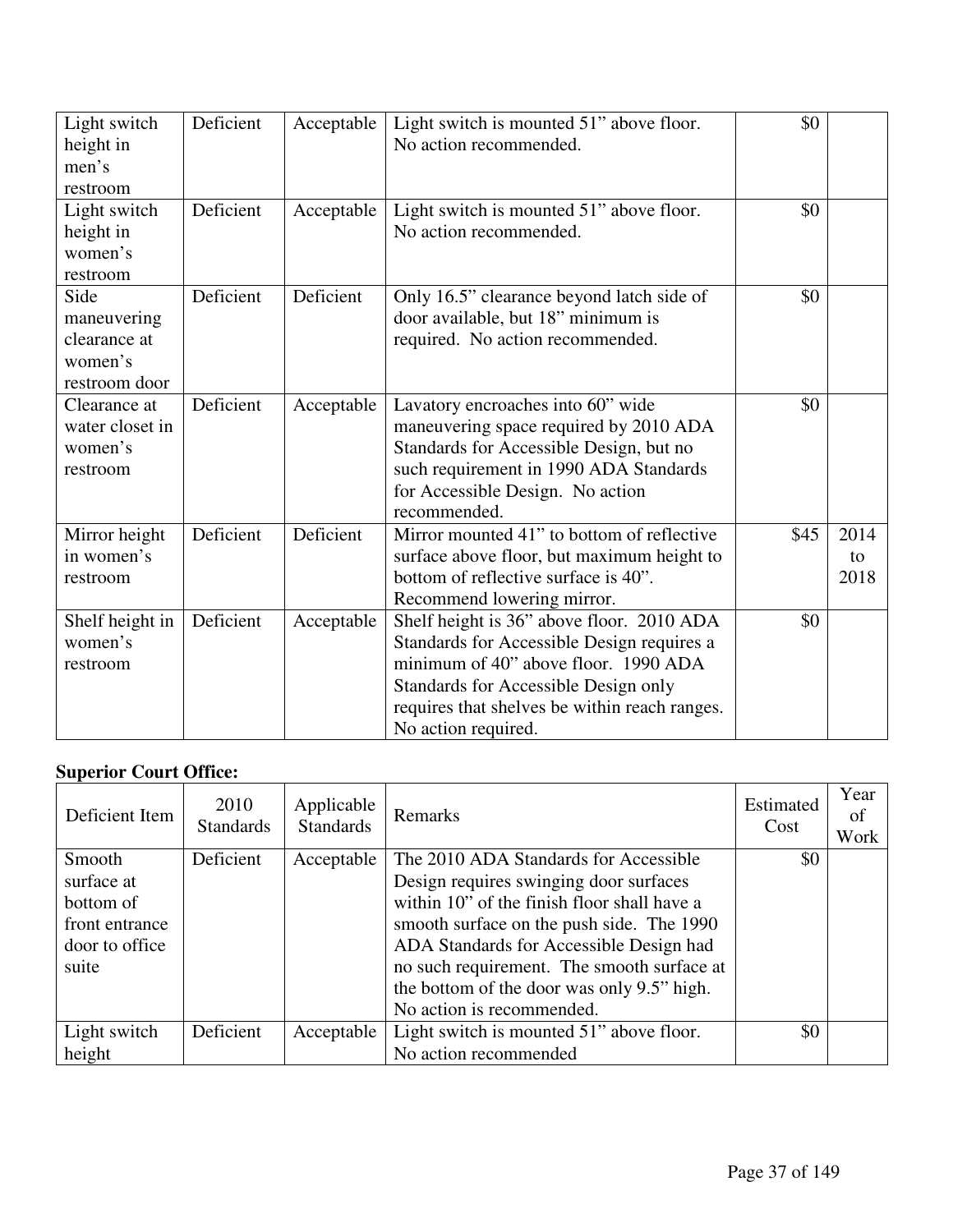| Light switch height in men's restroom | Deficient | Acceptable | Light switch is mounted 51" above floor. No action recommended. | $0 | |
|---|---|---|---|---|---|
| Light switch height in women's restroom | Deficient | Acceptable | Light switch is mounted 51" above floor. No action recommended. | $0 | |
| Side maneuvering clearance at women's restroom door | Deficient | Deficient | Only 16.5" clearance beyond latch side of door available, but 18" minimum is required. No action recommended. | $0 | |
| Clearance at water closet in women's restroom | Deficient | Acceptable | Lavatory encroaches into 60" wide maneuvering space required by 2010 ADA Standards for Accessible Design, but no such requirement in 1990 ADA Standards for Accessible Design. No action recommended. | $0 | |
| Mirror height in women's restroom | Deficient | Deficient | Mirror mounted 41" to bottom of reflective surface above floor, but maximum height to bottom of reflective surface is 40". Recommend lowering mirror. | $45 | 2014 to 2018 |
| Shelf height in women's restroom | Deficient | Acceptable | Shelf height is 36" above floor. 2010 ADA Standards for Accessible Design requires a minimum of 40" above floor. 1990 ADA Standards for Accessible Design only requires that shelves be within reach ranges. No action required. | $0 | |

**Superior Court Office:**

| Deficient Item | 2010 Standards | Applicable Standards | Remarks | Estimated Cost | Year of Work |
|---|---|---|---|---|---|
| Smooth surface at bottom of front entrance door to office suite | Deficient | Acceptable | The 2010 ADA Standards for Accessible Design requires swinging door surfaces within 10" of the finish floor shall have a smooth surface on the push side. The 1990 ADA Standards for Accessible Design had no such requirement. The smooth surface at the bottom of the door was only 9.5" high. No action is recommended. | $0 | |
| Light switch height | Deficient | Acceptable | Light switch is mounted 51" above floor. No action recommended | $0 | |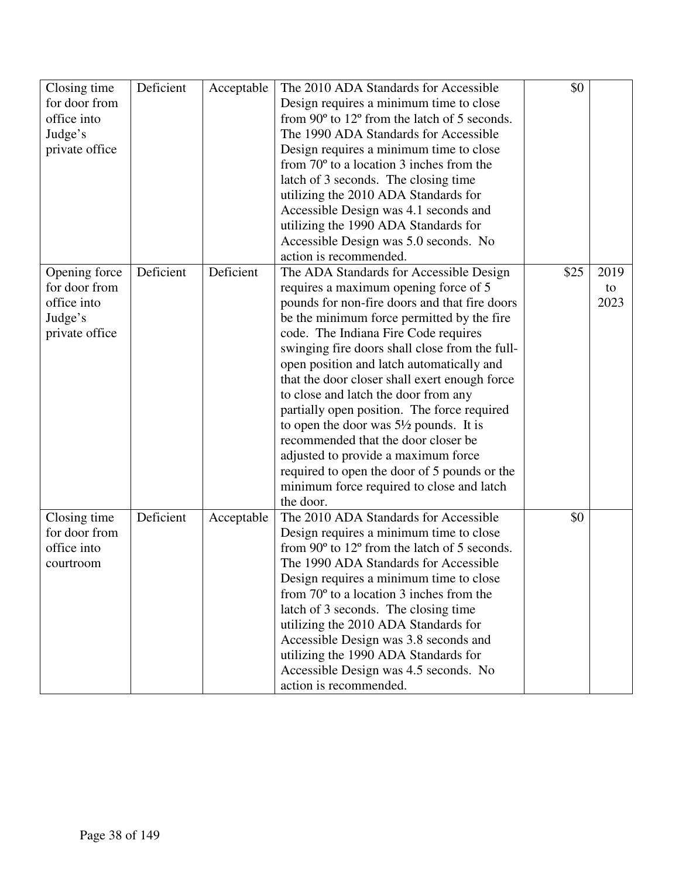| | | | | | |
|---|---|---|---|---|---|
| Closing time for door from office into Judge's private office | Deficient | Acceptable | The 2010 ADA Standards for Accessible Design requires a minimum time to close from 90º to 12º from the latch of 5 seconds. The 1990 ADA Standards for Accessible Design requires a minimum time to close from 70º to a location 3 inches from the latch of 3 seconds. The closing time utilizing the 2010 ADA Standards for Accessible Design was 4.1 seconds and utilizing the 1990 ADA Standards for Accessible Design was 5.0 seconds. No action is recommended. | $0 | |
| Opening force for door from office into Judge's private office | Deficient | Deficient | The ADA Standards for Accessible Design requires a maximum opening force of 5 pounds for non-fire doors and that fire doors be the minimum force permitted by the fire code. The Indiana Fire Code requires swinging fire doors shall close from the full-open position and latch automatically and that the door closer shall exert enough force to close and latch the door from any partially open position. The force required to open the door was 5½ pounds. It is recommended that the door closer be adjusted to provide a maximum force required to open the door of 5 pounds or the minimum force required to close and latch the door. | $25 | 2019 to 2023 |
| Closing time for door from office into courtroom | Deficient | Acceptable | The 2010 ADA Standards for Accessible Design requires a minimum time to close from 90º to 12º from the latch of 5 seconds. The 1990 ADA Standards for Accessible Design requires a minimum time to close from 70º to a location 3 inches from the latch of 3 seconds. The closing time utilizing the 2010 ADA Standards for Accessible Design was 3.8 seconds and utilizing the 1990 ADA Standards for Accessible Design was 4.5 seconds. No action is recommended. | $0 | |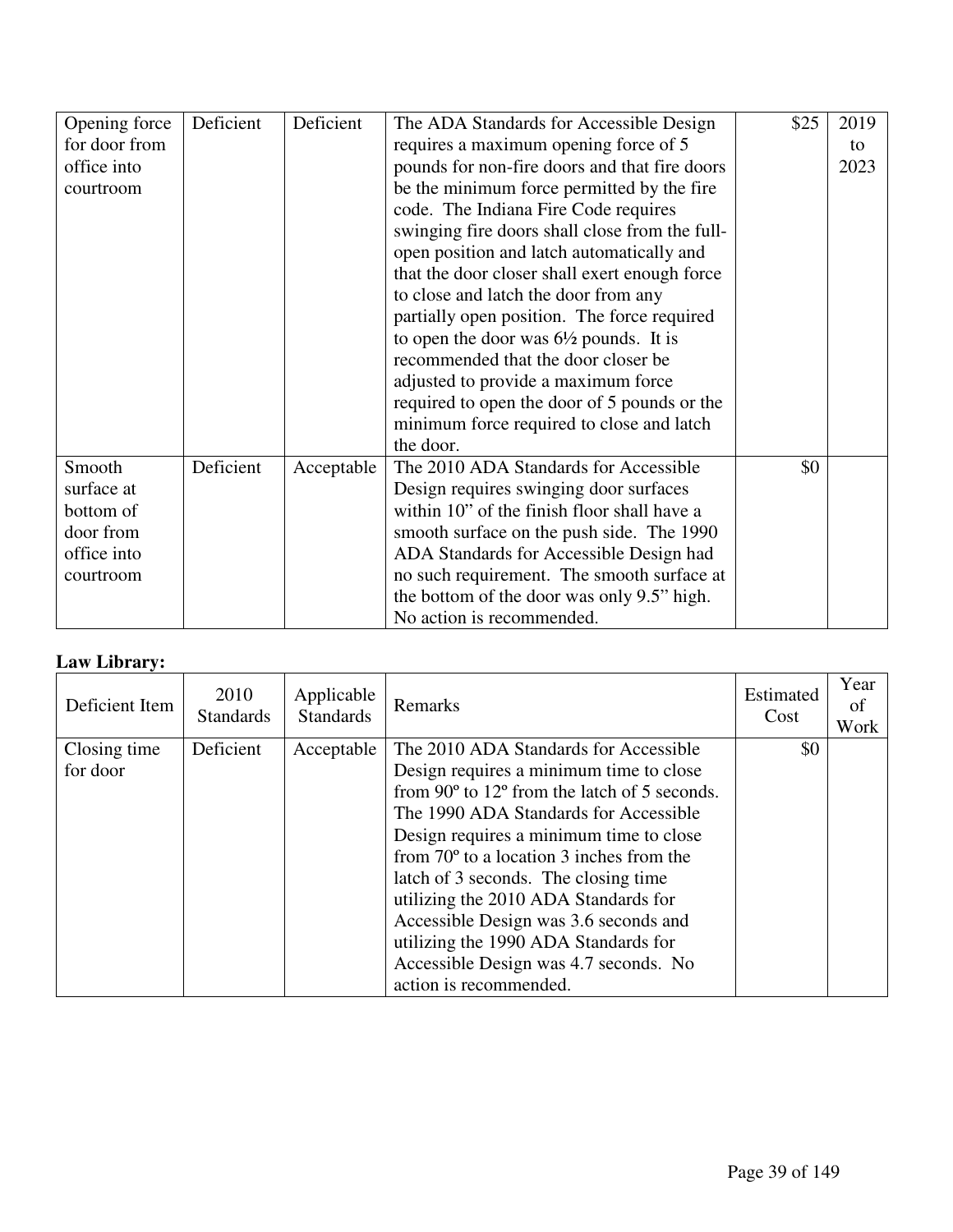| Opening force for door from office into courtroom | Deficient | Deficient | The ADA Standards for Accessible Design requires a maximum opening force of 5 pounds for non-fire doors and that fire doors be the minimum force permitted by the fire code. The Indiana Fire Code requires swinging fire doors shall close from the full-open position and latch automatically and that the door closer shall exert enough force to close and latch the door from any partially open position. The force required to open the door was 6½ pounds. It is recommended that the door closer be adjusted to provide a maximum force required to open the door of 5 pounds or the minimum force required to close and latch the door. | $25 | 2019 to 2023 |
|---|---|---|---|---|---|
| Smooth surface at bottom of door from office into courtroom | Deficient | Acceptable | The 2010 ADA Standards for Accessible Design requires swinging door surfaces within 10" of the finish floor shall have a smooth surface on the push side. The 1990 ADA Standards for Accessible Design had no such requirement. The smooth surface at the bottom of the door was only 9.5" high. No action is recommended. | $0 | |

**Law Library:**

| Deficient Item | 2010 Standards | Applicable Standards | Remarks | Estimated Cost | Year of Work |
|---|---|---|---|---|---|
| Closing time for door | Deficient | Acceptable | The 2010 ADA Standards for Accessible Design requires a minimum time to close from 90º to 12º from the latch of 5 seconds. The 1990 ADA Standards for Accessible Design requires a minimum time to close from 70º to a location 3 inches from the latch of 3 seconds. The closing time utilizing the 2010 ADA Standards for Accessible Design was 3.6 seconds and utilizing the 1990 ADA Standards for Accessible Design was 4.7 seconds. No action is recommended. | $0 | |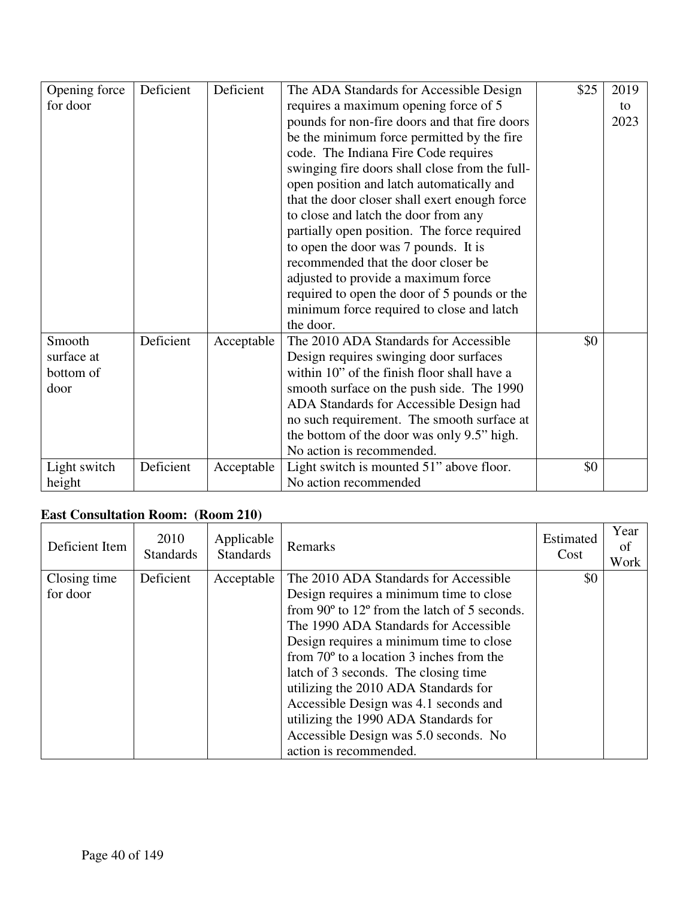| Opening force for door | Deficient | Deficient | The ADA Standards for Accessible Design requires a maximum opening force of 5 pounds for non-fire doors and that fire doors be the minimum force permitted by the fire code. The Indiana Fire Code requires swinging fire doors shall close from the full-open position and latch automatically and that the door closer shall exert enough force to close and latch the door from any partially open position. The force required to open the door was 7 pounds. It is recommended that the door closer be adjusted to provide a maximum force required to open the door of 5 pounds or the minimum force required to close and latch the door. | $25 | 2019 to 2023 |
|---|---|---|---|---|---|
| Smooth surface at bottom of door | Deficient | Acceptable | The 2010 ADA Standards for Accessible Design requires swinging door surfaces within 10" of the finish floor shall have a smooth surface on the push side. The 1990 ADA Standards for Accessible Design had no such requirement. The smooth surface at the bottom of the door was only 9.5" high. No action is recommended. | $0 | |
| Light switch height | Deficient | Acceptable | Light switch is mounted 51" above floor. No action recommended | $0 | |

**East Consultation Room: (Room 210)**

| Deficient Item | 2010 Standards | Applicable Standards | Remarks | Estimated Cost | Year of Work |
|---|---|---|---|---|---|
| Closing time for door | Deficient | Acceptable | The 2010 ADA Standards for Accessible Design requires a minimum time to close from 90º to 12º from the latch of 5 seconds. The 1990 ADA Standards for Accessible Design requires a minimum time to close from 70º to a location 3 inches from the latch of 3 seconds. The closing time utilizing the 2010 ADA Standards for Accessible Design was 4.1 seconds and utilizing the 1990 ADA Standards for Accessible Design was 5.0 seconds. No action is recommended. | $0 | |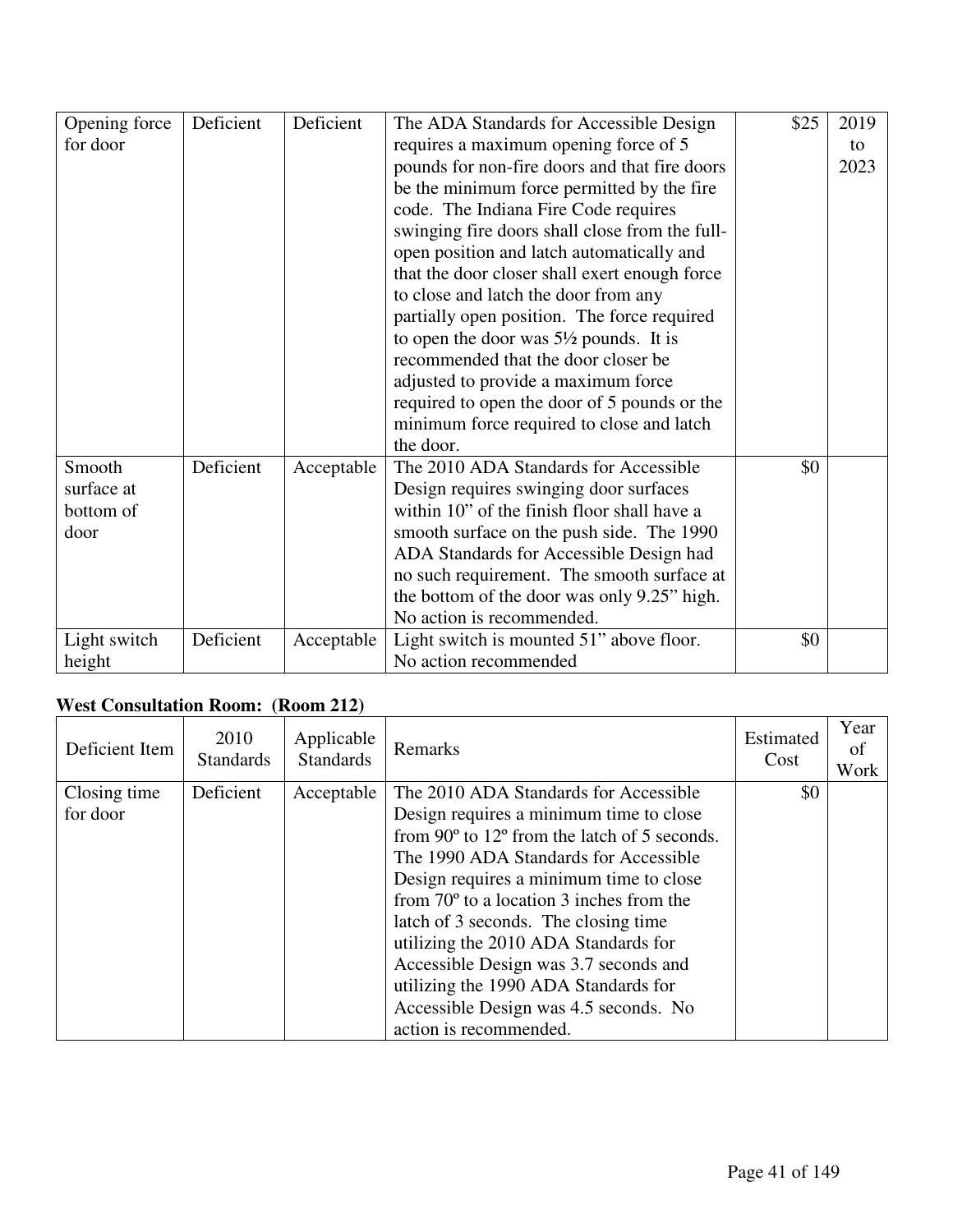| Opening force for door | Deficient | Deficient | The ADA Standards for Accessible Design requires a maximum opening force of 5 pounds for non-fire doors and that fire doors be the minimum force permitted by the fire code. The Indiana Fire Code requires swinging fire doors shall close from the full-open position and latch automatically and that the door closer shall exert enough force to close and latch the door from any partially open position. The force required to open the door was 5½ pounds. It is recommended that the door closer be adjusted to provide a maximum force required to open the door of 5 pounds or the minimum force required to close and latch the door. | $25 | 2019 to 2023 |
|---|---|---|---|---|---|
| Smooth surface at bottom of door | Deficient | Acceptable | The 2010 ADA Standards for Accessible Design requires swinging door surfaces within 10" of the finish floor shall have a smooth surface on the push side. The 1990 ADA Standards for Accessible Design had no such requirement. The smooth surface at the bottom of the door was only 9.25" high. No action is recommended. | $0 | |
| Light switch height | Deficient | Acceptable | Light switch is mounted 51" above floor. No action recommended | $0 | |

**West Consultation Room: (Room 212)**

| Deficient Item | 2010 Standards | Applicable Standards | Remarks | Estimated Cost | Year of Work |
|---|---|---|---|---|---|
| Closing time for door | Deficient | Acceptable | The 2010 ADA Standards for Accessible Design requires a minimum time to close from 90º to 12º from the latch of 5 seconds. The 1990 ADA Standards for Accessible Design requires a minimum time to close from 70º to a location 3 inches from the latch of 3 seconds. The closing time utilizing the 2010 ADA Standards for Accessible Design was 3.7 seconds and utilizing the 1990 ADA Standards for Accessible Design was 4.5 seconds. No action is recommended. | $0 | |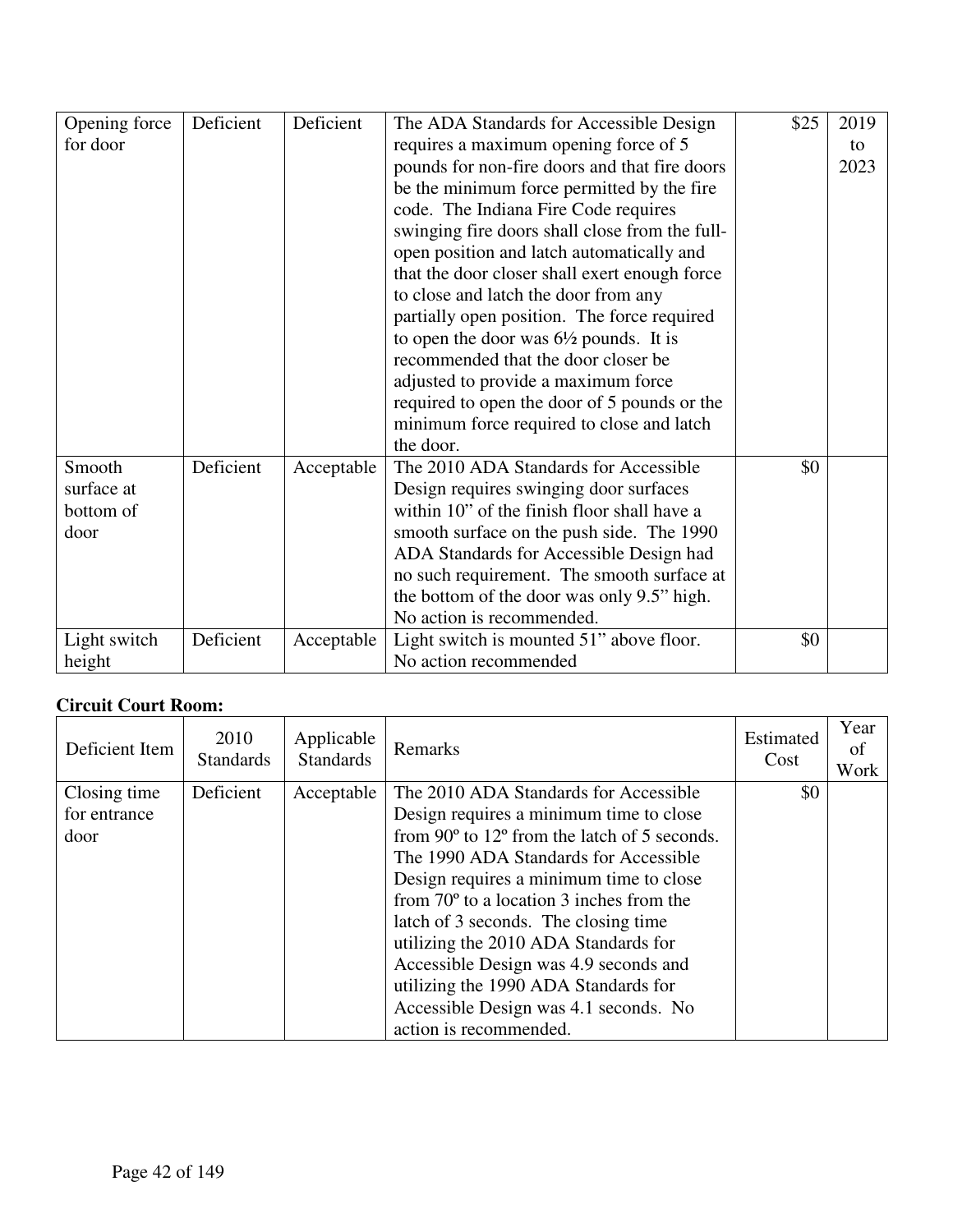| Opening force for door | Deficient | Deficient | The ADA Standards for Accessible Design requires a maximum opening force of 5 pounds for non-fire doors and that fire doors be the minimum force permitted by the fire code. The Indiana Fire Code requires swinging fire doors shall close from the full-open position and latch automatically and that the door closer shall exert enough force to close and latch the door from any partially open position. The force required to open the door was 6½ pounds. It is recommended that the door closer be adjusted to provide a maximum force required to open the door of 5 pounds or the minimum force required to close and latch the door. | $25 | 2019 to 2023 |
|---|---|---|---|---|---|
| Smooth surface at bottom of door | Deficient | Acceptable | The 2010 ADA Standards for Accessible Design requires swinging door surfaces within 10" of the finish floor shall have a smooth surface on the push side. The 1990 ADA Standards for Accessible Design had no such requirement. The smooth surface at the bottom of the door was only 9.5" high. No action is recommended. | $0 | |
| Light switch height | Deficient | Acceptable | Light switch is mounted 51" above floor. No action recommended | $0 | |

**Circuit Court Room:**

| Deficient Item | 2010 Standards | Applicable Standards | Remarks | Estimated Cost | Year of Work |
|---|---|---|---|---|---|
| Closing time for entrance door | Deficient | Acceptable | The 2010 ADA Standards for Accessible Design requires a minimum time to close from 90º to 12º from the latch of 5 seconds. The 1990 ADA Standards for Accessible Design requires a minimum time to close from 70º to a location 3 inches from the latch of 3 seconds. The closing time utilizing the 2010 ADA Standards for Accessible Design was 4.9 seconds and utilizing the 1990 ADA Standards for Accessible Design was 4.1 seconds. No action is recommended. | $0 | |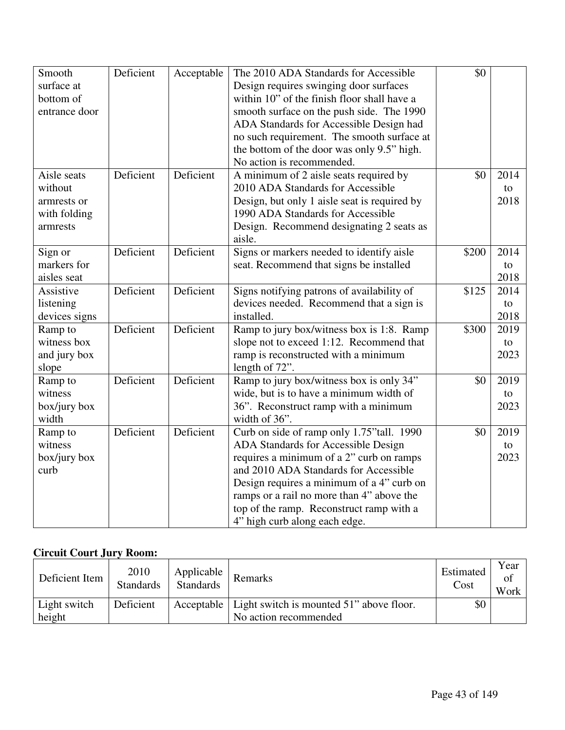| Deficient Item | 2010 Standards | Applicable Standards | Remarks | Estimated Cost | Year of Work |
|---|---|---|---|---|---|
| Smooth surface at bottom of entrance door | Deficient | Acceptable | The 2010 ADA Standards for Accessible Design requires swinging door surfaces within 10" of the finish floor shall have a smooth surface on the push side. The 1990 ADA Standards for Accessible Design had no such requirement. The smooth surface at the bottom of the door was only 9.5" high. No action is recommended. | $0 | |
| Aisle seats without armrests or with folding armrests | Deficient | Deficient | A minimum of 2 aisle seats required by 2010 ADA Standards for Accessible Design, but only 1 aisle seat is required by 1990 ADA Standards for Accessible Design. Recommend designating 2 seats as aisle. | $0 | 2014 to 2018 |
| Sign or markers for aisles seat | Deficient | Deficient | Signs or markers needed to identify aisle seat. Recommend that signs be installed | $200 | 2014 to 2018 |
| Assistive listening devices signs | Deficient | Deficient | Signs notifying patrons of availability of devices needed. Recommend that a sign is installed. | $125 | 2014 to 2018 |
| Ramp to witness box and jury box slope | Deficient | Deficient | Ramp to jury box/witness box is 1:8. Ramp slope not to exceed 1:12. Recommend that ramp is reconstructed with a minimum length of 72". | $300 | 2019 to 2023 |
| Ramp to witness box/jury box width | Deficient | Deficient | Ramp to jury box/witness box is only 34" wide, but is to have a minimum width of 36". Reconstruct ramp with a minimum width of 36". | $0 | 2019 to 2023 |
| Ramp to witness box/jury box curb | Deficient | Deficient | Curb on side of ramp only 1.75"tall. 1990 ADA Standards for Accessible Design requires a minimum of a 2" curb on ramps and 2010 ADA Standards for Accessible Design requires a minimum of a 4" curb on ramps or a rail no more than 4" above the top of the ramp. Reconstruct ramp with a 4" high curb along each edge. | $0 | 2019 to 2023 |

**Circuit Court Jury Room:**

| Deficient Item | 2010 Standards | Applicable Standards | Remarks | Estimated Cost | Year of Work |
|---|---|---|---|---|---|
| Light switch height | Deficient | Acceptable | Light switch is mounted 51" above floor. No action recommended | $0 | |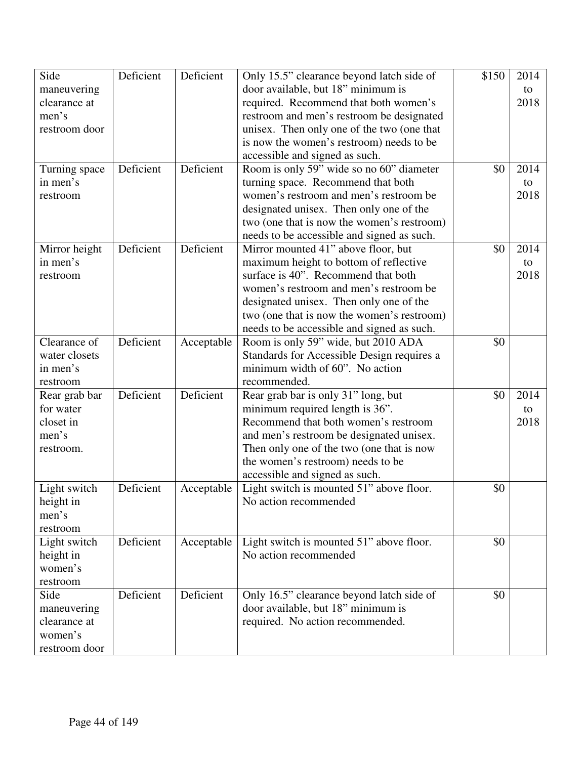| Side maneuvering clearance at men's restroom door | Deficient | Deficient | Only 15.5" clearance beyond latch side of door available, but 18" minimum is required. Recommend that both women's restroom and men's restroom be designated unisex. Then only one of the two (one that is now the women's restroom) needs to be accessible and signed as such. | $150 | 2014 to 2018 |
|---|---|---|---|---|---|
| Turning space in men's restroom | Deficient | Deficient | Room is only 59" wide so no 60" diameter turning space. Recommend that both women's restroom and men's restroom be designated unisex. Then only one of the two (one that is now the women's restroom) needs to be accessible and signed as such. | $0 | 2014 to 2018 |
| Mirror height in men's restroom | Deficient | Deficient | Mirror mounted 41" above floor, but maximum height to bottom of reflective surface is 40". Recommend that both women's restroom and men's restroom be designated unisex. Then only one of the two (one that is now the women's restroom) needs to be accessible and signed as such. | $0 | 2014 to 2018 |
| Clearance of water closets in men's restroom | Deficient | Acceptable | Room is only 59" wide, but 2010 ADA Standards for Accessible Design requires a minimum width of 60". No action recommended. | $0 | |
| Rear grab bar for water closet in men's restroom. | Deficient | Deficient | Rear grab bar is only 31" long, but minimum required length is 36". Recommend that both women's restroom and men's restroom be designated unisex. Then only one of the two (one that is now the women's restroom) needs to be accessible and signed as such. | $0 | 2014 to 2018 |
| Light switch height in men's restroom | Deficient | Acceptable | Light switch is mounted 51" above floor. No action recommended | $0 | |
| Light switch height in women's restroom | Deficient | Acceptable | Light switch is mounted 51" above floor. No action recommended | $0 | |
| Side maneuvering clearance at women's restroom door | Deficient | Deficient | Only 16.5" clearance beyond latch side of door available, but 18" minimum is required. No action recommended. | $0 | |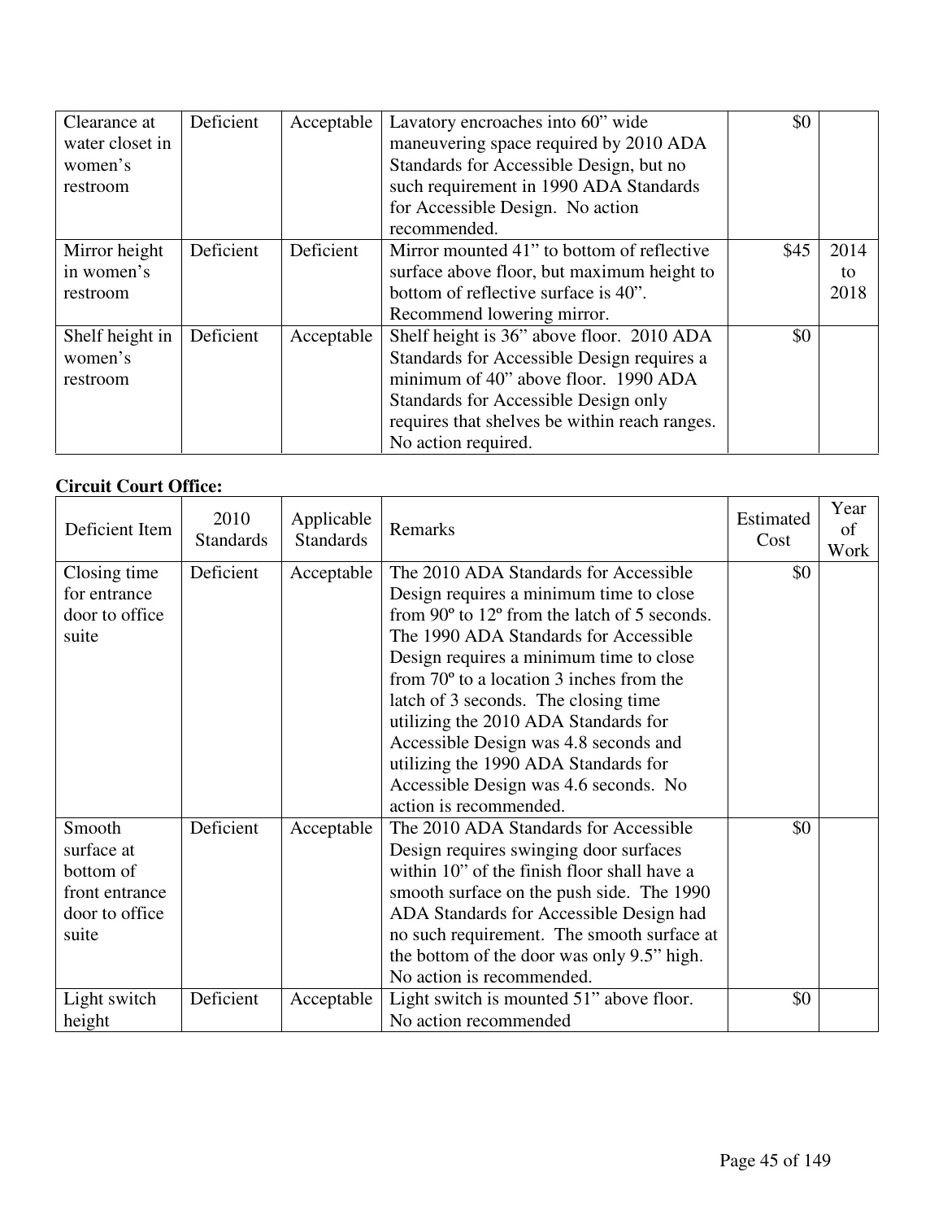| Clearance at water closet in women's restroom | Deficient | Acceptable | Lavatory encroaches into 60" wide maneuvering space required by 2010 ADA Standards for Accessible Design, but no such requirement in 1990 ADA Standards for Accessible Design. No action recommended. | $0 | |
|---|---|---|---|---|---|
| Mirror height in women's restroom | Deficient | Deficient | Mirror mounted 41" to bottom of reflective surface above floor, but maximum height to bottom of reflective surface is 40". Recommend lowering mirror. | $45 | 2014 to 2018 |
| Shelf height in women's restroom | Deficient | Acceptable | Shelf height is 36" above floor. 2010 ADA Standards for Accessible Design requires a minimum of 40" above floor. 1990 ADA Standards for Accessible Design only requires that shelves be within reach ranges. No action required. | $0 | |

**Circuit Court Office:**

| Deficient Item | 2010 Standards | Applicable Standards | Remarks | Estimated Cost | Year of Work |
|---|---|---|---|---|---|
| Closing time for entrance door to office suite | Deficient | Acceptable | The 2010 ADA Standards for Accessible Design requires a minimum time to close from 90º to 12º from the latch of 5 seconds. The 1990 ADA Standards for Accessible Design requires a minimum time to close from 70º to a location 3 inches from the latch of 3 seconds. The closing time utilizing the 2010 ADA Standards for Accessible Design was 4.8 seconds and utilizing the 1990 ADA Standards for Accessible Design was 4.6 seconds. No action is recommended. | $0 | |
| Smooth surface at bottom of front entrance door to office suite | Deficient | Acceptable | The 2010 ADA Standards for Accessible Design requires swinging door surfaces within 10" of the finish floor shall have a smooth surface on the push side. The 1990 ADA Standards for Accessible Design had no such requirement. The smooth surface at the bottom of the door was only 9.5" high. No action is recommended. | $0 | |
| Light switch height | Deficient | Acceptable | Light switch is mounted 51" above floor. No action recommended | $0 | |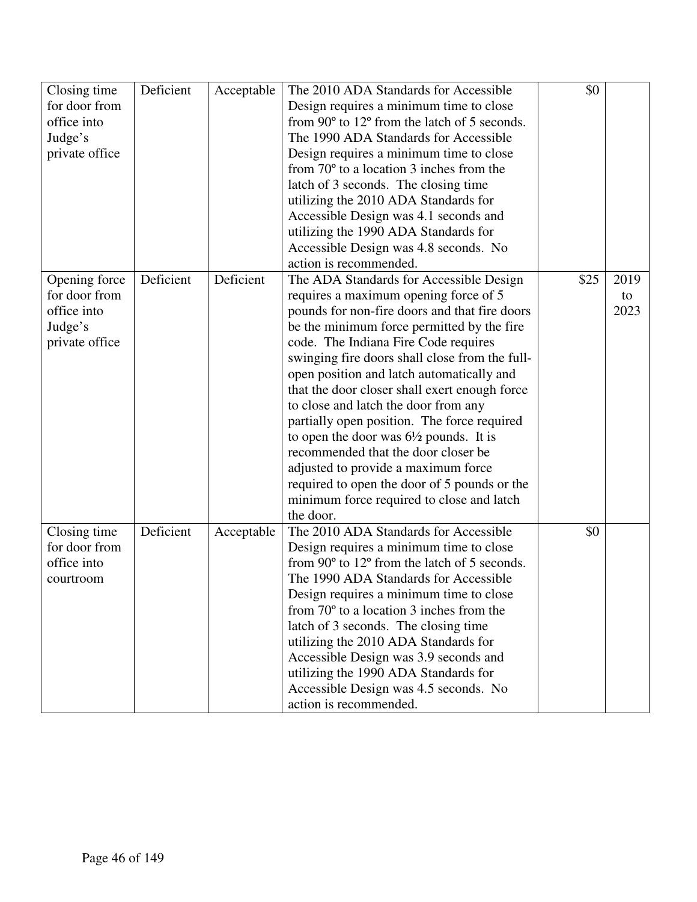| | | | | | |
|---|---|---|---|---|---|
| Closing time for door from office into Judge's private office | Deficient | Acceptable | The 2010 ADA Standards for Accessible Design requires a minimum time to close from 90º to 12º from the latch of 5 seconds. The 1990 ADA Standards for Accessible Design requires a minimum time to close from 70º to a location 3 inches from the latch of 3 seconds. The closing time utilizing the 2010 ADA Standards for Accessible Design was 4.1 seconds and utilizing the 1990 ADA Standards for Accessible Design was 4.8 seconds. No action is recommended. | $0 | |
| Opening force for door from office into Judge's private office | Deficient | Deficient | The ADA Standards for Accessible Design requires a maximum opening force of 5 pounds for non-fire doors and that fire doors be the minimum force permitted by the fire code. The Indiana Fire Code requires swinging fire doors shall close from the full-open position and latch automatically and that the door closer shall exert enough force to close and latch the door from any partially open position. The force required to open the door was 6½ pounds. It is recommended that the door closer be adjusted to provide a maximum force required to open the door of 5 pounds or the minimum force required to close and latch the door. | $25 | 2019 to 2023 |
| Closing time for door from office into courtroom | Deficient | Acceptable | The 2010 ADA Standards for Accessible Design requires a minimum time to close from 90º to 12º from the latch of 5 seconds. The 1990 ADA Standards for Accessible Design requires a minimum time to close from 70º to a location 3 inches from the latch of 3 seconds. The closing time utilizing the 2010 ADA Standards for Accessible Design was 3.9 seconds and utilizing the 1990 ADA Standards for Accessible Design was 4.5 seconds. No action is recommended. | $0 | |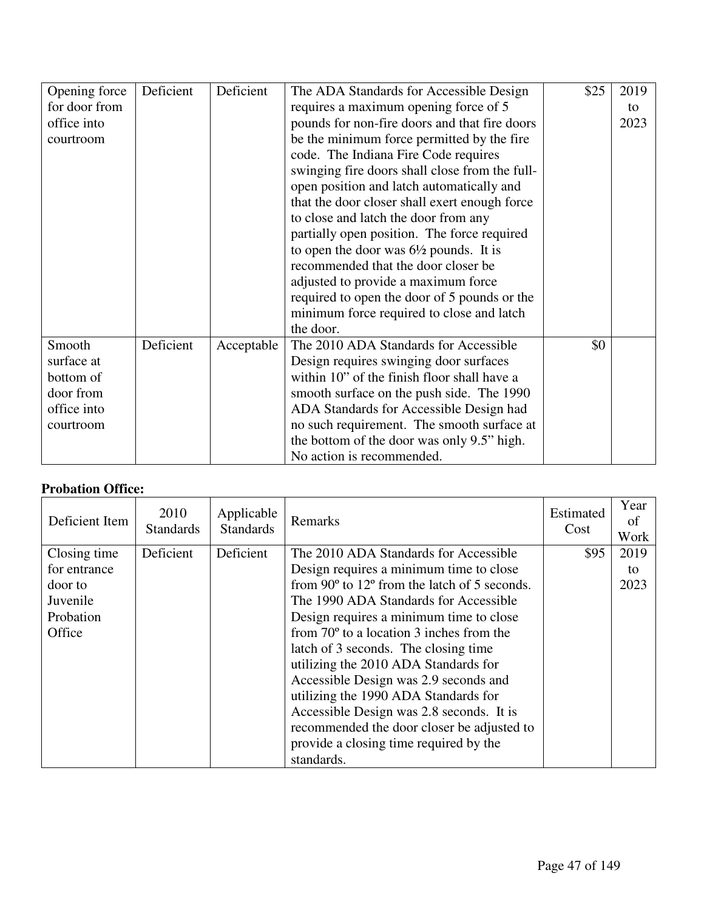| Opening force for door from office into courtroom | Deficient | Deficient | The ADA Standards for Accessible Design requires a maximum opening force of 5 pounds for non-fire doors and that fire doors be the minimum force permitted by the fire code. The Indiana Fire Code requires swinging fire doors shall close from the full-open position and latch automatically and that the door closer shall exert enough force to close and latch the door from any partially open position. The force required to open the door was 6½ pounds. It is recommended that the door closer be adjusted to provide a maximum force required to open the door of 5 pounds or the minimum force required to close and latch the door. | $25 | 2019 to 2023 |
|---|---|---|---|---|---|
| Smooth surface at bottom of door from office into courtroom | Deficient | Acceptable | The 2010 ADA Standards for Accessible Design requires swinging door surfaces within 10" of the finish floor shall have a smooth surface on the push side. The 1990 ADA Standards for Accessible Design had no such requirement. The smooth surface at the bottom of the door was only 9.5" high. No action is recommended. | $0 | |

**Probation Office:**

| Deficient Item | 2010 Standards | Applicable Standards | Remarks | Estimated Cost | Year of Work |
|---|---|---|---|---|---|
| Closing time for entrance door to Juvenile Probation Office | Deficient | Deficient | The 2010 ADA Standards for Accessible Design requires a minimum time to close from 90º to 12º from the latch of 5 seconds. The 1990 ADA Standards for Accessible Design requires a minimum time to close from 70º to a location 3 inches from the latch of 3 seconds. The closing time utilizing the 2010 ADA Standards for Accessible Design was 2.9 seconds and utilizing the 1990 ADA Standards for Accessible Design was 2.8 seconds. It is recommended the door closer be adjusted to provide a closing time required by the standards. | $95 | 2019 to 2023 |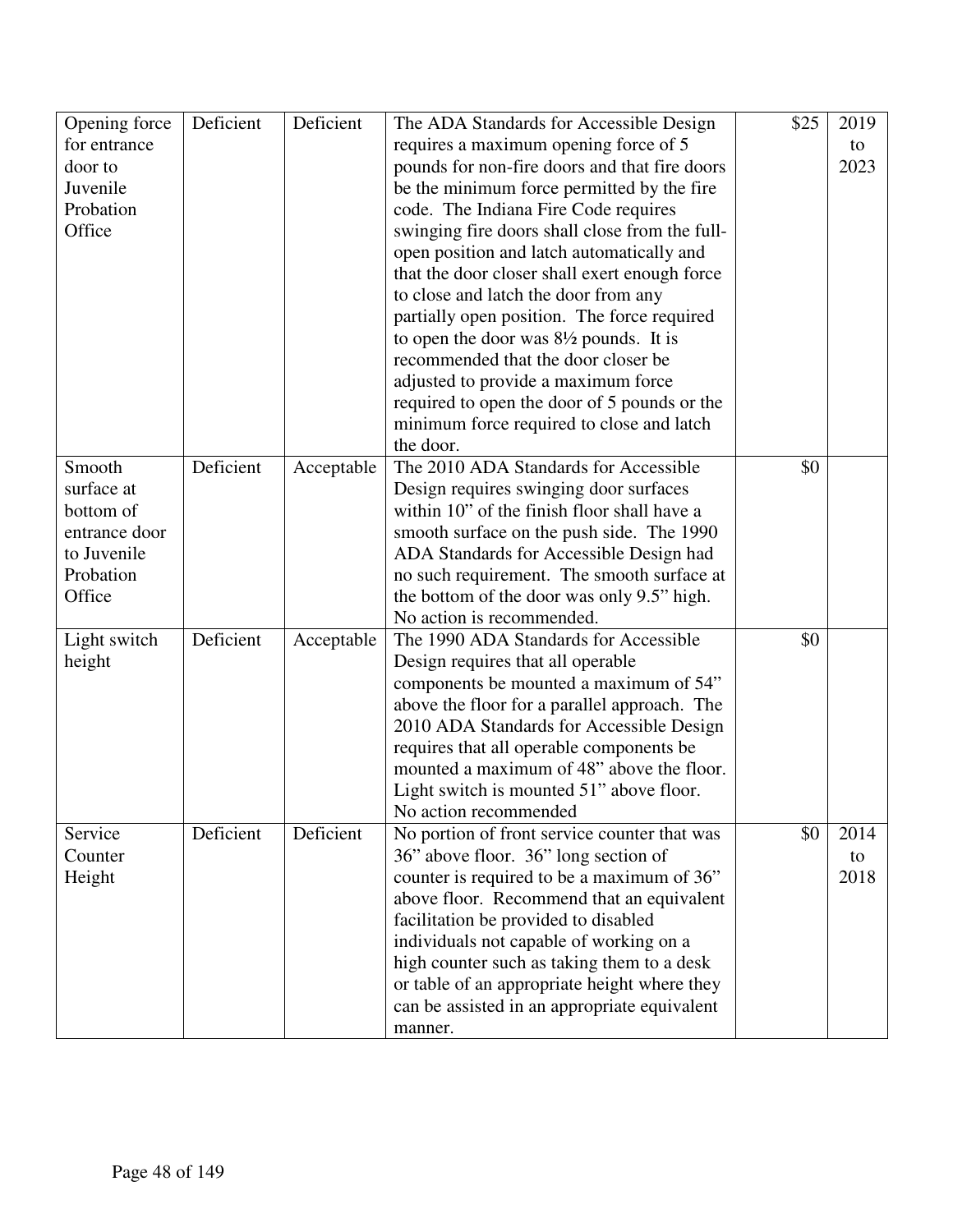| Opening force for entrance door to Juvenile Probation Office | Deficient | Deficient | The ADA Standards for Accessible Design requires a maximum opening force of 5 pounds for non-fire doors and that fire doors be the minimum force permitted by the fire code. The Indiana Fire Code requires swinging fire doors shall close from the full-open position and latch automatically and that the door closer shall exert enough force to close and latch the door from any partially open position. The force required to open the door was 8½ pounds. It is recommended that the door closer be adjusted to provide a maximum force required to open the door of 5 pounds or the minimum force required to close and latch the door. | $25 | 2019 to 2023 |
|---|---|---|---|---|---|
| Smooth surface at bottom of entrance door to Juvenile Probation Office | Deficient | Acceptable | The 2010 ADA Standards for Accessible Design requires swinging door surfaces within 10" of the finish floor shall have a smooth surface on the push side. The 1990 ADA Standards for Accessible Design had no such requirement. The smooth surface at the bottom of the door was only 9.5" high. No action is recommended. | $0 | |
| Light switch height | Deficient | Acceptable | The 1990 ADA Standards for Accessible Design requires that all operable components be mounted a maximum of 54" above the floor for a parallel approach. The 2010 ADA Standards for Accessible Design requires that all operable components be mounted a maximum of 48" above the floor. Light switch is mounted 51" above floor. No action recommended | $0 | |
| Service Counter Height | Deficient | Deficient | No portion of front service counter that was 36" above floor. 36" long section of counter is required to be a maximum of 36" above floor. Recommend that an equivalent facilitation be provided to disabled individuals not capable of working on a high counter such as taking them to a desk or table of an appropriate height where they can be assisted in an appropriate equivalent manner. | $0 | 2014 to 2018 |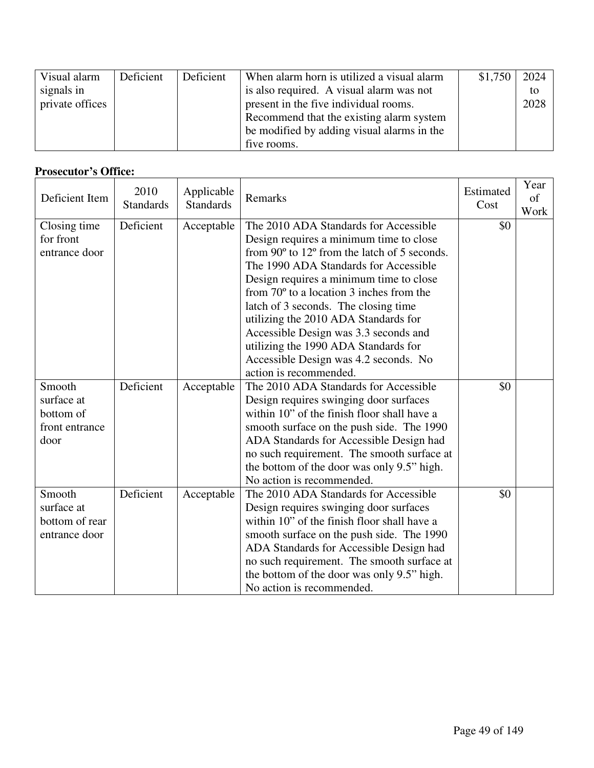| Visual alarm signals in private offices | Deficient | Deficient | When alarm horn is utilized a visual alarm is also required. A visual alarm was not present in the five individual rooms. Recommend that the existing alarm system be modified by adding visual alarms in the five rooms. | $1,750 | 2024 to 2028 |
|---|---|---|---|---|---|

**Prosecutor's Office:**

| Deficient Item | 2010 Standards | Applicable Standards | Remarks | Estimated Cost | Year of Work |
|---|---|---|---|---|---|
| Closing time for front entrance door | Deficient | Acceptable | The 2010 ADA Standards for Accessible Design requires a minimum time to close from 90º to 12º from the latch of 5 seconds. The 1990 ADA Standards for Accessible Design requires a minimum time to close from 70º to a location 3 inches from the latch of 3 seconds. The closing time utilizing the 2010 ADA Standards for Accessible Design was 3.3 seconds and utilizing the 1990 ADA Standards for Accessible Design was 4.2 seconds. No action is recommended. | $0 | |
| Smooth surface at bottom of front entrance door | Deficient | Acceptable | The 2010 ADA Standards for Accessible Design requires swinging door surfaces within 10" of the finish floor shall have a smooth surface on the push side. The 1990 ADA Standards for Accessible Design had no such requirement. The smooth surface at the bottom of the door was only 9.5" high. No action is recommended. | $0 | |
| Smooth surface at bottom of rear entrance door | Deficient | Acceptable | The 2010 ADA Standards for Accessible Design requires swinging door surfaces within 10" of the finish floor shall have a smooth surface on the push side. The 1990 ADA Standards for Accessible Design had no such requirement. The smooth surface at the bottom of the door was only 9.5" high. No action is recommended. | $0 | |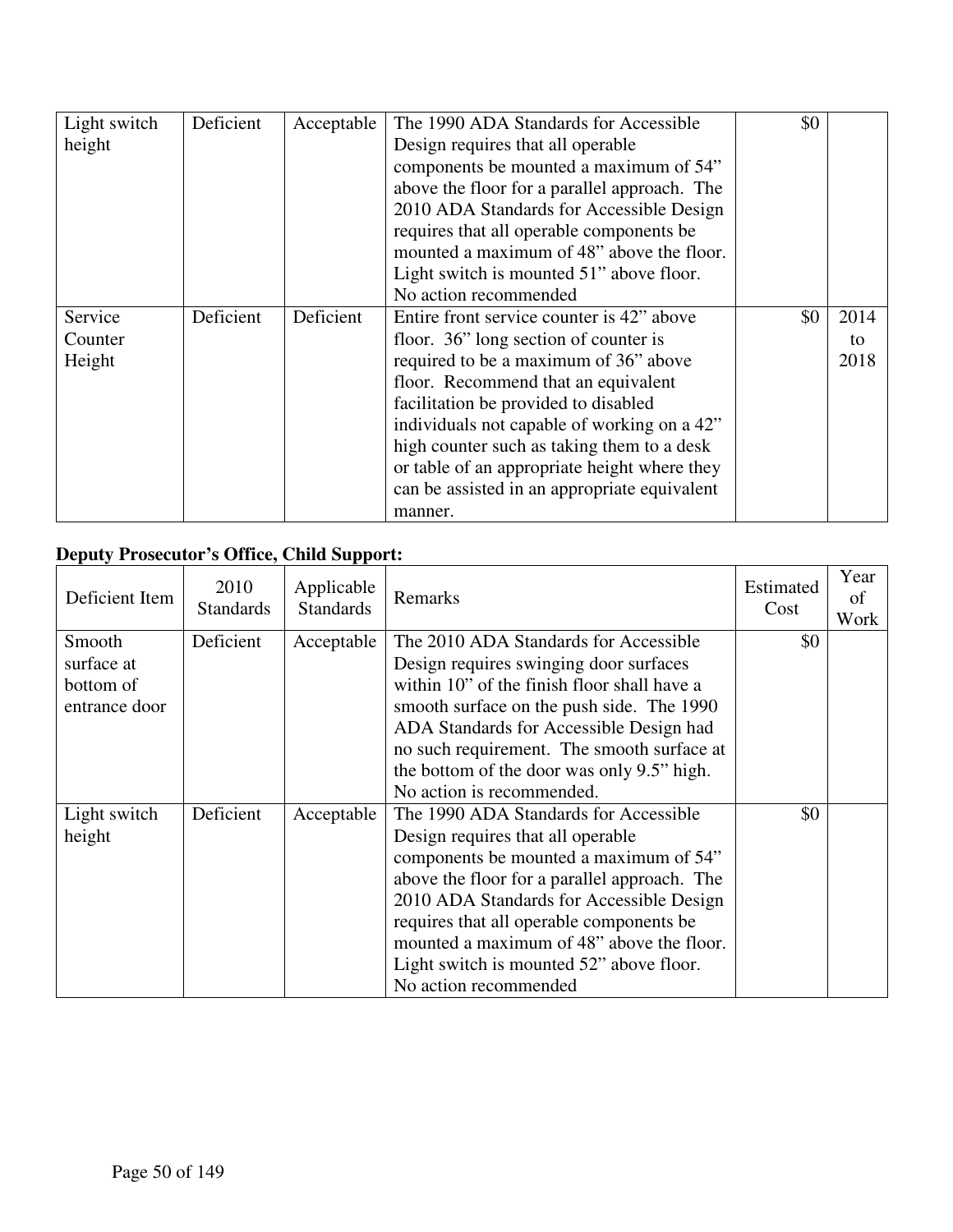| | | | | | |
|---|---|---|---|---|---|
| Light switch height | Deficient | Acceptable | The 1990 ADA Standards for Accessible Design requires that all operable components be mounted a maximum of 54" above the floor for a parallel approach. The 2010 ADA Standards for Accessible Design requires that all operable components be mounted a maximum of 48" above the floor. Light switch is mounted 51" above floor. No action recommended | $0 | |
| Service Counter Height | Deficient | Deficient | Entire front service counter is 42" above floor. 36" long section of counter is required to be a maximum of 36" above floor. Recommend that an equivalent facilitation be provided to disabled individuals not capable of working on a 42" high counter such as taking them to a desk or table of an appropriate height where they can be assisted in an appropriate equivalent manner. | $0 | 2014 to 2018 |

**Deputy Prosecutor's Office, Child Support:**

| Deficient Item | 2010 Standards | Applicable Standards | Remarks | Estimated Cost | Year of Work |
|---|---|---|---|---|---|
| Smooth surface at bottom of entrance door | Deficient | Acceptable | The 2010 ADA Standards for Accessible Design requires swinging door surfaces within 10" of the finish floor shall have a smooth surface on the push side. The 1990 ADA Standards for Accessible Design had no such requirement. The smooth surface at the bottom of the door was only 9.5" high. No action is recommended. | $0 | |
| Light switch height | Deficient | Acceptable | The 1990 ADA Standards for Accessible Design requires that all operable components be mounted a maximum of 54" above the floor for a parallel approach. The 2010 ADA Standards for Accessible Design requires that all operable components be mounted a maximum of 48" above the floor. Light switch is mounted 52" above floor. No action recommended | $0 | |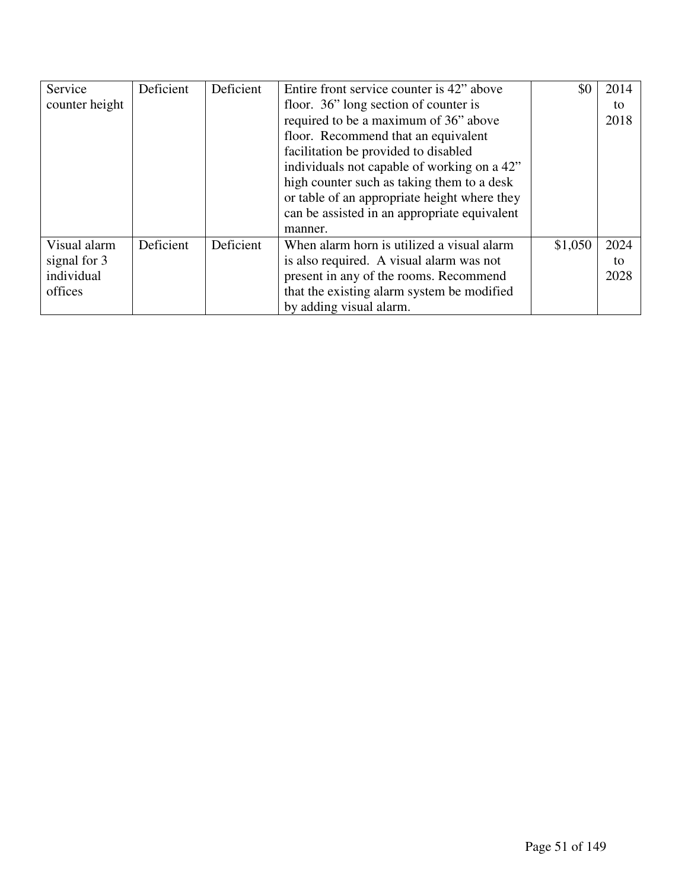| | | | | | |
|---|---|---|---|---|---|
| Service counter height | Deficient | Deficient | Entire front service counter is 42" above floor. 36" long section of counter is required to be a maximum of 36" above floor. Recommend that an equivalent facilitation be provided to disabled individuals not capable of working on a 42" high counter such as taking them to a desk or table of an appropriate height where they can be assisted in an appropriate equivalent manner. | $0 | 2014 to 2018 |
| Visual alarm signal for 3 individual offices | Deficient | Deficient | When alarm horn is utilized a visual alarm is also required. A visual alarm was not present in any of the rooms. Recommend that the existing alarm system be modified by adding visual alarm. | $1,050 | 2024 to 2028 |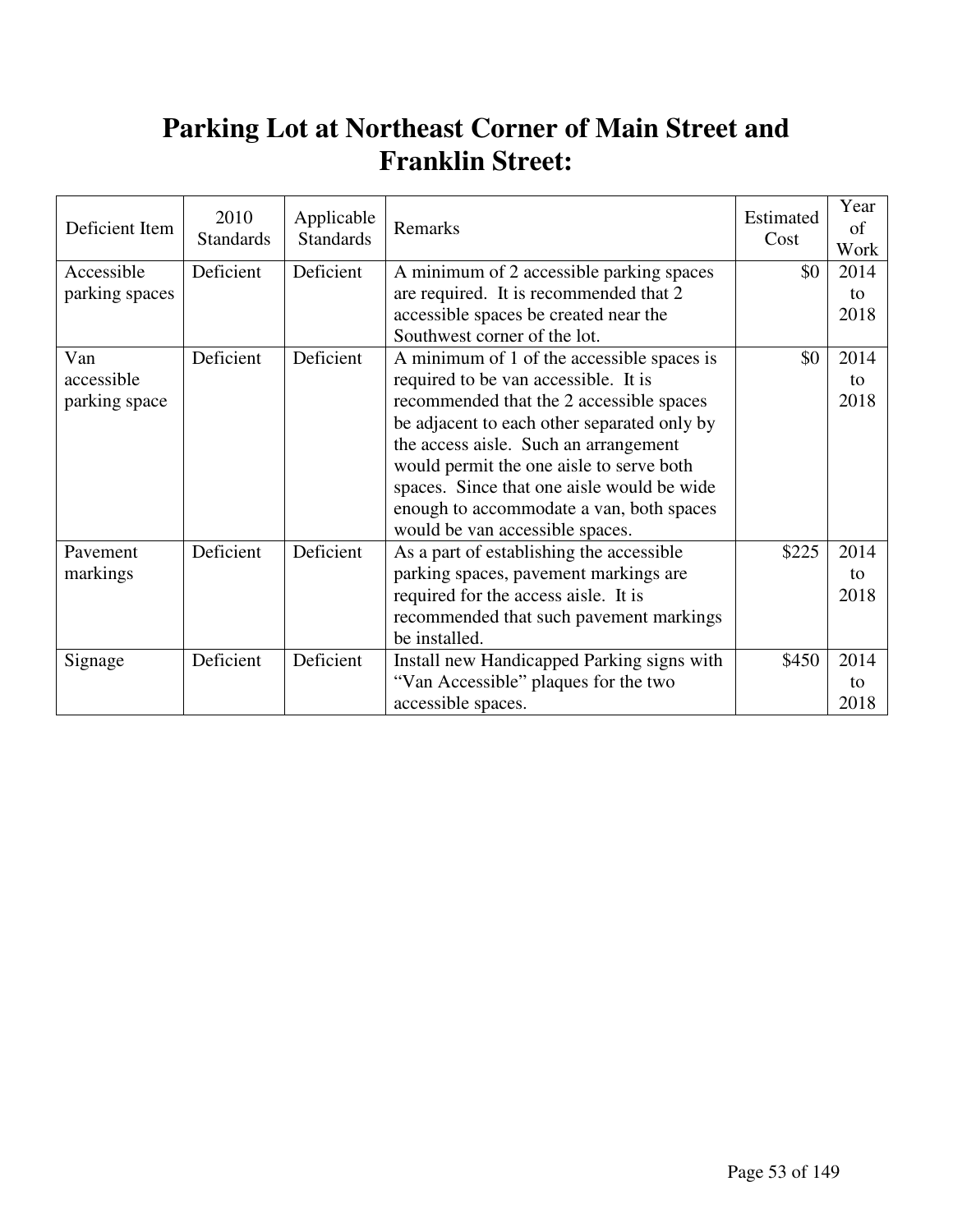# Parking Lot at Northeast Corner of Main Street and Franklin Street:

| Deficient Item | 2010 Standards | Applicable Standards | Remarks | Estimated Cost | Year of Work |
|---|---|---|---|---|---|
| Accessible parking spaces | Deficient | Deficient | A minimum of 2 accessible parking spaces are required. It is recommended that 2 accessible spaces be created near the Southwest corner of the lot. | $0 | 2014 to 2018 |
| Van accessible parking space | Deficient | Deficient | A minimum of 1 of the accessible spaces is required to be van accessible. It is recommended that the 2 accessible spaces be adjacent to each other separated only by the access aisle. Such an arrangement would permit the one aisle to serve both spaces. Since that one aisle would be wide enough to accommodate a van, both spaces would be van accessible spaces. | $0 | 2014 to 2018 |
| Pavement markings | Deficient | Deficient | As a part of establishing the accessible parking spaces, pavement markings are required for the access aisle. It is recommended that such pavement markings be installed. | $225 | 2014 to 2018 |
| Signage | Deficient | Deficient | Install new Handicapped Parking signs with "Van Accessible" plaques for the two accessible spaces. | $450 | 2014 to 2018 |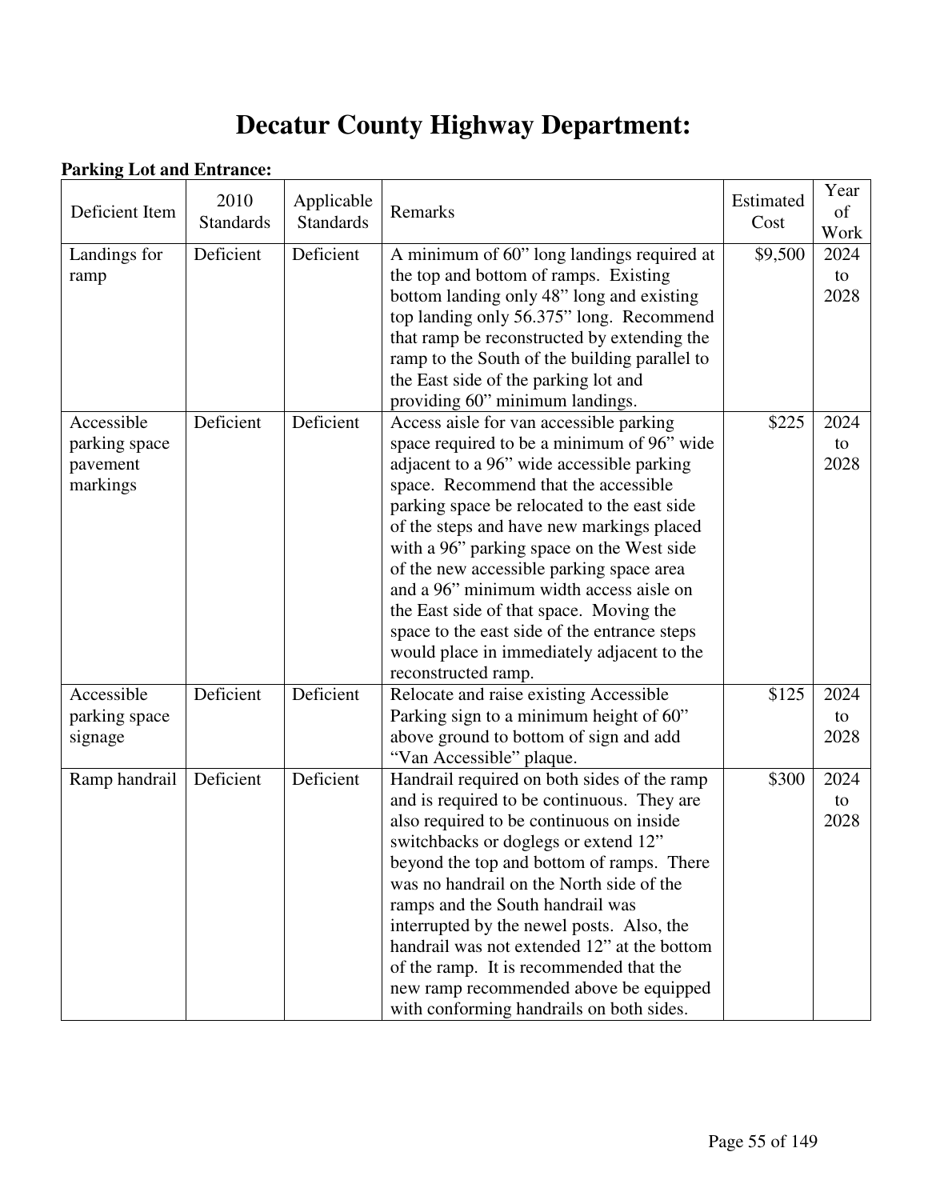# Decatur County Highway Department:

**Parking Lot and Entrance:**

| Deficient Item | 2010 Standards | Applicable Standards | Remarks | Estimated Cost | Year of Work |
|---|---|---|---|---|---|
| Landings for ramp | Deficient | Deficient | A minimum of 60" long landings required at the top and bottom of ramps. Existing bottom landing only 48" long and existing top landing only 56.375" long. Recommend that ramp be reconstructed by extending the ramp to the South of the building parallel to the East side of the parking lot and providing 60" minimum landings. | $9,500 | 2024 to 2028 |
| Accessible parking space pavement markings | Deficient | Deficient | Access aisle for van accessible parking space required to be a minimum of 96" wide adjacent to a 96" wide accessible parking space. Recommend that the accessible parking space be relocated to the east side of the steps and have new markings placed with a 96" parking space on the West side of the new accessible parking space area and a 96" minimum width access aisle on the East side of that space. Moving the space to the east side of the entrance steps would place in immediately adjacent to the reconstructed ramp. | $225 | 2024 to 2028 |
| Accessible parking space signage | Deficient | Deficient | Relocate and raise existing Accessible Parking sign to a minimum height of 60" above ground to bottom of sign and add "Van Accessible" plaque. | $125 | 2024 to 2028 |
| Ramp handrail | Deficient | Deficient | Handrail required on both sides of the ramp and is required to be continuous. They are also required to be continuous on inside switchbacks or doglegs or extend 12" beyond the top and bottom of ramps. There was no handrail on the North side of the ramps and the South handrail was interrupted by the newel posts. Also, the handrail was not extended 12" at the bottom of the ramp. It is recommended that the new ramp recommended above be equipped with conforming handrails on both sides. | $300 | 2024 to 2028 |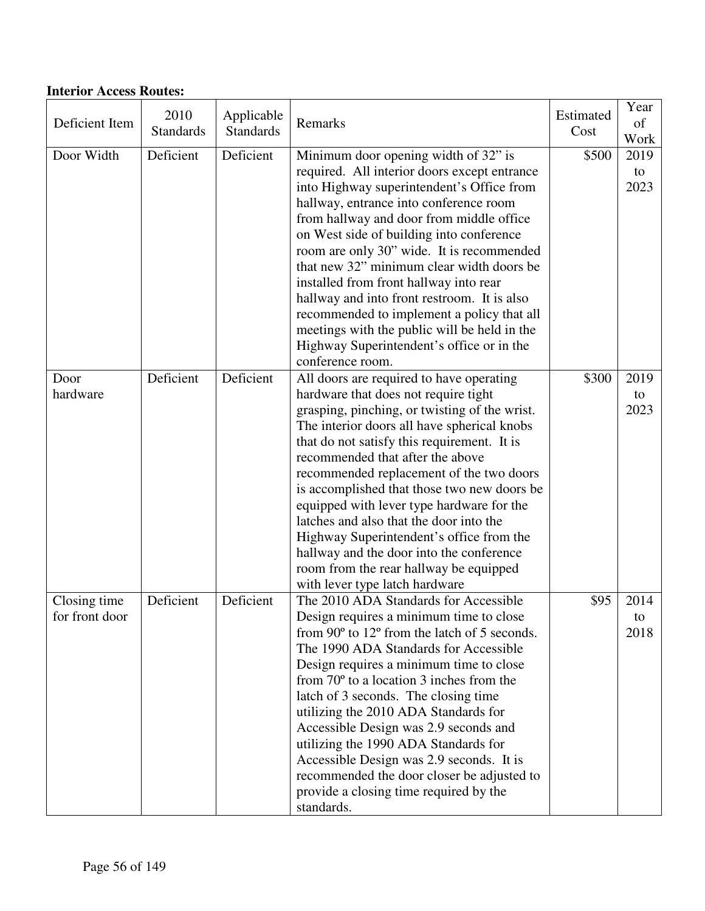**Interior Access Routes:**

| Deficient Item | 2010 Standards | Applicable Standards | Remarks | Estimated Cost | Year of Work |
|---|---|---|---|---|---|
| Door Width | Deficient | Deficient | Minimum door opening width of 32" is required. All interior doors except entrance into Highway superintendent's Office from hallway, entrance into conference room from hallway and door from middle office on West side of building into conference room are only 30" wide. It is recommended that new 32" minimum clear width doors be installed from front hallway into rear hallway and into front restroom. It is also recommended to implement a policy that all meetings with the public will be held in the Highway Superintendent's office or in the conference room. | $500 | 2019 to 2023 |
| Door hardware | Deficient | Deficient | All doors are required to have operating hardware that does not require tight grasping, pinching, or twisting of the wrist. The interior doors all have spherical knobs that do not satisfy this requirement. It is recommended that after the above recommended replacement of the two doors is accomplished that those two new doors be equipped with lever type hardware for the latches and also that the door into the Highway Superintendent's office from the hallway and the door into the conference room from the rear hallway be equipped with lever type latch hardware | $300 | 2019 to 2023 |
| Closing time for front door | Deficient | Deficient | The 2010 ADA Standards for Accessible Design requires a minimum time to close from 90º to 12º from the latch of 5 seconds. The 1990 ADA Standards for Accessible Design requires a minimum time to close from 70º to a location 3 inches from the latch of 3 seconds. The closing time utilizing the 2010 ADA Standards for Accessible Design was 2.9 seconds and utilizing the 1990 ADA Standards for Accessible Design was 2.9 seconds. It is recommended the door closer be adjusted to provide a closing time required by the standards. | $95 | 2014 to 2018 |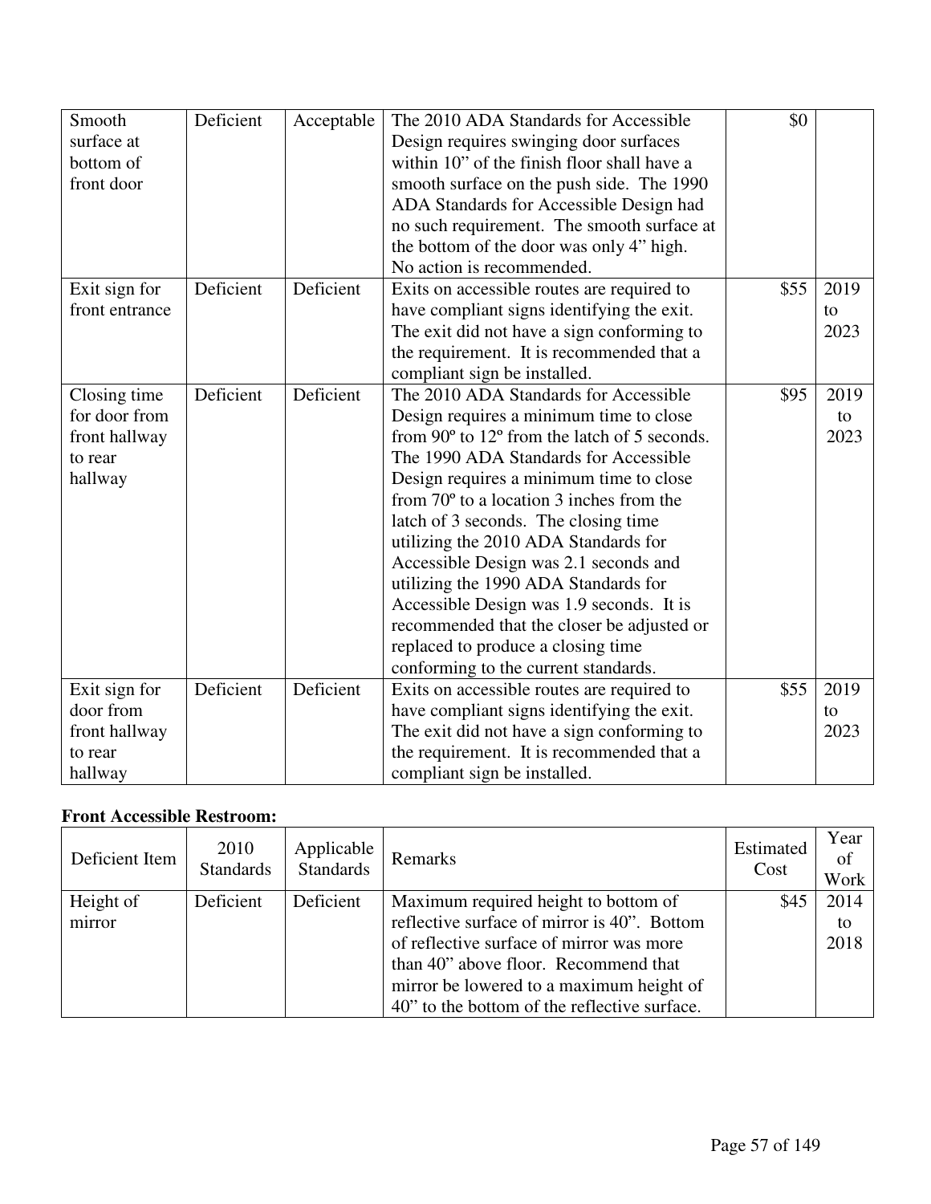| | | | | | |
|---|---|---|---|---|---|
| Smooth surface at bottom of front door | Deficient | Acceptable | The 2010 ADA Standards for Accessible Design requires swinging door surfaces within 10" of the finish floor shall have a smooth surface on the push side. The 1990 ADA Standards for Accessible Design had no such requirement. The smooth surface at the bottom of the door was only 4" high. No action is recommended. | $0 | |
| Exit sign for front entrance | Deficient | Deficient | Exits on accessible routes are required to have compliant signs identifying the exit. The exit did not have a sign conforming to the requirement. It is recommended that a compliant sign be installed. | $55 | 2019 to 2023 |
| Closing time for door from front hallway to rear hallway | Deficient | Deficient | The 2010 ADA Standards for Accessible Design requires a minimum time to close from 90º to 12º from the latch of 5 seconds. The 1990 ADA Standards for Accessible Design requires a minimum time to close from 70º to a location 3 inches from the latch of 3 seconds. The closing time utilizing the 2010 ADA Standards for Accessible Design was 2.1 seconds and utilizing the 1990 ADA Standards for Accessible Design was 1.9 seconds. It is recommended that the closer be adjusted or replaced to produce a closing time conforming to the current standards. | $95 | 2019 to 2023 |
| Exit sign for door from front hallway to rear hallway | Deficient | Deficient | Exits on accessible routes are required to have compliant signs identifying the exit. The exit did not have a sign conforming to the requirement. It is recommended that a compliant sign be installed. | $55 | 2019 to 2023 |

**Front Accessible Restroom:**

| Deficient Item | 2010 Standards | Applicable Standards | Remarks | Estimated Cost | Year of Work |
|---|---|---|---|---|---|
| Height of mirror | Deficient | Deficient | Maximum required height to bottom of reflective surface of mirror is 40". Bottom of reflective surface of mirror was more than 40" above floor. Recommend that mirror be lowered to a maximum height of 40" to the bottom of the reflective surface. | $45 | 2014 to 2018 |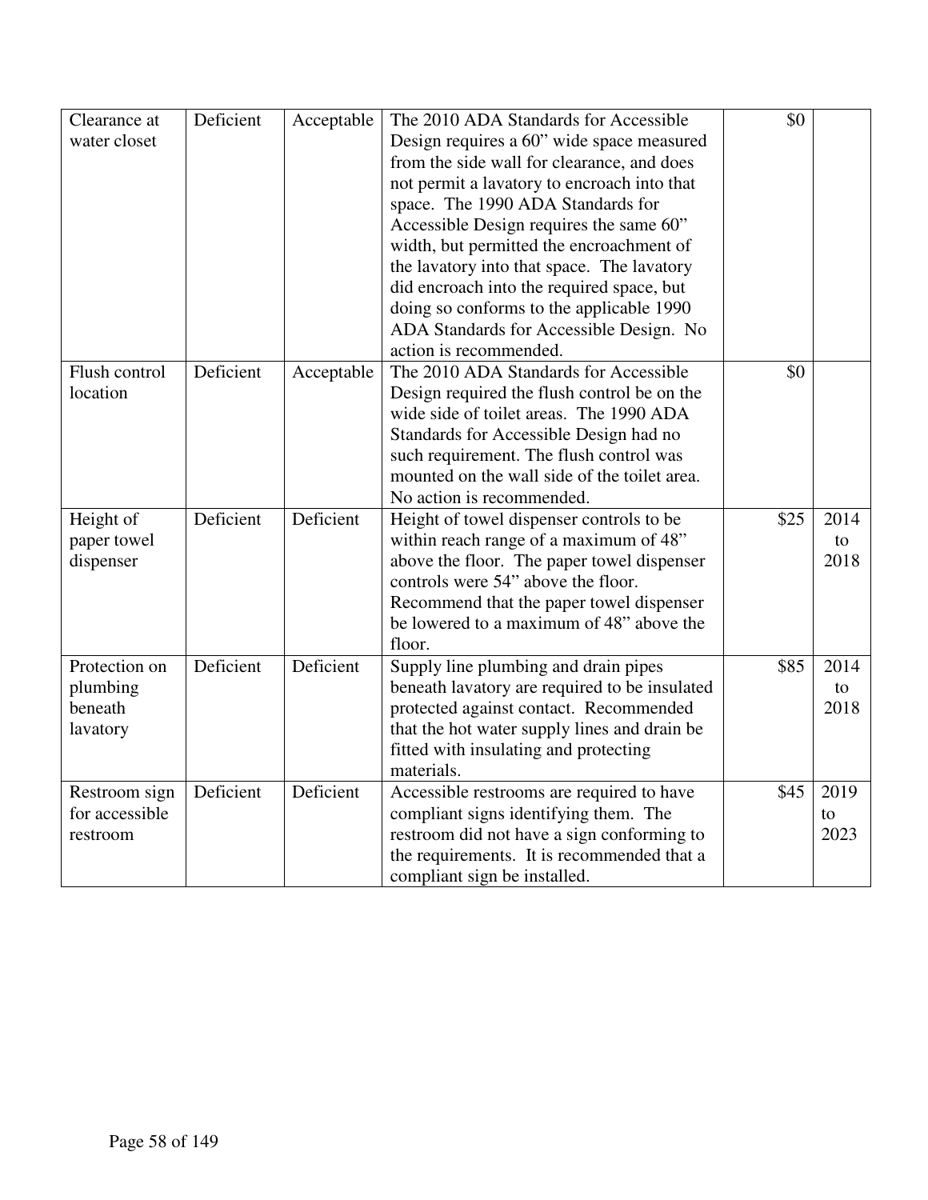| | | | | | |
|---|---|---|---|---|---|
| Clearance at water closet | Deficient | Acceptable | The 2010 ADA Standards for Accessible Design requires a 60" wide space measured from the side wall for clearance, and does not permit a lavatory to encroach into that space. The 1990 ADA Standards for Accessible Design requires the same 60" width, but permitted the encroachment of the lavatory into that space. The lavatory did encroach into the required space, but doing so conforms to the applicable 1990 ADA Standards for Accessible Design. No action is recommended. | $0 | |
| Flush control location | Deficient | Acceptable | The 2010 ADA Standards for Accessible Design required the flush control be on the wide side of toilet areas. The 1990 ADA Standards for Accessible Design had no such requirement. The flush control was mounted on the wall side of the toilet area. No action is recommended. | $0 | |
| Height of paper towel dispenser | Deficient | Deficient | Height of towel dispenser controls to be within reach range of a maximum of 48" above the floor. The paper towel dispenser controls were 54" above the floor. Recommend that the paper towel dispenser be lowered to a maximum of 48" above the floor. | $25 | 2014 to 2018 |
| Protection on plumbing beneath lavatory | Deficient | Deficient | Supply line plumbing and drain pipes beneath lavatory are required to be insulated protected against contact. Recommended that the hot water supply lines and drain be fitted with insulating and protecting materials. | $85 | 2014 to 2018 |
| Restroom sign for accessible restroom | Deficient | Deficient | Accessible restrooms are required to have compliant signs identifying them. The restroom did not have a sign conforming to the requirements. It is recommended that a compliant sign be installed. | $45 | 2019 to 2023 |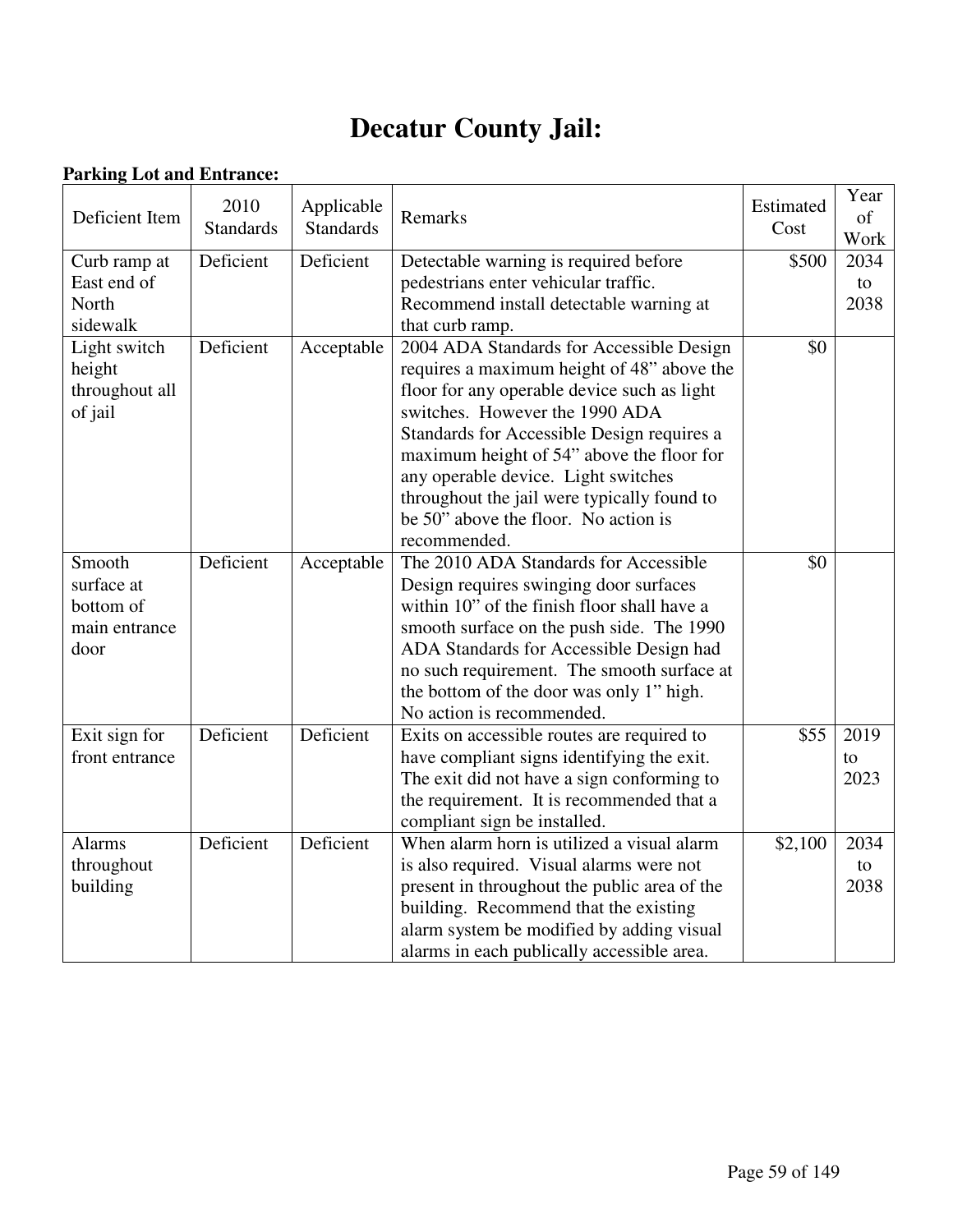# Decatur County Jail:

**Parking Lot and Entrance:**

| Deficient Item | 2010 Standards | Applicable Standards | Remarks | Estimated Cost | Year of Work |
|---|---|---|---|---|---|
| Curb ramp at East end of North sidewalk | Deficient | Deficient | Detectable warning is required before pedestrians enter vehicular traffic. Recommend install detectable warning at that curb ramp. | $500 | 2034 to 2038 |
| Light switch height throughout all of jail | Deficient | Acceptable | 2004 ADA Standards for Accessible Design requires a maximum height of 48" above the floor for any operable device such as light switches. However the 1990 ADA Standards for Accessible Design requires a maximum height of 54" above the floor for any operable device. Light switches throughout the jail were typically found to be 50" above the floor. No action is recommended. | $0 | |
| Smooth surface at bottom of main entrance door | Deficient | Acceptable | The 2010 ADA Standards for Accessible Design requires swinging door surfaces within 10" of the finish floor shall have a smooth surface on the push side. The 1990 ADA Standards for Accessible Design had no such requirement. The smooth surface at the bottom of the door was only 1" high. No action is recommended. | $0 | |
| Exit sign for front entrance | Deficient | Deficient | Exits on accessible routes are required to have compliant signs identifying the exit. The exit did not have a sign conforming to the requirement. It is recommended that a compliant sign be installed. | $55 | 2019 to 2023 |
| Alarms throughout building | Deficient | Deficient | When alarm horn is utilized a visual alarm is also required. Visual alarms were not present in throughout the public area of the building. Recommend that the existing alarm system be modified by adding visual alarms in each publically accessible area. | $2,100 | 2034 to 2038 |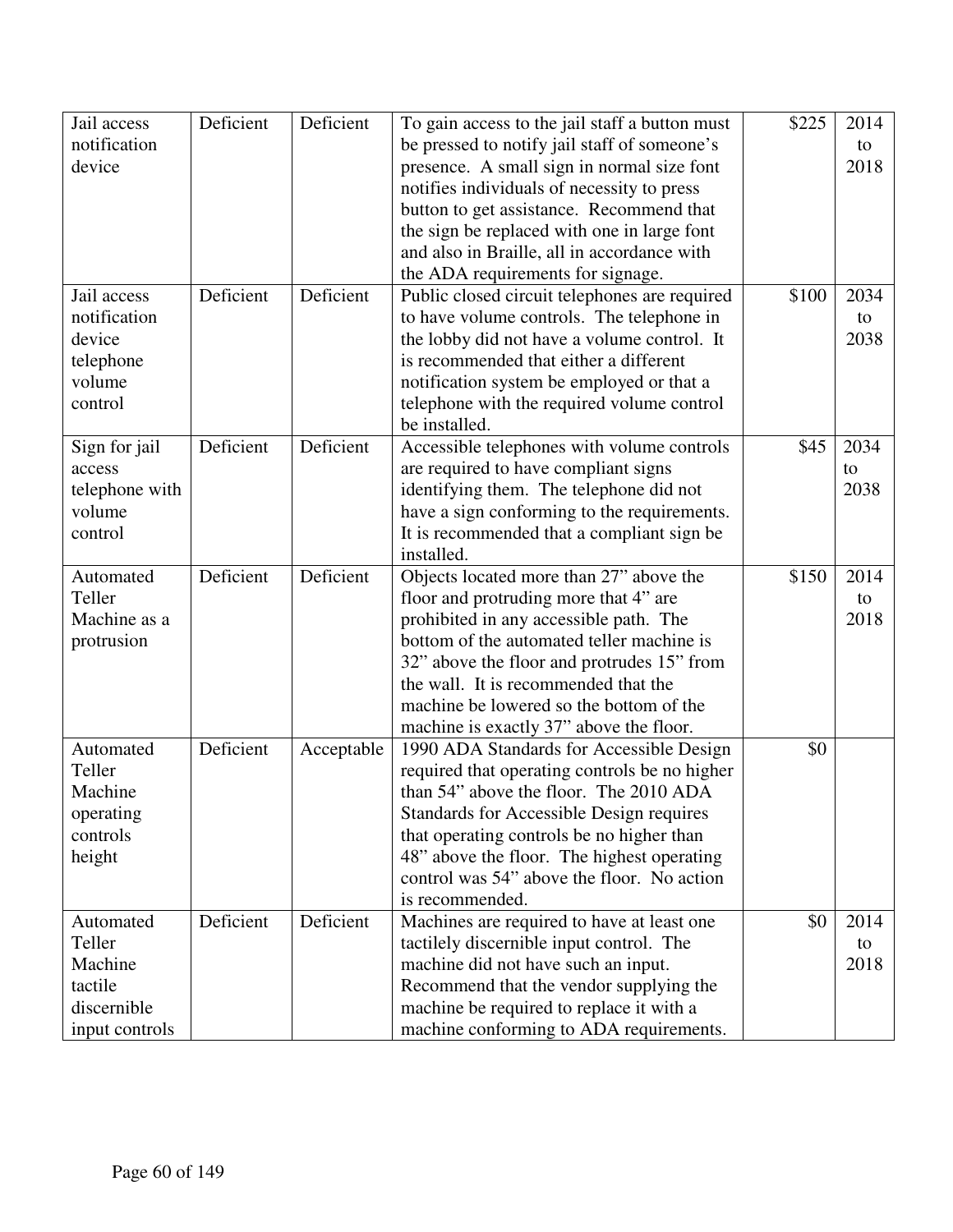| | | | | | |
|---|---|---|---|---|---|
| Jail access notification device | Deficient | Deficient | To gain access to the jail staff a button must be pressed to notify jail staff of someone's presence. A small sign in normal size font notifies individuals of necessity to press button to get assistance. Recommend that the sign be replaced with one in large font and also in Braille, all in accordance with the ADA requirements for signage. | $225 | 2014 to 2018 |
| Jail access notification device telephone volume control | Deficient | Deficient | Public closed circuit telephones are required to have volume controls. The telephone in the lobby did not have a volume control. It is recommended that either a different notification system be employed or that a telephone with the required volume control be installed. | $100 | 2034 to 2038 |
| Sign for jail access telephone with volume control | Deficient | Deficient | Accessible telephones with volume controls are required to have compliant signs identifying them. The telephone did not have a sign conforming to the requirements. It is recommended that a compliant sign be installed. | $45 | 2034 to 2038 |
| Automated Teller Machine as a protrusion | Deficient | Deficient | Objects located more than 27" above the floor and protruding more that 4" are prohibited in any accessible path. The bottom of the automated teller machine is 32" above the floor and protrudes 15" from the wall. It is recommended that the machine be lowered so the bottom of the machine is exactly 37" above the floor. | $150 | 2014 to 2018 |
| Automated Teller Machine operating controls height | Deficient | Acceptable | 1990 ADA Standards for Accessible Design required that operating controls be no higher than 54" above the floor. The 2010 ADA Standards for Accessible Design requires that operating controls be no higher than 48" above the floor. The highest operating control was 54" above the floor. No action is recommended. | $0 | |
| Automated Teller Machine tactile discernible input controls | Deficient | Deficient | Machines are required to have at least one tactilely discernible input control. The machine did not have such an input. Recommend that the vendor supplying the machine be required to replace it with a machine conforming to ADA requirements. | $0 | 2014 to 2018 |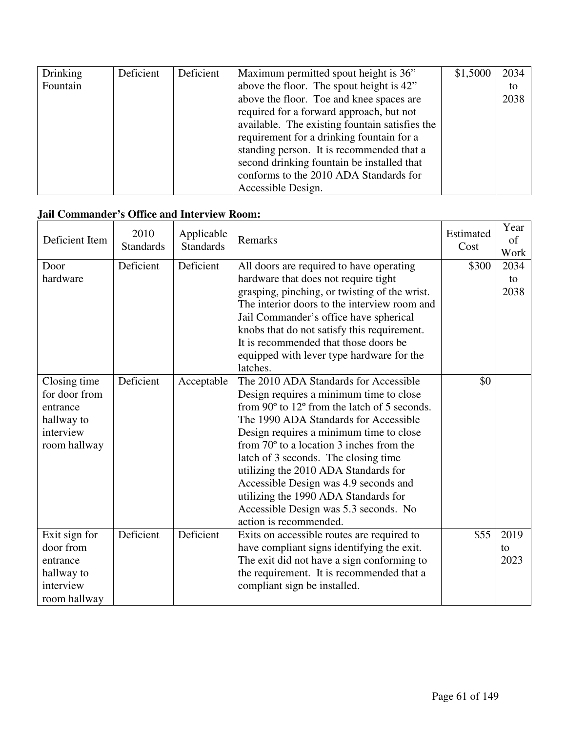| Drinking Fountain | Deficient | Deficient | Maximum permitted spout height is 36" above the floor. The spout height is 42" above the floor. Toe and knee spaces are required for a forward approach, but not available. The existing fountain satisfies the requirement for a drinking fountain for a standing person. It is recommended that a second drinking fountain be installed that conforms to the 2010 ADA Standards for Accessible Design. | $1,5000 | 2034 to 2038 |
|---|---|---|---|---|---|

**Jail Commander's Office and Interview Room:**

| Deficient Item | 2010 Standards | Applicable Standards | Remarks | Estimated Cost | Year of Work |
|---|---|---|---|---|---|
| Door hardware | Deficient | Deficient | All doors are required to have operating hardware that does not require tight grasping, pinching, or twisting of the wrist. The interior doors to the interview room and Jail Commander's office have spherical knobs that do not satisfy this requirement. It is recommended that those doors be equipped with lever type hardware for the latches. | $300 | 2034 to 2038 |
| Closing time for door from entrance hallway to interview room hallway | Deficient | Acceptable | The 2010 ADA Standards for Accessible Design requires a minimum time to close from 90º to 12º from the latch of 5 seconds. The 1990 ADA Standards for Accessible Design requires a minimum time to close from 70º to a location 3 inches from the latch of 3 seconds. The closing time utilizing the 2010 ADA Standards for Accessible Design was 4.9 seconds and utilizing the 1990 ADA Standards for Accessible Design was 5.3 seconds. No action is recommended. | $0 | |
| Exit sign for door from entrance hallway to interview room hallway | Deficient | Deficient | Exits on accessible routes are required to have compliant signs identifying the exit. The exit did not have a sign conforming to the requirement. It is recommended that a compliant sign be installed. | $55 | 2019 to 2023 |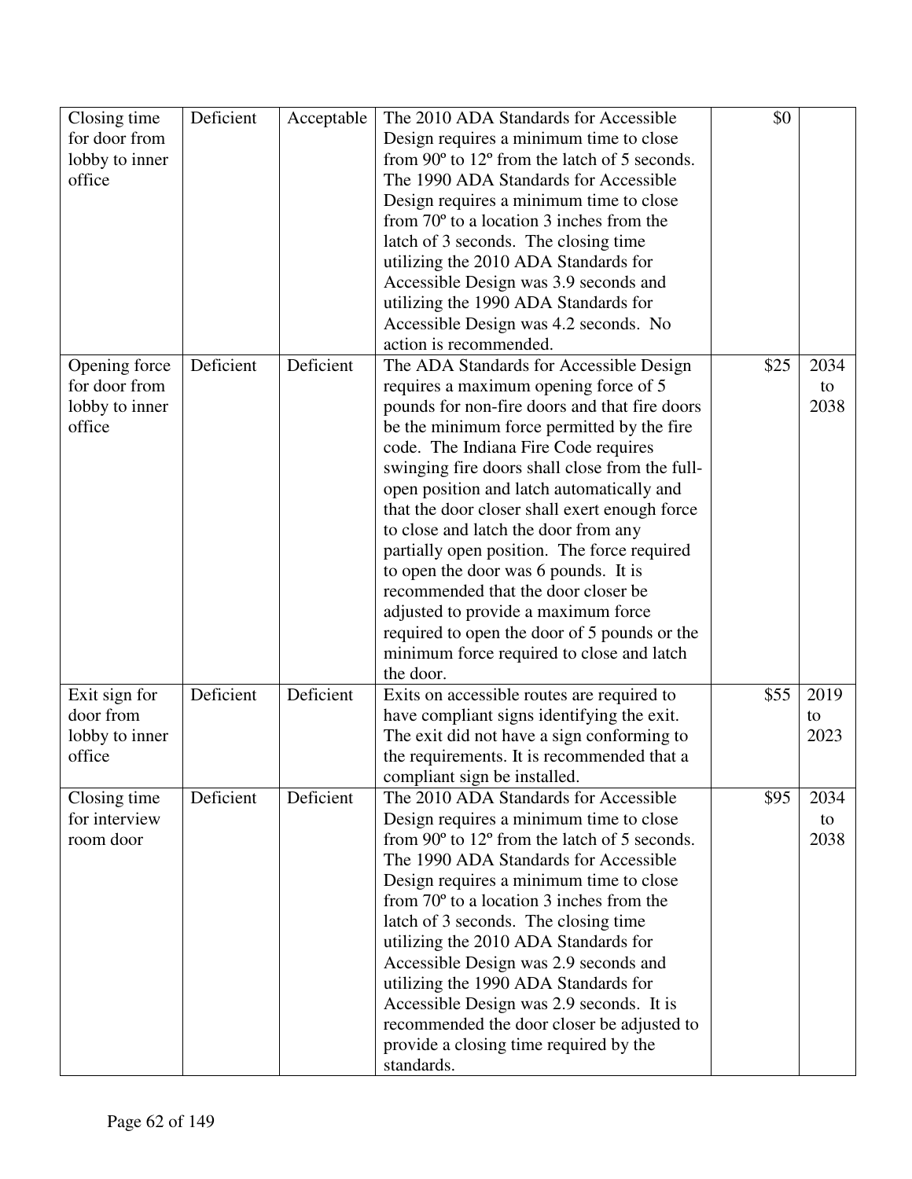| | | | | | |
|---|---|---|---|---|---|
| Closing time for door from lobby to inner office | Deficient | Acceptable | The 2010 ADA Standards for Accessible Design requires a minimum time to close from 90º to 12º from the latch of 5 seconds. The 1990 ADA Standards for Accessible Design requires a minimum time to close from 70º to a location 3 inches from the latch of 3 seconds. The closing time utilizing the 2010 ADA Standards for Accessible Design was 3.9 seconds and utilizing the 1990 ADA Standards for Accessible Design was 4.2 seconds. No action is recommended. | $0 | |
| Opening force for door from lobby to inner office | Deficient | Deficient | The ADA Standards for Accessible Design requires a maximum opening force of 5 pounds for non-fire doors and that fire doors be the minimum force permitted by the fire code. The Indiana Fire Code requires swinging fire doors shall close from the full-open position and latch automatically and that the door closer shall exert enough force to close and latch the door from any partially open position. The force required to open the door was 6 pounds. It is recommended that the door closer be adjusted to provide a maximum force required to open the door of 5 pounds or the minimum force required to close and latch the door. | $25 | 2034 to 2038 |
| Exit sign for door from lobby to inner office | Deficient | Deficient | Exits on accessible routes are required to have compliant signs identifying the exit. The exit did not have a sign conforming to the requirements. It is recommended that a compliant sign be installed. | $55 | 2019 to 2023 |
| Closing time for interview room door | Deficient | Deficient | The 2010 ADA Standards for Accessible Design requires a minimum time to close from 90º to 12º from the latch of 5 seconds. The 1990 ADA Standards for Accessible Design requires a minimum time to close from 70º to a location 3 inches from the latch of 3 seconds. The closing time utilizing the 2010 ADA Standards for Accessible Design was 2.9 seconds and utilizing the 1990 ADA Standards for Accessible Design was 2.9 seconds. It is recommended the door closer be adjusted to provide a closing time required by the standards. | $95 | 2034 to 2038 |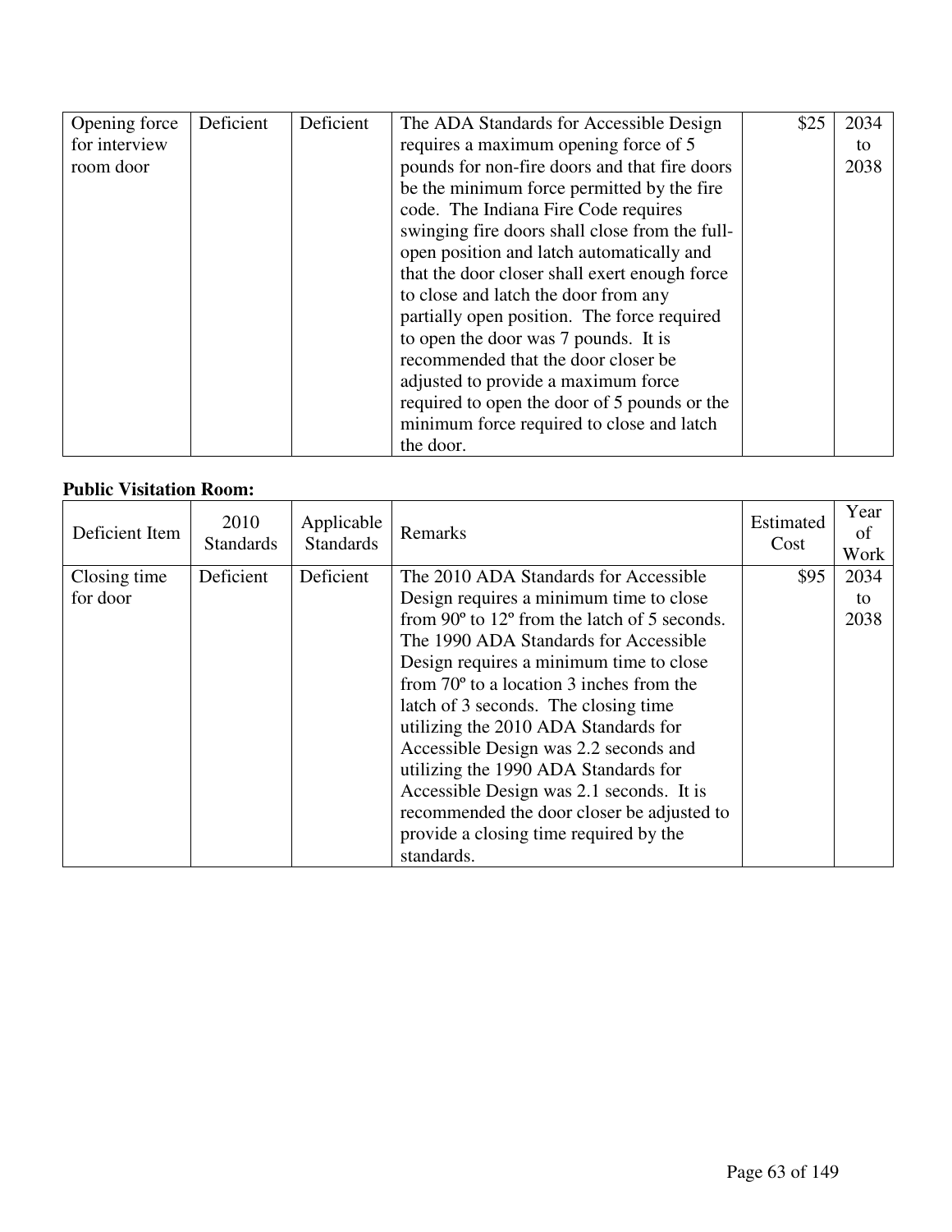| | | | | | |
|---|---|---|---|---|---|
| Opening force for interview room door | Deficient | Deficient | The ADA Standards for Accessible Design requires a maximum opening force of 5 pounds for non-fire doors and that fire doors be the minimum force permitted by the fire code. The Indiana Fire Code requires swinging fire doors shall close from the full-open position and latch automatically and that the door closer shall exert enough force to close and latch the door from any partially open position. The force required to open the door was 7 pounds. It is recommended that the door closer be adjusted to provide a maximum force required to open the door of 5 pounds or the minimum force required to close and latch the door. | $25 | 2034 to 2038 |

**Public Visitation Room:**

| Deficient Item | 2010 Standards | Applicable Standards | Remarks | Estimated Cost | Year of Work |
|---|---|---|---|---|---|
| Closing time for door | Deficient | Deficient | The 2010 ADA Standards for Accessible Design requires a minimum time to close from 90º to 12º from the latch of 5 seconds. The 1990 ADA Standards for Accessible Design requires a minimum time to close from 70º to a location 3 inches from the latch of 3 seconds. The closing time utilizing the 2010 ADA Standards for Accessible Design was 2.2 seconds and utilizing the 1990 ADA Standards for Accessible Design was 2.1 seconds. It is recommended the door closer be adjusted to provide a closing time required by the standards. | $95 | 2034 to 2038 |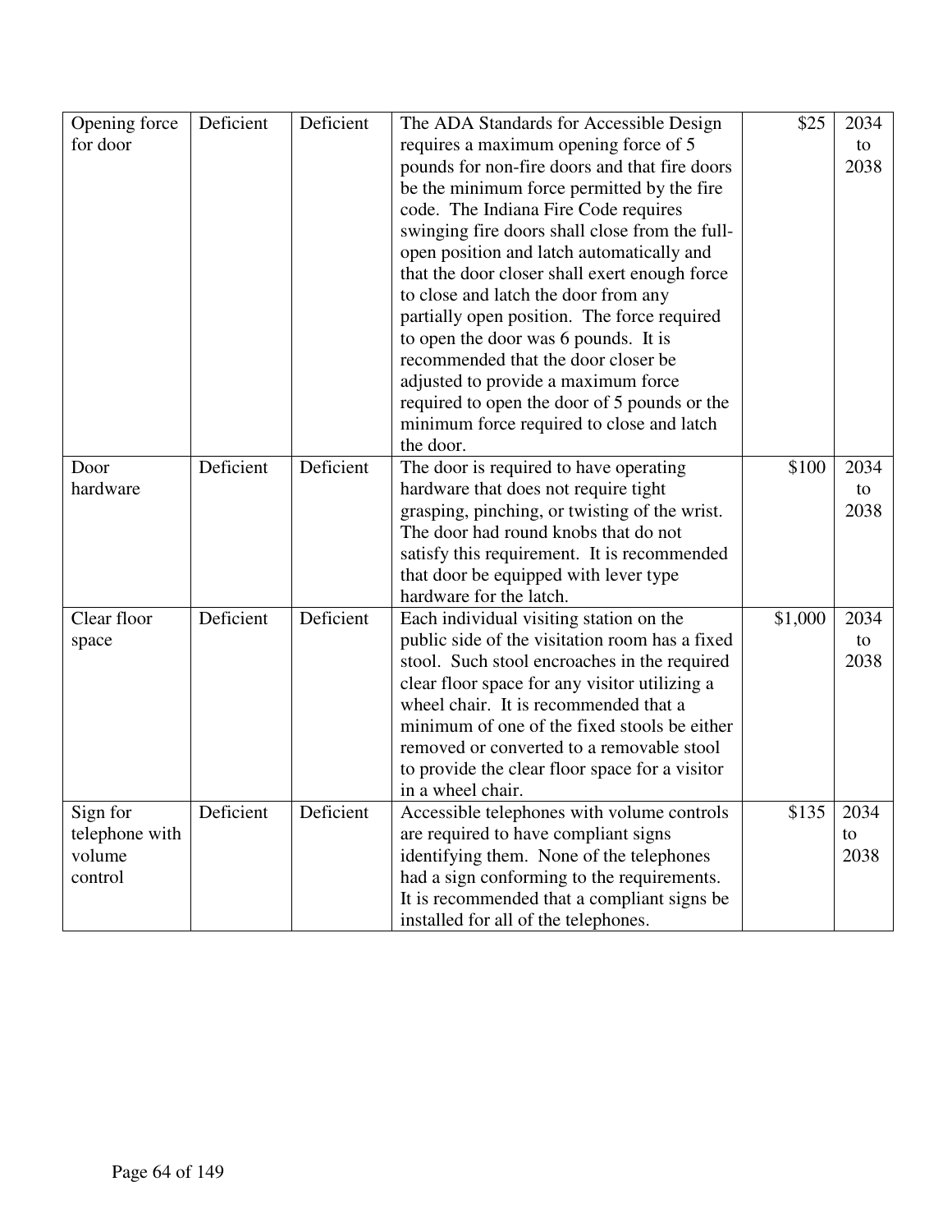| Opening force for door | Deficient | Deficient | The ADA Standards for Accessible Design requires a maximum opening force of 5 pounds for non-fire doors and that fire doors be the minimum force permitted by the fire code. The Indiana Fire Code requires swinging fire doors shall close from the full-open position and latch automatically and that the door closer shall exert enough force to close and latch the door from any partially open position. The force required to open the door was 6 pounds. It is recommended that the door closer be adjusted to provide a maximum force required to open the door of 5 pounds or the minimum force required to close and latch the door. | $25 | 2034 to 2038 |
|---|---|---|---|---|---|
| Door hardware | Deficient | Deficient | The door is required to have operating hardware that does not require tight grasping, pinching, or twisting of the wrist. The door had round knobs that do not satisfy this requirement. It is recommended that door be equipped with lever type hardware for the latch. | $100 | 2034 to 2038 |
| Clear floor space | Deficient | Deficient | Each individual visiting station on the public side of the visitation room has a fixed stool. Such stool encroaches in the required clear floor space for any visitor utilizing a wheel chair. It is recommended that a minimum of one of the fixed stools be either removed or converted to a removable stool to provide the clear floor space for a visitor in a wheel chair. | $1,000 | 2034 to 2038 |
| Sign for telephone with volume control | Deficient | Deficient | Accessible telephones with volume controls are required to have compliant signs identifying them. None of the telephones had a sign conforming to the requirements. It is recommended that a compliant signs be installed for all of the telephones. | $135 | 2034 to 2038 |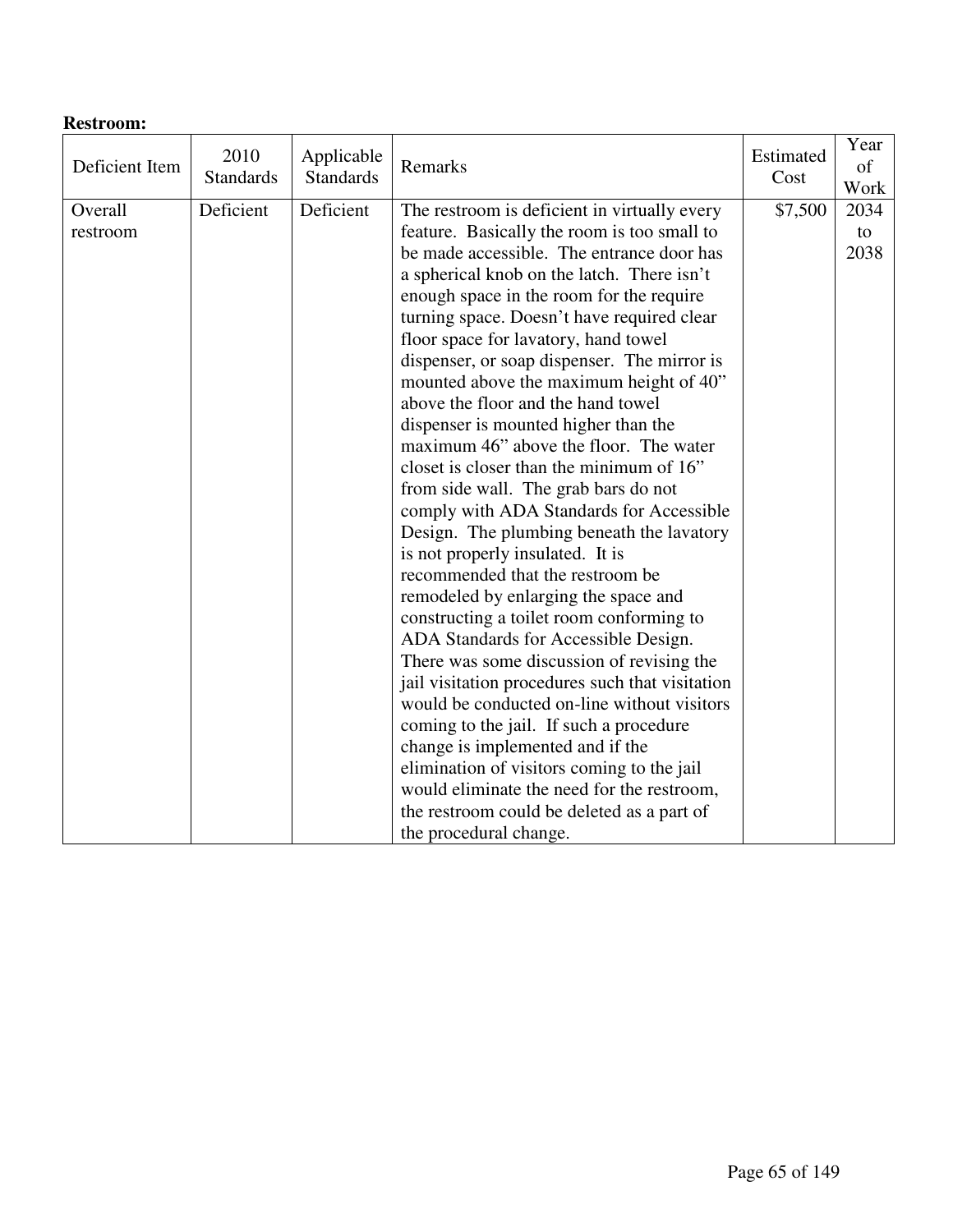**Restroom:**

| Deficient Item | 2010 Standards | Applicable Standards | Remarks | Estimated Cost | Year of Work |
|---|---|---|---|---|---|
| Overall restroom | Deficient | Deficient | The restroom is deficient in virtually every feature. Basically the room is too small to be made accessible. The entrance door has a spherical knob on the latch. There isn't enough space in the room for the require turning space. Doesn't have required clear floor space for lavatory, hand towel dispenser, or soap dispenser. The mirror is mounted above the maximum height of 40" above the floor and the hand towel dispenser is mounted higher than the maximum 46" above the floor. The water closet is closer than the minimum of 16" from side wall. The grab bars do not comply with ADA Standards for Accessible Design. The plumbing beneath the lavatory is not properly insulated. It is recommended that the restroom be remodeled by enlarging the space and constructing a toilet room conforming to ADA Standards for Accessible Design. There was some discussion of revising the jail visitation procedures such that visitation would be conducted on-line without visitors coming to the jail. If such a procedure change is implemented and if the elimination of visitors coming to the jail would eliminate the need for the restroom, the restroom could be deleted as a part of the procedural change. | $7,500 | 2034 to 2038 |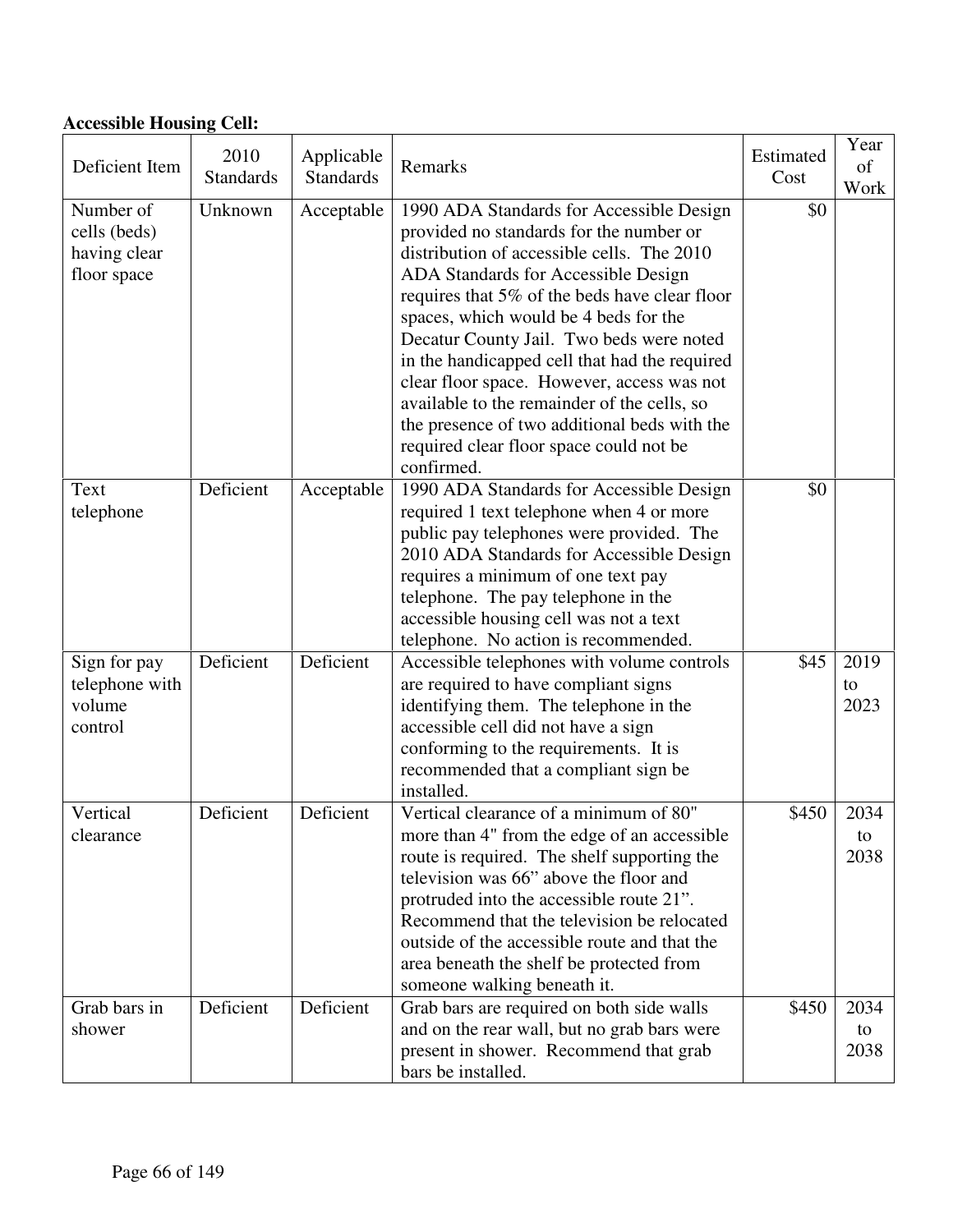**Accessible Housing Cell:**

| Deficient Item | 2010 Standards | Applicable Standards | Remarks | Estimated Cost | Year of Work |
|---|---|---|---|---|---|
| Number of cells (beds) having clear floor space | Unknown | Acceptable | 1990 ADA Standards for Accessible Design provided no standards for the number or distribution of accessible cells. The 2010 ADA Standards for Accessible Design requires that 5% of the beds have clear floor spaces, which would be 4 beds for the Decatur County Jail. Two beds were noted in the handicapped cell that had the required clear floor space. However, access was not available to the remainder of the cells, so the presence of two additional beds with the required clear floor space could not be confirmed. | $0 | |
| Text telephone | Deficient | Acceptable | 1990 ADA Standards for Accessible Design required 1 text telephone when 4 or more public pay telephones were provided. The 2010 ADA Standards for Accessible Design requires a minimum of one text pay telephone. The pay telephone in the accessible housing cell was not a text telephone. No action is recommended. | $0 | |
| Sign for pay telephone with volume control | Deficient | Deficient | Accessible telephones with volume controls are required to have compliant signs identifying them. The telephone in the accessible cell did not have a sign conforming to the requirements. It is recommended that a compliant sign be installed. | $45 | 2019 to 2023 |
| Vertical clearance | Deficient | Deficient | Vertical clearance of a minimum of 80" more than 4" from the edge of an accessible route is required. The shelf supporting the television was 66" above the floor and protruded into the accessible route 21". Recommend that the television be relocated outside of the accessible route and that the area beneath the shelf be protected from someone walking beneath it. | $450 | 2034 to 2038 |
| Grab bars in shower | Deficient | Deficient | Grab bars are required on both side walls and on the rear wall, but no grab bars were present in shower. Recommend that grab bars be installed. | $450 | 2034 to 2038 |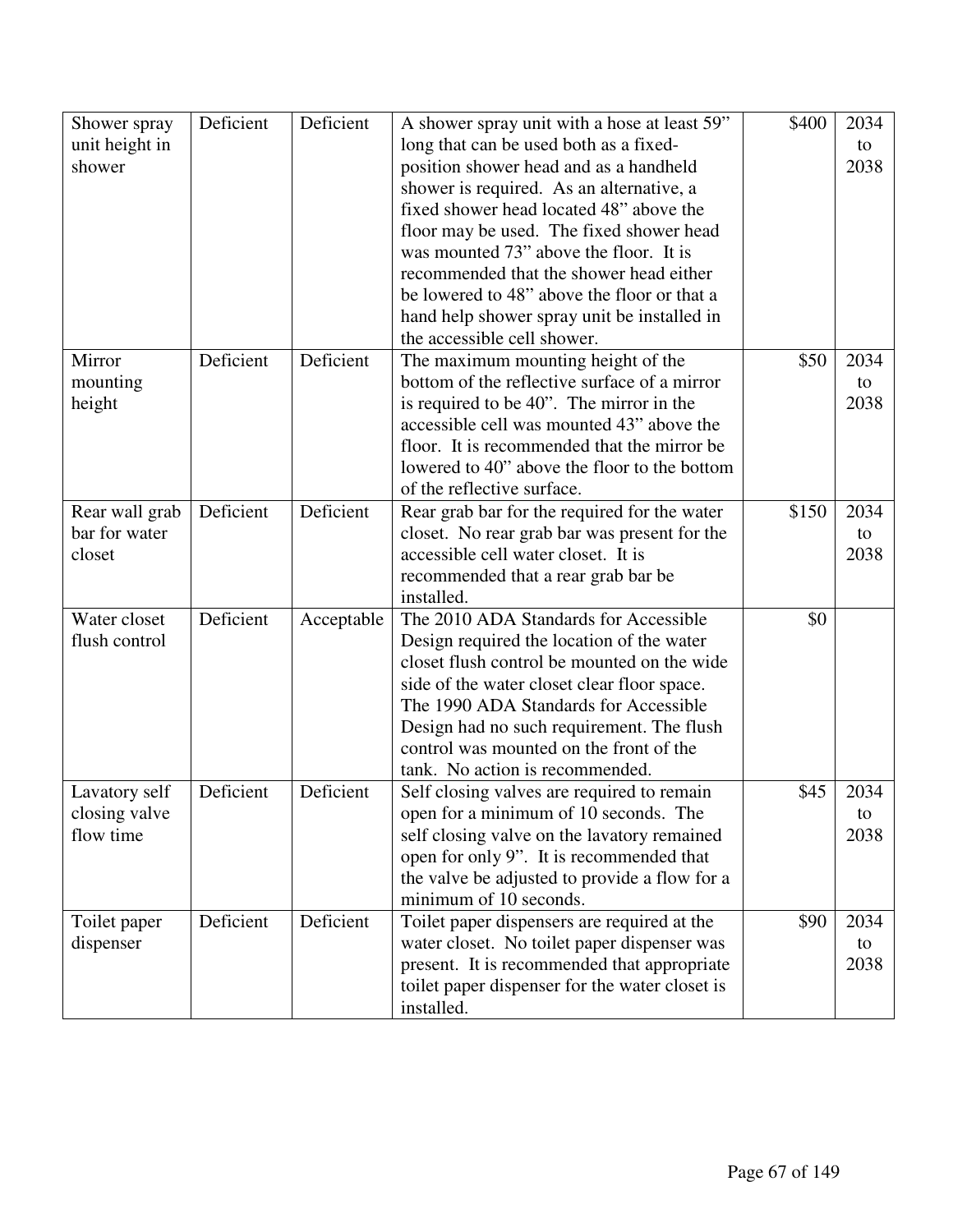| Shower spray unit height in shower | Deficient | Deficient | A shower spray unit with a hose at least 59" long that can be used both as a fixed-position shower head and as a handheld shower is required. As an alternative, a fixed shower head located 48" above the floor may be used. The fixed shower head was mounted 73" above the floor. It is recommended that the shower head either be lowered to 48" above the floor or that a hand help shower spray unit be installed in the accessible cell shower. | $400 | 2034 to 2038 |
|---|---|---|---|---|---|
| Mirror mounting height | Deficient | Deficient | The maximum mounting height of the bottom of the reflective surface of a mirror is required to be 40". The mirror in the accessible cell was mounted 43" above the floor. It is recommended that the mirror be lowered to 40" above the floor to the bottom of the reflective surface. | $50 | 2034 to 2038 |
| Rear wall grab bar for water closet | Deficient | Deficient | Rear grab bar for the required for the water closet. No rear grab bar was present for the accessible cell water closet. It is recommended that a rear grab bar be installed. | $150 | 2034 to 2038 |
| Water closet flush control | Deficient | Acceptable | The 2010 ADA Standards for Accessible Design required the location of the water closet flush control be mounted on the wide side of the water closet clear floor space. The 1990 ADA Standards for Accessible Design had no such requirement. The flush control was mounted on the front of the tank. No action is recommended. | $0 | |
| Lavatory self closing valve flow time | Deficient | Deficient | Self closing valves are required to remain open for a minimum of 10 seconds. The self closing valve on the lavatory remained open for only 9". It is recommended that the valve be adjusted to provide a flow for a minimum of 10 seconds. | $45 | 2034 to 2038 |
| Toilet paper dispenser | Deficient | Deficient | Toilet paper dispensers are required at the water closet. No toilet paper dispenser was present. It is recommended that appropriate toilet paper dispenser for the water closet is installed. | $90 | 2034 to 2038 |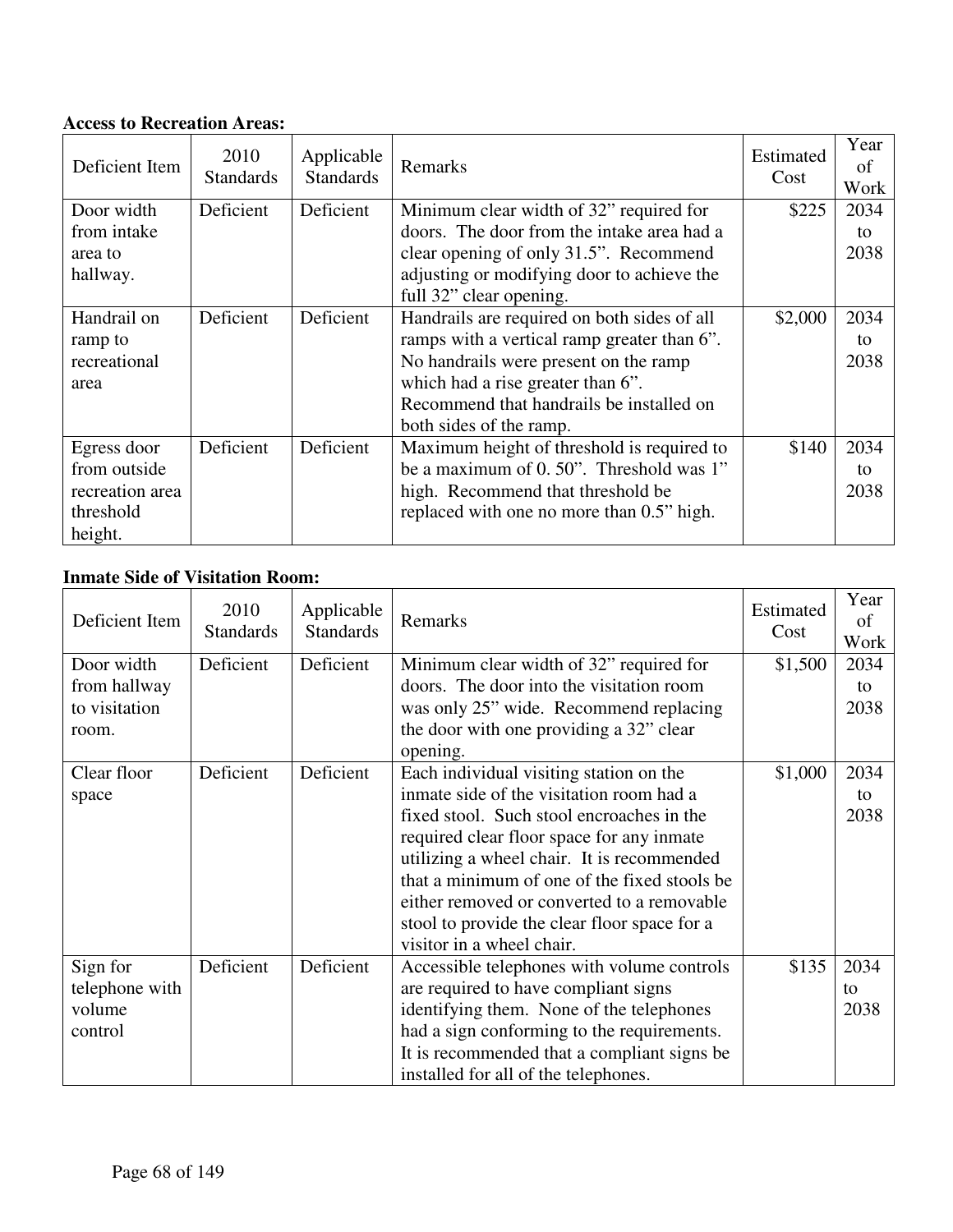**Access to Recreation Areas:**

| Deficient Item | 2010 Standards | Applicable Standards | Remarks | Estimated Cost | Year of Work |
|---|---|---|---|---|---|
| Door width from intake area to hallway. | Deficient | Deficient | Minimum clear width of 32" required for doors. The door from the intake area had a clear opening of only 31.5". Recommend adjusting or modifying door to achieve the full 32" clear opening. | $225 | 2034 to 2038 |
| Handrail on ramp to recreational area | Deficient | Deficient | Handrails are required on both sides of all ramps with a vertical ramp greater than 6". No handrails were present on the ramp which had a rise greater than 6". Recommend that handrails be installed on both sides of the ramp. | $2,000 | 2034 to 2038 |
| Egress door from outside recreation area threshold height. | Deficient | Deficient | Maximum height of threshold is required to be a maximum of 0. 50". Threshold was 1" high. Recommend that threshold be replaced with one no more than 0.5" high. | $140 | 2034 to 2038 |

**Inmate Side of Visitation Room:**

| Deficient Item | 2010 Standards | Applicable Standards | Remarks | Estimated Cost | Year of Work |
|---|---|---|---|---|---|
| Door width from hallway to visitation room. | Deficient | Deficient | Minimum clear width of 32" required for doors. The door into the visitation room was only 25" wide. Recommend replacing the door with one providing a 32" clear opening. | $1,500 | 2034 to 2038 |
| Clear floor space | Deficient | Deficient | Each individual visiting station on the inmate side of the visitation room had a fixed stool. Such stool encroaches in the required clear floor space for any inmate utilizing a wheel chair. It is recommended that a minimum of one of the fixed stools be either removed or converted to a removable stool to provide the clear floor space for a visitor in a wheel chair. | $1,000 | 2034 to 2038 |
| Sign for telephone with volume control | Deficient | Deficient | Accessible telephones with volume controls are required to have compliant signs identifying them. None of the telephones had a sign conforming to the requirements. It is recommended that a compliant signs be installed for all of the telephones. | $135 | 2034 to 2038 |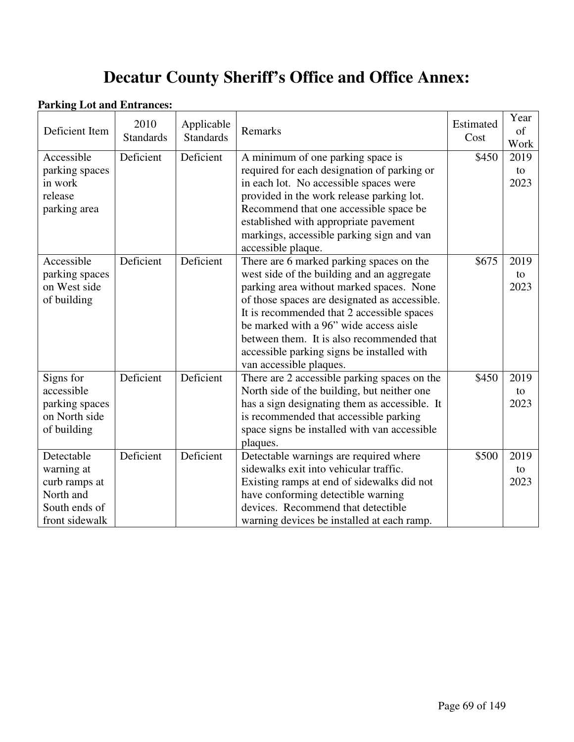# Decatur County Sheriff's Office and Office Annex:

**Parking Lot and Entrances:**

| Deficient Item | 2010 Standards | Applicable Standards | Remarks | Estimated Cost | Year of Work |
|---|---|---|---|---|---|
| Accessible parking spaces in work release parking area | Deficient | Deficient | A minimum of one parking space is required for each designation of parking or in each lot. No accessible spaces were provided in the work release parking lot. Recommend that one accessible space be established with appropriate pavement markings, accessible parking sign and van accessible plaque. | $450 | 2019 to 2023 |
| Accessible parking spaces on West side of building | Deficient | Deficient | There are 6 marked parking spaces on the west side of the building and an aggregate parking area without marked spaces. None of those spaces are designated as accessible. It is recommended that 2 accessible spaces be marked with a 96" wide access aisle between them. It is also recommended that accessible parking signs be installed with van accessible plaques. | $675 | 2019 to 2023 |
| Signs for accessible parking spaces on North side of building | Deficient | Deficient | There are 2 accessible parking spaces on the North side of the building, but neither one has a sign designating them as accessible. It is recommended that accessible parking space signs be installed with van accessible plaques. | $450 | 2019 to 2023 |
| Detectable warning at curb ramps at North and South ends of front sidewalk | Deficient | Deficient | Detectable warnings are required where sidewalks exit into vehicular traffic. Existing ramps at end of sidewalks did not have conforming detectible warning devices. Recommend that detectible warning devices be installed at each ramp. | $500 | 2019 to 2023 |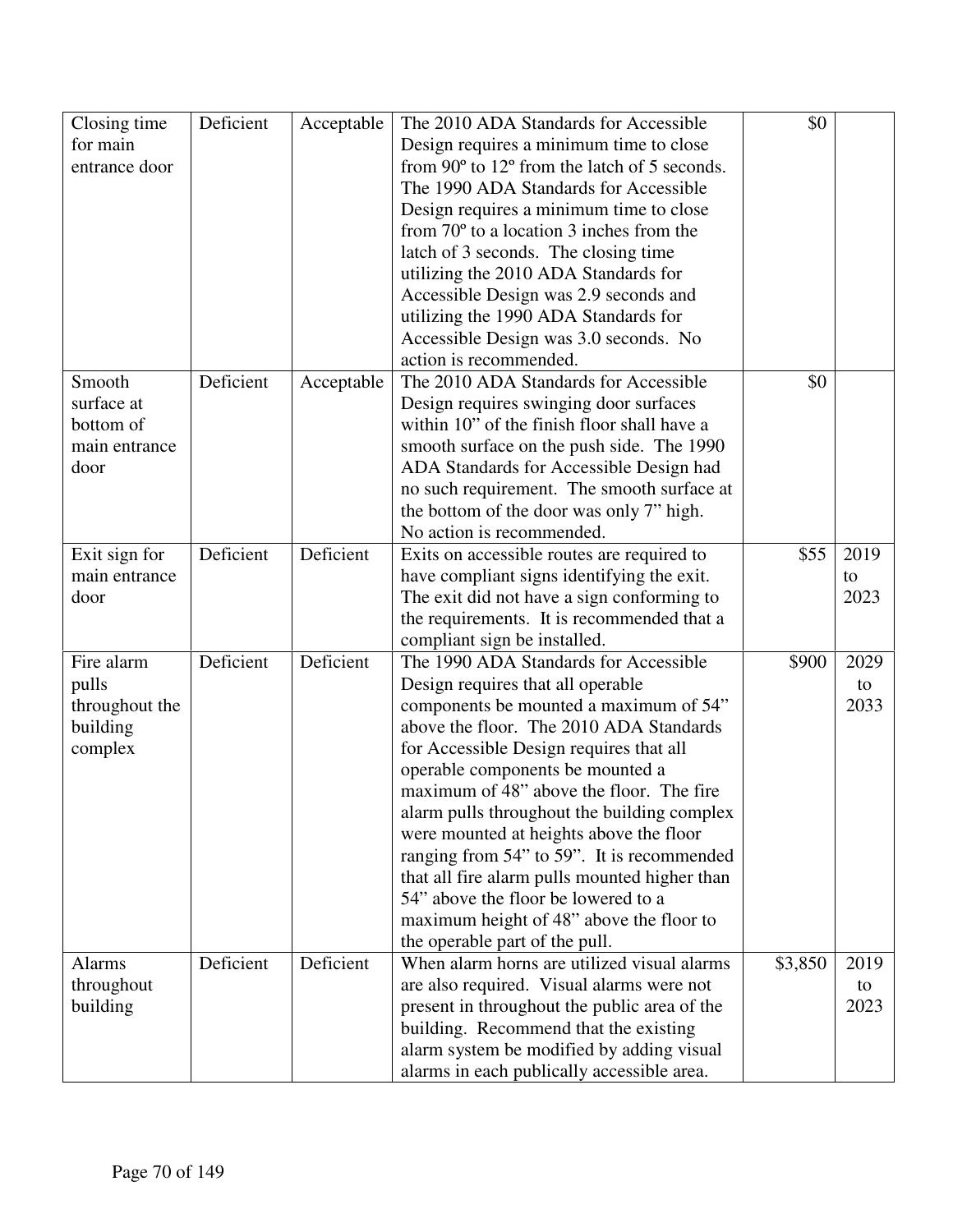| Closing time for main entrance door | Deficient | Acceptable | The 2010 ADA Standards for Accessible Design requires a minimum time to close from 90º to 12º from the latch of 5 seconds. The 1990 ADA Standards for Accessible Design requires a minimum time to close from 70º to a location 3 inches from the latch of 3 seconds. The closing time utilizing the 2010 ADA Standards for Accessible Design was 2.9 seconds and utilizing the 1990 ADA Standards for Accessible Design was 3.0 seconds. No action is recommended. | $0 | |
|---|---|---|---|---|---|
| Smooth surface at bottom of main entrance door | Deficient | Acceptable | The 2010 ADA Standards for Accessible Design requires swinging door surfaces within 10" of the finish floor shall have a smooth surface on the push side. The 1990 ADA Standards for Accessible Design had no such requirement. The smooth surface at the bottom of the door was only 7" high. No action is recommended. | $0 | |
| Exit sign for main entrance door | Deficient | Deficient | Exits on accessible routes are required to have compliant signs identifying the exit. The exit did not have a sign conforming to the requirements. It is recommended that a compliant sign be installed. | $55 | 2019 to 2023 |
| Fire alarm pulls throughout the building complex | Deficient | Deficient | The 1990 ADA Standards for Accessible Design requires that all operable components be mounted a maximum of 54" above the floor. The 2010 ADA Standards for Accessible Design requires that all operable components be mounted a maximum of 48" above the floor. The fire alarm pulls throughout the building complex were mounted at heights above the floor ranging from 54" to 59". It is recommended that all fire alarm pulls mounted higher than 54" above the floor be lowered to a maximum height of 48" above the floor to the operable part of the pull. | $900 | 2029 to 2033 |
| Alarms throughout building | Deficient | Deficient | When alarm horns are utilized visual alarms are also required. Visual alarms were not present in throughout the public area of the building. Recommend that the existing alarm system be modified by adding visual alarms in each publically accessible area. | $3,850 | 2019 to 2023 |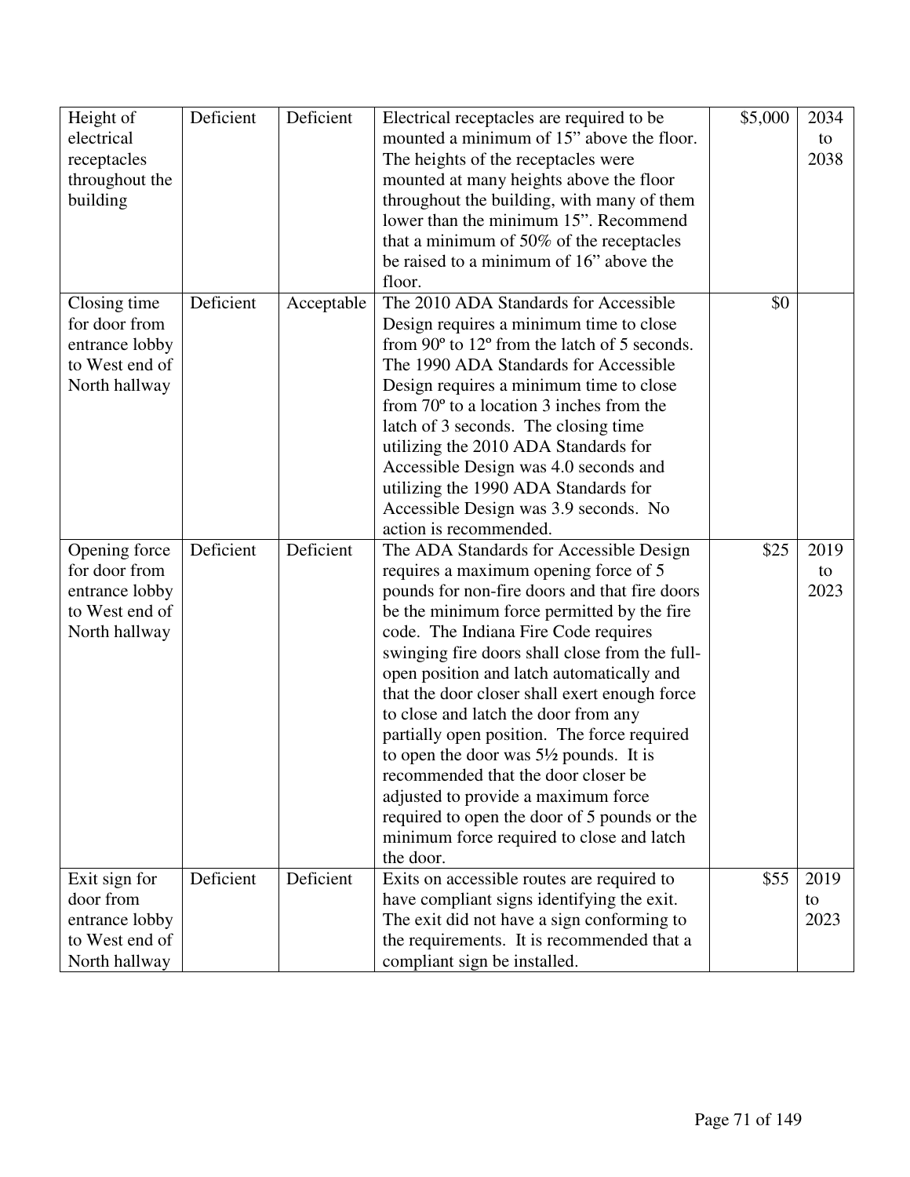| | | | | | |
|---|---|---|---|---|---|
| Height of electrical receptacles throughout the building | Deficient | Deficient | Electrical receptacles are required to be mounted a minimum of 15" above the floor. The heights of the receptacles were mounted at many heights above the floor throughout the building, with many of them lower than the minimum 15". Recommend that a minimum of 50% of the receptacles be raised to a minimum of 16" above the floor. | $5,000 | 2034 to 2038 |
| Closing time for door from entrance lobby to West end of North hallway | Deficient | Acceptable | The 2010 ADA Standards for Accessible Design requires a minimum time to close from 90º to 12º from the latch of 5 seconds. The 1990 ADA Standards for Accessible Design requires a minimum time to close from 70º to a location 3 inches from the latch of 3 seconds. The closing time utilizing the 2010 ADA Standards for Accessible Design was 4.0 seconds and utilizing the 1990 ADA Standards for Accessible Design was 3.9 seconds. No action is recommended. | $0 | |
| Opening force for door from entrance lobby to West end of North hallway | Deficient | Deficient | The ADA Standards for Accessible Design requires a maximum opening force of 5 pounds for non-fire doors and that fire doors be the minimum force permitted by the fire code. The Indiana Fire Code requires swinging fire doors shall close from the full-open position and latch automatically and that the door closer shall exert enough force to close and latch the door from any partially open position. The force required to open the door was 5½ pounds. It is recommended that the door closer be adjusted to provide a maximum force required to open the door of 5 pounds or the minimum force required to close and latch the door. | $25 | 2019 to 2023 |
| Exit sign for door from entrance lobby to West end of North hallway | Deficient | Deficient | Exits on accessible routes are required to have compliant signs identifying the exit. The exit did not have a sign conforming to the requirements. It is recommended that a compliant sign be installed. | $55 | 2019 to 2023 |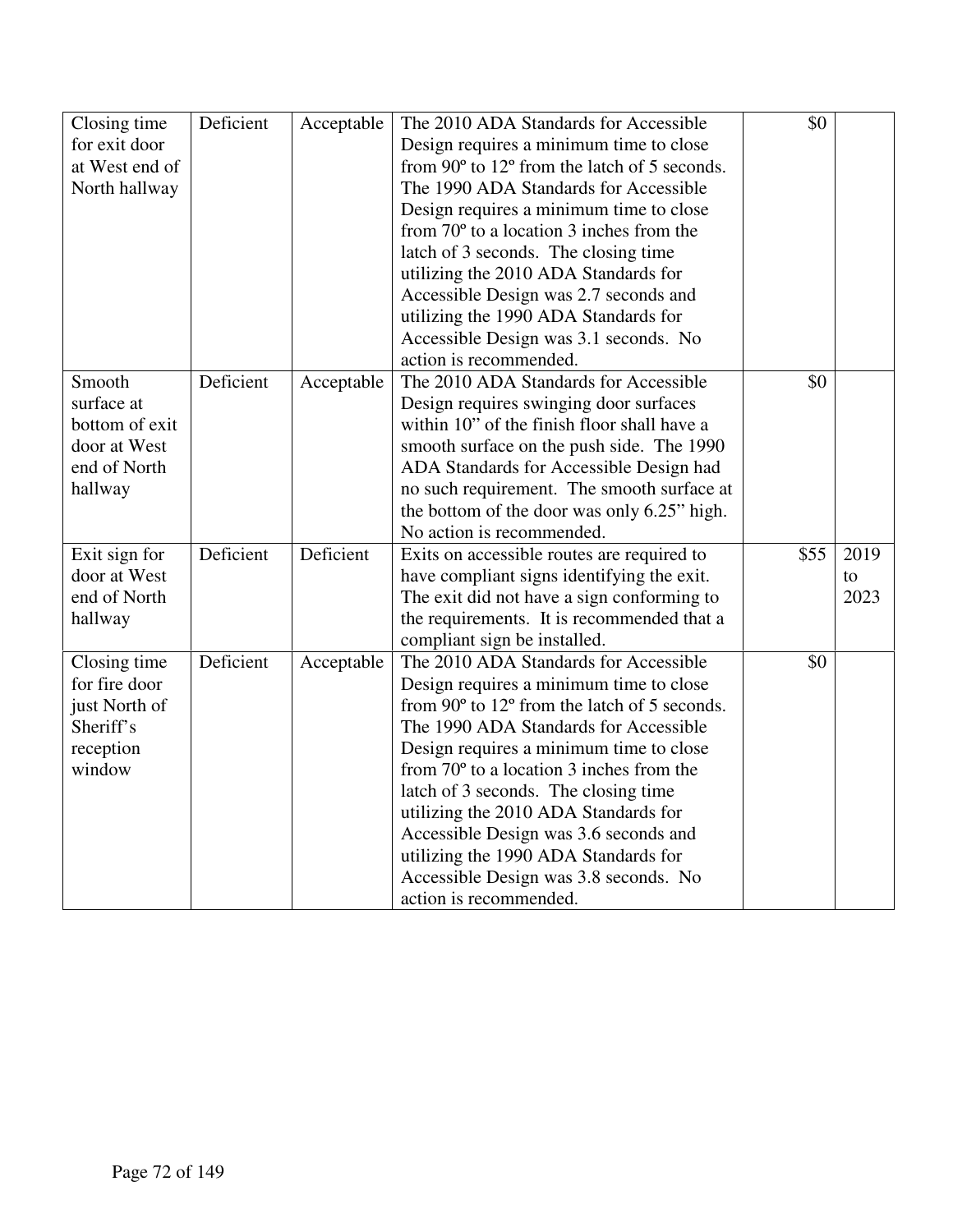| | | | | | |
|---|---|---|---|---|---|
| Closing time for exit door at West end of North hallway | Deficient | Acceptable | The 2010 ADA Standards for Accessible Design requires a minimum time to close from 90º to 12º from the latch of 5 seconds. The 1990 ADA Standards for Accessible Design requires a minimum time to close from 70º to a location 3 inches from the latch of 3 seconds. The closing time utilizing the 2010 ADA Standards for Accessible Design was 2.7 seconds and utilizing the 1990 ADA Standards for Accessible Design was 3.1 seconds. No action is recommended. | $0 | |
| Smooth surface at bottom of exit door at West end of North hallway | Deficient | Acceptable | The 2010 ADA Standards for Accessible Design requires swinging door surfaces within 10" of the finish floor shall have a smooth surface on the push side. The 1990 ADA Standards for Accessible Design had no such requirement. The smooth surface at the bottom of the door was only 6.25" high. No action is recommended. | $0 | |
| Exit sign for door at West end of North hallway | Deficient | Deficient | Exits on accessible routes are required to have compliant signs identifying the exit. The exit did not have a sign conforming to the requirements. It is recommended that a compliant sign be installed. | $55 | 2019 to 2023 |
| Closing time for fire door just North of Sheriff's reception window | Deficient | Acceptable | The 2010 ADA Standards for Accessible Design requires a minimum time to close from 90º to 12º from the latch of 5 seconds. The 1990 ADA Standards for Accessible Design requires a minimum time to close from 70º to a location 3 inches from the latch of 3 seconds. The closing time utilizing the 2010 ADA Standards for Accessible Design was 3.6 seconds and utilizing the 1990 ADA Standards for Accessible Design was 3.8 seconds. No action is recommended. | $0 | |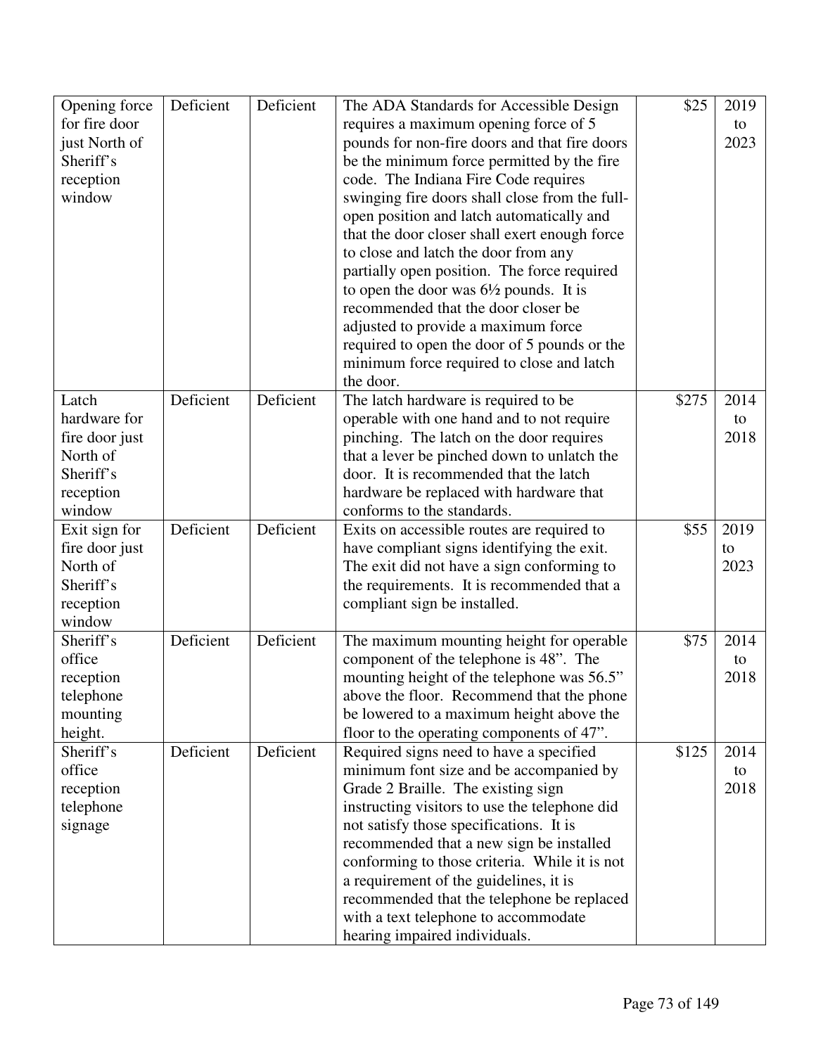| | | | | | |
|---|---|---|---|---|---|
| Opening force for fire door just North of Sheriff's reception window | Deficient | Deficient | The ADA Standards for Accessible Design requires a maximum opening force of 5 pounds for non-fire doors and that fire doors be the minimum force permitted by the fire code. The Indiana Fire Code requires swinging fire doors shall close from the full-open position and latch automatically and that the door closer shall exert enough force to close and latch the door from any partially open position. The force required to open the door was 6½ pounds. It is recommended that the door closer be adjusted to provide a maximum force required to open the door of 5 pounds or the minimum force required to close and latch the door. | $25 | 2019 to 2023 |
| Latch hardware for fire door just North of Sheriff's reception window | Deficient | Deficient | The latch hardware is required to be operable with one hand and to not require pinching. The latch on the door requires that a lever be pinched down to unlatch the door. It is recommended that the latch hardware be replaced with hardware that conforms to the standards. | $275 | 2014 to 2018 |
| Exit sign for fire door just North of Sheriff's reception window | Deficient | Deficient | Exits on accessible routes are required to have compliant signs identifying the exit. The exit did not have a sign conforming to the requirements. It is recommended that a compliant sign be installed. | $55 | 2019 to 2023 |
| Sheriff's office reception telephone mounting height. | Deficient | Deficient | The maximum mounting height for operable component of the telephone is 48". The mounting height of the telephone was 56.5" above the floor. Recommend that the phone be lowered to a maximum height above the floor to the operating components of 47". | $75 | 2014 to 2018 |
| Sheriff's office reception telephone signage | Deficient | Deficient | Required signs need to have a specified minimum font size and be accompanied by Grade 2 Braille. The existing sign instructing visitors to use the telephone did not satisfy those specifications. It is recommended that a new sign be installed conforming to those criteria. While it is not a requirement of the guidelines, it is recommended that the telephone be replaced with a text telephone to accommodate hearing impaired individuals. | $125 | 2014 to 2018 |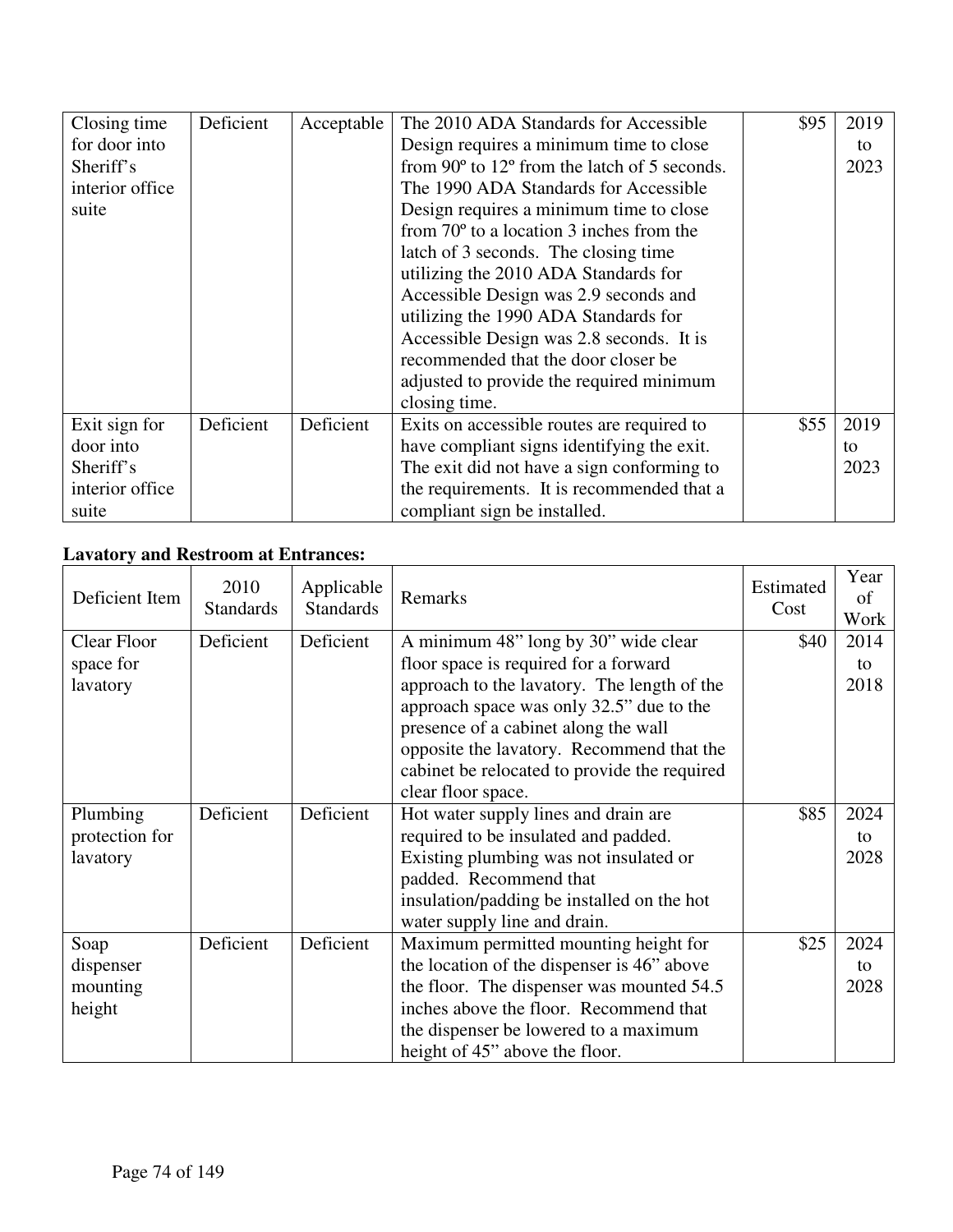| Closing time for door into Sheriff's interior office suite | Deficient | Acceptable | The 2010 ADA Standards for Accessible Design requires a minimum time to close from 90º to 12º from the latch of 5 seconds. The 1990 ADA Standards for Accessible Design requires a minimum time to close from 70º to a location 3 inches from the latch of 3 seconds. The closing time utilizing the 2010 ADA Standards for Accessible Design was 2.9 seconds and utilizing the 1990 ADA Standards for Accessible Design was 2.8 seconds. It is recommended that the door closer be adjusted to provide the required minimum closing time. | $95 | 2019 to 2023 |
|---|---|---|---|---|---|
| Exit sign for door into Sheriff's interior office suite | Deficient | Deficient | Exits on accessible routes are required to have compliant signs identifying the exit. The exit did not have a sign conforming to the requirements. It is recommended that a compliant sign be installed. | $55 | 2019 to 2023 |

**Lavatory and Restroom at Entrances:**

| Deficient Item | 2010 Standards | Applicable Standards | Remarks | Estimated Cost | Year of Work |
|---|---|---|---|---|---|
| Clear Floor space for lavatory | Deficient | Deficient | A minimum 48" long by 30" wide clear floor space is required for a forward approach to the lavatory. The length of the approach space was only 32.5" due to the presence of a cabinet along the wall opposite the lavatory. Recommend that the cabinet be relocated to provide the required clear floor space. | $40 | 2014 to 2018 |
| Plumbing protection for lavatory | Deficient | Deficient | Hot water supply lines and drain are required to be insulated and padded. Existing plumbing was not insulated or padded. Recommend that insulation/padding be installed on the hot water supply line and drain. | $85 | 2024 to 2028 |
| Soap dispenser mounting height | Deficient | Deficient | Maximum permitted mounting height for the location of the dispenser is 46" above the floor. The dispenser was mounted 54.5 inches above the floor. Recommend that the dispenser be lowered to a maximum height of 45" above the floor. | $25 | 2024 to 2028 |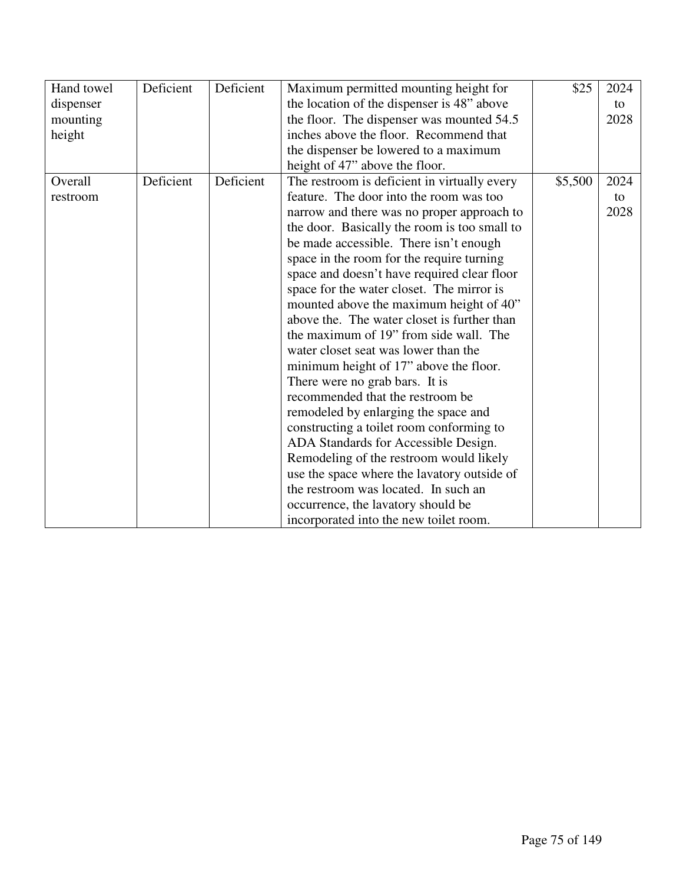| Hand towel dispenser mounting height | Deficient | Deficient | Maximum permitted mounting height for the location of the dispenser is 48" above the floor. The dispenser was mounted 54.5 inches above the floor. Recommend that the dispenser be lowered to a maximum height of 47" above the floor. | $25 | 2024 to 2028 |
|---|---|---|---|---|---|
| Overall restroom | Deficient | Deficient | The restroom is deficient in virtually every feature. The door into the room was too narrow and there was no proper approach to the door. Basically the room is too small to be made accessible. There isn't enough space in the room for the require turning space and doesn't have required clear floor space for the water closet. The mirror is mounted above the maximum height of 40" above the. The water closet is further than the maximum of 19" from side wall. The water closet seat was lower than the minimum height of 17" above the floor. There were no grab bars. It is recommended that the restroom be remodeled by enlarging the space and constructing a toilet room conforming to ADA Standards for Accessible Design. Remodeling of the restroom would likely use the space where the lavatory outside of the restroom was located. In such an occurrence, the lavatory should be incorporated into the new toilet room. | $5,500 | 2024 to 2028 |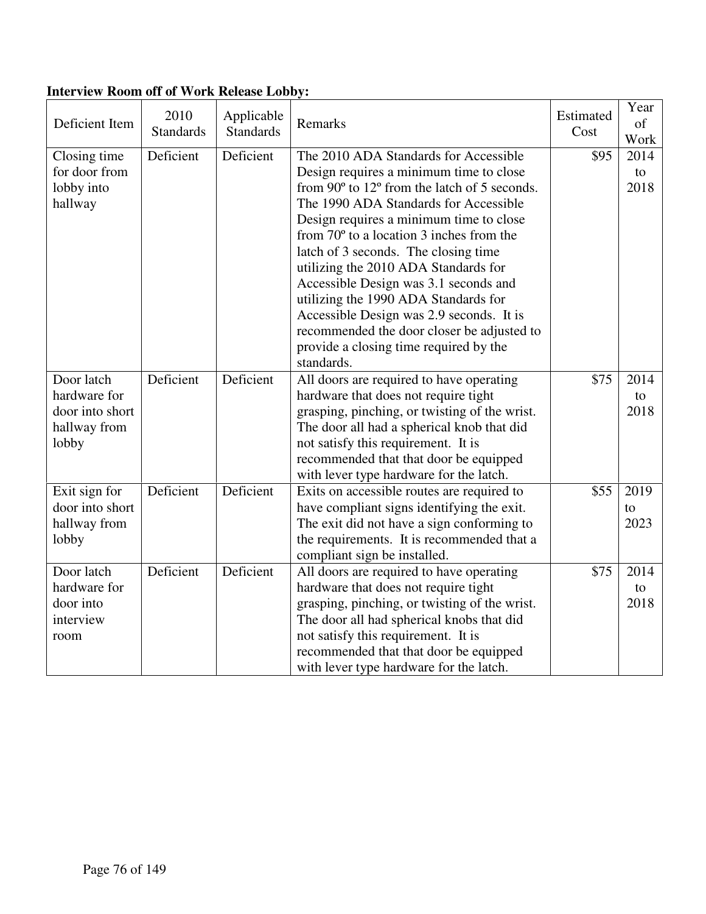**Interview Room off of Work Release Lobby:**

| Deficient Item | 2010 Standards | Applicable Standards | Remarks | Estimated Cost | Year of Work |
|---|---|---|---|---|---|
| Closing time for door from lobby into hallway | Deficient | Deficient | The 2010 ADA Standards for Accessible Design requires a minimum time to close from 90º to 12º from the latch of 5 seconds. The 1990 ADA Standards for Accessible Design requires a minimum time to close from 70º to a location 3 inches from the latch of 3 seconds. The closing time utilizing the 2010 ADA Standards for Accessible Design was 3.1 seconds and utilizing the 1990 ADA Standards for Accessible Design was 2.9 seconds. It is recommended the door closer be adjusted to provide a closing time required by the standards. | $95 | 2014 to 2018 |
| Door latch hardware for door into short hallway from lobby | Deficient | Deficient | All doors are required to have operating hardware that does not require tight grasping, pinching, or twisting of the wrist. The door all had a spherical knob that did not satisfy this requirement. It is recommended that that door be equipped with lever type hardware for the latch. | $75 | 2014 to 2018 |
| Exit sign for door into short hallway from lobby | Deficient | Deficient | Exits on accessible routes are required to have compliant signs identifying the exit. The exit did not have a sign conforming to the requirements. It is recommended that a compliant sign be installed. | $55 | 2019 to 2023 |
| Door latch hardware for door into interview room | Deficient | Deficient | All doors are required to have operating hardware that does not require tight grasping, pinching, or twisting of the wrist. The door all had spherical knobs that did not satisfy this requirement. It is recommended that that door be equipped with lever type hardware for the latch. | $75 | 2014 to 2018 |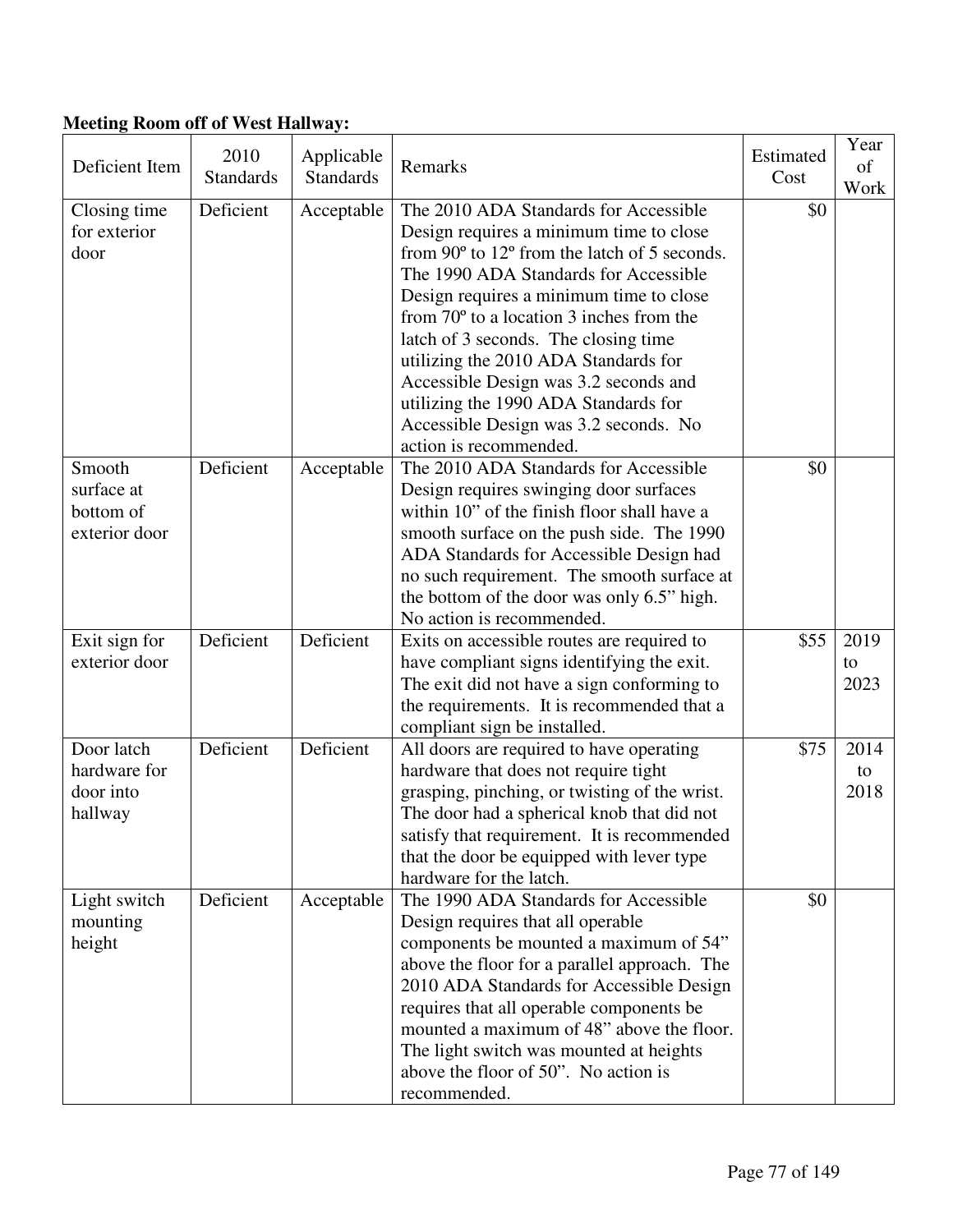**Meeting Room off of West Hallway:**

| Deficient Item | 2010 Standards | Applicable Standards | Remarks | Estimated Cost | Year of Work |
|---|---|---|---|---|---|
| Closing time for exterior door | Deficient | Acceptable | The 2010 ADA Standards for Accessible Design requires a minimum time to close from 90º to 12º from the latch of 5 seconds. The 1990 ADA Standards for Accessible Design requires a minimum time to close from 70º to a location 3 inches from the latch of 3 seconds. The closing time utilizing the 2010 ADA Standards for Accessible Design was 3.2 seconds and utilizing the 1990 ADA Standards for Accessible Design was 3.2 seconds. No action is recommended. | $0 | |
| Smooth surface at bottom of exterior door | Deficient | Acceptable | The 2010 ADA Standards for Accessible Design requires swinging door surfaces within 10" of the finish floor shall have a smooth surface on the push side. The 1990 ADA Standards for Accessible Design had no such requirement. The smooth surface at the bottom of the door was only 6.5" high. No action is recommended. | $0 | |
| Exit sign for exterior door | Deficient | Deficient | Exits on accessible routes are required to have compliant signs identifying the exit. The exit did not have a sign conforming to the requirements. It is recommended that a compliant sign be installed. | $55 | 2019 to 2023 |
| Door latch hardware for door into hallway | Deficient | Deficient | All doors are required to have operating hardware that does not require tight grasping, pinching, or twisting of the wrist. The door had a spherical knob that did not satisfy that requirement. It is recommended that the door be equipped with lever type hardware for the latch. | $75 | 2014 to 2018 |
| Light switch mounting height | Deficient | Acceptable | The 1990 ADA Standards for Accessible Design requires that all operable components be mounted a maximum of 54" above the floor for a parallel approach. The 2010 ADA Standards for Accessible Design requires that all operable components be mounted a maximum of 48" above the floor. The light switch was mounted at heights above the floor of 50". No action is recommended. | $0 | |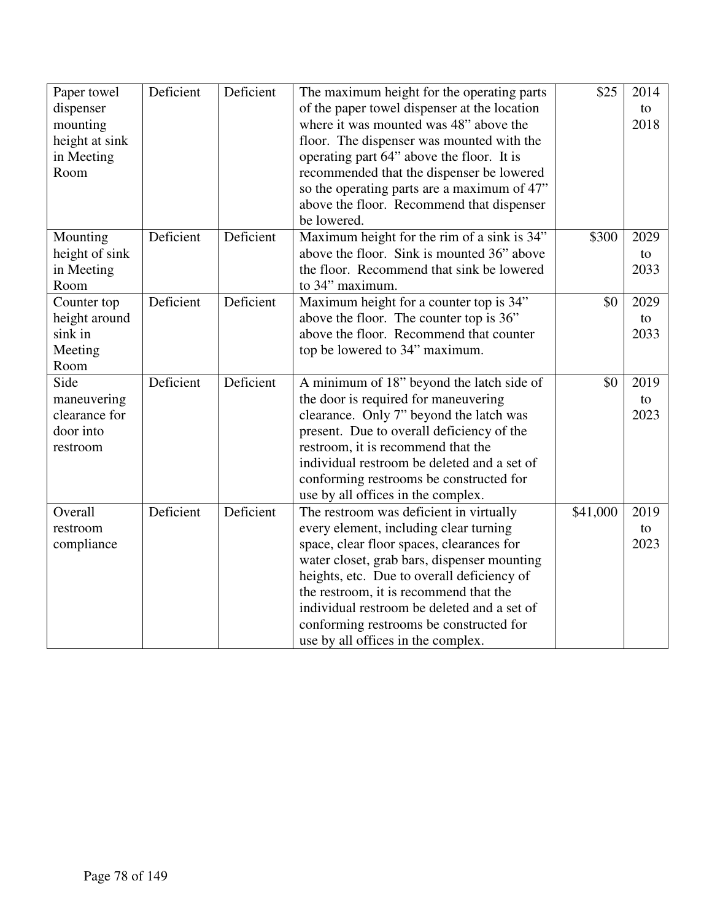| | | | | | |
|---|---|---|---|---|---|
| Paper towel dispenser mounting height at sink in Meeting Room | Deficient | Deficient | The maximum height for the operating parts of the paper towel dispenser at the location where it was mounted was 48" above the floor. The dispenser was mounted with the operating part 64" above the floor. It is recommended that the dispenser be lowered so the operating parts are a maximum of 47" above the floor. Recommend that dispenser be lowered. | $25 | 2014 to 2018 |
| Mounting height of sink in Meeting Room | Deficient | Deficient | Maximum height for the rim of a sink is 34" above the floor. Sink is mounted 36" above the floor. Recommend that sink be lowered to 34" maximum. | $300 | 2029 to 2033 |
| Counter top height around sink in Meeting Room | Deficient | Deficient | Maximum height for a counter top is 34" above the floor. The counter top is 36" above the floor. Recommend that counter top be lowered to 34" maximum. | $0 | 2029 to 2033 |
| Side maneuvering clearance for door into restroom | Deficient | Deficient | A minimum of 18" beyond the latch side of the door is required for maneuvering clearance. Only 7" beyond the latch was present. Due to overall deficiency of the restroom, it is recommend that the individual restroom be deleted and a set of conforming restrooms be constructed for use by all offices in the complex. | $0 | 2019 to 2023 |
| Overall restroom compliance | Deficient | Deficient | The restroom was deficient in virtually every element, including clear turning space, clear floor spaces, clearances for water closet, grab bars, dispenser mounting heights, etc. Due to overall deficiency of the restroom, it is recommend that the individual restroom be deleted and a set of conforming restrooms be constructed for use by all offices in the complex. | $41,000 | 2019 to 2023 |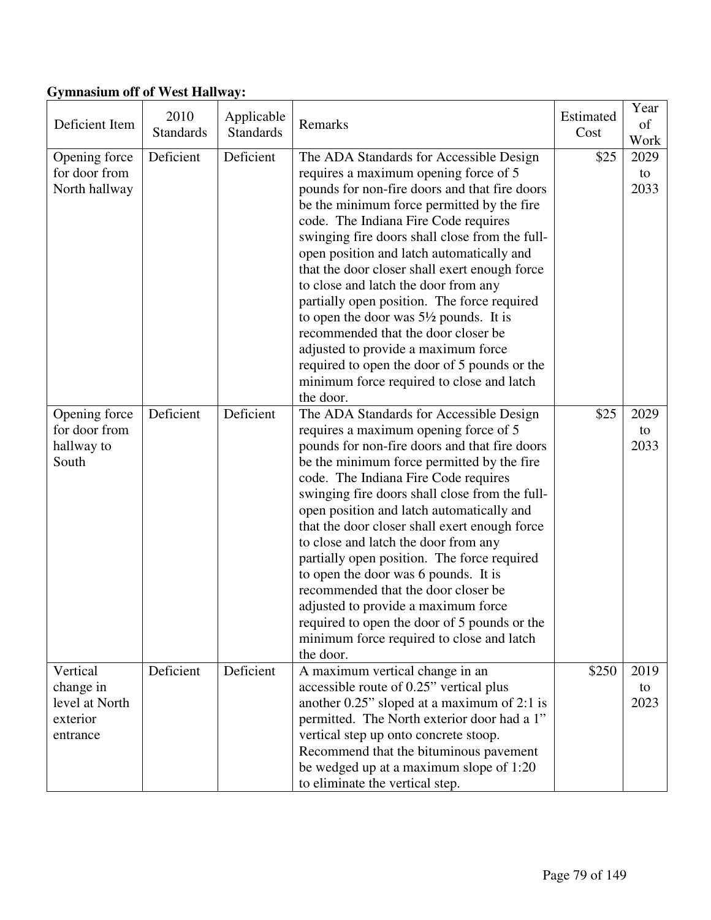**Gymnasium off of West Hallway:**

| Deficient Item | 2010 Standards | Applicable Standards | Remarks | Estimated Cost | Year of Work |
|---|---|---|---|---|---|
| Opening force for door from North hallway | Deficient | Deficient | The ADA Standards for Accessible Design requires a maximum opening force of 5 pounds for non-fire doors and that fire doors be the minimum force permitted by the fire code. The Indiana Fire Code requires swinging fire doors shall close from the full-open position and latch automatically and that the door closer shall exert enough force to close and latch the door from any partially open position. The force required to open the door was 5½ pounds. It is recommended that the door closer be adjusted to provide a maximum force required to open the door of 5 pounds or the minimum force required to close and latch the door. | $25 | 2029 to 2033 |
| Opening force for door from hallway to South | Deficient | Deficient | The ADA Standards for Accessible Design requires a maximum opening force of 5 pounds for non-fire doors and that fire doors be the minimum force permitted by the fire code. The Indiana Fire Code requires swinging fire doors shall close from the full-open position and latch automatically and that the door closer shall exert enough force to close and latch the door from any partially open position. The force required to open the door was 6 pounds. It is recommended that the door closer be adjusted to provide a maximum force required to open the door of 5 pounds or the minimum force required to close and latch the door. | $25 | 2029 to 2033 |
| Vertical change in level at North exterior entrance | Deficient | Deficient | A maximum vertical change in an accessible route of 0.25" vertical plus another 0.25" sloped at a maximum of 2:1 is permitted. The North exterior door had a 1" vertical step up onto concrete stoop. Recommend that the bituminous pavement be wedged up at a maximum slope of 1:20 to eliminate the vertical step. | $250 | 2019 to 2023 |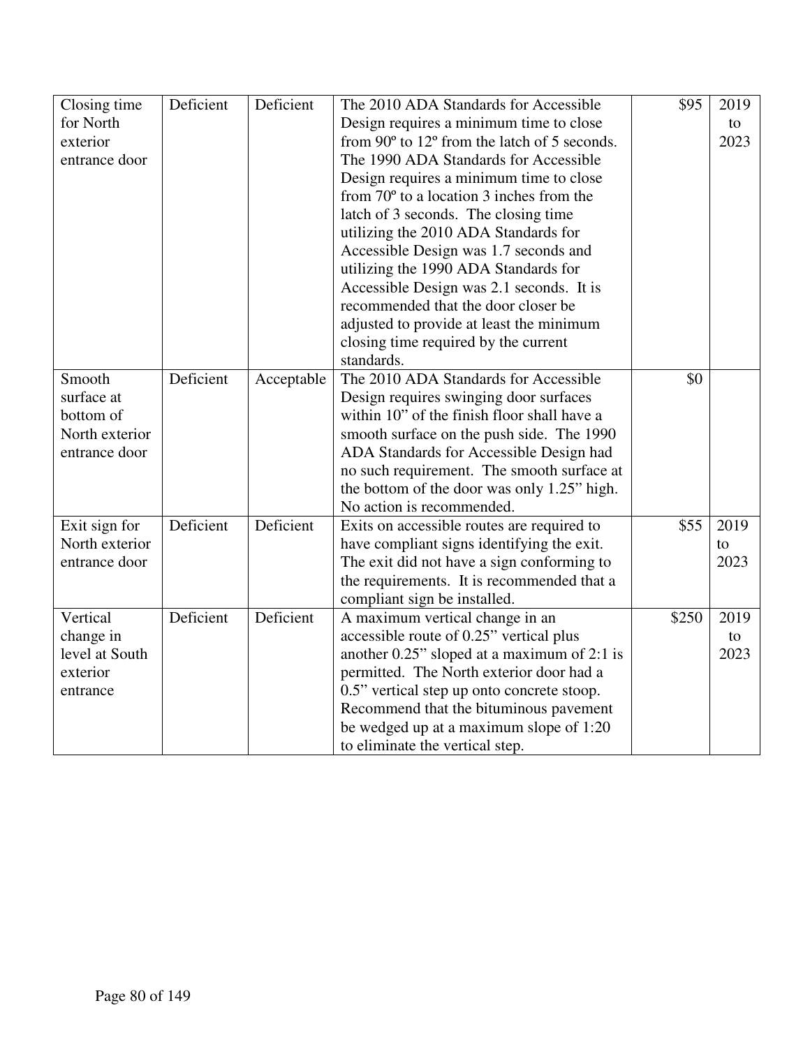| Closing time for North exterior entrance door | Deficient | Deficient | The 2010 ADA Standards for Accessible Design requires a minimum time to close from 90º to 12º from the latch of 5 seconds. The 1990 ADA Standards for Accessible Design requires a minimum time to close from 70º to a location 3 inches from the latch of 3 seconds. The closing time utilizing the 2010 ADA Standards for Accessible Design was 1.7 seconds and utilizing the 1990 ADA Standards for Accessible Design was 2.1 seconds. It is recommended that the door closer be adjusted to provide at least the minimum closing time required by the current standards. | $95 | 2019 to 2023 |
|---|---|---|---|---|---|
| Smooth surface at bottom of North exterior entrance door | Deficient | Acceptable | The 2010 ADA Standards for Accessible Design requires swinging door surfaces within 10" of the finish floor shall have a smooth surface on the push side. The 1990 ADA Standards for Accessible Design had no such requirement. The smooth surface at the bottom of the door was only 1.25" high. No action is recommended. | $0 | |
| Exit sign for North exterior entrance door | Deficient | Deficient | Exits on accessible routes are required to have compliant signs identifying the exit. The exit did not have a sign conforming to the requirements. It is recommended that a compliant sign be installed. | $55 | 2019 to 2023 |
| Vertical change in level at South exterior entrance | Deficient | Deficient | A maximum vertical change in an accessible route of 0.25" vertical plus another 0.25" sloped at a maximum of 2:1 is permitted. The North exterior door had a 0.5" vertical step up onto concrete stoop. Recommend that the bituminous pavement be wedged up at a maximum slope of 1:20 to eliminate the vertical step. | $250 | 2019 to 2023 |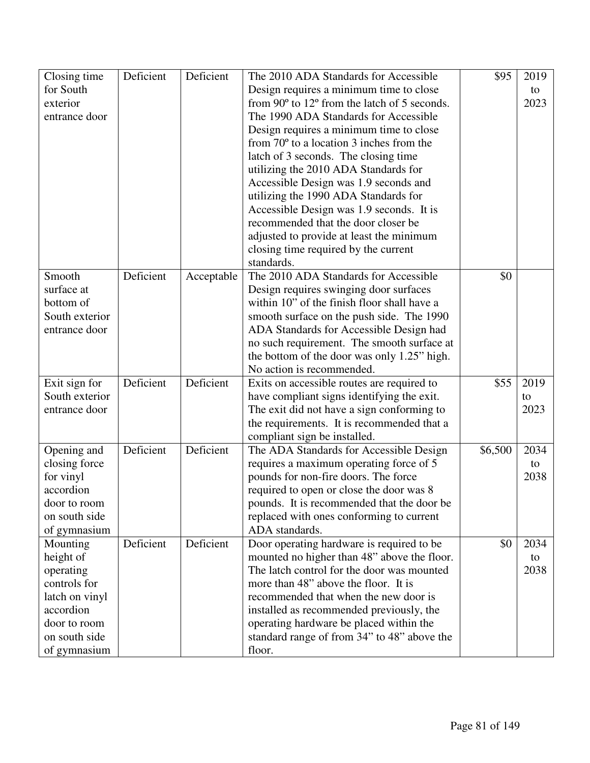| Closing time for South exterior entrance door | Deficient | Deficient | The 2010 ADA Standards for Accessible Design requires a minimum time to close from 90º to 12º from the latch of 5 seconds. The 1990 ADA Standards for Accessible Design requires a minimum time to close from 70º to a location 3 inches from the latch of 3 seconds. The closing time utilizing the 2010 ADA Standards for Accessible Design was 1.9 seconds and utilizing the 1990 ADA Standards for Accessible Design was 1.9 seconds. It is recommended that the door closer be adjusted to provide at least the minimum closing time required by the current standards. | $95 | 2019 to 2023 |
|---|---|---|---|---|---|
| Smooth surface at bottom of South exterior entrance door | Deficient | Acceptable | The 2010 ADA Standards for Accessible Design requires swinging door surfaces within 10" of the finish floor shall have a smooth surface on the push side. The 1990 ADA Standards for Accessible Design had no such requirement. The smooth surface at the bottom of the door was only 1.25" high. No action is recommended. | $0 | |
| Exit sign for South exterior entrance door | Deficient | Deficient | Exits on accessible routes are required to have compliant signs identifying the exit. The exit did not have a sign conforming to the requirements. It is recommended that a compliant sign be installed. | $55 | 2019 to 2023 |
| Opening and closing force for vinyl accordion door to room on south side of gymnasium | Deficient | Deficient | The ADA Standards for Accessible Design requires a maximum operating force of 5 pounds for non-fire doors. The force required to open or close the door was 8 pounds. It is recommended that the door be replaced with ones conforming to current ADA standards. | $6,500 | 2034 to 2038 |
| Mounting height of operating controls for latch on vinyl accordion door to room on south side of gymnasium | Deficient | Deficient | Door operating hardware is required to be mounted no higher than 48" above the floor. The latch control for the door was mounted more than 48" above the floor. It is recommended that when the new door is installed as recommended previously, the operating hardware be placed within the standard range of from 34" to 48" above the floor. | $0 | 2034 to 2038 |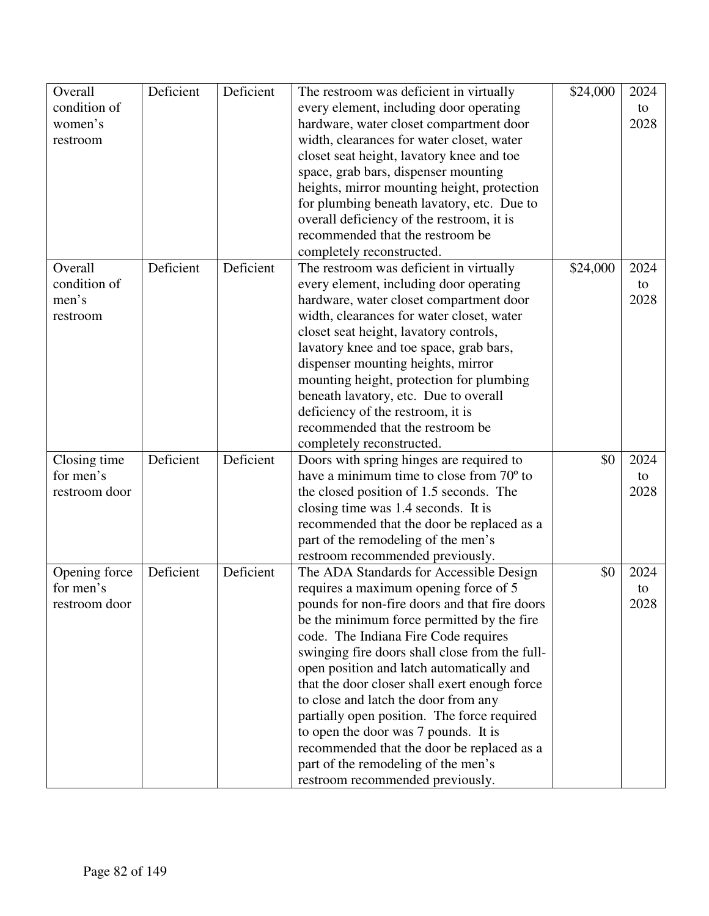| | | | | | |
|---|---|---|---|---|---|
| Overall condition of women's restroom | Deficient | Deficient | The restroom was deficient in virtually every element, including door operating hardware, water closet compartment door width, clearances for water closet, water closet seat height, lavatory knee and toe space, grab bars, dispenser mounting heights, mirror mounting height, protection for plumbing beneath lavatory, etc. Due to overall deficiency of the restroom, it is recommended that the restroom be completely reconstructed. | $24,000 | 2024 to 2028 |
| Overall condition of men's restroom | Deficient | Deficient | The restroom was deficient in virtually every element, including door operating hardware, water closet compartment door width, clearances for water closet, water closet seat height, lavatory controls, lavatory knee and toe space, grab bars, dispenser mounting heights, mirror mounting height, protection for plumbing beneath lavatory, etc. Due to overall deficiency of the restroom, it is recommended that the restroom be completely reconstructed. | $24,000 | 2024 to 2028 |
| Closing time for men's restroom door | Deficient | Deficient | Doors with spring hinges are required to have a minimum time to close from 70º to the closed position of 1.5 seconds. The closing time was 1.4 seconds. It is recommended that the door be replaced as a part of the remodeling of the men's restroom recommended previously. | $0 | 2024 to 2028 |
| Opening force for men's restroom door | Deficient | Deficient | The ADA Standards for Accessible Design requires a maximum opening force of 5 pounds for non-fire doors and that fire doors be the minimum force permitted by the fire code. The Indiana Fire Code requires swinging fire doors shall close from the full-open position and latch automatically and that the door closer shall exert enough force to close and latch the door from any partially open position. The force required to open the door was 7 pounds. It is recommended that the door be replaced as a part of the remodeling of the men's restroom recommended previously. | $0 | 2024 to 2028 |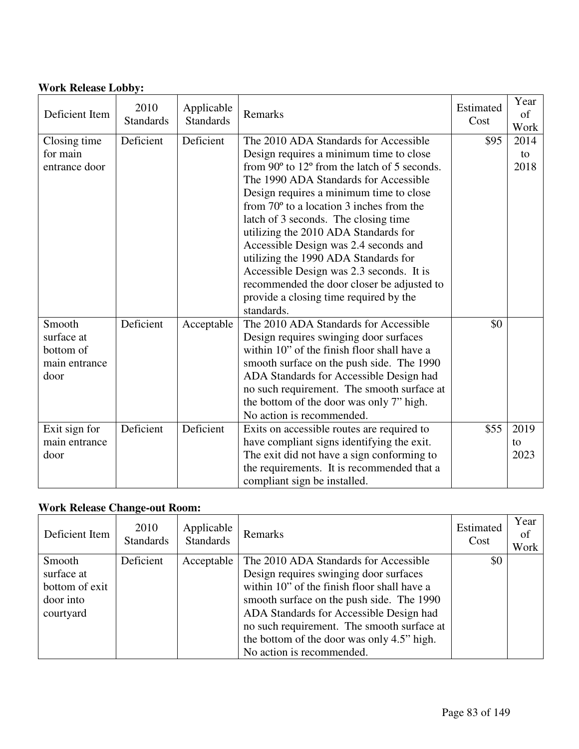**Work Release Lobby:**

| Deficient Item | 2010 Standards | Applicable Standards | Remarks | Estimated Cost | Year of Work |
|---|---|---|---|---|---|
| Closing time for main entrance door | Deficient | Deficient | The 2010 ADA Standards for Accessible Design requires a minimum time to close from 90º to 12º from the latch of 5 seconds. The 1990 ADA Standards for Accessible Design requires a minimum time to close from 70º to a location 3 inches from the latch of 3 seconds. The closing time utilizing the 2010 ADA Standards for Accessible Design was 2.4 seconds and utilizing the 1990 ADA Standards for Accessible Design was 2.3 seconds. It is recommended the door closer be adjusted to provide a closing time required by the standards. | $95 | 2014 to 2018 |
| Smooth surface at bottom of main entrance door | Deficient | Acceptable | The 2010 ADA Standards for Accessible Design requires swinging door surfaces within 10" of the finish floor shall have a smooth surface on the push side. The 1990 ADA Standards for Accessible Design had no such requirement. The smooth surface at the bottom of the door was only 7" high. No action is recommended. | $0 | |
| Exit sign for main entrance door | Deficient | Deficient | Exits on accessible routes are required to have compliant signs identifying the exit. The exit did not have a sign conforming to the requirements. It is recommended that a compliant sign be installed. | $55 | 2019 to 2023 |

**Work Release Change-out Room:**

| Deficient Item | 2010 Standards | Applicable Standards | Remarks | Estimated Cost | Year of Work |
|---|---|---|---|---|---|
| Smooth surface at bottom of exit door into courtyard | Deficient | Acceptable | The 2010 ADA Standards for Accessible Design requires swinging door surfaces within 10" of the finish floor shall have a smooth surface on the push side. The 1990 ADA Standards for Accessible Design had no such requirement. The smooth surface at the bottom of the door was only 4.5" high. No action is recommended. | $0 | |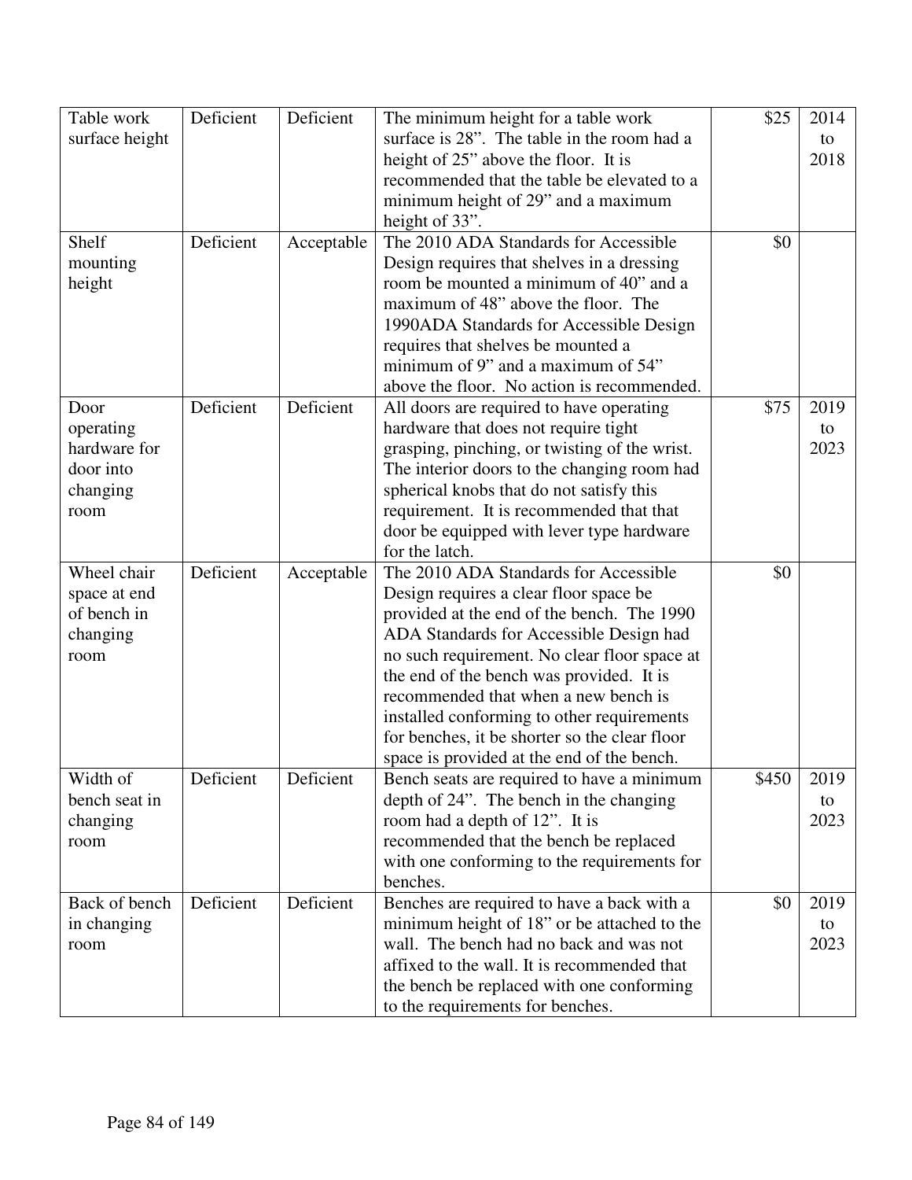| | | | | | |
|---|---|---|---|---|---|
| Table work surface height | Deficient | Deficient | The minimum height for a table work surface is 28". The table in the room had a height of 25" above the floor. It is recommended that the table be elevated to a minimum height of 29" and a maximum height of 33". | $25 | 2014 to 2018 |
| Shelf mounting height | Deficient | Acceptable | The 2010 ADA Standards for Accessible Design requires that shelves in a dressing room be mounted a minimum of 40" and a maximum of 48" above the floor. The 1990ADA Standards for Accessible Design requires that shelves be mounted a minimum of 9" and a maximum of 54" above the floor. No action is recommended. | $0 | |
| Door operating hardware for door into changing room | Deficient | Deficient | All doors are required to have operating hardware that does not require tight grasping, pinching, or twisting of the wrist. The interior doors to the changing room had spherical knobs that do not satisfy this requirement. It is recommended that that door be equipped with lever type hardware for the latch. | $75 | 2019 to 2023 |
| Wheel chair space at end of bench in changing room | Deficient | Acceptable | The 2010 ADA Standards for Accessible Design requires a clear floor space be provided at the end of the bench. The 1990 ADA Standards for Accessible Design had no such requirement. No clear floor space at the end of the bench was provided. It is recommended that when a new bench is installed conforming to other requirements for benches, it be shorter so the clear floor space is provided at the end of the bench. | $0 | |
| Width of bench seat in changing room | Deficient | Deficient | Bench seats are required to have a minimum depth of 24". The bench in the changing room had a depth of 12". It is recommended that the bench be replaced with one conforming to the requirements for benches. | $450 | 2019 to 2023 |
| Back of bench in changing room | Deficient | Deficient | Benches are required to have a back with a minimum height of 18" or be attached to the wall. The bench had no back and was not affixed to the wall. It is recommended that the bench be replaced with one conforming to the requirements for benches. | $0 | 2019 to 2023 |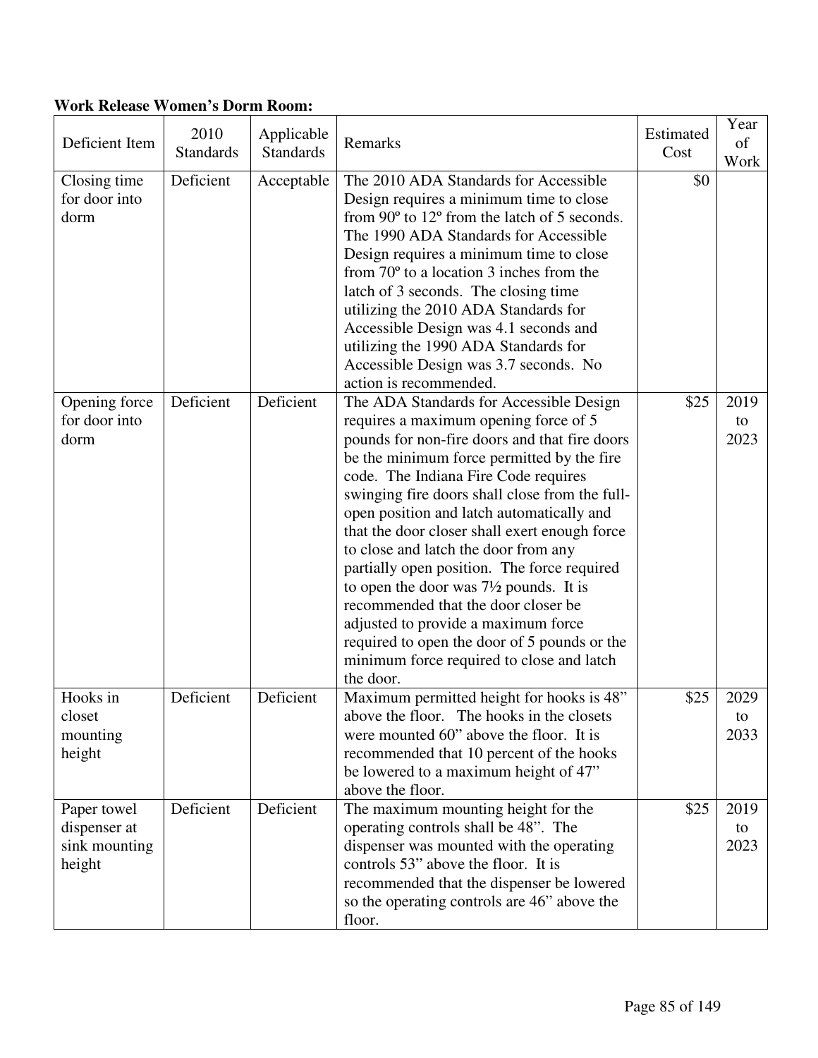**Work Release Women's Dorm Room:**

| Deficient Item | 2010 Standards | Applicable Standards | Remarks | Estimated Cost | Year of Work |
|---|---|---|---|---|---|
| Closing time for door into dorm | Deficient | Acceptable | The 2010 ADA Standards for Accessible Design requires a minimum time to close from 90º to 12º from the latch of 5 seconds. The 1990 ADA Standards for Accessible Design requires a minimum time to close from 70º to a location 3 inches from the latch of 3 seconds. The closing time utilizing the 2010 ADA Standards for Accessible Design was 4.1 seconds and utilizing the 1990 ADA Standards for Accessible Design was 3.7 seconds. No action is recommended. | $0 | |
| Opening force for door into dorm | Deficient | Deficient | The ADA Standards for Accessible Design requires a maximum opening force of 5 pounds for non-fire doors and that fire doors be the minimum force permitted by the fire code. The Indiana Fire Code requires swinging fire doors shall close from the full-open position and latch automatically and that the door closer shall exert enough force to close and latch the door from any partially open position. The force required to open the door was 7½ pounds. It is recommended that the door closer be adjusted to provide a maximum force required to open the door of 5 pounds or the minimum force required to close and latch the door. | $25 | 2019 to 2023 |
| Hooks in closet mounting height | Deficient | Deficient | Maximum permitted height for hooks is 48" above the floor. The hooks in the closets were mounted 60" above the floor. It is recommended that 10 percent of the hooks be lowered to a maximum height of 47" above the floor. | $25 | 2029 to 2033 |
| Paper towel dispenser at sink mounting height | Deficient | Deficient | The maximum mounting height for the operating controls shall be 48". The dispenser was mounted with the operating controls 53" above the floor. It is recommended that the dispenser be lowered so the operating controls are 46" above the floor. | $25 | 2019 to 2023 |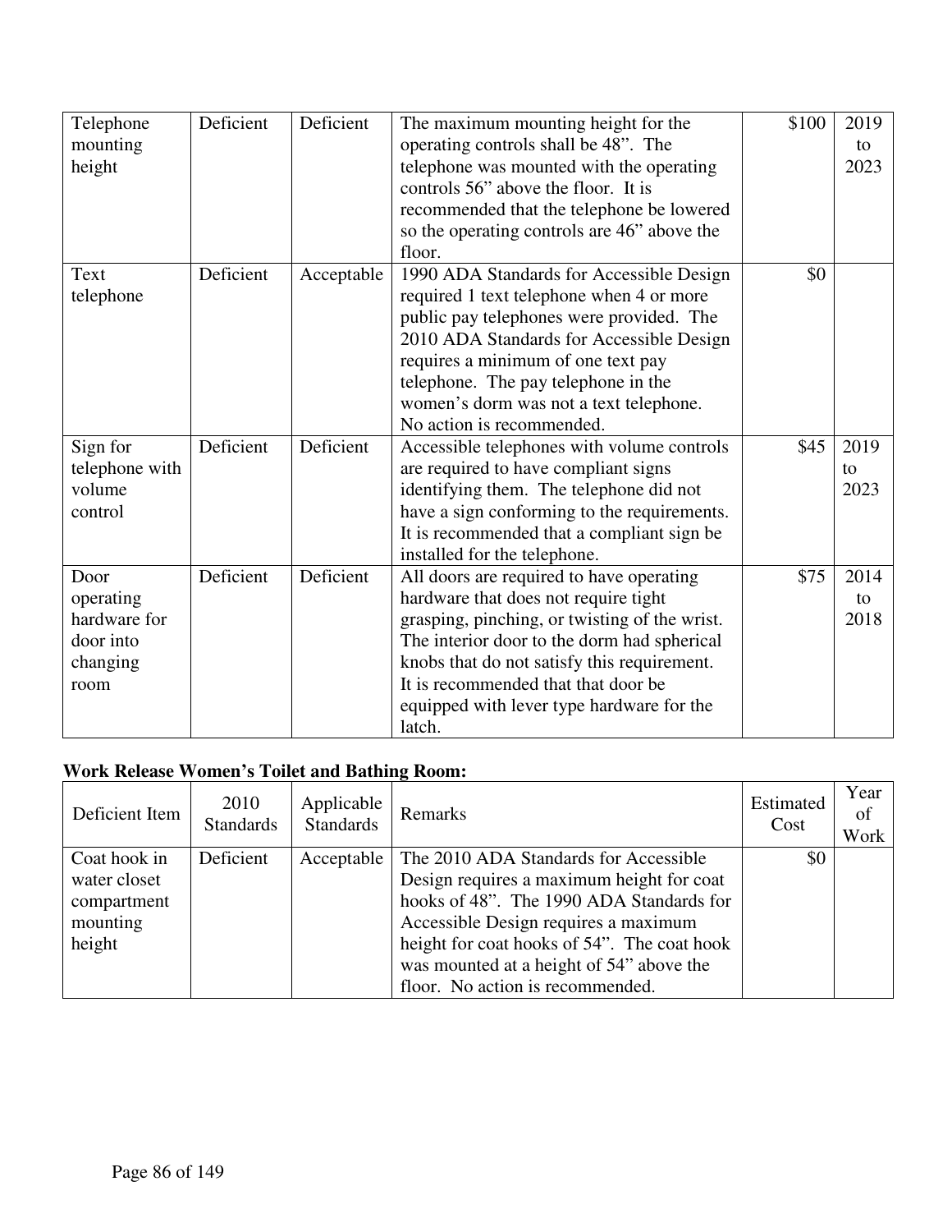| | | | | | |
|---|---|---|---|---|---|
| Telephone mounting height | Deficient | Deficient | The maximum mounting height for the operating controls shall be 48". The telephone was mounted with the operating controls 56" above the floor. It is recommended that the telephone be lowered so the operating controls are 46" above the floor. | $100 | 2019 to 2023 |
| Text telephone | Deficient | Acceptable | 1990 ADA Standards for Accessible Design required 1 text telephone when 4 or more public pay telephones were provided. The 2010 ADA Standards for Accessible Design requires a minimum of one text pay telephone. The pay telephone in the women's dorm was not a text telephone. No action is recommended. | $0 | |
| Sign for telephone with volume control | Deficient | Deficient | Accessible telephones with volume controls are required to have compliant signs identifying them. The telephone did not have a sign conforming to the requirements. It is recommended that a compliant sign be installed for the telephone. | $45 | 2019 to 2023 |
| Door operating hardware for door into changing room | Deficient | Deficient | All doors are required to have operating hardware that does not require tight grasping, pinching, or twisting of the wrist. The interior door to the dorm had spherical knobs that do not satisfy this requirement. It is recommended that that door be equipped with lever type hardware for the latch. | $75 | 2014 to 2018 |

**Work Release Women's Toilet and Bathing Room:**

| Deficient Item | 2010 Standards | Applicable Standards | Remarks | Estimated Cost | Year of Work |
|---|---|---|---|---|---|
| Coat hook in water closet compartment mounting height | Deficient | Acceptable | The 2010 ADA Standards for Accessible Design requires a maximum height for coat hooks of 48". The 1990 ADA Standards for Accessible Design requires a maximum height for coat hooks of 54". The coat hook was mounted at a height of 54" above the floor. No action is recommended. | $0 | |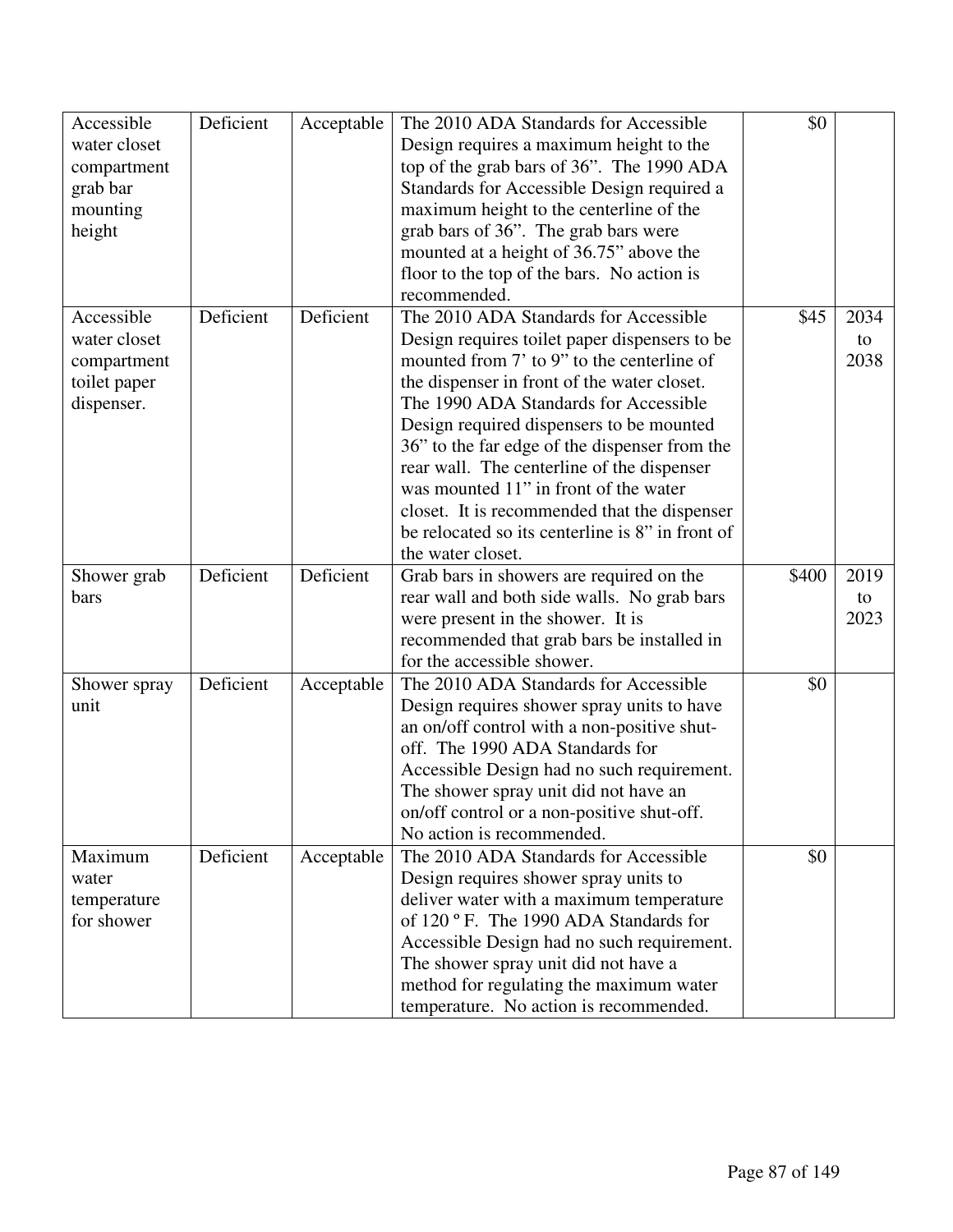| Accessible water closet compartment grab bar mounting height | Deficient | Acceptable | The 2010 ADA Standards for Accessible Design requires a maximum height to the top of the grab bars of 36". The 1990 ADA Standards for Accessible Design required a maximum height to the centerline of the grab bars of 36". The grab bars were mounted at a height of 36.75" above the floor to the top of the bars. No action is recommended. | $0 | |
|---|---|---|---|---|---|
| Accessible water closet compartment toilet paper dispenser. | Deficient | Deficient | The 2010 ADA Standards for Accessible Design requires toilet paper dispensers to be mounted from 7' to 9" to the centerline of the dispenser in front of the water closet. The 1990 ADA Standards for Accessible Design required dispensers to be mounted 36" to the far edge of the dispenser from the rear wall. The centerline of the dispenser was mounted 11" in front of the water closet. It is recommended that the dispenser be relocated so its centerline is 8" in front of the water closet. | $45 | 2034 to 2038 |
| Shower grab bars | Deficient | Deficient | Grab bars in showers are required on the rear wall and both side walls. No grab bars were present in the shower. It is recommended that grab bars be installed in for the accessible shower. | $400 | 2019 to 2023 |
| Shower spray unit | Deficient | Acceptable | The 2010 ADA Standards for Accessible Design requires shower spray units to have an on/off control with a non-positive shut-off. The 1990 ADA Standards for Accessible Design had no such requirement. The shower spray unit did not have an on/off control or a non-positive shut-off. No action is recommended. | $0 | |
| Maximum water temperature for shower | Deficient | Acceptable | The 2010 ADA Standards for Accessible Design requires shower spray units to deliver water with a maximum temperature of 120 ° F. The 1990 ADA Standards for Accessible Design had no such requirement. The shower spray unit did not have a method for regulating the maximum water temperature. No action is recommended. | $0 | |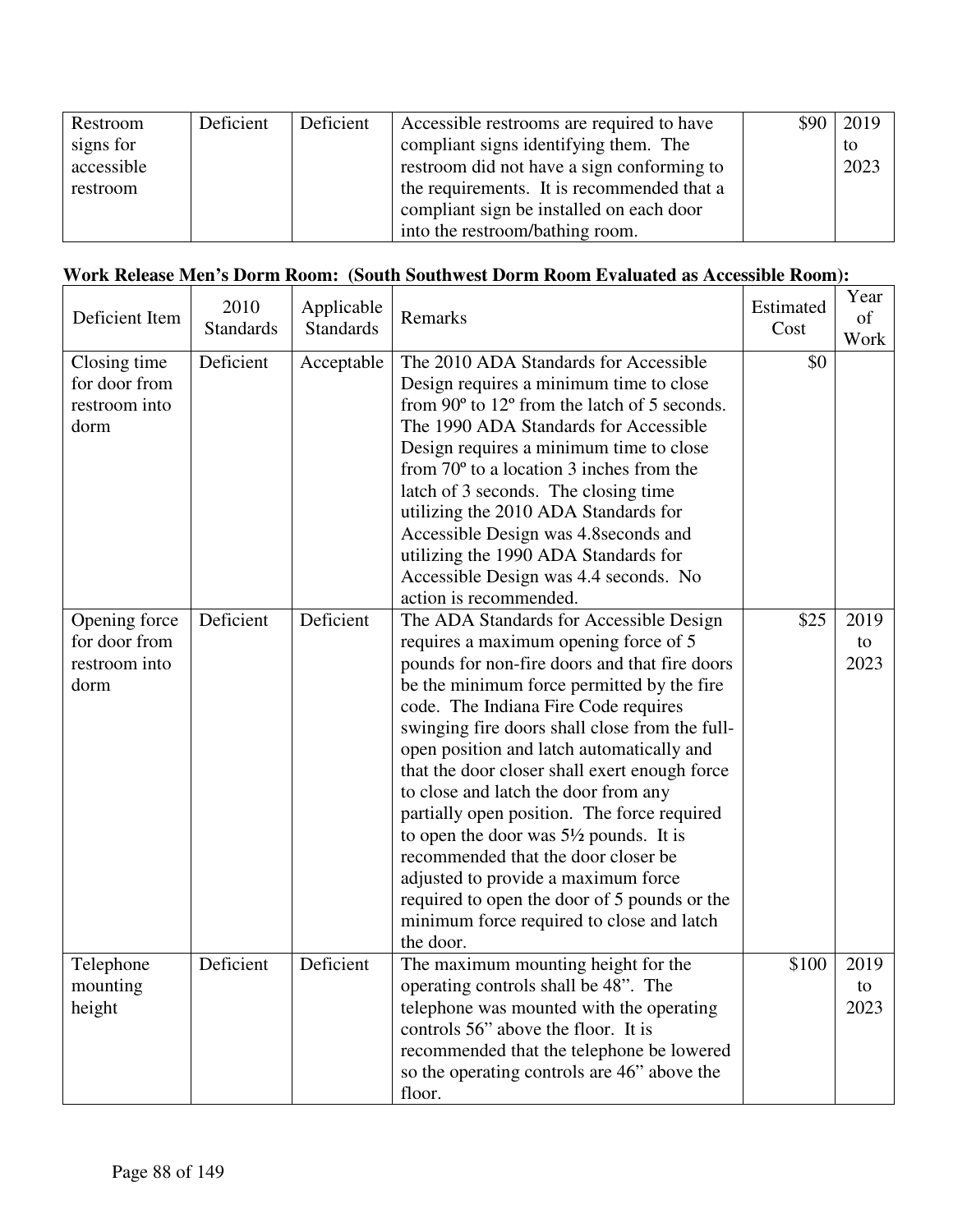| Restroom signs for accessible restroom | Deficient | Deficient | Accessible restrooms are required to have compliant signs identifying them. The restroom did not have a sign conforming to the requirements. It is recommended that a compliant sign be installed on each door into the restroom/bathing room. | $90 | 2019 to 2023 |
|---|---|---|---|---|---|

**Work Release Men's Dorm Room: (South Southwest Dorm Room Evaluated as Accessible Room):**

| Deficient Item | 2010 Standards | Applicable Standards | Remarks | Estimated Cost | Year of Work |
|---|---|---|---|---|---|
| Closing time for door from restroom into dorm | Deficient | Acceptable | The 2010 ADA Standards for Accessible Design requires a minimum time to close from 90º to 12º from the latch of 5 seconds. The 1990 ADA Standards for Accessible Design requires a minimum time to close from 70º to a location 3 inches from the latch of 3 seconds. The closing time utilizing the 2010 ADA Standards for Accessible Design was 4.8seconds and utilizing the 1990 ADA Standards for Accessible Design was 4.4 seconds. No action is recommended. | $0 | |
| Opening force for door from restroom into dorm | Deficient | Deficient | The ADA Standards for Accessible Design requires a maximum opening force of 5 pounds for non-fire doors and that fire doors be the minimum force permitted by the fire code. The Indiana Fire Code requires swinging fire doors shall close from the full-open position and latch automatically and that the door closer shall exert enough force to close and latch the door from any partially open position. The force required to open the door was 5½ pounds. It is recommended that the door closer be adjusted to provide a maximum force required to open the door of 5 pounds or the minimum force required to close and latch the door. | $25 | 2019 to 2023 |
| Telephone mounting height | Deficient | Deficient | The maximum mounting height for the operating controls shall be 48". The telephone was mounted with the operating controls 56" above the floor. It is recommended that the telephone be lowered so the operating controls are 46" above the floor. | $100 | 2019 to 2023 |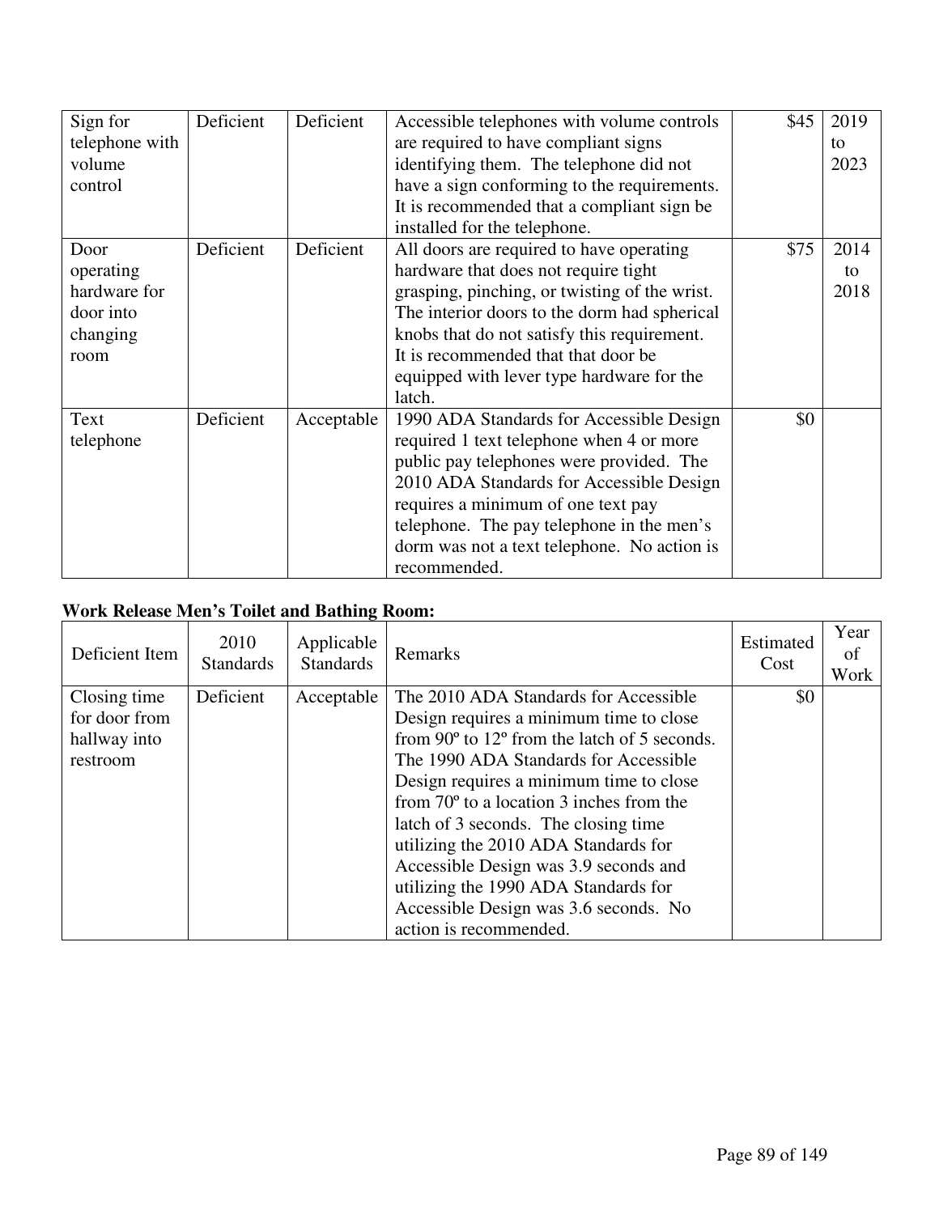| | | | | | |
|---|---|---|---|---|---|
| Sign for telephone with volume control | Deficient | Deficient | Accessible telephones with volume controls are required to have compliant signs identifying them. The telephone did not have a sign conforming to the requirements. It is recommended that a compliant sign be installed for the telephone. | $45 | 2019 to 2023 |
| Door operating hardware for door into changing room | Deficient | Deficient | All doors are required to have operating hardware that does not require tight grasping, pinching, or twisting of the wrist. The interior doors to the dorm had spherical knobs that do not satisfy this requirement. It is recommended that that door be equipped with lever type hardware for the latch. | $75 | 2014 to 2018 |
| Text telephone | Deficient | Acceptable | 1990 ADA Standards for Accessible Design required 1 text telephone when 4 or more public pay telephones were provided. The 2010 ADA Standards for Accessible Design requires a minimum of one text pay telephone. The pay telephone in the men's dorm was not a text telephone. No action is recommended. | $0 | |

**Work Release Men's Toilet and Bathing Room:**

| Deficient Item | 2010 Standards | Applicable Standards | Remarks | Estimated Cost | Year of Work |
|---|---|---|---|---|---|
| Closing time for door from hallway into restroom | Deficient | Acceptable | The 2010 ADA Standards for Accessible Design requires a minimum time to close from 90º to 12º from the latch of 5 seconds. The 1990 ADA Standards for Accessible Design requires a minimum time to close from 70º to a location 3 inches from the latch of 3 seconds. The closing time utilizing the 2010 ADA Standards for Accessible Design was 3.9 seconds and utilizing the 1990 ADA Standards for Accessible Design was 3.6 seconds. No action is recommended. | $0 | |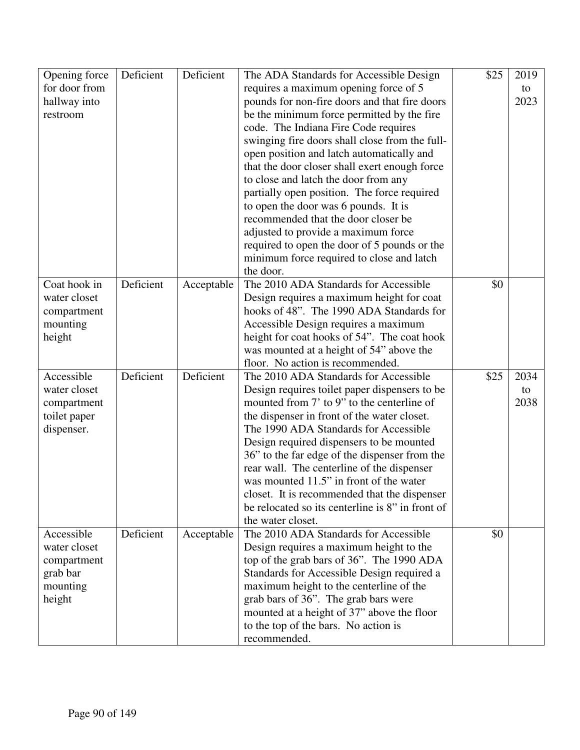| | | | | | |
|---|---|---|---|---|---|
| Opening force for door from hallway into restroom | Deficient | Deficient | The ADA Standards for Accessible Design requires a maximum opening force of 5 pounds for non-fire doors and that fire doors be the minimum force permitted by the fire code. The Indiana Fire Code requires swinging fire doors shall close from the full-open position and latch automatically and that the door closer shall exert enough force to close and latch the door from any partially open position. The force required to open the door was 6 pounds. It is recommended that the door closer be adjusted to provide a maximum force required to open the door of 5 pounds or the minimum force required to close and latch the door. | $25 | 2019 to 2023 |
| Coat hook in water closet compartment mounting height | Deficient | Acceptable | The 2010 ADA Standards for Accessible Design requires a maximum height for coat hooks of 48". The 1990 ADA Standards for Accessible Design requires a maximum height for coat hooks of 54". The coat hook was mounted at a height of 54" above the floor. No action is recommended. | $0 | |
| Accessible water closet compartment toilet paper dispenser. | Deficient | Deficient | The 2010 ADA Standards for Accessible Design requires toilet paper dispensers to be mounted from 7' to 9" to the centerline of the dispenser in front of the water closet. The 1990 ADA Standards for Accessible Design required dispensers to be mounted 36" to the far edge of the dispenser from the rear wall. The centerline of the dispenser was mounted 11.5" in front of the water closet. It is recommended that the dispenser be relocated so its centerline is 8" in front of the water closet. | $25 | 2034 to 2038 |
| Accessible water closet compartment grab bar mounting height | Deficient | Acceptable | The 2010 ADA Standards for Accessible Design requires a maximum height to the top of the grab bars of 36". The 1990 ADA Standards for Accessible Design required a maximum height to the centerline of the grab bars of 36". The grab bars were mounted at a height of 37" above the floor to the top of the bars. No action is recommended. | $0 | |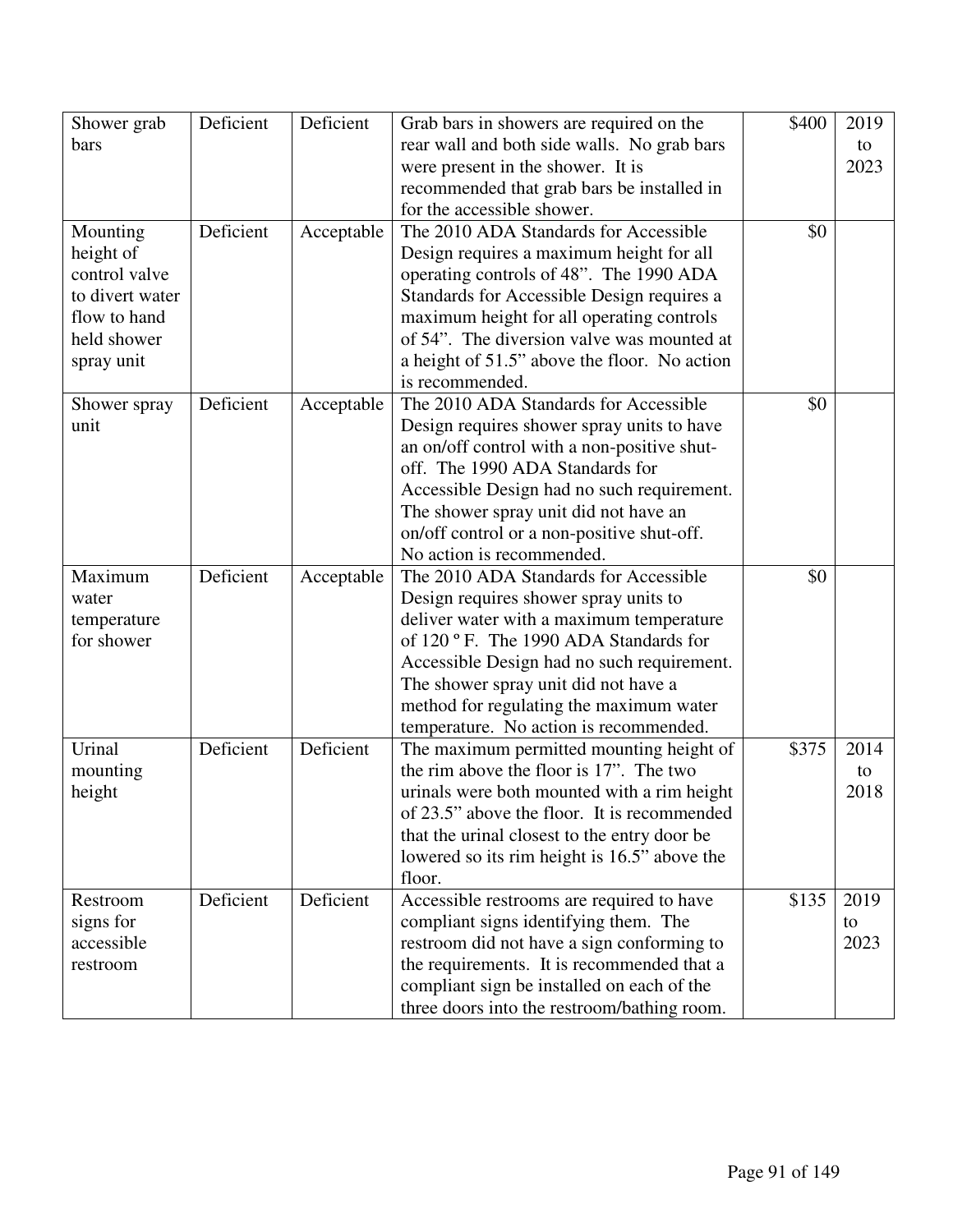| | | | | | |
|---|---|---|---|---|---|
| Shower grab bars | Deficient | Deficient | Grab bars in showers are required on the rear wall and both side walls. No grab bars were present in the shower. It is recommended that grab bars be installed in for the accessible shower. | $400 | 2019 to 2023 |
| Mounting height of control valve to divert water flow to hand held shower spray unit | Deficient | Acceptable | The 2010 ADA Standards for Accessible Design requires a maximum height for all operating controls of 48". The 1990 ADA Standards for Accessible Design requires a maximum height for all operating controls of 54". The diversion valve was mounted at a height of 51.5" above the floor. No action is recommended. | $0 | |
| Shower spray unit | Deficient | Acceptable | The 2010 ADA Standards for Accessible Design requires shower spray units to have an on/off control with a non-positive shut-off. The 1990 ADA Standards for Accessible Design had no such requirement. The shower spray unit did not have an on/off control or a non-positive shut-off. No action is recommended. | $0 | |
| Maximum water temperature for shower | Deficient | Acceptable | The 2010 ADA Standards for Accessible Design requires shower spray units to deliver water with a maximum temperature of 120 º F. The 1990 ADA Standards for Accessible Design had no such requirement. The shower spray unit did not have a method for regulating the maximum water temperature. No action is recommended. | $0 | |
| Urinal mounting height | Deficient | Deficient | The maximum permitted mounting height of the rim above the floor is 17". The two urinals were both mounted with a rim height of 23.5" above the floor. It is recommended that the urinal closest to the entry door be lowered so its rim height is 16.5" above the floor. | $375 | 2014 to 2018 |
| Restroom signs for accessible restroom | Deficient | Deficient | Accessible restrooms are required to have compliant signs identifying them. The restroom did not have a sign conforming to the requirements. It is recommended that a compliant sign be installed on each of the three doors into the restroom/bathing room. | $135 | 2019 to 2023 |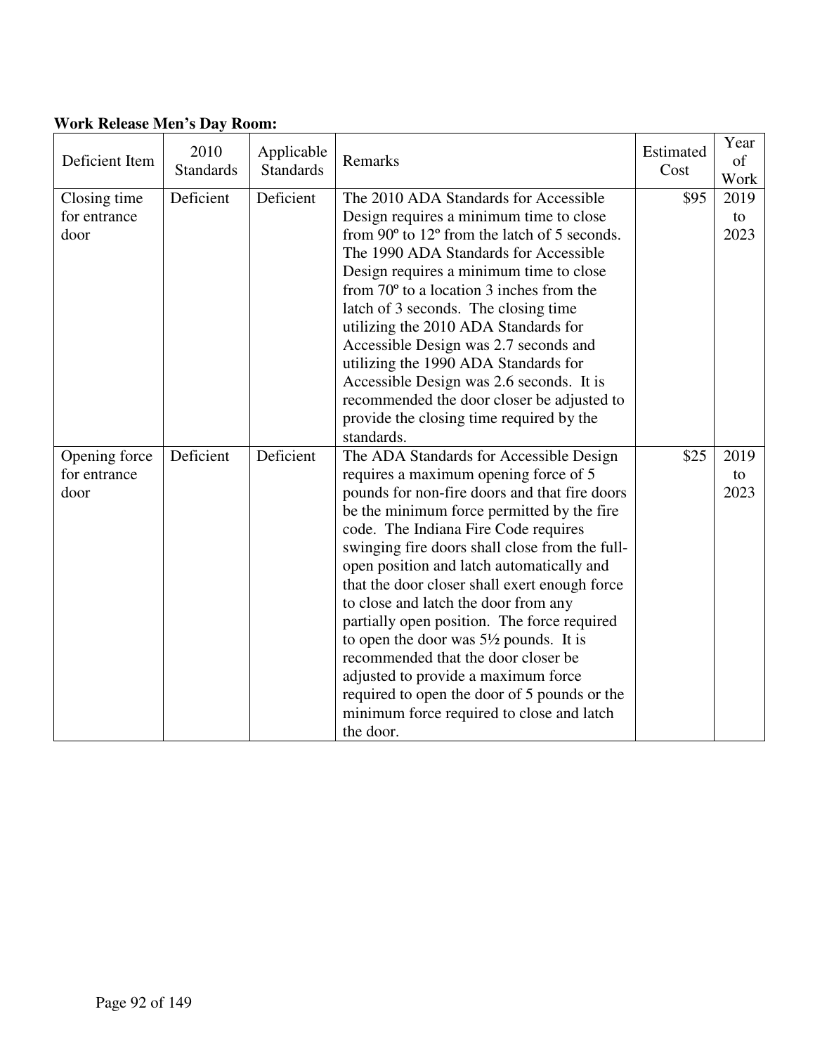**Work Release Men's Day Room:**

| Deficient Item | 2010 Standards | Applicable Standards | Remarks | Estimated Cost | Year of Work |
|---|---|---|---|---|---|
| Closing time for entrance door | Deficient | Deficient | The 2010 ADA Standards for Accessible Design requires a minimum time to close from 90º to 12º from the latch of 5 seconds. The 1990 ADA Standards for Accessible Design requires a minimum time to close from 70º to a location 3 inches from the latch of 3 seconds. The closing time utilizing the 2010 ADA Standards for Accessible Design was 2.7 seconds and utilizing the 1990 ADA Standards for Accessible Design was 2.6 seconds. It is recommended the door closer be adjusted to provide the closing time required by the standards. | $95 | 2019 to 2023 |
| Opening force for entrance door | Deficient | Deficient | The ADA Standards for Accessible Design requires a maximum opening force of 5 pounds for non-fire doors and that fire doors be the minimum force permitted by the fire code. The Indiana Fire Code requires swinging fire doors shall close from the full-open position and latch automatically and that the door closer shall exert enough force to close and latch the door from any partially open position. The force required to open the door was 5½ pounds. It is recommended that the door closer be adjusted to provide a maximum force required to open the door of 5 pounds or the minimum force required to close and latch the door. | $25 | 2019 to 2023 |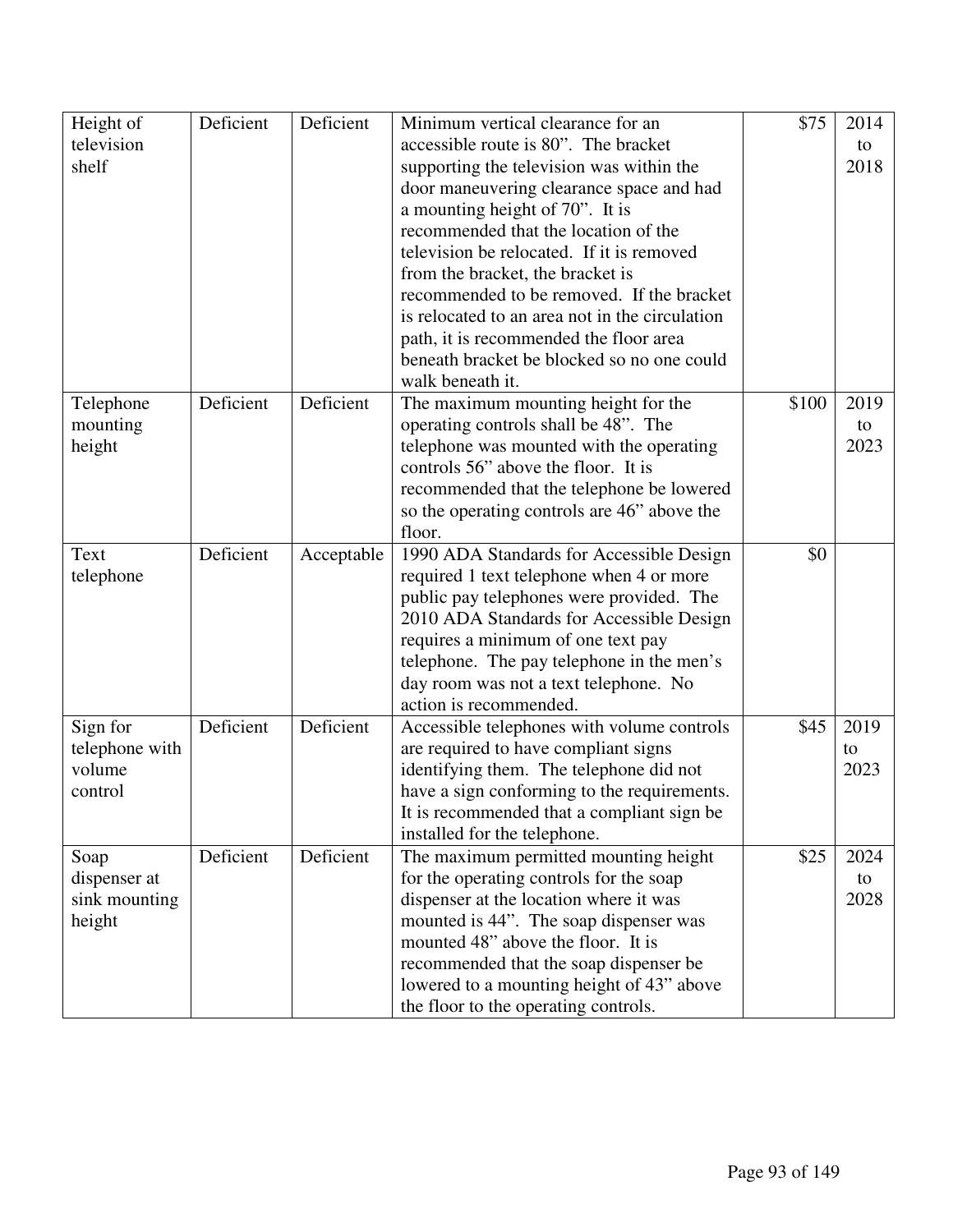| | | | | | |
|---|---|---|---|---|---|
| Height of television shelf | Deficient | Deficient | Minimum vertical clearance for an accessible route is 80”. The bracket supporting the television was within the door maneuvering clearance space and had a mounting height of 70”. It is recommended that the location of the television be relocated. If it is removed from the bracket, the bracket is recommended to be removed. If the bracket is relocated to an area not in the circulation path, it is recommended the floor area beneath bracket be blocked so no one could walk beneath it. | $75 | 2014 to 2018 |
| Telephone mounting height | Deficient | Deficient | The maximum mounting height for the operating controls shall be 48”. The telephone was mounted with the operating controls 56” above the floor. It is recommended that the telephone be lowered so the operating controls are 46” above the floor. | $100 | 2019 to 2023 |
| Text telephone | Deficient | Acceptable | 1990 ADA Standards for Accessible Design required 1 text telephone when 4 or more public pay telephones were provided. The 2010 ADA Standards for Accessible Design requires a minimum of one text pay telephone. The pay telephone in the men’s day room was not a text telephone. No action is recommended. | $0 | |
| Sign for telephone with volume control | Deficient | Deficient | Accessible telephones with volume controls are required to have compliant signs identifying them. The telephone did not have a sign conforming to the requirements. It is recommended that a compliant sign be installed for the telephone. | $45 | 2019 to 2023 |
| Soap dispenser at sink mounting height | Deficient | Deficient | The maximum permitted mounting height for the operating controls for the soap dispenser at the location where it was mounted is 44”. The soap dispenser was mounted 48” above the floor. It is recommended that the soap dispenser be lowered to a mounting height of 43” above the floor to the operating controls. | $25 | 2024 to 2028 |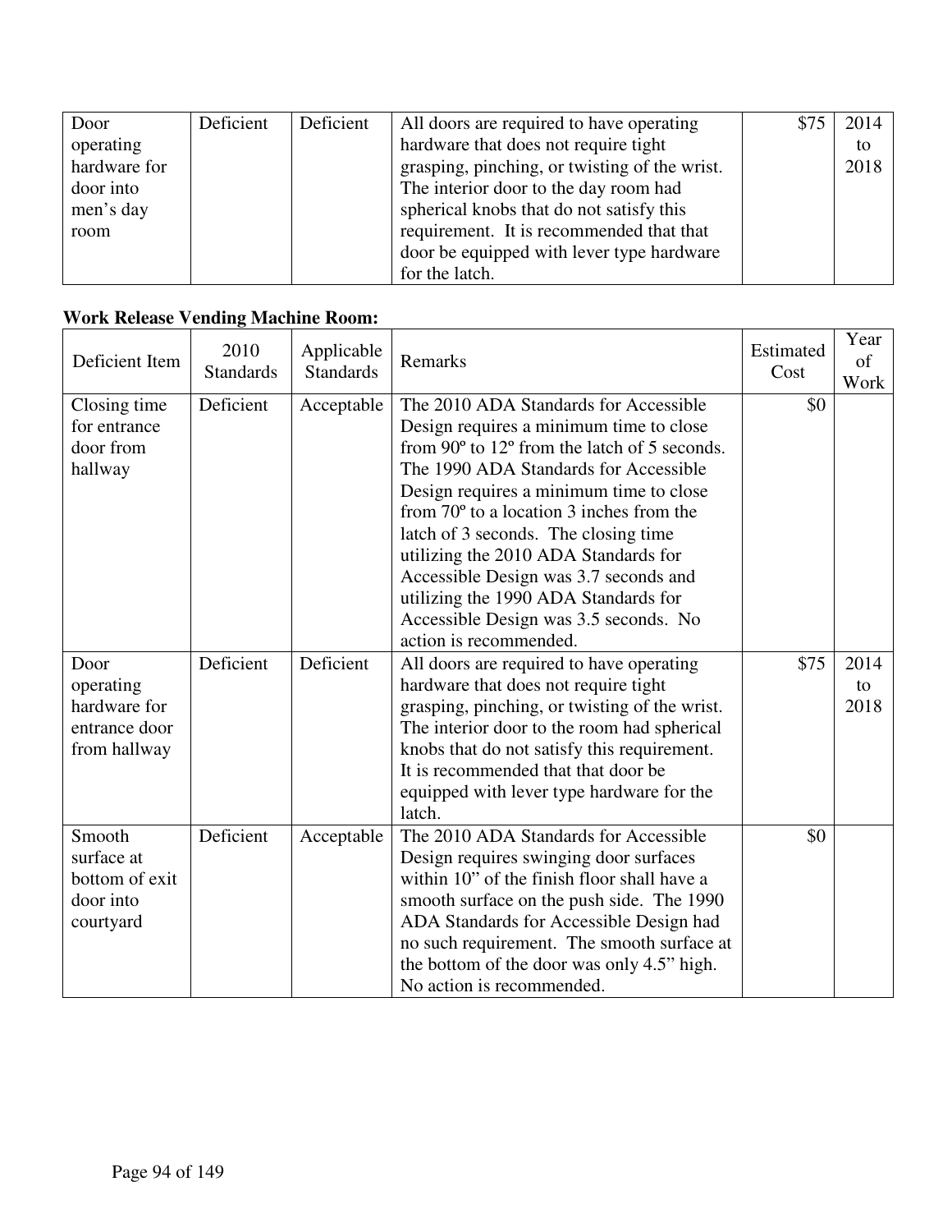| Door operating hardware for door into men's day room | Deficient | Deficient | All doors are required to have operating hardware that does not require tight grasping, pinching, or twisting of the wrist. The interior door to the day room had spherical knobs that do not satisfy this requirement. It is recommended that that door be equipped with lever type hardware for the latch. | $75 | 2014 to 2018 |
|---|---|---|---|---|---|

**Work Release Vending Machine Room:**

| Deficient Item | 2010 Standards | Applicable Standards | Remarks | Estimated Cost | Year of Work |
|---|---|---|---|---|---|
| Closing time for entrance door from hallway | Deficient | Acceptable | The 2010 ADA Standards for Accessible Design requires a minimum time to close from 90º to 12º from the latch of 5 seconds. The 1990 ADA Standards for Accessible Design requires a minimum time to close from 70º to a location 3 inches from the latch of 3 seconds. The closing time utilizing the 2010 ADA Standards for Accessible Design was 3.7 seconds and utilizing the 1990 ADA Standards for Accessible Design was 3.5 seconds. No action is recommended. | $0 | |
| Door operating hardware for entrance door from hallway | Deficient | Deficient | All doors are required to have operating hardware that does not require tight grasping, pinching, or twisting of the wrist. The interior door to the room had spherical knobs that do not satisfy this requirement. It is recommended that that door be equipped with lever type hardware for the latch. | $75 | 2014 to 2018 |
| Smooth surface at bottom of exit door into courtyard | Deficient | Acceptable | The 2010 ADA Standards for Accessible Design requires swinging door surfaces within 10" of the finish floor shall have a smooth surface on the push side. The 1990 ADA Standards for Accessible Design had no such requirement. The smooth surface at the bottom of the door was only 4.5" high. No action is recommended. | $0 | |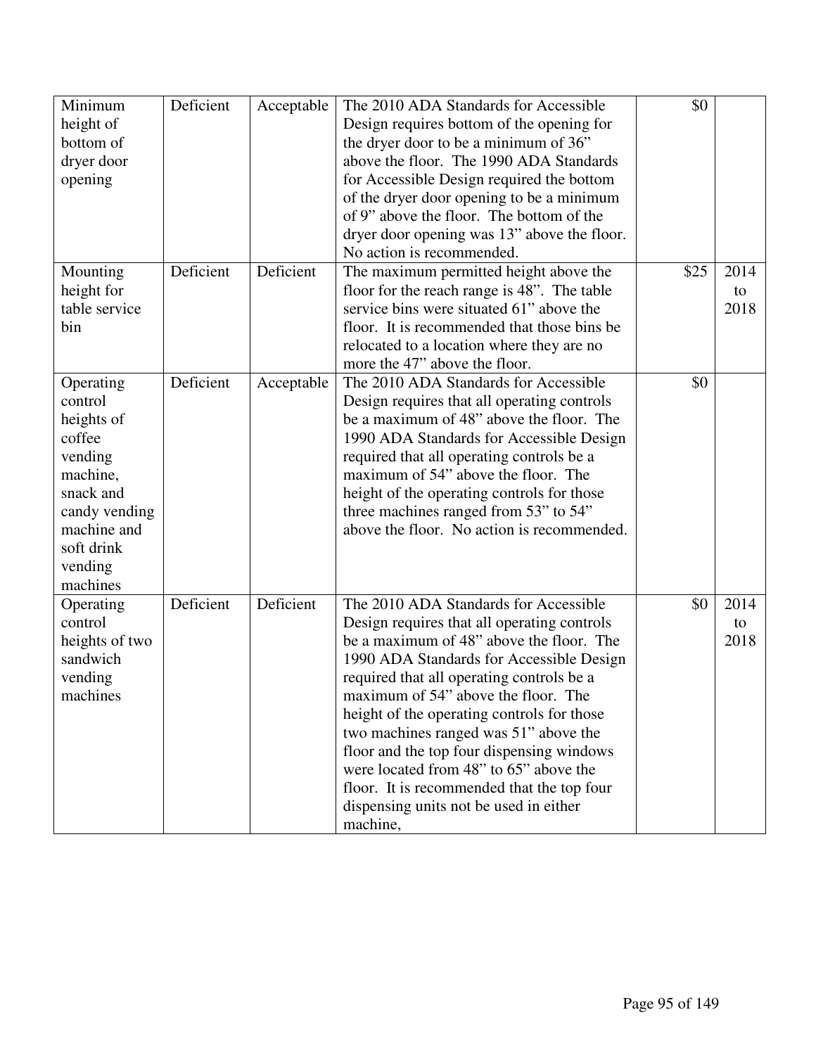| Minimum height of bottom of dryer door opening | Deficient | Acceptable | The 2010 ADA Standards for Accessible Design requires bottom of the opening for the dryer door to be a minimum of 36” above the floor. The 1990 ADA Standards for Accessible Design required the bottom of the dryer door opening to be a minimum of 9” above the floor. The bottom of the dryer door opening was 13” above the floor. No action is recommended. | $0 | |
|---|---|---|---|---|---|
| Mounting height for table service bin | Deficient | Deficient | The maximum permitted height above the floor for the reach range is 48”. The table service bins were situated 61” above the floor. It is recommended that those bins be relocated to a location where they are no more the 47” above the floor. | $25 | 2014 to 2018 |
| Operating control heights of coffee vending machine, snack and candy vending machine and soft drink vending machines | Deficient | Acceptable | The 2010 ADA Standards for Accessible Design requires that all operating controls be a maximum of 48” above the floor. The 1990 ADA Standards for Accessible Design required that all operating controls be a maximum of 54” above the floor. The height of the operating controls for those three machines ranged from 53” to 54” above the floor. No action is recommended. | $0 | |
| Operating control heights of two sandwich vending machines | Deficient | Deficient | The 2010 ADA Standards for Accessible Design requires that all operating controls be a maximum of 48” above the floor. The 1990 ADA Standards for Accessible Design required that all operating controls be a maximum of 54” above the floor. The height of the operating controls for those two machines ranged was 51” above the floor and the top four dispensing windows were located from 48” to 65” above the floor. It is recommended that the top four dispensing units not be used in either machine, | $0 | 2014 to 2018 |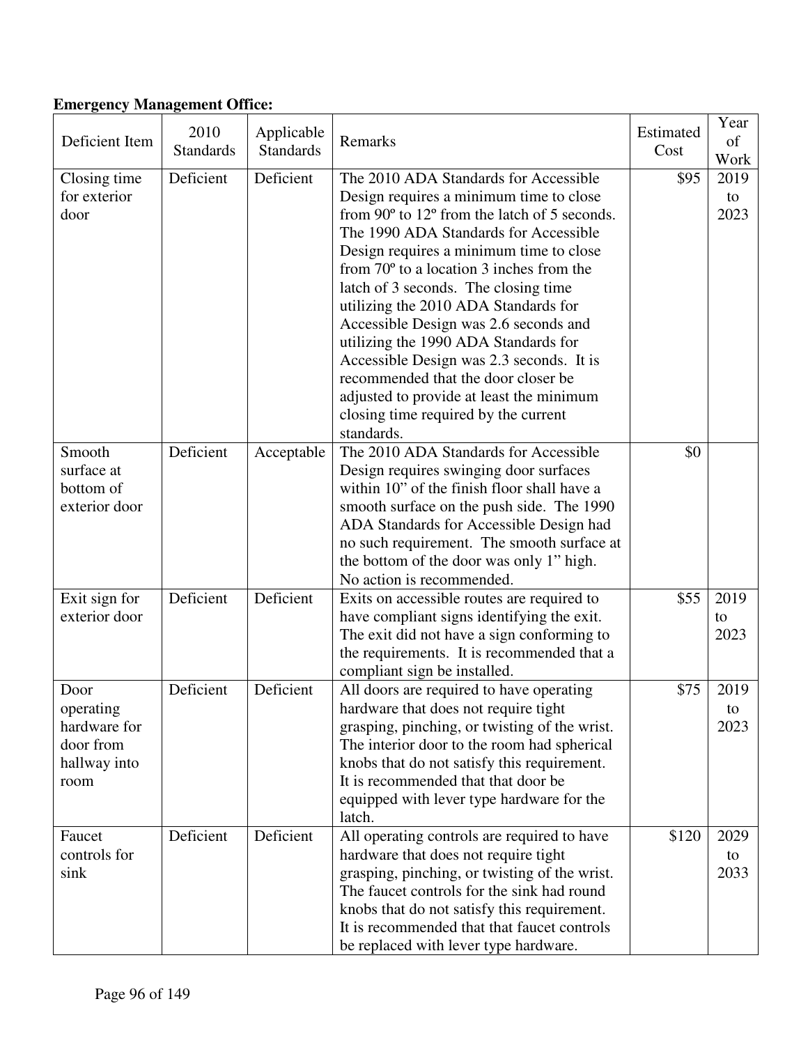**Emergency Management Office:**

| Deficient Item | 2010 Standards | Applicable Standards | Remarks | Estimated Cost | Year of Work |
|---|---|---|---|---|---|
| Closing time for exterior door | Deficient | Deficient | The 2010 ADA Standards for Accessible Design requires a minimum time to close from 90º to 12º from the latch of 5 seconds. The 1990 ADA Standards for Accessible Design requires a minimum time to close from 70º to a location 3 inches from the latch of 3 seconds. The closing time utilizing the 2010 ADA Standards for Accessible Design was 2.6 seconds and utilizing the 1990 ADA Standards for Accessible Design was 2.3 seconds. It is recommended that the door closer be adjusted to provide at least the minimum closing time required by the current standards. | $95 | 2019 to 2023 |
| Smooth surface at bottom of exterior door | Deficient | Acceptable | The 2010 ADA Standards for Accessible Design requires swinging door surfaces within 10" of the finish floor shall have a smooth surface on the push side. The 1990 ADA Standards for Accessible Design had no such requirement. The smooth surface at the bottom of the door was only 1" high. No action is recommended. | $0 | |
| Exit sign for exterior door | Deficient | Deficient | Exits on accessible routes are required to have compliant signs identifying the exit. The exit did not have a sign conforming to the requirements. It is recommended that a compliant sign be installed. | $55 | 2019 to 2023 |
| Door operating hardware for door from hallway into room | Deficient | Deficient | All doors are required to have operating hardware that does not require tight grasping, pinching, or twisting of the wrist. The interior door to the room had spherical knobs that do not satisfy this requirement. It is recommended that that door be equipped with lever type hardware for the latch. | $75 | 2019 to 2023 |
| Faucet controls for sink | Deficient | Deficient | All operating controls are required to have hardware that does not require tight grasping, pinching, or twisting of the wrist. The faucet controls for the sink had round knobs that do not satisfy this requirement. It is recommended that that faucet controls be replaced with lever type hardware. | $120 | 2029 to 2033 |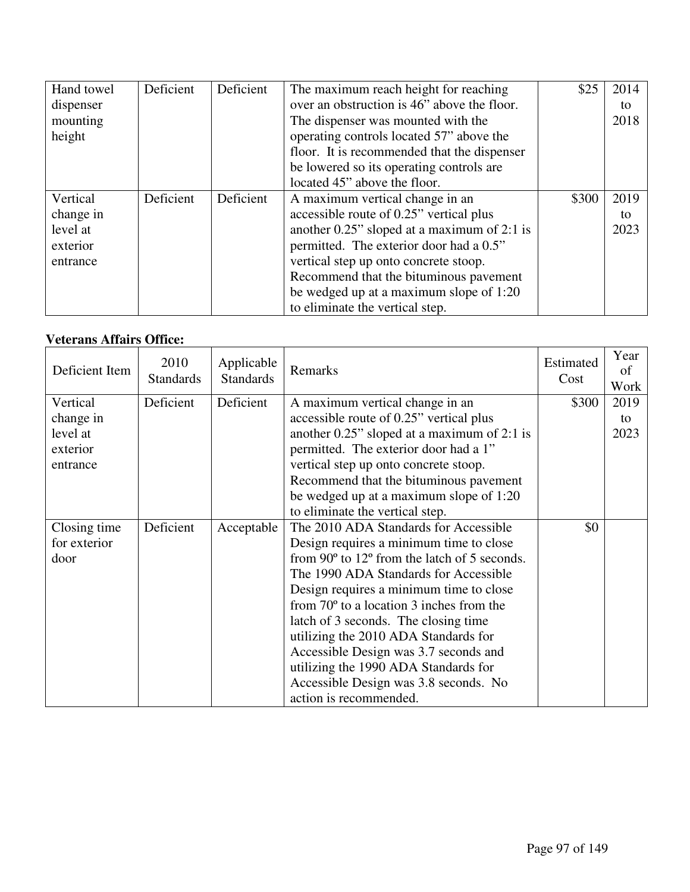| Hand towel dispenser mounting height | Deficient | Deficient | The maximum reach height for reaching over an obstruction is 46" above the floor. The dispenser was mounted with the operating controls located 57" above the floor. It is recommended that the dispenser be lowered so its operating controls are located 45" above the floor. | $25 | 2014 to 2018 |
|---|---|---|---|---|---|
| Vertical change in level at exterior entrance | Deficient | Deficient | A maximum vertical change in an accessible route of 0.25" vertical plus another 0.25" sloped at a maximum of 2:1 is permitted. The exterior door had a 0.5" vertical step up onto concrete stoop. Recommend that the bituminous pavement be wedged up at a maximum slope of 1:20 to eliminate the vertical step. | $300 | 2019 to 2023 |

**Veterans Affairs Office:**

| Deficient Item | 2010 Standards | Applicable Standards | Remarks | Estimated Cost | Year of Work |
|---|---|---|---|---|---|
| Vertical change in level at exterior entrance | Deficient | Deficient | A maximum vertical change in an accessible route of 0.25" vertical plus another 0.25" sloped at a maximum of 2:1 is permitted. The exterior door had a 1" vertical step up onto concrete stoop. Recommend that the bituminous pavement be wedged up at a maximum slope of 1:20 to eliminate the vertical step. | $300 | 2019 to 2023 |
| Closing time for exterior door | Deficient | Acceptable | The 2010 ADA Standards for Accessible Design requires a minimum time to close from 90º to 12º from the latch of 5 seconds. The 1990 ADA Standards for Accessible Design requires a minimum time to close from 70º to a location 3 inches from the latch of 3 seconds. The closing time utilizing the 2010 ADA Standards for Accessible Design was 3.7 seconds and utilizing the 1990 ADA Standards for Accessible Design was 3.8 seconds. No action is recommended. | $0 | |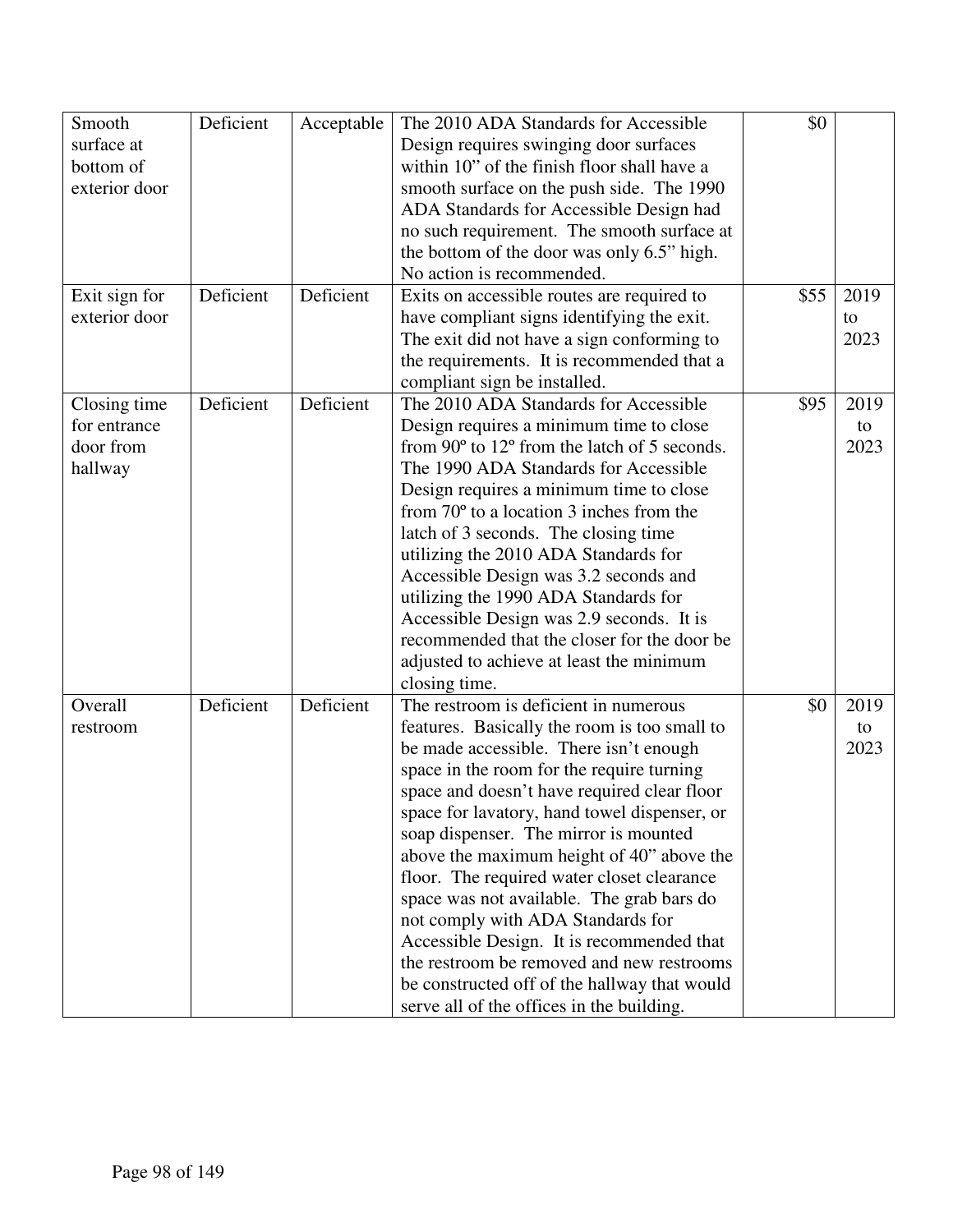| | | | | | |
|---|---|---|---|---|---|
| Smooth surface at bottom of exterior door | Deficient | Acceptable | The 2010 ADA Standards for Accessible Design requires swinging door surfaces within 10" of the finish floor shall have a smooth surface on the push side. The 1990 ADA Standards for Accessible Design had no such requirement. The smooth surface at the bottom of the door was only 6.5" high. No action is recommended. | $0 | |
| Exit sign for exterior door | Deficient | Deficient | Exits on accessible routes are required to have compliant signs identifying the exit. The exit did not have a sign conforming to the requirements. It is recommended that a compliant sign be installed. | $55 | 2019 to 2023 |
| Closing time for entrance door from hallway | Deficient | Deficient | The 2010 ADA Standards for Accessible Design requires a minimum time to close from 90º to 12º from the latch of 5 seconds. The 1990 ADA Standards for Accessible Design requires a minimum time to close from 70º to a location 3 inches from the latch of 3 seconds. The closing time utilizing the 2010 ADA Standards for Accessible Design was 3.2 seconds and utilizing the 1990 ADA Standards for Accessible Design was 2.9 seconds. It is recommended that the closer for the door be adjusted to achieve at least the minimum closing time. | $95 | 2019 to 2023 |
| Overall restroom | Deficient | Deficient | The restroom is deficient in numerous features. Basically the room is too small to be made accessible. There isn't enough space in the room for the require turning space and doesn't have required clear floor space for lavatory, hand towel dispenser, or soap dispenser. The mirror is mounted above the maximum height of 40" above the floor. The required water closet clearance space was not available. The grab bars do not comply with ADA Standards for Accessible Design. It is recommended that the restroom be removed and new restrooms be constructed off of the hallway that would serve all of the offices in the building. | $0 | 2019 to 2023 |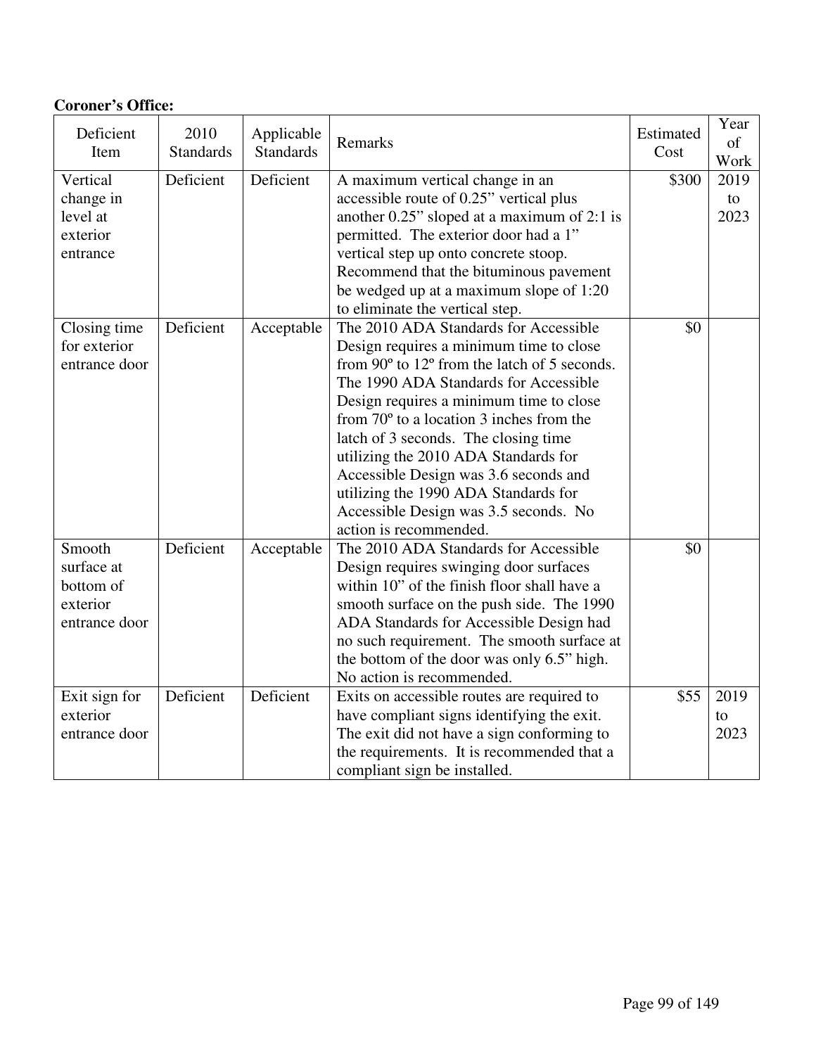**Coroner's Office:**

| Deficient Item | 2010 Standards | Applicable Standards | Remarks | Estimated Cost | Year of Work |
|---|---|---|---|---|---|
| Vertical change in level at exterior entrance | Deficient | Deficient | A maximum vertical change in an accessible route of 0.25" vertical plus another 0.25" sloped at a maximum of 2:1 is permitted. The exterior door had a 1" vertical step up onto concrete stoop. Recommend that the bituminous pavement be wedged up at a maximum slope of 1:20 to eliminate the vertical step. | $300 | 2019 to 2023 |
| Closing time for exterior entrance door | Deficient | Acceptable | The 2010 ADA Standards for Accessible Design requires a minimum time to close from 90º to 12º from the latch of 5 seconds. The 1990 ADA Standards for Accessible Design requires a minimum time to close from 70º to a location 3 inches from the latch of 3 seconds. The closing time utilizing the 2010 ADA Standards for Accessible Design was 3.6 seconds and utilizing the 1990 ADA Standards for Accessible Design was 3.5 seconds. No action is recommended. | $0 | |
| Smooth surface at bottom of exterior entrance door | Deficient | Acceptable | The 2010 ADA Standards for Accessible Design requires swinging door surfaces within 10" of the finish floor shall have a smooth surface on the push side. The 1990 ADA Standards for Accessible Design had no such requirement. The smooth surface at the bottom of the door was only 6.5" high. No action is recommended. | $0 | |
| Exit sign for exterior entrance door | Deficient | Deficient | Exits on accessible routes are required to have compliant signs identifying the exit. The exit did not have a sign conforming to the requirements. It is recommended that a compliant sign be installed. | $55 | 2019 to 2023 |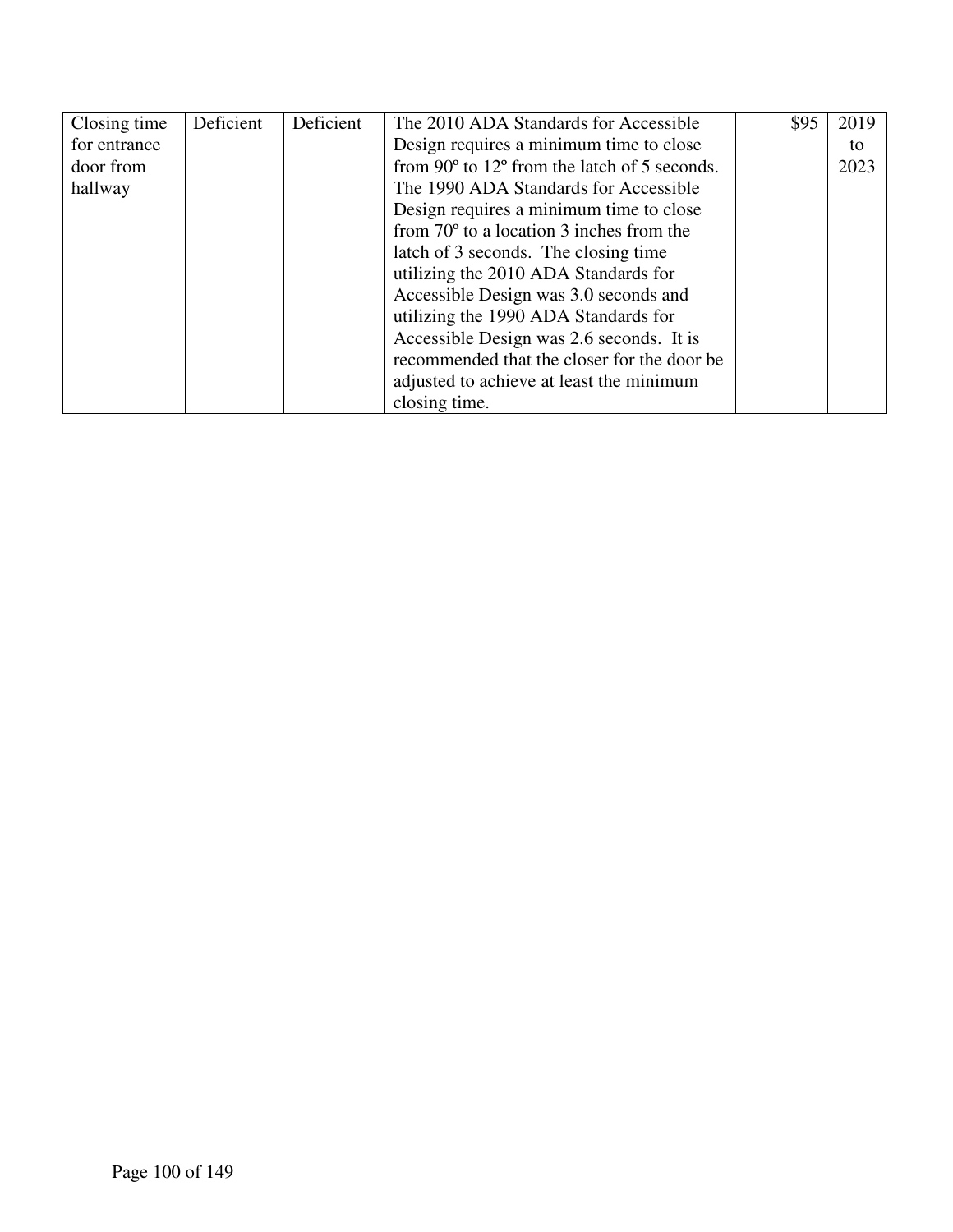| Closing time for entrance door from hallway | Deficient | Deficient | The 2010 ADA Standards for Accessible Design requires a minimum time to close from 90º to 12º from the latch of 5 seconds. The 1990 ADA Standards for Accessible Design requires a minimum time to close from 70º to a location 3 inches from the latch of 3 seconds. The closing time utilizing the 2010 ADA Standards for Accessible Design was 3.0 seconds and utilizing the 1990 ADA Standards for Accessible Design was 2.6 seconds. It is recommended that the closer for the door be adjusted to achieve at least the minimum closing time. | $95 | 2019 to 2023 |
|---|---|---|---|---|---|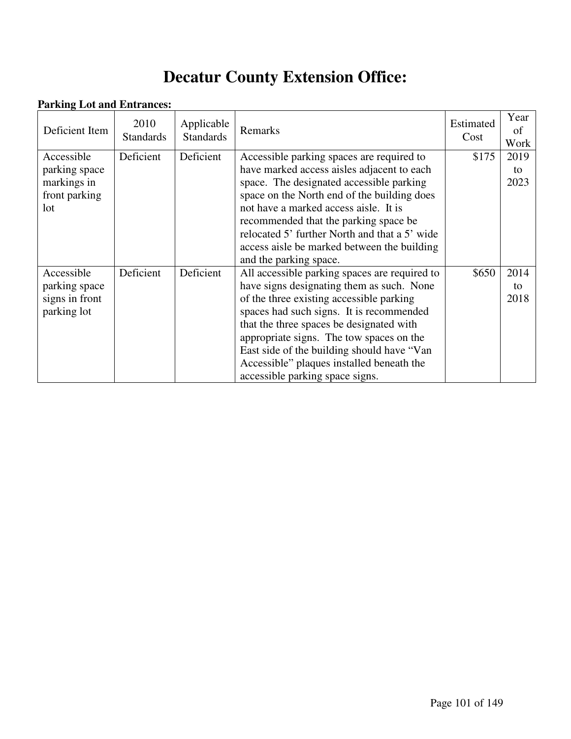# Decatur County Extension Office:

**Parking Lot and Entrances:**

| Deficient Item | 2010 Standards | Applicable Standards | Remarks | Estimated Cost | Year of Work |
|---|---|---|---|---|---|
| Accessible parking space markings in front parking lot | Deficient | Deficient | Accessible parking spaces are required to have marked access aisles adjacent to each space. The designated accessible parking space on the North end of the building does not have a marked access aisle. It is recommended that the parking space be relocated 5' further North and that a 5' wide access aisle be marked between the building and the parking space. | $175 | 2019 to 2023 |
| Accessible parking space signs in front parking lot | Deficient | Deficient | All accessible parking spaces are required to have signs designating them as such. None of the three existing accessible parking spaces had such signs. It is recommended that the three spaces be designated with appropriate signs. The tow spaces on the East side of the building should have "Van Accessible" plaques installed beneath the accessible parking space signs. | $650 | 2014 to 2018 |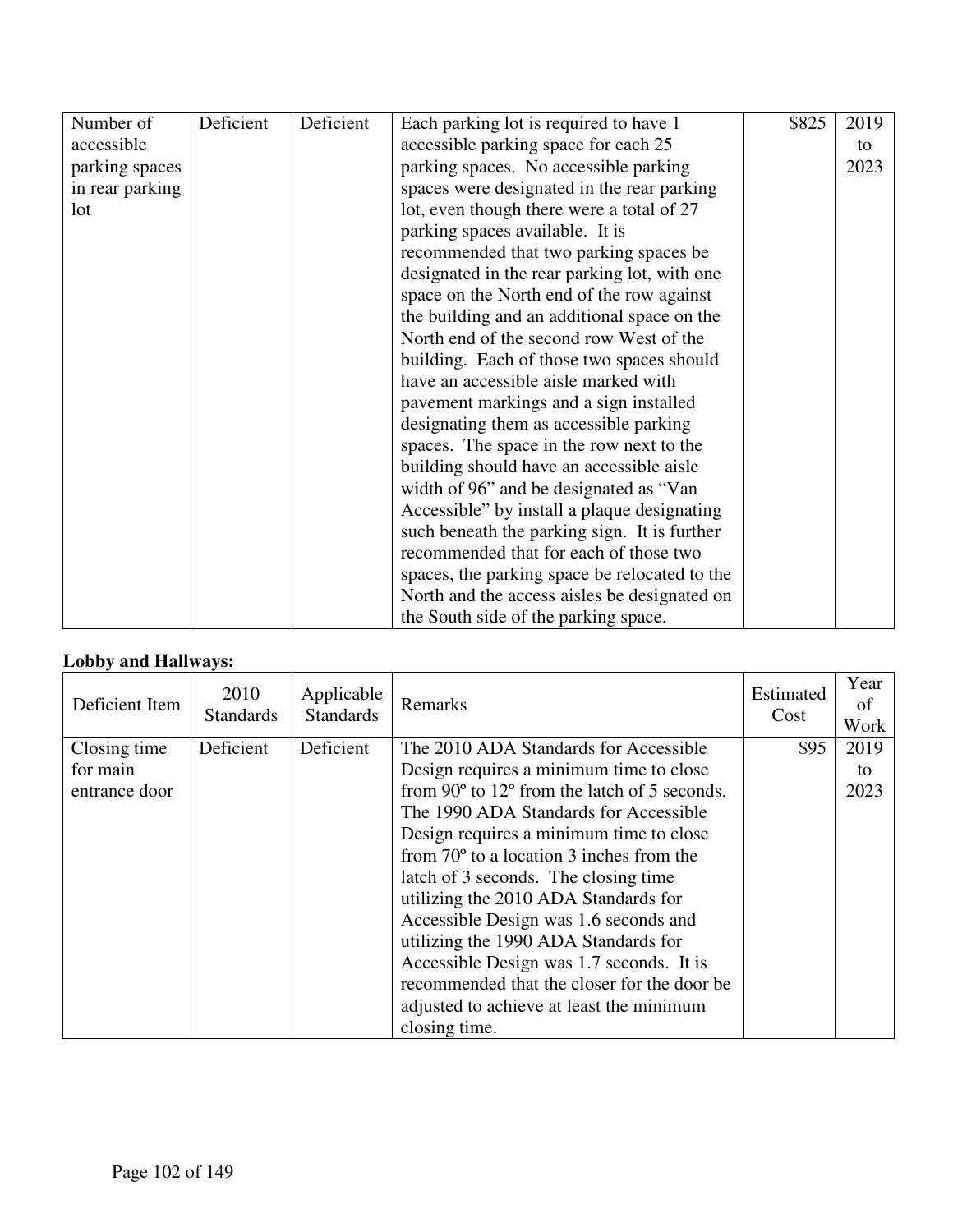| | | | | | |
|---|---|---|---|---|---|
| Number of accessible parking spaces in rear parking lot | Deficient | Deficient | Each parking lot is required to have 1 accessible parking space for each 25 parking spaces. No accessible parking spaces were designated in the rear parking lot, even though there were a total of 27 parking spaces available. It is recommended that two parking spaces be designated in the rear parking lot, with one space on the North end of the row against the building and an additional space on the North end of the second row West of the building. Each of those two spaces should have an accessible aisle marked with pavement markings and a sign installed designating them as accessible parking spaces. The space in the row next to the building should have an accessible aisle width of 96" and be designated as "Van Accessible" by install a plaque designating such beneath the parking sign. It is further recommended that for each of those two spaces, the parking space be relocated to the North and the access aisles be designated on the South side of the parking space. | $825 | 2019 to 2023 |

**Lobby and Hallways:**

| Deficient Item | 2010 Standards | Applicable Standards | Remarks | Estimated Cost | Year of Work |
|---|---|---|---|---|---|
| Closing time for main entrance door | Deficient | Deficient | The 2010 ADA Standards for Accessible Design requires a minimum time to close from 90º to 12º from the latch of 5 seconds. The 1990 ADA Standards for Accessible Design requires a minimum time to close from 70º to a location 3 inches from the latch of 3 seconds. The closing time utilizing the 2010 ADA Standards for Accessible Design was 1.6 seconds and utilizing the 1990 ADA Standards for Accessible Design was 1.7 seconds. It is recommended that the closer for the door be adjusted to achieve at least the minimum closing time. | $95 | 2019 to 2023 |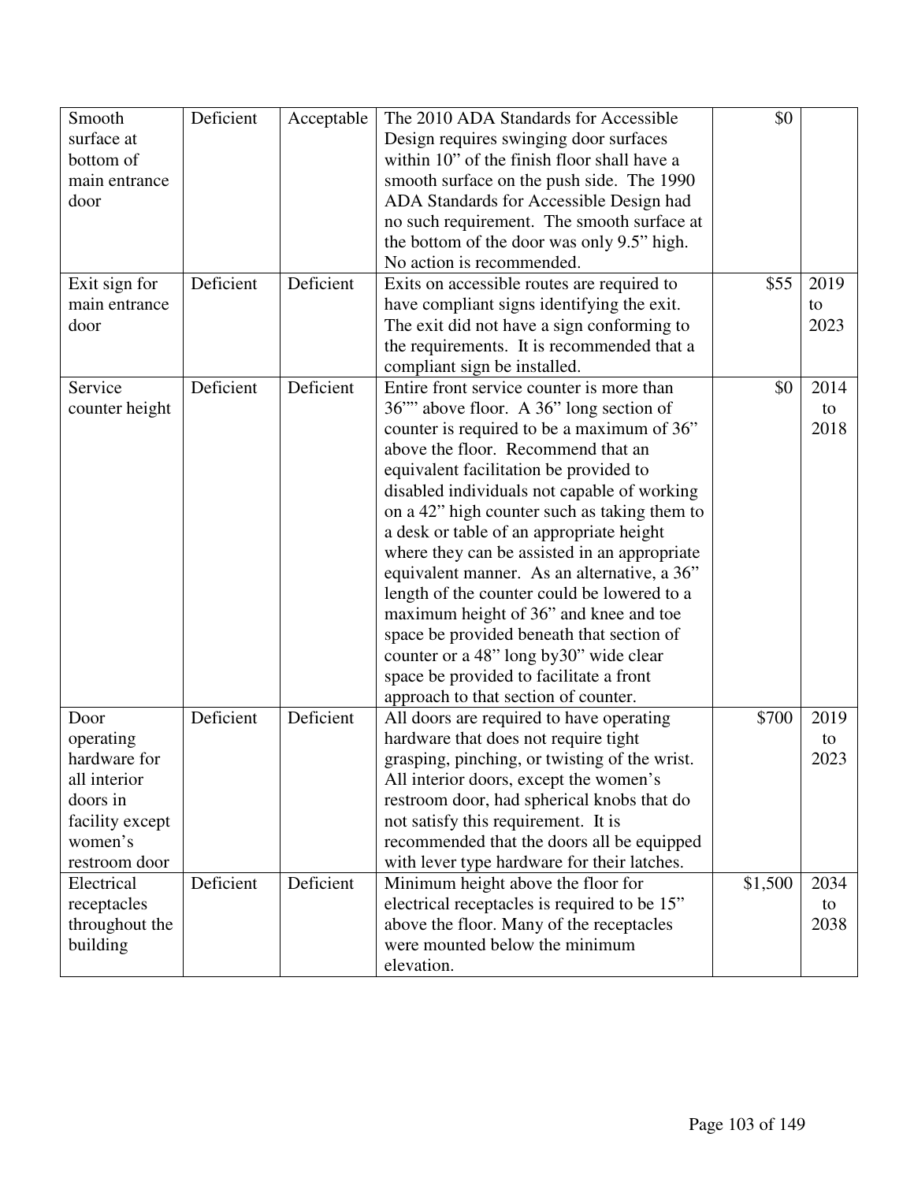| Smooth surface at bottom of main entrance door | Deficient | Acceptable | The 2010 ADA Standards for Accessible Design requires swinging door surfaces within 10" of the finish floor shall have a smooth surface on the push side. The 1990 ADA Standards for Accessible Design had no such requirement. The smooth surface at the bottom of the door was only 9.5" high. No action is recommended. | $0 | |
|---|---|---|---|---|---|
| Exit sign for main entrance door | Deficient | Deficient | Exits on accessible routes are required to have compliant signs identifying the exit. The exit did not have a sign conforming to the requirements. It is recommended that a compliant sign be installed. | $55 | 2019 to 2023 |
| Service counter height | Deficient | Deficient | Entire front service counter is more than 36"" above floor. A 36" long section of counter is required to be a maximum of 36" above the floor. Recommend that an equivalent facilitation be provided to disabled individuals not capable of working on a 42" high counter such as taking them to a desk or table of an appropriate height where they can be assisted in an appropriate equivalent manner. As an alternative, a 36" length of the counter could be lowered to a maximum height of 36" and knee and toe space be provided beneath that section of counter or a 48" long by30" wide clear space be provided to facilitate a front approach to that section of counter. | $0 | 2014 to 2018 |
| Door operating hardware for all interior doors in facility except women's restroom door | Deficient | Deficient | All doors are required to have operating hardware that does not require tight grasping, pinching, or twisting of the wrist. All interior doors, except the women's restroom door, had spherical knobs that do not satisfy this requirement. It is recommended that the doors all be equipped with lever type hardware for their latches. | $700 | 2019 to 2023 |
| Electrical receptacles throughout the building | Deficient | Deficient | Minimum height above the floor for electrical receptacles is required to be 15" above the floor. Many of the receptacles were mounted below the minimum elevation. | $1,500 | 2034 to 2038 |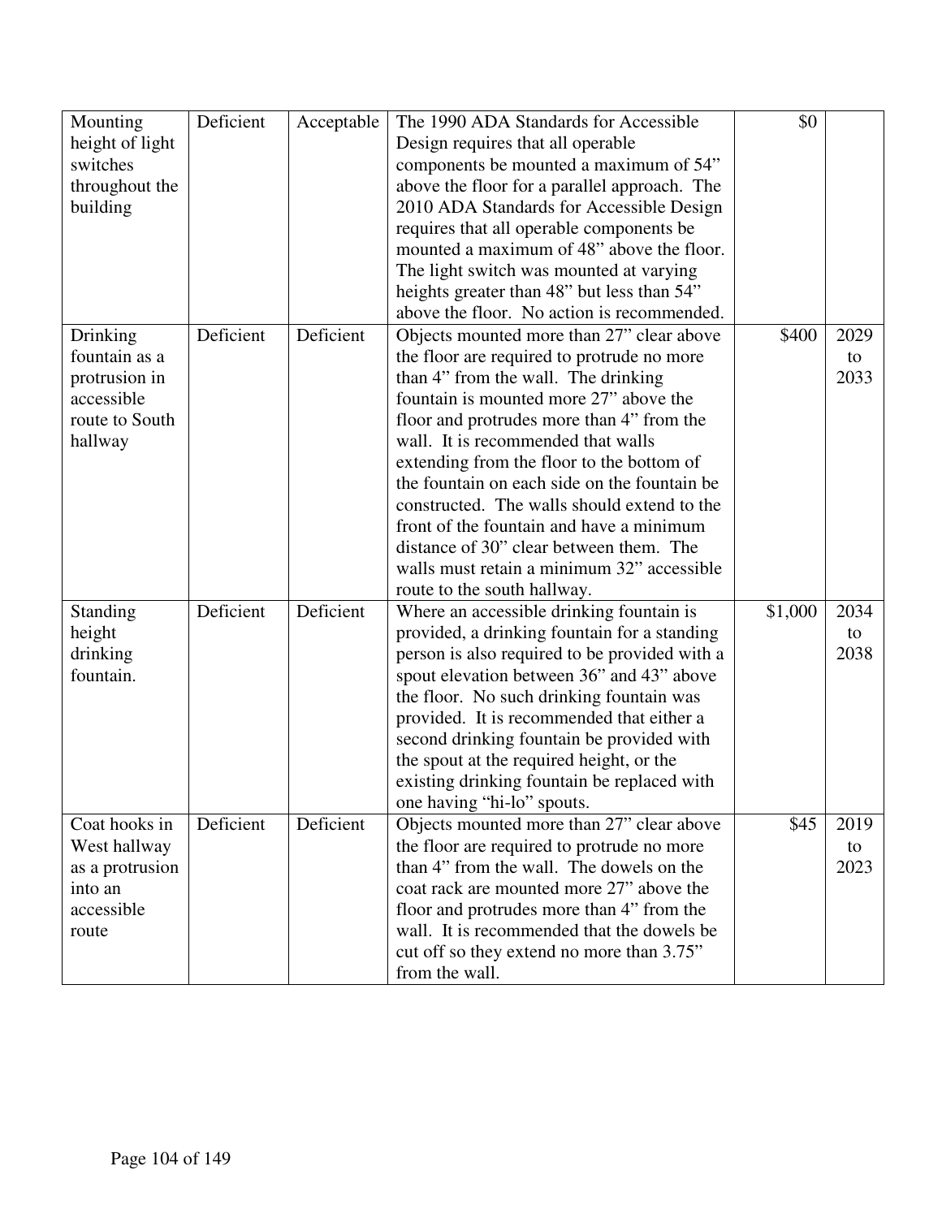| | | | | | |
|---|---|---|---|---|---|
| Mounting height of light switches throughout the building | Deficient | Acceptable | The 1990 ADA Standards for Accessible Design requires that all operable components be mounted a maximum of 54" above the floor for a parallel approach. The 2010 ADA Standards for Accessible Design requires that all operable components be mounted a maximum of 48" above the floor. The light switch was mounted at varying heights greater than 48" but less than 54" above the floor. No action is recommended. | $0 | |
| Drinking fountain as a protrusion in accessible route to South hallway | Deficient | Deficient | Objects mounted more than 27" clear above the floor are required to protrude no more than 4" from the wall. The drinking fountain is mounted more 27" above the floor and protrudes more than 4" from the wall. It is recommended that walls extending from the floor to the bottom of the fountain on each side on the fountain be constructed. The walls should extend to the front of the fountain and have a minimum distance of 30" clear between them. The walls must retain a minimum 32" accessible route to the south hallway. | $400 | 2029 to 2033 |
| Standing height drinking fountain. | Deficient | Deficient | Where an accessible drinking fountain is provided, a drinking fountain for a standing person is also required to be provided with a spout elevation between 36" and 43" above the floor. No such drinking fountain was provided. It is recommended that either a second drinking fountain be provided with the spout at the required height, or the existing drinking fountain be replaced with one having "hi-lo" spouts. | $1,000 | 2034 to 2038 |
| Coat hooks in West hallway as a protrusion into an accessible route | Deficient | Deficient | Objects mounted more than 27" clear above the floor are required to protrude no more than 4" from the wall. The dowels on the coat rack are mounted more 27" above the floor and protrudes more than 4" from the wall. It is recommended that the dowels be cut off so they extend no more than 3.75" from the wall. | $45 | 2019 to 2023 |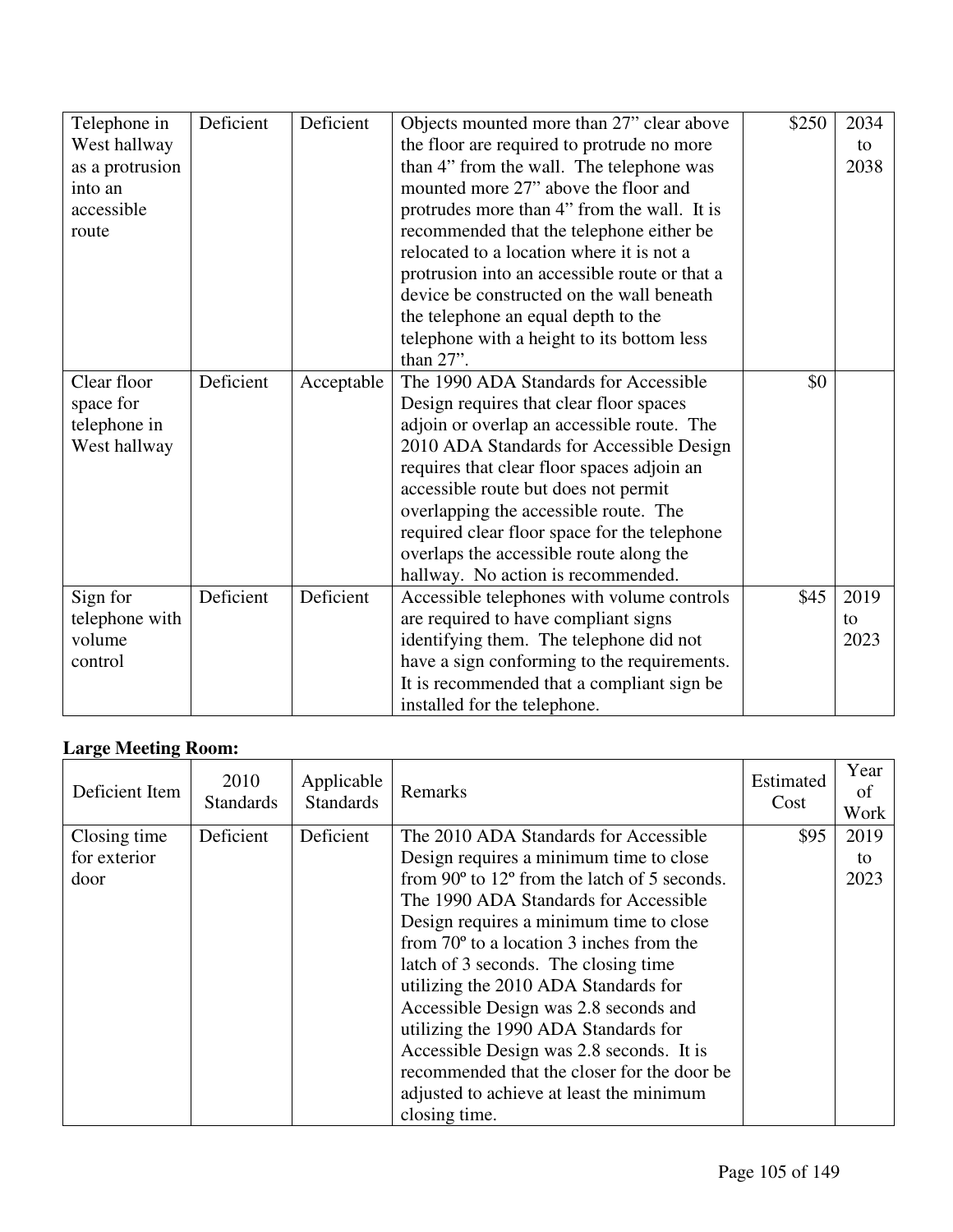| Telephone in West hallway as a protrusion into an accessible route | Deficient | Deficient | Objects mounted more than 27" clear above the floor are required to protrude no more than 4" from the wall. The telephone was mounted more 27" above the floor and protrudes more than 4" from the wall. It is recommended that the telephone either be relocated to a location where it is not a protrusion into an accessible route or that a device be constructed on the wall beneath the telephone an equal depth to the telephone with a height to its bottom less than 27". | $250 | 2034 to 2038 |
|---|---|---|---|---|---|
| Clear floor space for telephone in West hallway | Deficient | Acceptable | The 1990 ADA Standards for Accessible Design requires that clear floor spaces adjoin or overlap an accessible route. The 2010 ADA Standards for Accessible Design requires that clear floor spaces adjoin an accessible route but does not permit overlapping the accessible route. The required clear floor space for the telephone overlaps the accessible route along the hallway. No action is recommended. | $0 | |
| Sign for telephone with volume control | Deficient | Deficient | Accessible telephones with volume controls are required to have compliant signs identifying them. The telephone did not have a sign conforming to the requirements. It is recommended that a compliant sign be installed for the telephone. | $45 | 2019 to 2023 |

**Large Meeting Room:**

| Deficient Item | 2010 Standards | Applicable Standards | Remarks | Estimated Cost | Year of Work |
|---|---|---|---|---|---|
| Closing time for exterior door | Deficient | Deficient | The 2010 ADA Standards for Accessible Design requires a minimum time to close from 90º to 12º from the latch of 5 seconds. The 1990 ADA Standards for Accessible Design requires a minimum time to close from 70º to a location 3 inches from the latch of 3 seconds. The closing time utilizing the 2010 ADA Standards for Accessible Design was 2.8 seconds and utilizing the 1990 ADA Standards for Accessible Design was 2.8 seconds. It is recommended that the closer for the door be adjusted to achieve at least the minimum closing time. | $95 | 2019 to 2023 |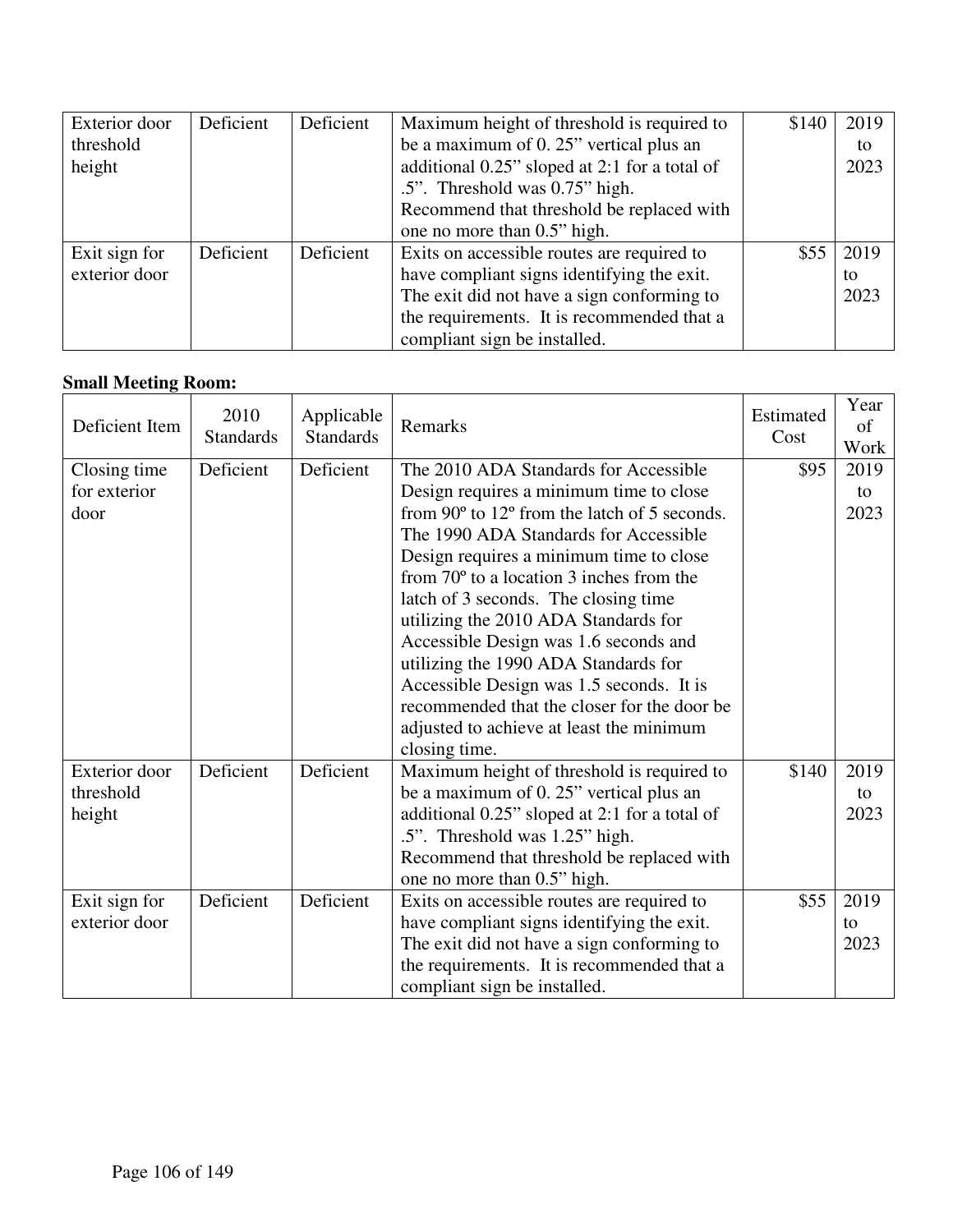| Exterior door threshold height | Deficient | Deficient | Maximum height of threshold is required to be a maximum of 0. 25" vertical plus an additional 0.25" sloped at 2:1 for a total of .5". Threshold was 0.75" high. Recommend that threshold be replaced with one no more than 0.5" high. | $140 | 2019 to 2023 |
|---|---|---|---|---|---|
| Exit sign for exterior door | Deficient | Deficient | Exits on accessible routes are required to have compliant signs identifying the exit. The exit did not have a sign conforming to the requirements. It is recommended that a compliant sign be installed. | $55 | 2019 to 2023 |

**Small Meeting Room:**

| Deficient Item | 2010 Standards | Applicable Standards | Remarks | Estimated Cost | Year of Work |
|---|---|---|---|---|---|
| Closing time for exterior door | Deficient | Deficient | The 2010 ADA Standards for Accessible Design requires a minimum time to close from 90º to 12º from the latch of 5 seconds. The 1990 ADA Standards for Accessible Design requires a minimum time to close from 70º to a location 3 inches from the latch of 3 seconds. The closing time utilizing the 2010 ADA Standards for Accessible Design was 1.6 seconds and utilizing the 1990 ADA Standards for Accessible Design was 1.5 seconds. It is recommended that the closer for the door be adjusted to achieve at least the minimum closing time. | $95 | 2019 to 2023 |
| Exterior door threshold height | Deficient | Deficient | Maximum height of threshold is required to be a maximum of 0. 25" vertical plus an additional 0.25" sloped at 2:1 for a total of .5". Threshold was 1.25" high. Recommend that threshold be replaced with one no more than 0.5" high. | $140 | 2019 to 2023 |
| Exit sign for exterior door | Deficient | Deficient | Exits on accessible routes are required to have compliant signs identifying the exit. The exit did not have a sign conforming to the requirements. It is recommended that a compliant sign be installed. | $55 | 2019 to 2023 |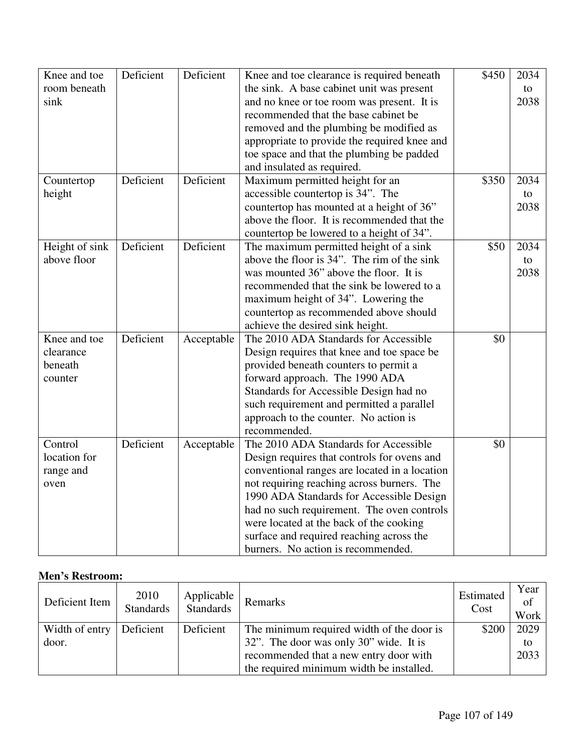| | | | | | |
|---|---|---|---|---|---|
| Knee and toe room beneath sink | Deficient | Deficient | Knee and toe clearance is required beneath the sink. A base cabinet unit was present and no knee or toe room was present. It is recommended that the base cabinet be removed and the plumbing be modified as appropriate to provide the required knee and toe space and that the plumbing be padded and insulated as required. | $450 | 2034 to 2038 |
| Countertop height | Deficient | Deficient | Maximum permitted height for an accessible countertop is 34". The countertop has mounted at a height of 36" above the floor. It is recommended that the countertop be lowered to a height of 34". | $350 | 2034 to 2038 |
| Height of sink above floor | Deficient | Deficient | The maximum permitted height of a sink above the floor is 34". The rim of the sink was mounted 36" above the floor. It is recommended that the sink be lowered to a maximum height of 34". Lowering the countertop as recommended above should achieve the desired sink height. | $50 | 2034 to 2038 |
| Knee and toe clearance beneath counter | Deficient | Acceptable | The 2010 ADA Standards for Accessible Design requires that knee and toe space be provided beneath counters to permit a forward approach. The 1990 ADA Standards for Accessible Design had no such requirement and permitted a parallel approach to the counter. No action is recommended. | $0 | |
| Control location for range and oven | Deficient | Acceptable | The 2010 ADA Standards for Accessible Design requires that controls for ovens and conventional ranges are located in a location not requiring reaching across burners. The 1990 ADA Standards for Accessible Design had no such requirement. The oven controls were located at the back of the cooking surface and required reaching across the burners. No action is recommended. | $0 | |

**Men's Restroom:**

| Deficient Item | 2010 Standards | Applicable Standards | Remarks | Estimated Cost | Year of Work |
|---|---|---|---|---|---|
| Width of entry door. | Deficient | Deficient | The minimum required width of the door is 32". The door was only 30" wide. It is recommended that a new entry door with the required minimum width be installed. | $200 | 2029 to 2033 |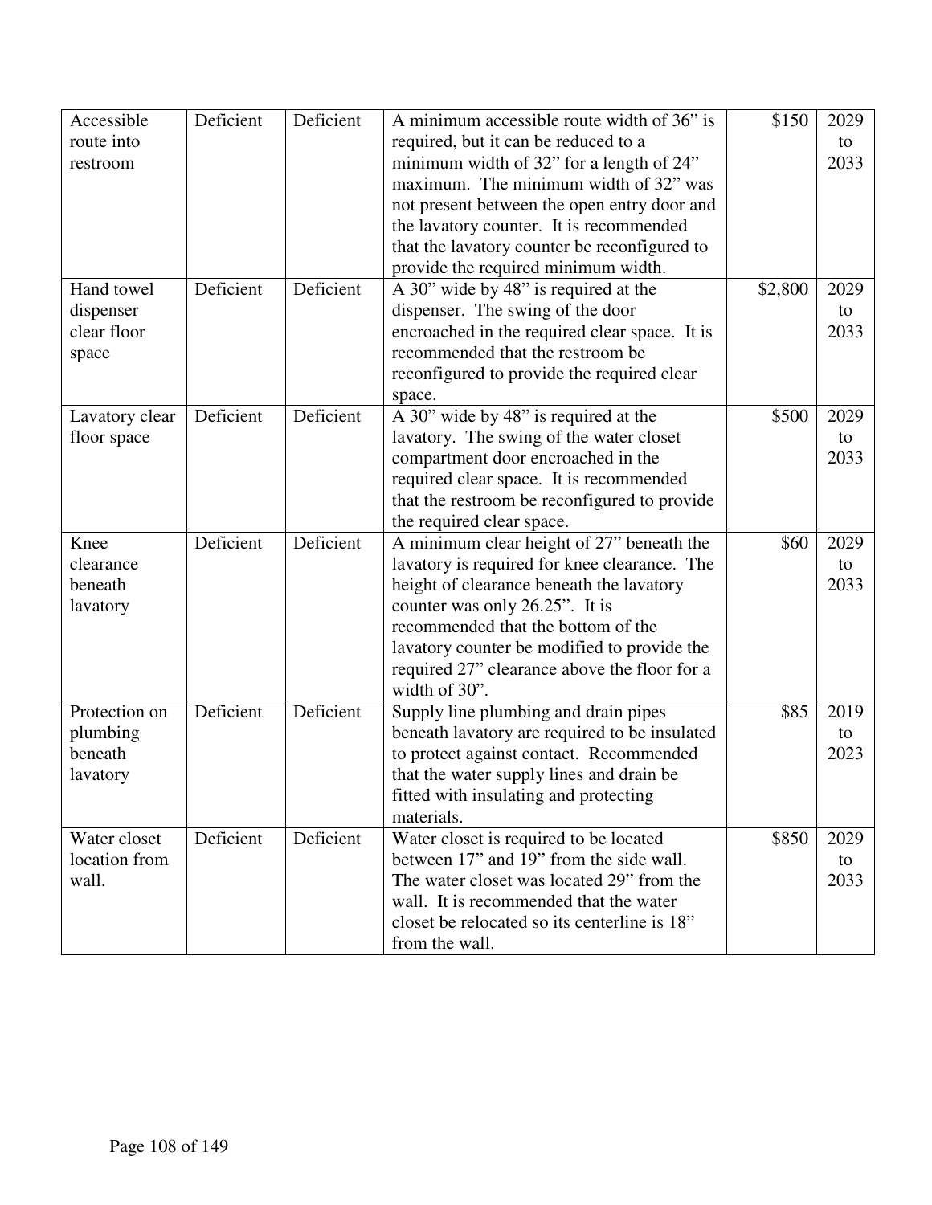| | | | | | |
|---|---|---|---|---|---|
| Accessible route into restroom | Deficient | Deficient | A minimum accessible route width of 36" is required, but it can be reduced to a minimum width of 32" for a length of 24" maximum. The minimum width of 32" was not present between the open entry door and the lavatory counter. It is recommended that the lavatory counter be reconfigured to provide the required minimum width. | $150 | 2029 to 2033 |
| Hand towel dispenser clear floor space | Deficient | Deficient | A 30" wide by 48" is required at the dispenser. The swing of the door encroached in the required clear space. It is recommended that the restroom be reconfigured to provide the required clear space. | $2,800 | 2029 to 2033 |
| Lavatory clear floor space | Deficient | Deficient | A 30" wide by 48" is required at the lavatory. The swing of the water closet compartment door encroached in the required clear space. It is recommended that the restroom be reconfigured to provide the required clear space. | $500 | 2029 to 2033 |
| Knee clearance beneath lavatory | Deficient | Deficient | A minimum clear height of 27" beneath the lavatory is required for knee clearance. The height of clearance beneath the lavatory counter was only 26.25". It is recommended that the bottom of the lavatory counter be modified to provide the required 27" clearance above the floor for a width of 30". | $60 | 2029 to 2033 |
| Protection on plumbing beneath lavatory | Deficient | Deficient | Supply line plumbing and drain pipes beneath lavatory are required to be insulated to protect against contact. Recommended that the water supply lines and drain be fitted with insulating and protecting materials. | $85 | 2019 to 2023 |
| Water closet location from wall. | Deficient | Deficient | Water closet is required to be located between 17" and 19" from the side wall. The water closet was located 29" from the wall. It is recommended that the water closet be relocated so its centerline is 18" from the wall. | $850 | 2029 to 2033 |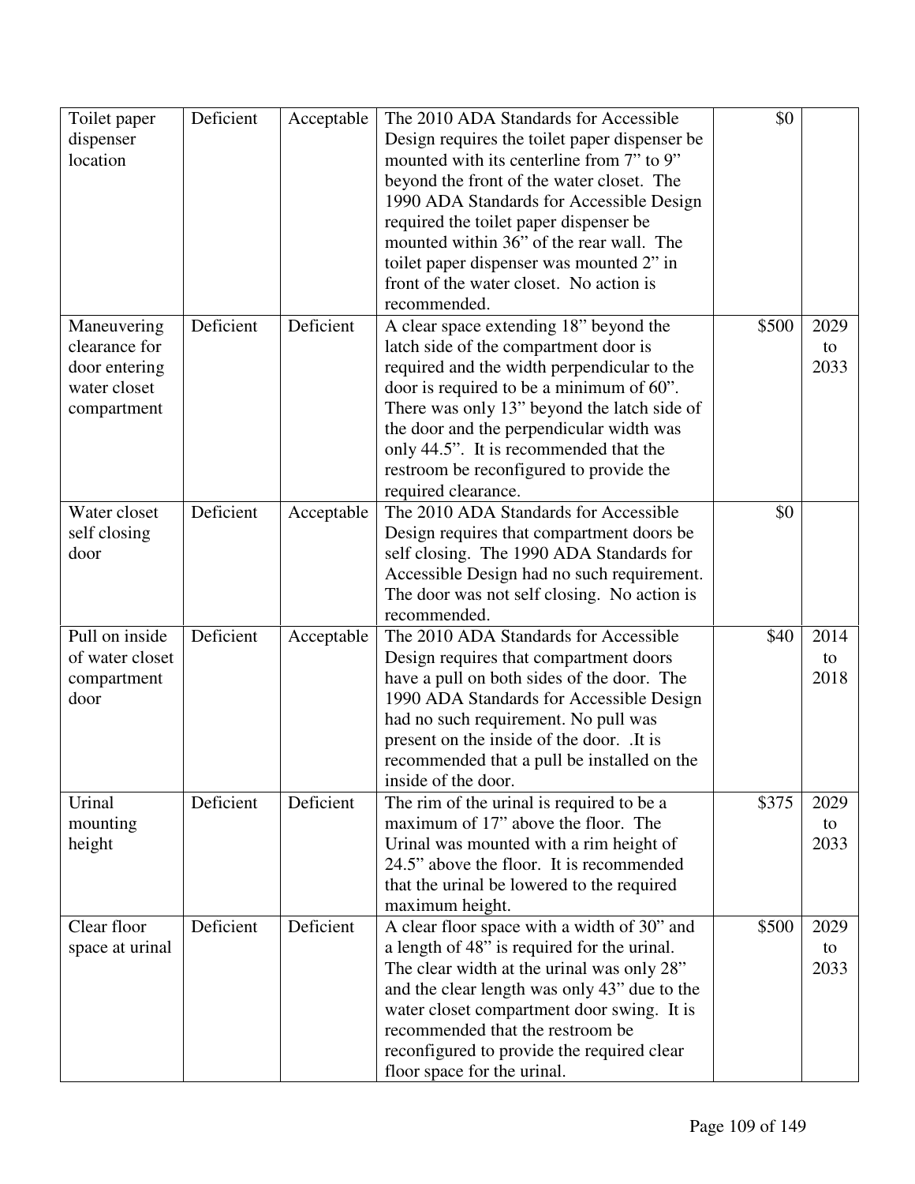| Toilet paper dispenser location | Deficient | Acceptable | The 2010 ADA Standards for Accessible Design requires the toilet paper dispenser be mounted with its centerline from 7" to 9" beyond the front of the water closet. The 1990 ADA Standards for Accessible Design required the toilet paper dispenser be mounted within 36" of the rear wall. The toilet paper dispenser was mounted 2" in front of the water closet. No action is recommended. | $0 | |
|---|---|---|---|---|---|
| Maneuvering clearance for door entering water closet compartment | Deficient | Deficient | A clear space extending 18" beyond the latch side of the compartment door is required and the width perpendicular to the door is required to be a minimum of 60". There was only 13" beyond the latch side of the door and the perpendicular width was only 44.5". It is recommended that the restroom be reconfigured to provide the required clearance. | $500 | 2029 to 2033 |
| Water closet self closing door | Deficient | Acceptable | The 2010 ADA Standards for Accessible Design requires that compartment doors be self closing. The 1990 ADA Standards for Accessible Design had no such requirement. The door was not self closing. No action is recommended. | $0 | |
| Pull on inside of water closet compartment door | Deficient | Acceptable | The 2010 ADA Standards for Accessible Design requires that compartment doors have a pull on both sides of the door. The 1990 ADA Standards for Accessible Design had no such requirement. No pull was present on the inside of the door. .It is recommended that a pull be installed on the inside of the door. | $40 | 2014 to 2018 |
| Urinal mounting height | Deficient | Deficient | The rim of the urinal is required to be a maximum of 17" above the floor. The Urinal was mounted with a rim height of 24.5" above the floor. It is recommended that the urinal be lowered to the required maximum height. | $375 | 2029 to 2033 |
| Clear floor space at urinal | Deficient | Deficient | A clear floor space with a width of 30" and a length of 48" is required for the urinal. The clear width at the urinal was only 28" and the clear length was only 43" due to the water closet compartment door swing. It is recommended that the restroom be reconfigured to provide the required clear floor space for the urinal. | $500 | 2029 to 2033 |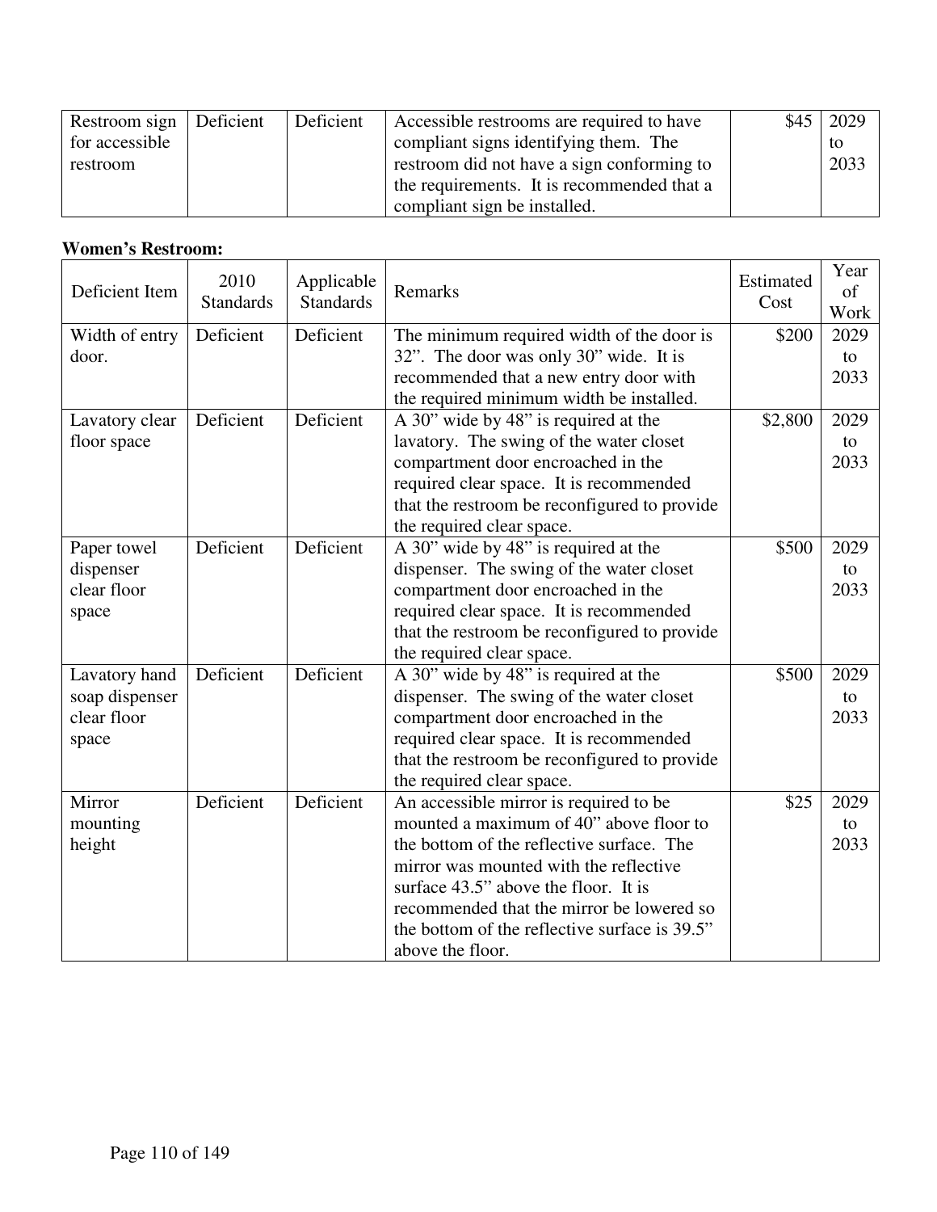| Restroom sign for accessible restroom | Deficient | Deficient | Accessible restrooms are required to have compliant signs identifying them. The restroom did not have a sign conforming to the requirements. It is recommended that a compliant sign be installed. | $45 | 2029 to 2033 |
|---|---|---|---|---|---|

**Women's Restroom:**

| Deficient Item | 2010 Standards | Applicable Standards | Remarks | Estimated Cost | Year of Work |
|---|---|---|---|---|---|
| Width of entry door. | Deficient | Deficient | The minimum required width of the door is 32". The door was only 30" wide. It is recommended that a new entry door with the required minimum width be installed. | $200 | 2029 to 2033 |
| Lavatory clear floor space | Deficient | Deficient | A 30" wide by 48" is required at the lavatory. The swing of the water closet compartment door encroached in the required clear space. It is recommended that the restroom be reconfigured to provide the required clear space. | $2,800 | 2029 to 2033 |
| Paper towel dispenser clear floor space | Deficient | Deficient | A 30" wide by 48" is required at the dispenser. The swing of the water closet compartment door encroached in the required clear space. It is recommended that the restroom be reconfigured to provide the required clear space. | $500 | 2029 to 2033 |
| Lavatory hand soap dispenser clear floor space | Deficient | Deficient | A 30" wide by 48" is required at the dispenser. The swing of the water closet compartment door encroached in the required clear space. It is recommended that the restroom be reconfigured to provide the required clear space. | $500 | 2029 to 2033 |
| Mirror mounting height | Deficient | Deficient | An accessible mirror is required to be mounted a maximum of 40" above floor to the bottom of the reflective surface. The mirror was mounted with the reflective surface 43.5" above the floor. It is recommended that the mirror be lowered so the bottom of the reflective surface is 39.5" above the floor. | $25 | 2029 to 2033 |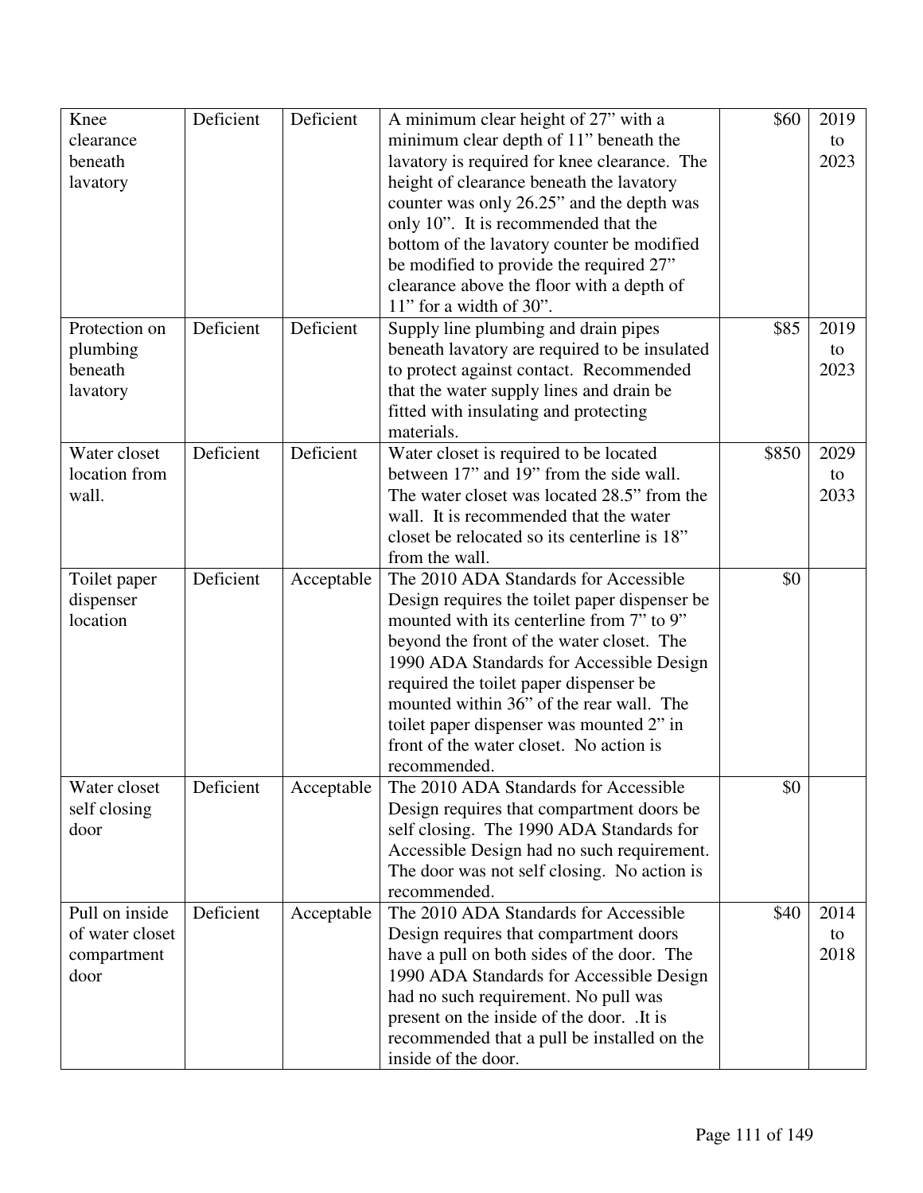| | | | | | |
|---|---|---|---|---|---|
| Knee clearance beneath lavatory | Deficient | Deficient | A minimum clear height of 27" with a minimum clear depth of 11" beneath the lavatory is required for knee clearance. The height of clearance beneath the lavatory counter was only 26.25" and the depth was only 10". It is recommended that the bottom of the lavatory counter be modified be modified to provide the required 27" clearance above the floor with a depth of 11" for a width of 30". | $60 | 2019 to 2023 |
| Protection on plumbing beneath lavatory | Deficient | Deficient | Supply line plumbing and drain pipes beneath lavatory are required to be insulated to protect against contact. Recommended that the water supply lines and drain be fitted with insulating and protecting materials. | $85 | 2019 to 2023 |
| Water closet location from wall. | Deficient | Deficient | Water closet is required to be located between 17" and 19" from the side wall. The water closet was located 28.5" from the wall. It is recommended that the water closet be relocated so its centerline is 18" from the wall. | $850 | 2029 to 2033 |
| Toilet paper dispenser location | Deficient | Acceptable | The 2010 ADA Standards for Accessible Design requires the toilet paper dispenser be mounted with its centerline from 7" to 9" beyond the front of the water closet. The 1990 ADA Standards for Accessible Design required the toilet paper dispenser be mounted within 36" of the rear wall. The toilet paper dispenser was mounted 2" in front of the water closet. No action is recommended. | $0 | |
| Water closet self closing door | Deficient | Acceptable | The 2010 ADA Standards for Accessible Design requires that compartment doors be self closing. The 1990 ADA Standards for Accessible Design had no such requirement. The door was not self closing. No action is recommended. | $0 | |
| Pull on inside of water closet compartment door | Deficient | Acceptable | The 2010 ADA Standards for Accessible Design requires that compartment doors have a pull on both sides of the door. The 1990 ADA Standards for Accessible Design had no such requirement. No pull was present on the inside of the door. .It is recommended that a pull be installed on the inside of the door. | $40 | 2014 to 2018 |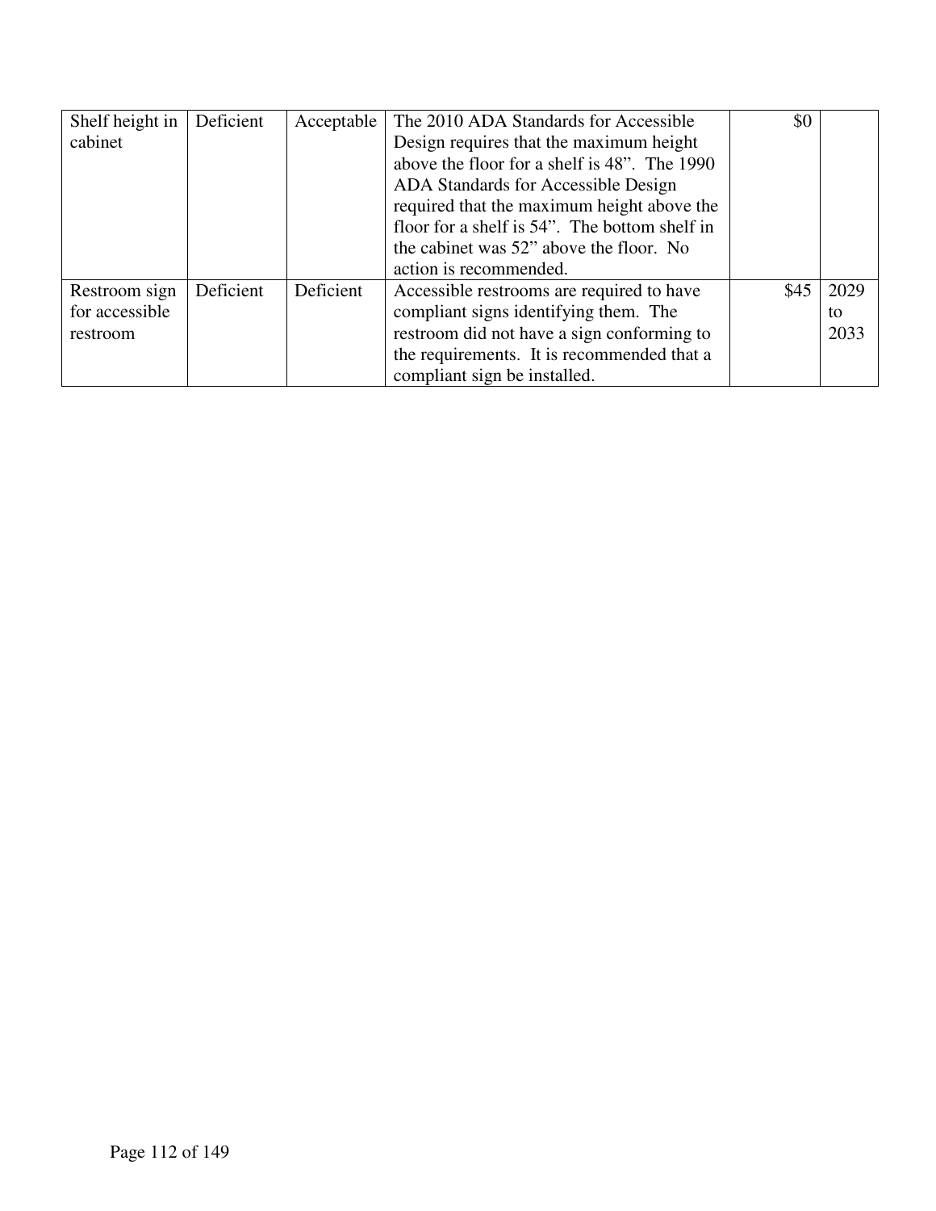| | | | | | |
|---|---|---|---|---|---|
| Shelf height in cabinet | Deficient | Acceptable | The 2010 ADA Standards for Accessible Design requires that the maximum height above the floor for a shelf is 48". The 1990 ADA Standards for Accessible Design required that the maximum height above the floor for a shelf is 54". The bottom shelf in the cabinet was 52" above the floor. No action is recommended. | $0 | |
| Restroom sign for accessible restroom | Deficient | Deficient | Accessible restrooms are required to have compliant signs identifying them. The restroom did not have a sign conforming to the requirements. It is recommended that a compliant sign be installed. | $45 | 2029 to 2033 |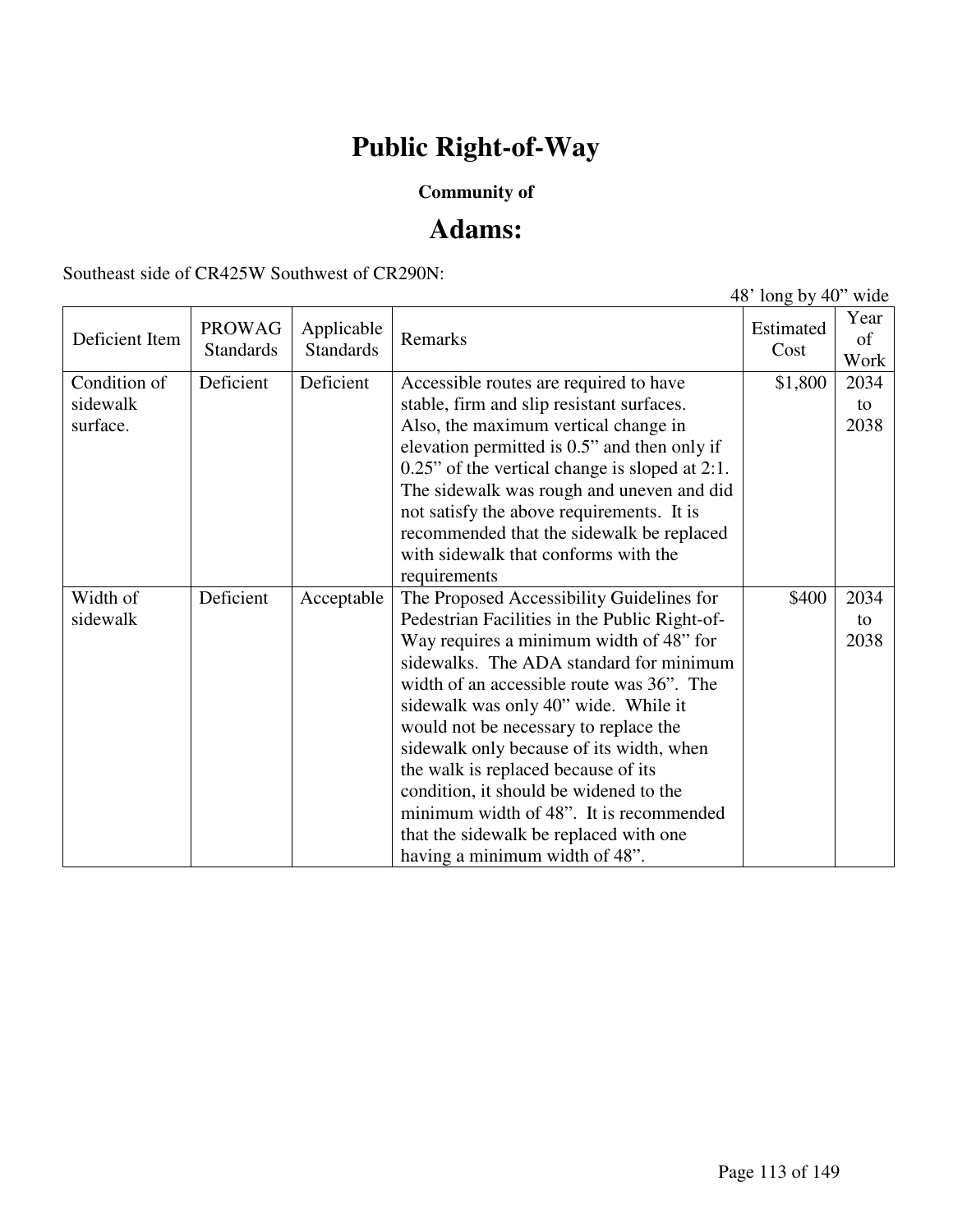# Public Right-of-Way

**Community of**

## Adams:

Southeast side of CR425W Southwest of CR290N:

48' long by 40" wide

| Deficient Item | PROWAG Standards | Applicable Standards | Remarks | Estimated Cost | Year of Work |
|---|---|---|---|---|---|
| Condition of sidewalk surface. | Deficient | Deficient | Accessible routes are required to have stable, firm and slip resistant surfaces. Also, the maximum vertical change in elevation permitted is 0.5" and then only if 0.25" of the vertical change is sloped at 2:1. The sidewalk was rough and uneven and did not satisfy the above requirements. It is recommended that the sidewalk be replaced with sidewalk that conforms with the requirements | $1,800 | 2034 to 2038 |
| Width of sidewalk | Deficient | Acceptable | The Proposed Accessibility Guidelines for Pedestrian Facilities in the Public Right-of-Way requires a minimum width of 48" for sidewalks. The ADA standard for minimum width of an accessible route was 36". The sidewalk was only 40" wide. While it would not be necessary to replace the sidewalk only because of its width, when the walk is replaced because of its condition, it should be widened to the minimum width of 48". It is recommended that the sidewalk be replaced with one having a minimum width of 48". | $400 | 2034 to 2038 |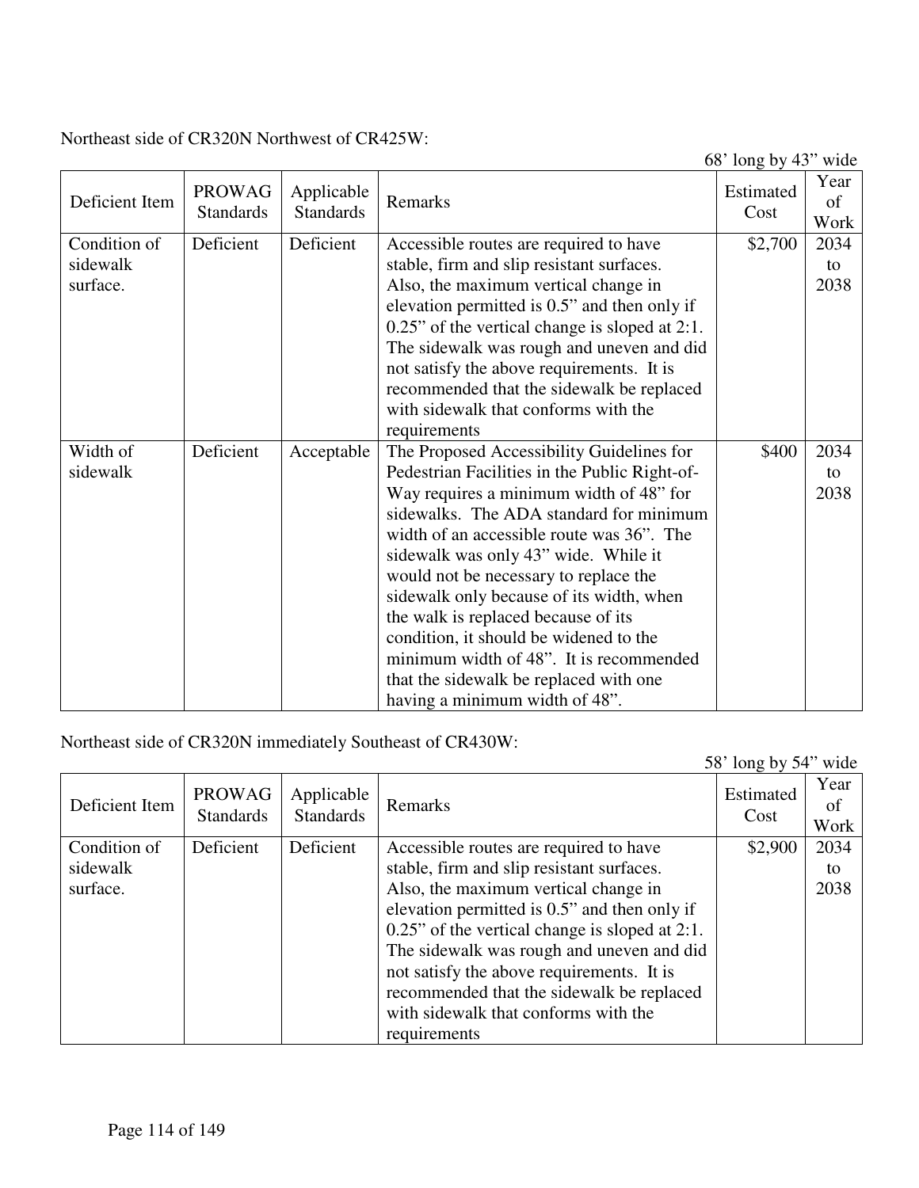Northeast side of CR320N Northwest of CR425W:

68' long by 43" wide

| Deficient Item | PROWAG Standards | Applicable Standards | Remarks | Estimated Cost | Year of Work |
|---|---|---|---|---|---|
| Condition of sidewalk surface. | Deficient | Deficient | Accessible routes are required to have stable, firm and slip resistant surfaces. Also, the maximum vertical change in elevation permitted is 0.5" and then only if 0.25" of the vertical change is sloped at 2:1. The sidewalk was rough and uneven and did not satisfy the above requirements. It is recommended that the sidewalk be replaced with sidewalk that conforms with the requirements | $2,700 | 2034 to 2038 |
| Width of sidewalk | Deficient | Acceptable | The Proposed Accessibility Guidelines for Pedestrian Facilities in the Public Right-of-Way requires a minimum width of 48" for sidewalks. The ADA standard for minimum width of an accessible route was 36". The sidewalk was only 43" wide. While it would not be necessary to replace the sidewalk only because of its width, when the walk is replaced because of its condition, it should be widened to the minimum width of 48". It is recommended that the sidewalk be replaced with one having a minimum width of 48". | $400 | 2034 to 2038 |

Northeast side of CR320N immediately Southeast of CR430W:

58' long by 54" wide

| Deficient Item | PROWAG Standards | Applicable Standards | Remarks | Estimated Cost | Year of Work |
|---|---|---|---|---|---|
| Condition of sidewalk surface. | Deficient | Deficient | Accessible routes are required to have stable, firm and slip resistant surfaces. Also, the maximum vertical change in elevation permitted is 0.5" and then only if 0.25" of the vertical change is sloped at 2:1. The sidewalk was rough and uneven and did not satisfy the above requirements. It is recommended that the sidewalk be replaced with sidewalk that conforms with the requirements | $2,900 | 2034 to 2038 |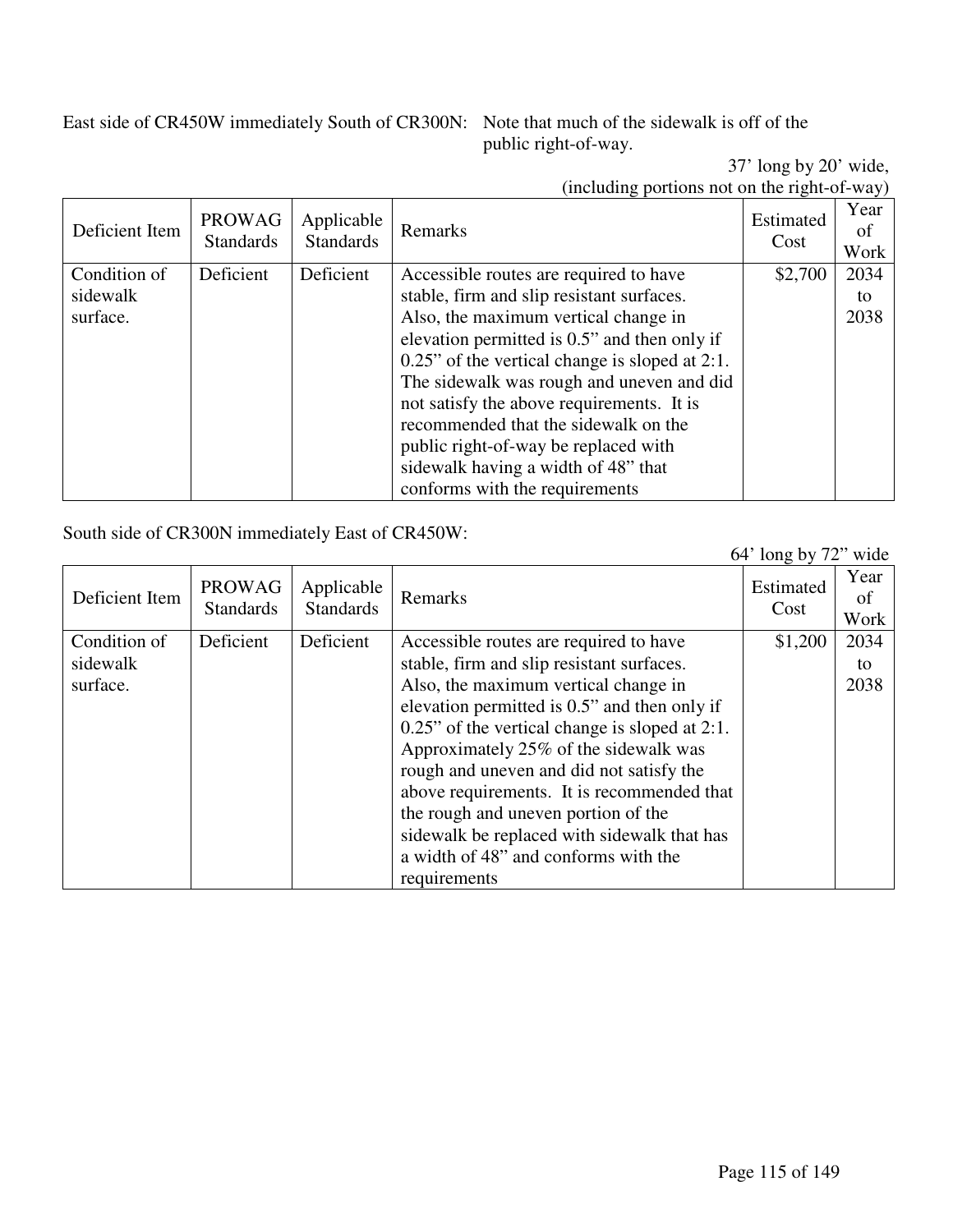East side of CR450W immediately South of CR300N: Note that much of the sidewalk is off of the public right-of-way.

37' long by 20' wide, (including portions not on the right-of-way)

| Deficient Item | PROWAG Standards | Applicable Standards | Remarks | Estimated Cost | Year of Work |
|---|---|---|---|---|---|
| Condition of sidewalk surface. | Deficient | Deficient | Accessible routes are required to have stable, firm and slip resistant surfaces. Also, the maximum vertical change in elevation permitted is 0.5" and then only if 0.25" of the vertical change is sloped at 2:1. The sidewalk was rough and uneven and did not satisfy the above requirements. It is recommended that the sidewalk on the public right-of-way be replaced with sidewalk having a width of 48" that conforms with the requirements | \$2,700 | 2034 to 2038 |

South side of CR300N immediately East of CR450W:

64' long by 72" wide

| Deficient Item | PROWAG Standards | Applicable Standards | Remarks | Estimated Cost | Year of Work |
|---|---|---|---|---|---|
| Condition of sidewalk surface. | Deficient | Deficient | Accessible routes are required to have stable, firm and slip resistant surfaces. Also, the maximum vertical change in elevation permitted is 0.5" and then only if 0.25" of the vertical change is sloped at 2:1. Approximately 25% of the sidewalk was rough and uneven and did not satisfy the above requirements. It is recommended that the rough and uneven portion of the sidewalk be replaced with sidewalk that has a width of 48" and conforms with the requirements | \$1,200 | 2034 to 2038 |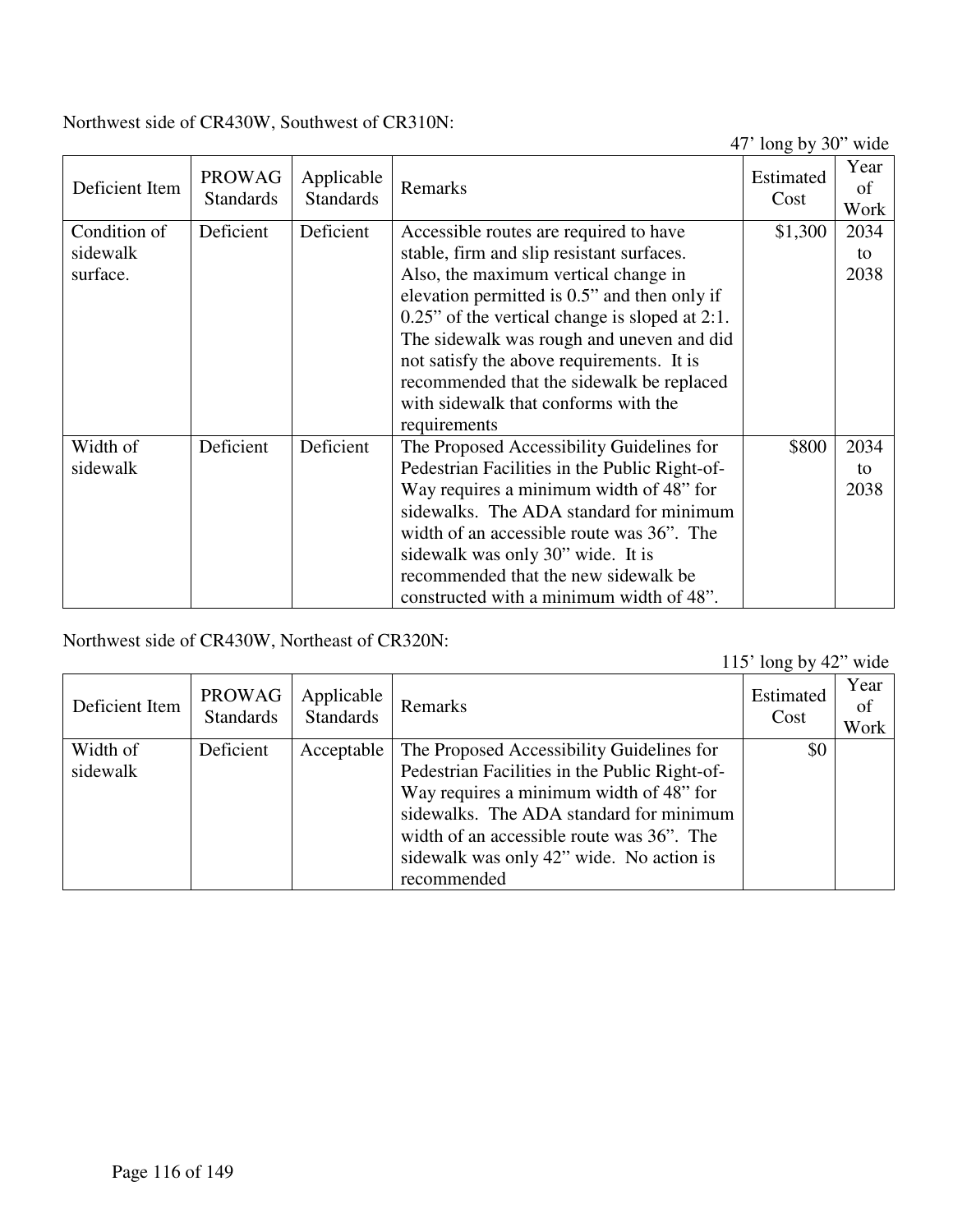Northwest side of CR430W, Southwest of CR310N:

47' long by 30" wide

| Deficient Item | PROWAG Standards | Applicable Standards | Remarks | Estimated Cost | Year of Work |
|---|---|---|---|---|---|
| Condition of sidewalk surface. | Deficient | Deficient | Accessible routes are required to have stable, firm and slip resistant surfaces. Also, the maximum vertical change in elevation permitted is 0.5" and then only if 0.25" of the vertical change is sloped at 2:1. The sidewalk was rough and uneven and did not satisfy the above requirements. It is recommended that the sidewalk be replaced with sidewalk that conforms with the requirements | $1,300 | 2034 to 2038 |
| Width of sidewalk | Deficient | Deficient | The Proposed Accessibility Guidelines for Pedestrian Facilities in the Public Right-of-Way requires a minimum width of 48" for sidewalks. The ADA standard for minimum width of an accessible route was 36". The sidewalk was only 30" wide. It is recommended that the new sidewalk be constructed with a minimum width of 48". | $800 | 2034 to 2038 |

Northwest side of CR430W, Northeast of CR320N:

115' long by 42" wide

| Deficient Item | PROWAG Standards | Applicable Standards | Remarks | Estimated Cost | Year of Work |
|---|---|---|---|---|---|
| Width of sidewalk | Deficient | Acceptable | The Proposed Accessibility Guidelines for Pedestrian Facilities in the Public Right-of-Way requires a minimum width of 48" for sidewalks. The ADA standard for minimum width of an accessible route was 36". The sidewalk was only 42" wide. No action is recommended | $0 | |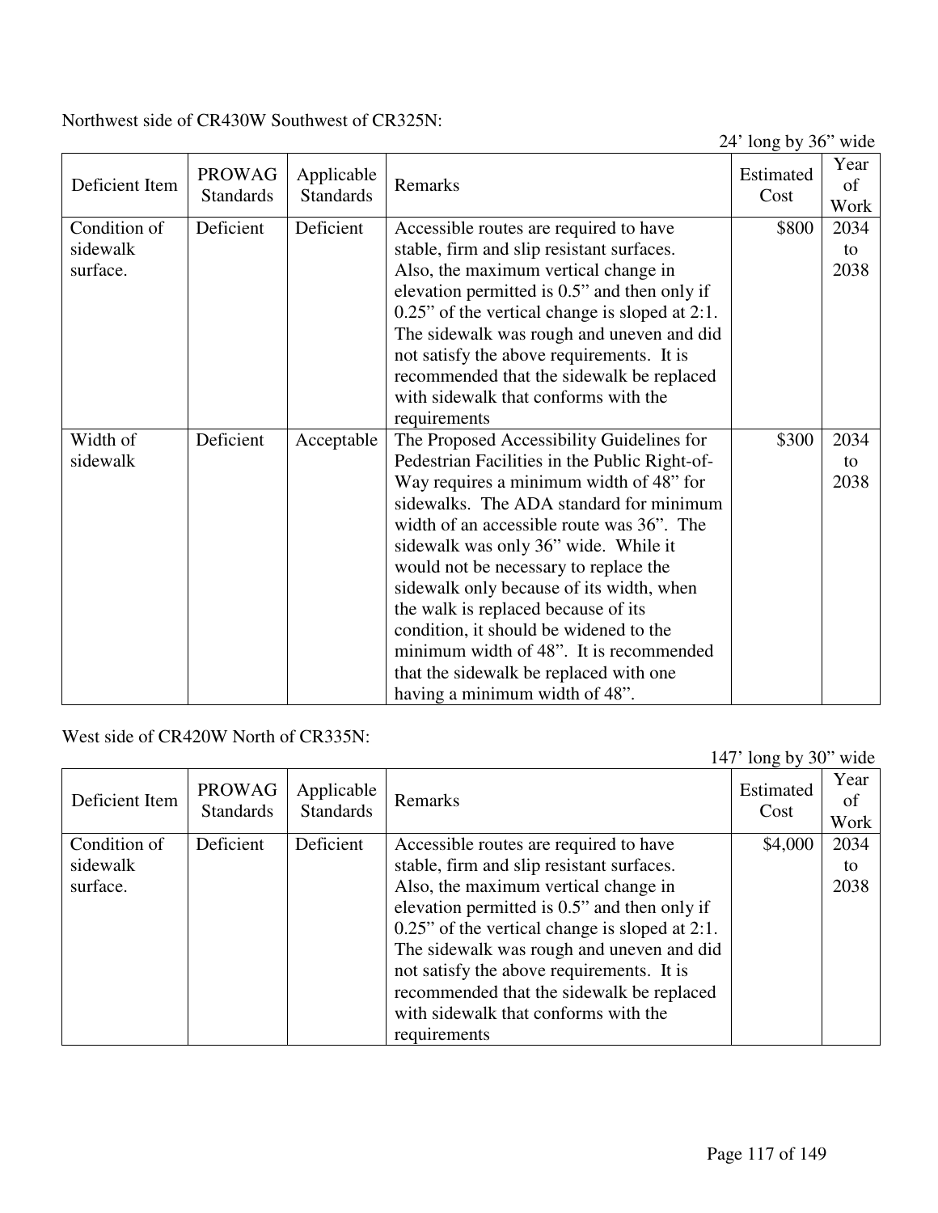Northwest side of CR430W Southwest of CR325N:

24' long by 36" wide

| Deficient Item | PROWAG Standards | Applicable Standards | Remarks | Estimated Cost | Year of Work |
|---|---|---|---|---|---|
| Condition of sidewalk surface. | Deficient | Deficient | Accessible routes are required to have stable, firm and slip resistant surfaces. Also, the maximum vertical change in elevation permitted is 0.5" and then only if 0.25" of the vertical change is sloped at 2:1. The sidewalk was rough and uneven and did not satisfy the above requirements. It is recommended that the sidewalk be replaced with sidewalk that conforms with the requirements | $800 | 2034 to 2038 |
| Width of sidewalk | Deficient | Acceptable | The Proposed Accessibility Guidelines for Pedestrian Facilities in the Public Right-of-Way requires a minimum width of 48" for sidewalks. The ADA standard for minimum width of an accessible route was 36". The sidewalk was only 36" wide. While it would not be necessary to replace the sidewalk only because of its width, when the walk is replaced because of its condition, it should be widened to the minimum width of 48". It is recommended that the sidewalk be replaced with one having a minimum width of 48". | $300 | 2034 to 2038 |

West side of CR420W North of CR335N:

147' long by 30" wide

| Deficient Item | PROWAG Standards | Applicable Standards | Remarks | Estimated Cost | Year of Work |
|---|---|---|---|---|---|
| Condition of sidewalk surface. | Deficient | Deficient | Accessible routes are required to have stable, firm and slip resistant surfaces. Also, the maximum vertical change in elevation permitted is 0.5" and then only if 0.25" of the vertical change is sloped at 2:1. The sidewalk was rough and uneven and did not satisfy the above requirements. It is recommended that the sidewalk be replaced with sidewalk that conforms with the requirements | $4,000 | 2034 to 2038 |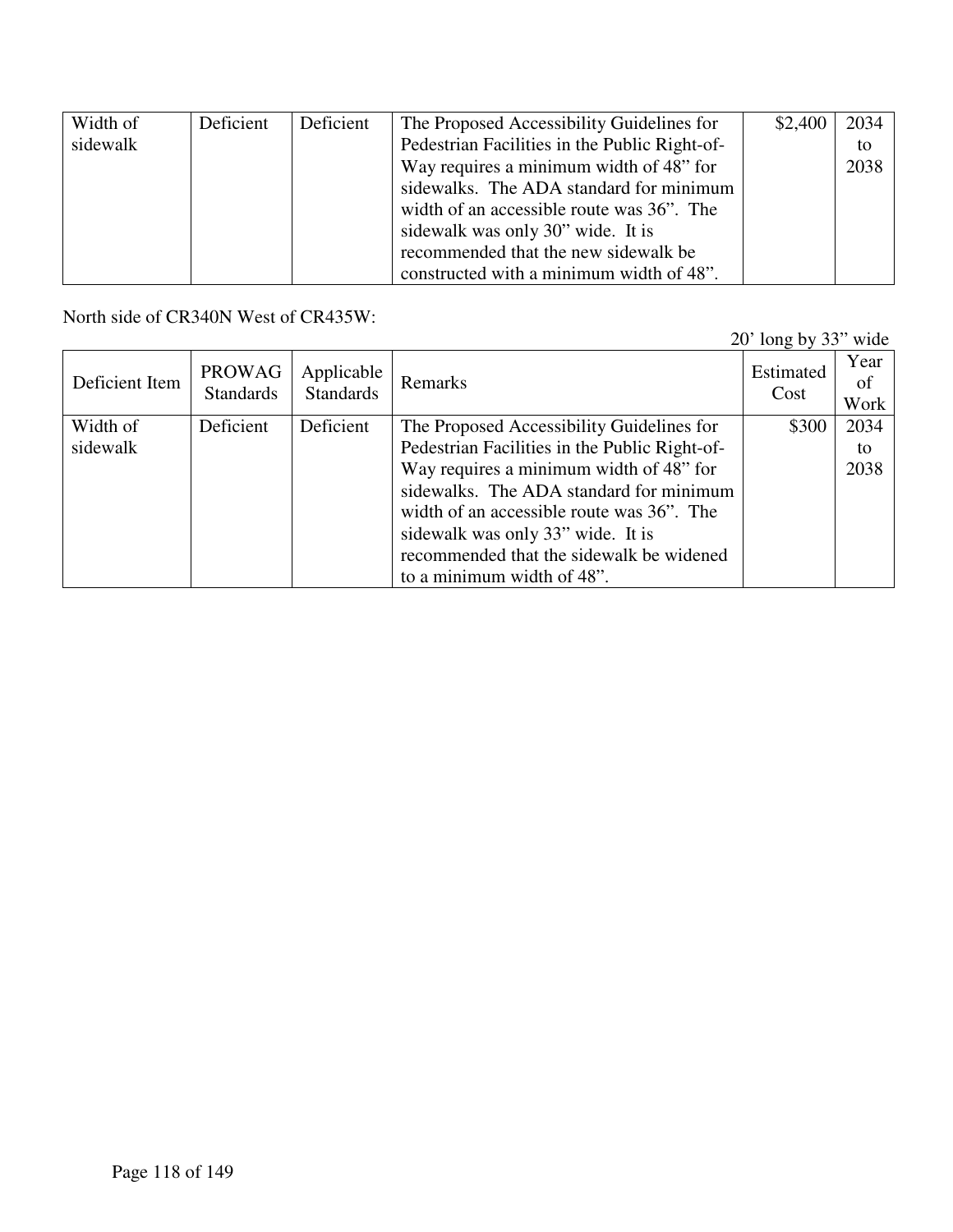| Width of sidewalk | Deficient | Deficient | The Proposed Accessibility Guidelines for Pedestrian Facilities in the Public Right-of-Way requires a minimum width of 48" for sidewalks. The ADA standard for minimum width of an accessible route was 36". The sidewalk was only 30" wide. It is recommended that the new sidewalk be constructed with a minimum width of 48". | \$2,400 | 2034 to 2038 |
|---|---|---|---|---|---|

North side of CR340N West of CR435W:

20' long by 33" wide

| Deficient Item | PROWAG Standards | Applicable Standards | Remarks | Estimated Cost | Year of Work |
|---|---|---|---|---|---|
| Width of sidewalk | Deficient | Deficient | The Proposed Accessibility Guidelines for Pedestrian Facilities in the Public Right-of-Way requires a minimum width of 48" for sidewalks. The ADA standard for minimum width of an accessible route was 36". The sidewalk was only 33" wide. It is recommended that the sidewalk be widened to a minimum width of 48". | \$300 | 2034 to 2038 |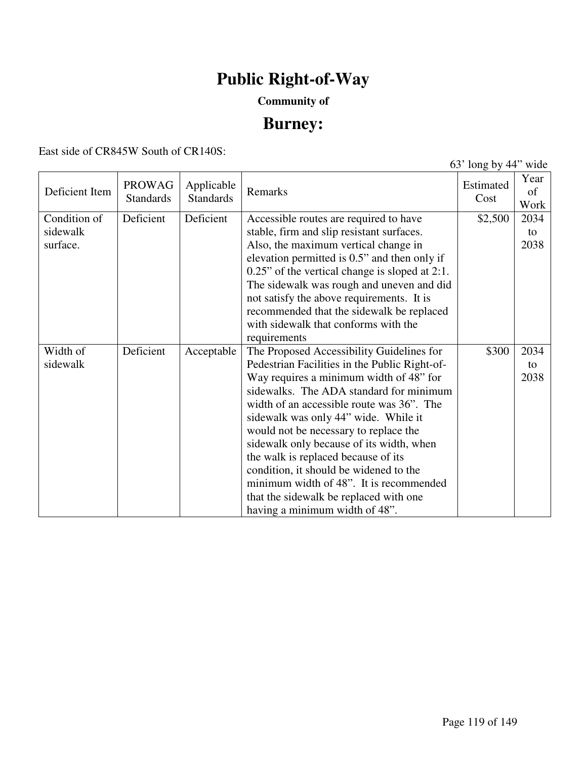# Public Right-of-Way

**Community of**

## Burney:

East side of CR845W South of CR140S:

63' long by 44" wide

| Deficient Item | PROWAG Standards | Applicable Standards | Remarks | Estimated Cost | Year of Work |
|---|---|---|---|---|---|
| Condition of sidewalk surface. | Deficient | Deficient | Accessible routes are required to have stable, firm and slip resistant surfaces. Also, the maximum vertical change in elevation permitted is 0.5" and then only if 0.25" of the vertical change is sloped at 2:1. The sidewalk was rough and uneven and did not satisfy the above requirements. It is recommended that the sidewalk be replaced with sidewalk that conforms with the requirements | $2,500 | 2034 to 2038 |
| Width of sidewalk | Deficient | Acceptable | The Proposed Accessibility Guidelines for Pedestrian Facilities in the Public Right-of-Way requires a minimum width of 48" for sidewalks. The ADA standard for minimum width of an accessible route was 36". The sidewalk was only 44" wide. While it would not be necessary to replace the sidewalk only because of its width, when the walk is replaced because of its condition, it should be widened to the minimum width of 48". It is recommended that the sidewalk be replaced with one having a minimum width of 48". | $300 | 2034 to 2038 |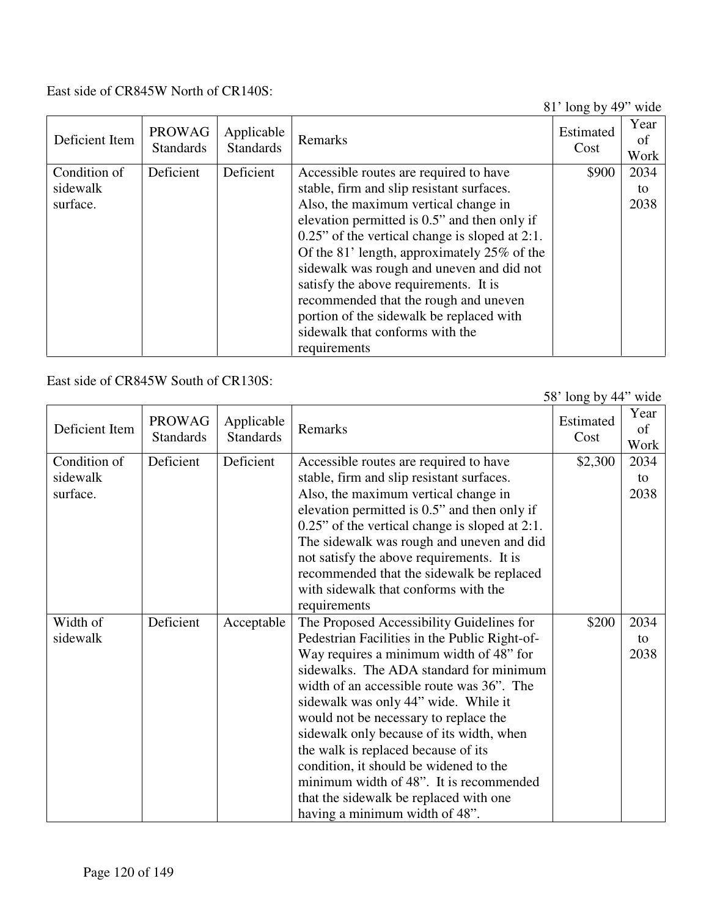East side of CR845W North of CR140S:

81’ long by 49” wide

| Deficient Item | PROWAG Standards | Applicable Standards | Remarks | Estimated Cost | Year of Work |
|---|---|---|---|---|---|
| Condition of sidewalk surface. | Deficient | Deficient | Accessible routes are required to have stable, firm and slip resistant surfaces. Also, the maximum vertical change in elevation permitted is 0.5” and then only if 0.25” of the vertical change is sloped at 2:1. Of the 81’ length, approximately 25% of the sidewalk was rough and uneven and did not satisfy the above requirements. It is recommended that the rough and uneven portion of the sidewalk be replaced with sidewalk that conforms with the requirements | $900 | 2034 to 2038 |

East side of CR845W South of CR130S:

58’ long by 44” wide

| Deficient Item | PROWAG Standards | Applicable Standards | Remarks | Estimated Cost | Year of Work |
|---|---|---|---|---|---|
| Condition of sidewalk surface. | Deficient | Deficient | Accessible routes are required to have stable, firm and slip resistant surfaces. Also, the maximum vertical change in elevation permitted is 0.5” and then only if 0.25” of the vertical change is sloped at 2:1. The sidewalk was rough and uneven and did not satisfy the above requirements. It is recommended that the sidewalk be replaced with sidewalk that conforms with the requirements | $2,300 | 2034 to 2038 |
| Width of sidewalk | Deficient | Acceptable | The Proposed Accessibility Guidelines for Pedestrian Facilities in the Public Right-of-Way requires a minimum width of 48” for sidewalks. The ADA standard for minimum width of an accessible route was 36”. The sidewalk was only 44” wide. While it would not be necessary to replace the sidewalk only because of its width, when the walk is replaced because of its condition, it should be widened to the minimum width of 48”. It is recommended that the sidewalk be replaced with one having a minimum width of 48”. | $200 | 2034 to 2038 |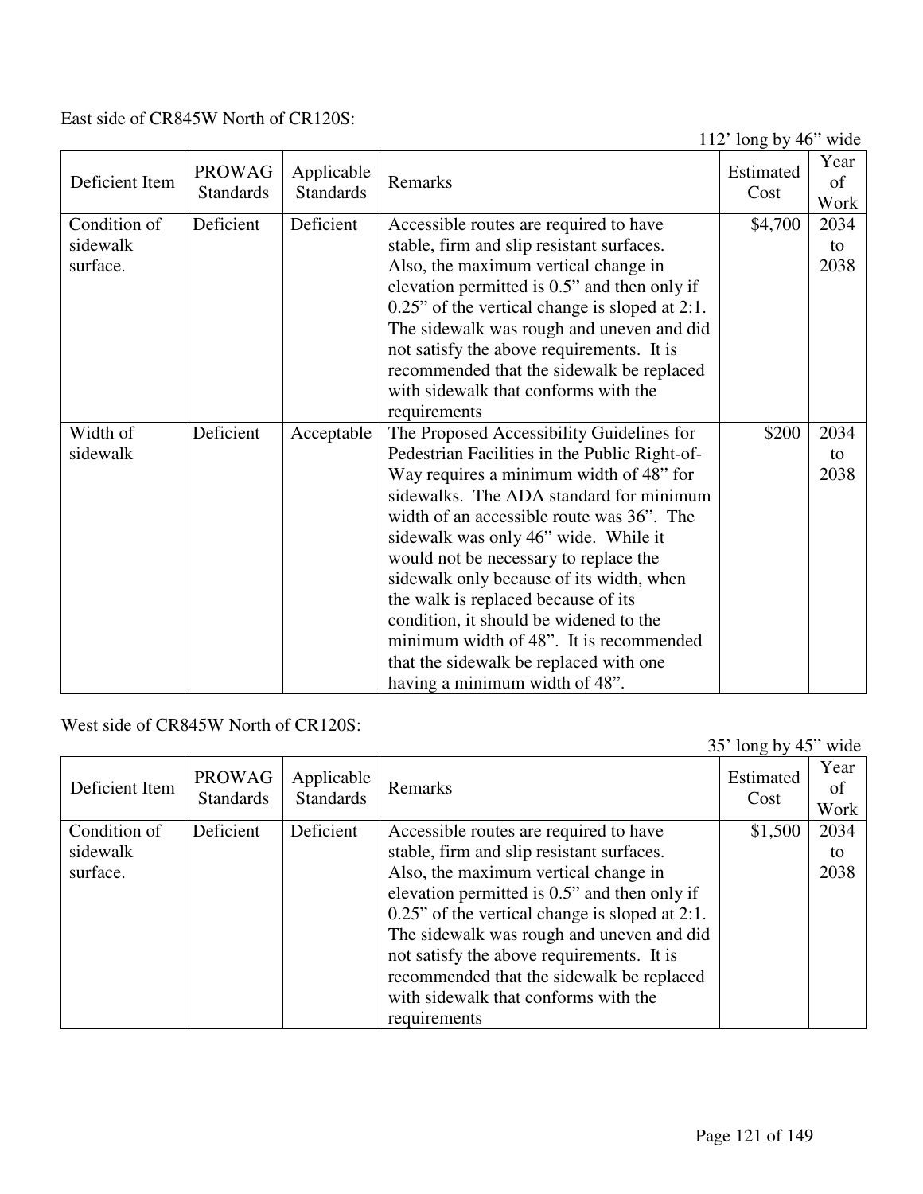East side of CR845W North of CR120S:

112’ long by 46” wide

| Deficient Item | PROWAG Standards | Applicable Standards | Remarks | Estimated Cost | Year of Work |
|---|---|---|---|---|---|
| Condition of sidewalk surface. | Deficient | Deficient | Accessible routes are required to have stable, firm and slip resistant surfaces. Also, the maximum vertical change in elevation permitted is 0.5” and then only if 0.25” of the vertical change is sloped at 2:1. The sidewalk was rough and uneven and did not satisfy the above requirements. It is recommended that the sidewalk be replaced with sidewalk that conforms with the requirements | $4,700 | 2034 to 2038 |
| Width of sidewalk | Deficient | Acceptable | The Proposed Accessibility Guidelines for Pedestrian Facilities in the Public Right-of-Way requires a minimum width of 48” for sidewalks. The ADA standard for minimum width of an accessible route was 36”. The sidewalk was only 46” wide. While it would not be necessary to replace the sidewalk only because of its width, when the walk is replaced because of its condition, it should be widened to the minimum width of 48”. It is recommended that the sidewalk be replaced with one having a minimum width of 48”. | $200 | 2034 to 2038 |

West side of CR845W North of CR120S:

35’ long by 45” wide

| Deficient Item | PROWAG Standards | Applicable Standards | Remarks | Estimated Cost | Year of Work |
|---|---|---|---|---|---|
| Condition of sidewalk surface. | Deficient | Deficient | Accessible routes are required to have stable, firm and slip resistant surfaces. Also, the maximum vertical change in elevation permitted is 0.5” and then only if 0.25” of the vertical change is sloped at 2:1. The sidewalk was rough and uneven and did not satisfy the above requirements. It is recommended that the sidewalk be replaced with sidewalk that conforms with the requirements | $1,500 | 2034 to 2038 |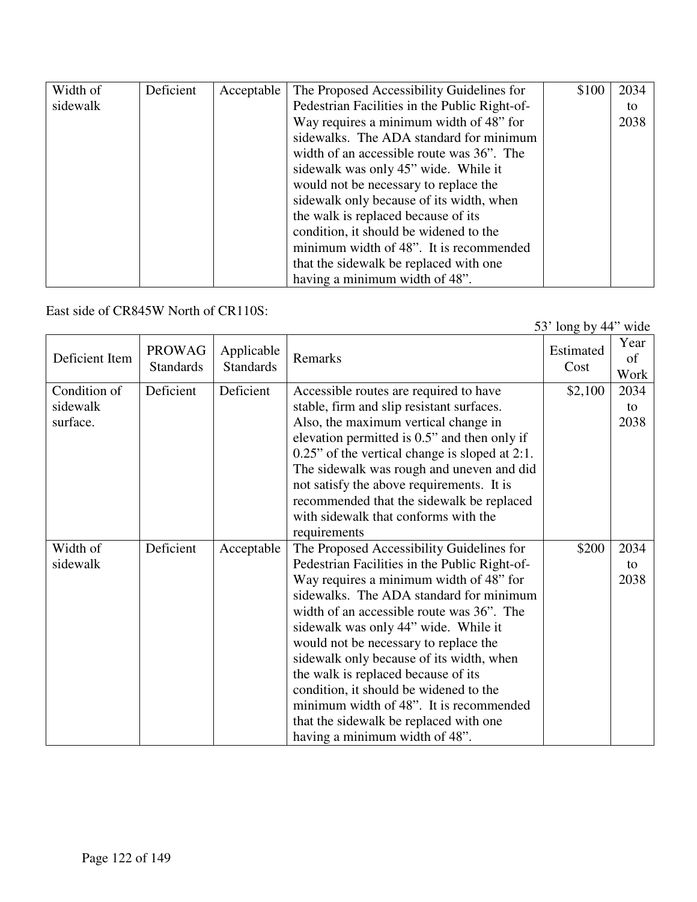| Width of sidewalk | Deficient | Acceptable | The Proposed Accessibility Guidelines for Pedestrian Facilities in the Public Right-of-Way requires a minimum width of 48" for sidewalks. The ADA standard for minimum width of an accessible route was 36". The sidewalk was only 45" wide. While it would not be necessary to replace the sidewalk only because of its width, when the walk is replaced because of its condition, it should be widened to the minimum width of 48". It is recommended that the sidewalk be replaced with one having a minimum width of 48". | $100 | 2034 to 2038 |
|---|---|---|---|---|---|

East side of CR845W North of CR110S:

53' long by 44" wide

| Deficient Item | PROWAG Standards | Applicable Standards | Remarks | Estimated Cost | Year of Work |
|---|---|---|---|---|---|
| Condition of sidewalk surface. | Deficient | Deficient | Accessible routes are required to have stable, firm and slip resistant surfaces. Also, the maximum vertical change in elevation permitted is 0.5" and then only if 0.25" of the vertical change is sloped at 2:1. The sidewalk was rough and uneven and did not satisfy the above requirements. It is recommended that the sidewalk be replaced with sidewalk that conforms with the requirements | $2,100 | 2034 to 2038 |
| Width of sidewalk | Deficient | Acceptable | The Proposed Accessibility Guidelines for Pedestrian Facilities in the Public Right-of-Way requires a minimum width of 48" for sidewalks. The ADA standard for minimum width of an accessible route was 36". The sidewalk was only 44" wide. While it would not be necessary to replace the sidewalk only because of its width, when the walk is replaced because of its condition, it should be widened to the minimum width of 48". It is recommended that the sidewalk be replaced with one having a minimum width of 48". | $200 | 2034 to 2038 |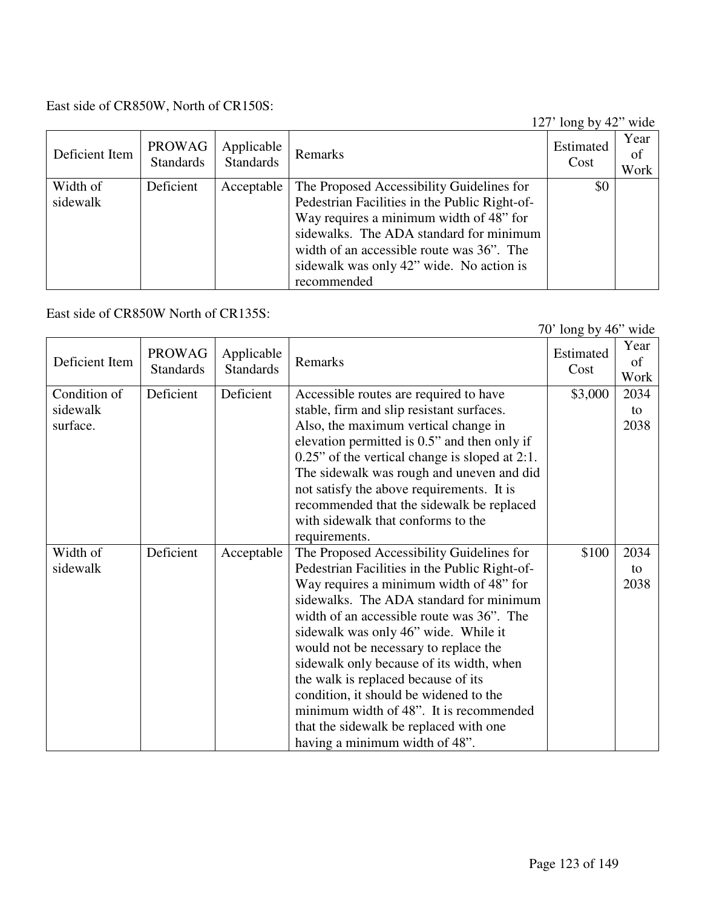East side of CR850W, North of CR150S:

127' long by 42" wide

| Deficient Item | PROWAG Standards | Applicable Standards | Remarks | Estimated Cost | Year of Work |
|---|---|---|---|---|---|
| Width of sidewalk | Deficient | Acceptable | The Proposed Accessibility Guidelines for Pedestrian Facilities in the Public Right-of-Way requires a minimum width of 48" for sidewalks. The ADA standard for minimum width of an accessible route was 36". The sidewalk was only 42" wide. No action is recommended | $0 | |

East side of CR850W North of CR135S:

70' long by 46" wide

| Deficient Item | PROWAG Standards | Applicable Standards | Remarks | Estimated Cost | Year of Work |
|---|---|---|---|---|---|
| Condition of sidewalk surface. | Deficient | Deficient | Accessible routes are required to have stable, firm and slip resistant surfaces. Also, the maximum vertical change in elevation permitted is 0.5" and then only if 0.25" of the vertical change is sloped at 2:1. The sidewalk was rough and uneven and did not satisfy the above requirements. It is recommended that the sidewalk be replaced with sidewalk that conforms to the requirements. | $3,000 | 2034 to 2038 |
| Width of sidewalk | Deficient | Acceptable | The Proposed Accessibility Guidelines for Pedestrian Facilities in the Public Right-of-Way requires a minimum width of 48" for sidewalks. The ADA standard for minimum width of an accessible route was 36". The sidewalk was only 46" wide. While it would not be necessary to replace the sidewalk only because of its width, when the walk is replaced because of its condition, it should be widened to the minimum width of 48". It is recommended that the sidewalk be replaced with one having a minimum width of 48". | $100 | 2034 to 2038 |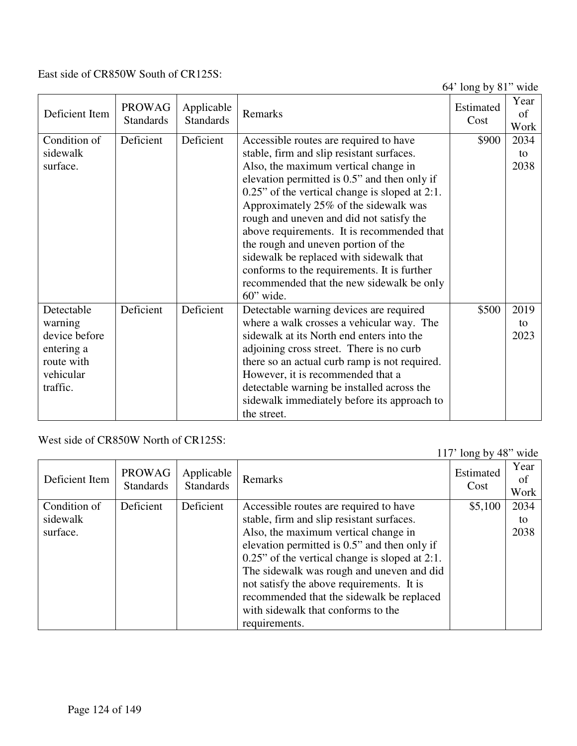East side of CR850W South of CR125S:

64’ long by 81” wide

| Deficient Item | PROWAG Standards | Applicable Standards | Remarks | Estimated Cost | Year of Work |
|---|---|---|---|---|---|
| Condition of sidewalk surface. | Deficient | Deficient | Accessible routes are required to have stable, firm and slip resistant surfaces. Also, the maximum vertical change in elevation permitted is 0.5” and then only if 0.25” of the vertical change is sloped at 2:1. Approximately 25% of the sidewalk was rough and uneven and did not satisfy the above requirements. It is recommended that the rough and uneven portion of the sidewalk be replaced with sidewalk that conforms to the requirements. It is further recommended that the new sidewalk be only 60” wide. | $900 | 2034 to 2038 |
| Detectable warning device before entering a route with vehicular traffic. | Deficient | Deficient | Detectable warning devices are required where a walk crosses a vehicular way. The sidewalk at its North end enters into the adjoining cross street. There is no curb there so an actual curb ramp is not required. However, it is recommended that a detectable warning be installed across the sidewalk immediately before its approach to the street. | $500 | 2019 to 2023 |

West side of CR850W North of CR125S:

117’ long by 48” wide

| Deficient Item | PROWAG Standards | Applicable Standards | Remarks | Estimated Cost | Year of Work |
|---|---|---|---|---|---|
| Condition of sidewalk surface. | Deficient | Deficient | Accessible routes are required to have stable, firm and slip resistant surfaces. Also, the maximum vertical change in elevation permitted is 0.5” and then only if 0.25” of the vertical change is sloped at 2:1. The sidewalk was rough and uneven and did not satisfy the above requirements. It is recommended that the sidewalk be replaced with sidewalk that conforms to the requirements. | $5,100 | 2034 to 2038 |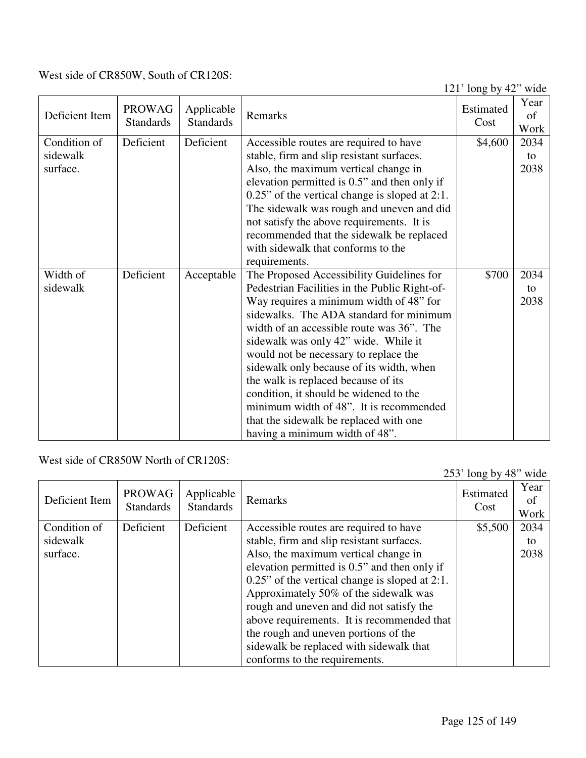West side of CR850W, South of CR120S:

121' long by 42" wide

| Deficient Item | PROWAG Standards | Applicable Standards | Remarks | Estimated Cost | Year of Work |
|---|---|---|---|---|---|
| Condition of sidewalk surface. | Deficient | Deficient | Accessible routes are required to have stable, firm and slip resistant surfaces. Also, the maximum vertical change in elevation permitted is 0.5" and then only if 0.25" of the vertical change is sloped at 2:1. The sidewalk was rough and uneven and did not satisfy the above requirements. It is recommended that the sidewalk be replaced with sidewalk that conforms to the requirements. | $4,600 | 2034 to 2038 |
| Width of sidewalk | Deficient | Acceptable | The Proposed Accessibility Guidelines for Pedestrian Facilities in the Public Right-of-Way requires a minimum width of 48" for sidewalks. The ADA standard for minimum width of an accessible route was 36". The sidewalk was only 42" wide. While it would not be necessary to replace the sidewalk only because of its width, when the walk is replaced because of its condition, it should be widened to the minimum width of 48". It is recommended that the sidewalk be replaced with one having a minimum width of 48". | $700 | 2034 to 2038 |

West side of CR850W North of CR120S:

253' long by 48" wide

| Deficient Item | PROWAG Standards | Applicable Standards | Remarks | Estimated Cost | Year of Work |
|---|---|---|---|---|---|
| Condition of sidewalk surface. | Deficient | Deficient | Accessible routes are required to have stable, firm and slip resistant surfaces. Also, the maximum vertical change in elevation permitted is 0.5" and then only if 0.25" of the vertical change is sloped at 2:1. Approximately 50% of the sidewalk was rough and uneven and did not satisfy the above requirements. It is recommended that the rough and uneven portions of the sidewalk be replaced with sidewalk that conforms to the requirements. | $5,500 | 2034 to 2038 |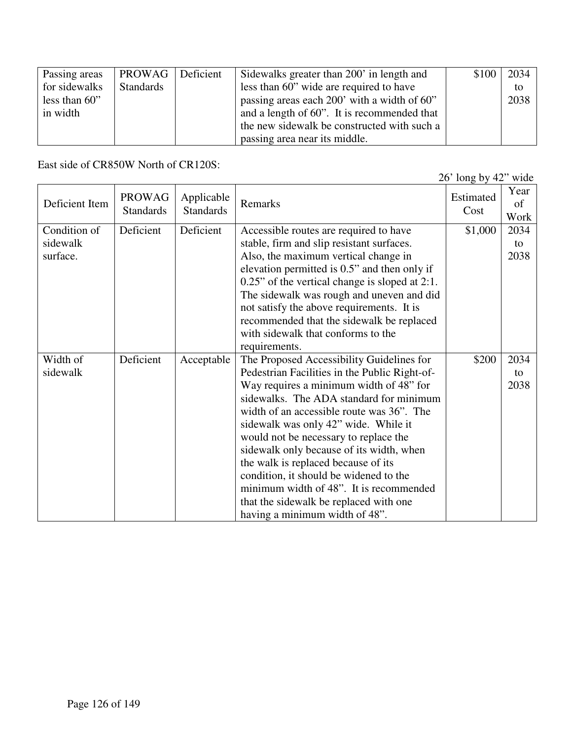| Passing areas for sidewalks less than 60” in width | PROWAG Standards | Deficient | Sidewalks greater than 200’ in length and less than 60” wide are required to have passing areas each 200’ with a width of 60” and a length of 60”. It is recommended that the new sidewalk be constructed with such a passing area near its middle. | $100 | 2034 to 2038 |
|---|---|---|---|---|---|

East side of CR850W North of CR120S:

26’ long by 42” wide

| Deficient Item | PROWAG Standards | Applicable Standards | Remarks | Estimated Cost | Year of Work |
|---|---|---|---|---|---|
| Condition of sidewalk surface. | Deficient | Deficient | Accessible routes are required to have stable, firm and slip resistant surfaces. Also, the maximum vertical change in elevation permitted is 0.5” and then only if 0.25” of the vertical change is sloped at 2:1. The sidewalk was rough and uneven and did not satisfy the above requirements. It is recommended that the sidewalk be replaced with sidewalk that conforms to the requirements. | $1,000 | 2034 to 2038 |
| Width of sidewalk | Deficient | Acceptable | The Proposed Accessibility Guidelines for Pedestrian Facilities in the Public Right-of-Way requires a minimum width of 48” for sidewalks. The ADA standard for minimum width of an accessible route was 36”. The sidewalk was only 42” wide. While it would not be necessary to replace the sidewalk only because of its width, when the walk is replaced because of its condition, it should be widened to the minimum width of 48”. It is recommended that the sidewalk be replaced with one having a minimum width of 48”. | $200 | 2034 to 2038 |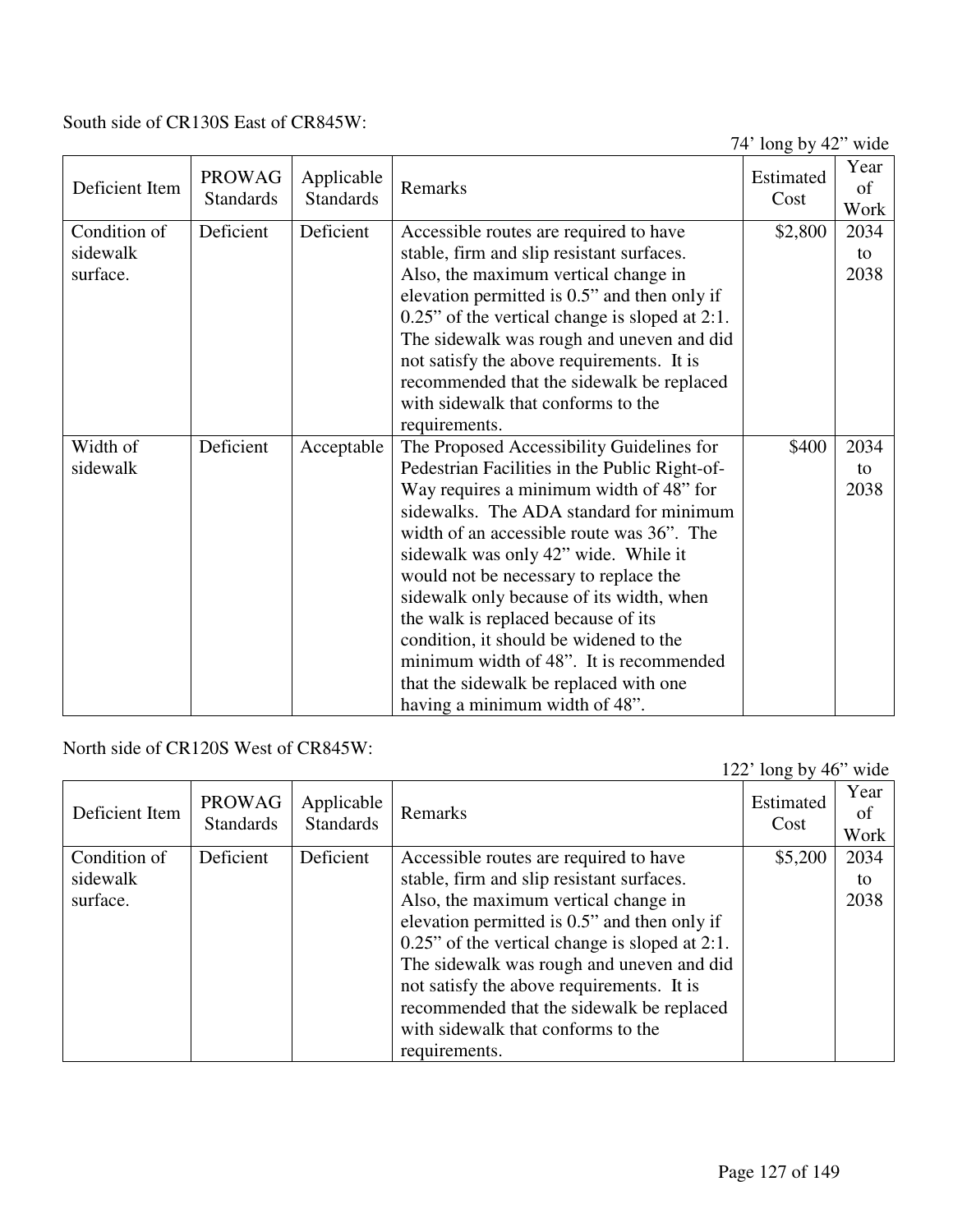South side of CR130S East of CR845W:

74’ long by 42” wide

| Deficient Item | PROWAG Standards | Applicable Standards | Remarks | Estimated Cost | Year of Work |
|---|---|---|---|---|---|
| Condition of sidewalk surface. | Deficient | Deficient | Accessible routes are required to have stable, firm and slip resistant surfaces. Also, the maximum vertical change in elevation permitted is 0.5” and then only if 0.25” of the vertical change is sloped at 2:1. The sidewalk was rough and uneven and did not satisfy the above requirements. It is recommended that the sidewalk be replaced with sidewalk that conforms to the requirements. | $2,800 | 2034 to 2038 |
| Width of sidewalk | Deficient | Acceptable | The Proposed Accessibility Guidelines for Pedestrian Facilities in the Public Right-of-Way requires a minimum width of 48” for sidewalks. The ADA standard for minimum width of an accessible route was 36”. The sidewalk was only 42” wide. While it would not be necessary to replace the sidewalk only because of its width, when the walk is replaced because of its condition, it should be widened to the minimum width of 48”. It is recommended that the sidewalk be replaced with one having a minimum width of 48”. | $400 | 2034 to 2038 |

North side of CR120S West of CR845W:

122’ long by 46” wide

| Deficient Item | PROWAG Standards | Applicable Standards | Remarks | Estimated Cost | Year of Work |
|---|---|---|---|---|---|
| Condition of sidewalk surface. | Deficient | Deficient | Accessible routes are required to have stable, firm and slip resistant surfaces. Also, the maximum vertical change in elevation permitted is 0.5” and then only if 0.25” of the vertical change is sloped at 2:1. The sidewalk was rough and uneven and did not satisfy the above requirements. It is recommended that the sidewalk be replaced with sidewalk that conforms to the requirements. | $5,200 | 2034 to 2038 |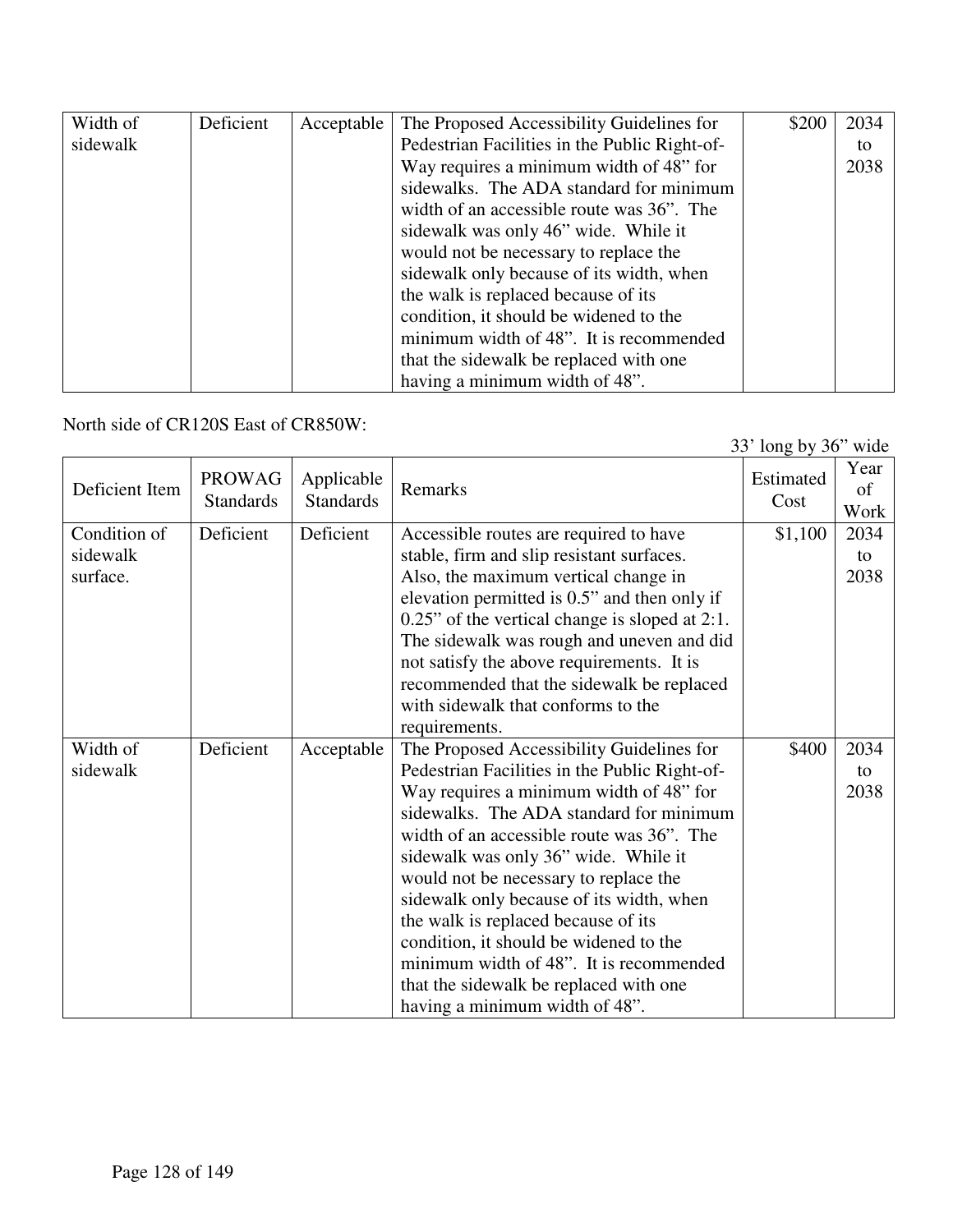| Width of sidewalk | Deficient | Acceptable | The Proposed Accessibility Guidelines for Pedestrian Facilities in the Public Right-of-Way requires a minimum width of 48” for sidewalks. The ADA standard for minimum width of an accessible route was 36”. The sidewalk was only 46” wide. While it would not be necessary to replace the sidewalk only because of its width, when the walk is replaced because of its condition, it should be widened to the minimum width of 48”. It is recommended that the sidewalk be replaced with one having a minimum width of 48”. | $200 | 2034 to 2038 |
|---|---|---|---|---|---|

North side of CR120S East of CR850W:

33’ long by 36” wide

| Deficient Item | PROWAG Standards | Applicable Standards | Remarks | Estimated Cost | Year of Work |
|---|---|---|---|---|---|
| Condition of sidewalk surface. | Deficient | Deficient | Accessible routes are required to have stable, firm and slip resistant surfaces. Also, the maximum vertical change in elevation permitted is 0.5” and then only if 0.25” of the vertical change is sloped at 2:1. The sidewalk was rough and uneven and did not satisfy the above requirements. It is recommended that the sidewalk be replaced with sidewalk that conforms to the requirements. | $1,100 | 2034 to 2038 |
| Width of sidewalk | Deficient | Acceptable | The Proposed Accessibility Guidelines for Pedestrian Facilities in the Public Right-of-Way requires a minimum width of 48” for sidewalks. The ADA standard for minimum width of an accessible route was 36”. The sidewalk was only 36” wide. While it would not be necessary to replace the sidewalk only because of its width, when the walk is replaced because of its condition, it should be widened to the minimum width of 48”. It is recommended that the sidewalk be replaced with one having a minimum width of 48”. | $400 | 2034 to 2038 |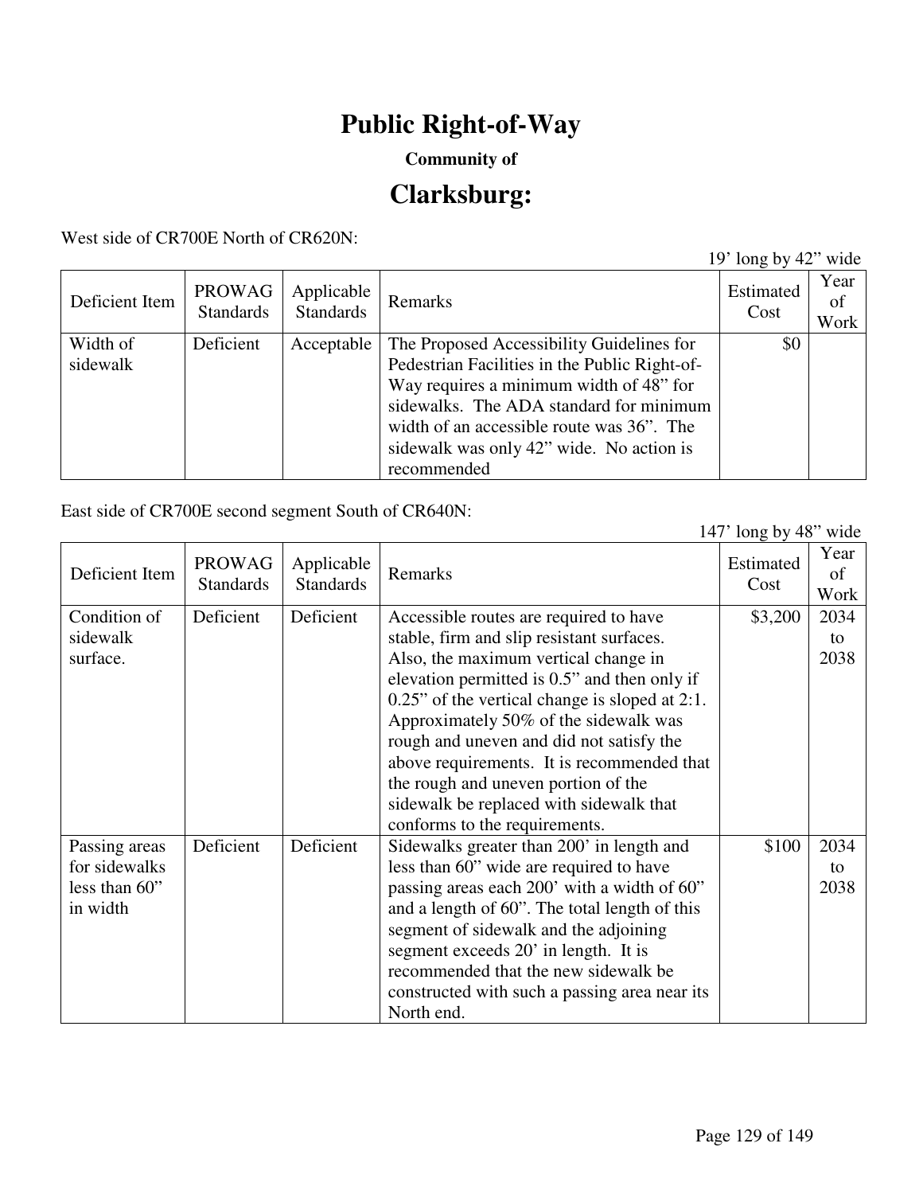# Public Right-of-Way

**Community of**

# Clarksburg:

West side of CR700E North of CR620N:

19' long by 42" wide

| Deficient Item | PROWAG Standards | Applicable Standards | Remarks | Estimated Cost | Year of Work |
|---|---|---|---|---|---|
| Width of sidewalk | Deficient | Acceptable | The Proposed Accessibility Guidelines for Pedestrian Facilities in the Public Right-of-Way requires a minimum width of 48" for sidewalks. The ADA standard for minimum width of an accessible route was 36". The sidewalk was only 42" wide. No action is recommended | $0 | |

East side of CR700E second segment South of CR640N:

147' long by 48" wide

| Deficient Item | PROWAG Standards | Applicable Standards | Remarks | Estimated Cost | Year of Work |
|---|---|---|---|---|---|
| Condition of sidewalk surface. | Deficient | Deficient | Accessible routes are required to have stable, firm and slip resistant surfaces. Also, the maximum vertical change in elevation permitted is 0.5" and then only if 0.25" of the vertical change is sloped at 2:1. Approximately 50% of the sidewalk was rough and uneven and did not satisfy the above requirements. It is recommended that the rough and uneven portion of the sidewalk be replaced with sidewalk that conforms to the requirements. | $3,200 | 2034 to 2038 |
| Passing areas for sidewalks less than 60" in width | Deficient | Deficient | Sidewalks greater than 200' in length and less than 60" wide are required to have passing areas each 200' with a width of 60" and a length of 60". The total length of this segment of sidewalk and the adjoining segment exceeds 20' in length. It is recommended that the new sidewalk be constructed with such a passing area near its North end. | $100 | 2034 to 2038 |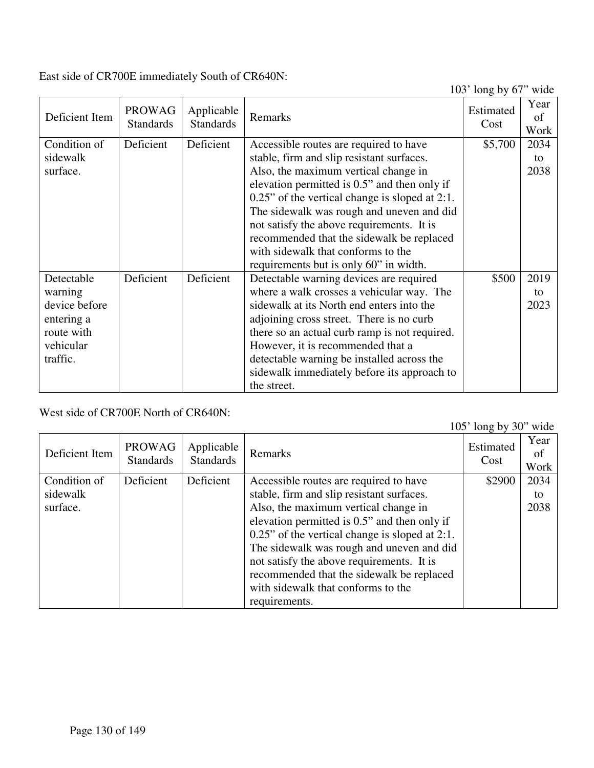East side of CR700E immediately South of CR640N:

103' long by 67" wide

| Deficient Item | PROWAG Standards | Applicable Standards | Remarks | Estimated Cost | Year of Work |
|---|---|---|---|---|---|
| Condition of sidewalk surface. | Deficient | Deficient | Accessible routes are required to have stable, firm and slip resistant surfaces. Also, the maximum vertical change in elevation permitted is 0.5" and then only if 0.25" of the vertical change is sloped at 2:1. The sidewalk was rough and uneven and did not satisfy the above requirements. It is recommended that the sidewalk be replaced with sidewalk that conforms to the requirements but is only 60" in width. | $5,700 | 2034 to 2038 |
| Detectable warning device before entering a route with vehicular traffic. | Deficient | Deficient | Detectable warning devices are required where a walk crosses a vehicular way. The sidewalk at its North end enters into the adjoining cross street. There is no curb there so an actual curb ramp is not required. However, it is recommended that a detectable warning be installed across the sidewalk immediately before its approach to the street. | $500 | 2019 to 2023 |

West side of CR700E North of CR640N:

105' long by 30" wide

| Deficient Item | PROWAG Standards | Applicable Standards | Remarks | Estimated Cost | Year of Work |
|---|---|---|---|---|---|
| Condition of sidewalk surface. | Deficient | Deficient | Accessible routes are required to have stable, firm and slip resistant surfaces. Also, the maximum vertical change in elevation permitted is 0.5" and then only if 0.25" of the vertical change is sloped at 2:1. The sidewalk was rough and uneven and did not satisfy the above requirements. It is recommended that the sidewalk be replaced with sidewalk that conforms to the requirements. | $2900 | 2034 to 2038 |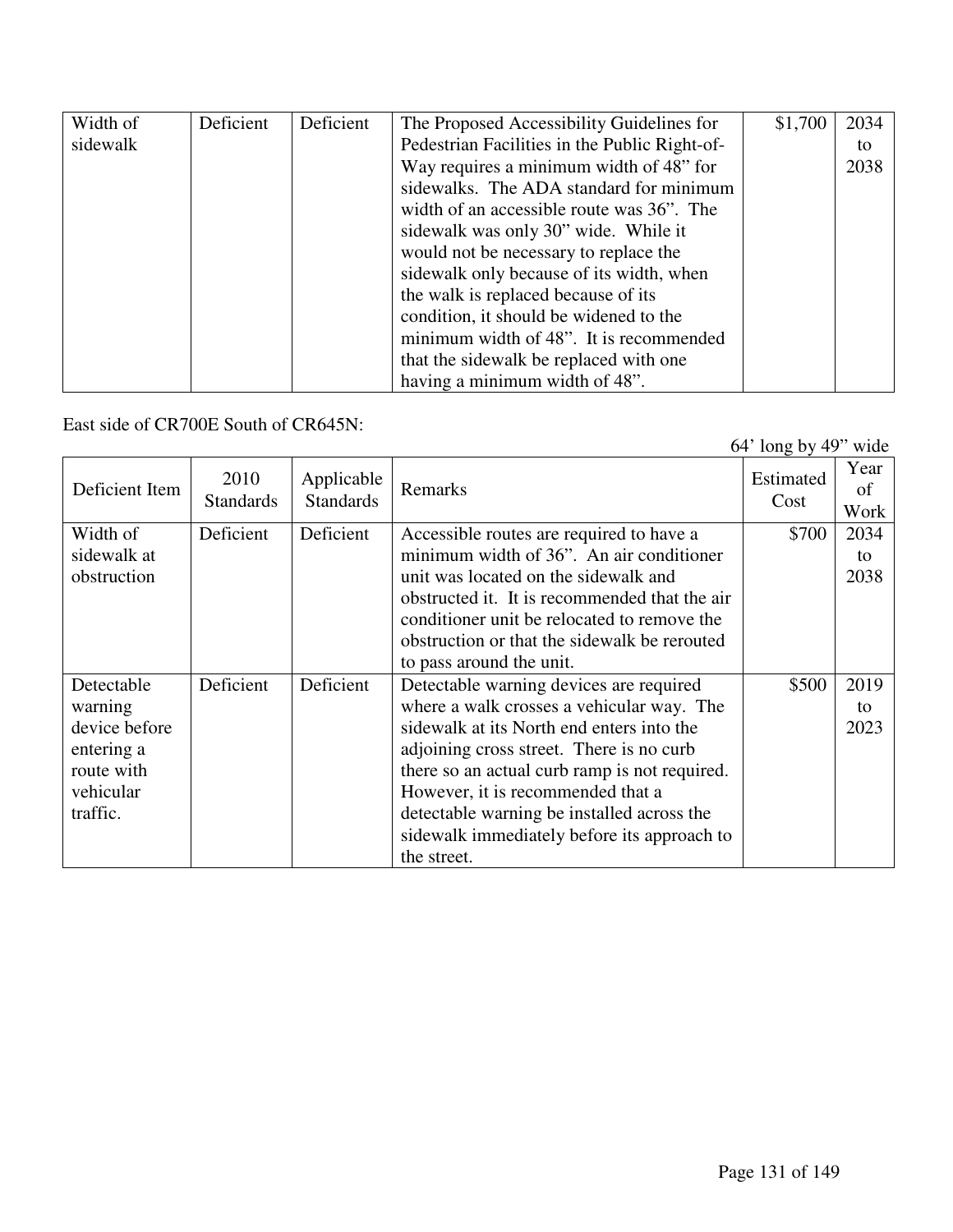| Width of sidewalk | Deficient | Deficient | The Proposed Accessibility Guidelines for Pedestrian Facilities in the Public Right-of-Way requires a minimum width of 48" for sidewalks. The ADA standard for minimum width of an accessible route was 36". The sidewalk was only 30" wide. While it would not be necessary to replace the sidewalk only because of its width, when the walk is replaced because of its condition, it should be widened to the minimum width of 48". It is recommended that the sidewalk be replaced with one having a minimum width of 48". | $1,700 | 2034 to 2038 |
|---|---|---|---|---|---|

East side of CR700E South of CR645N:

64' long by 49" wide

| Deficient Item | 2010 Standards | Applicable Standards | Remarks | Estimated Cost | Year of Work |
|---|---|---|---|---|---|
| Width of sidewalk at obstruction | Deficient | Deficient | Accessible routes are required to have a minimum width of 36". An air conditioner unit was located on the sidewalk and obstructed it. It is recommended that the air conditioner unit be relocated to remove the obstruction or that the sidewalk be rerouted to pass around the unit. | $700 | 2034 to 2038 |
| Detectable warning device before entering a route with vehicular traffic. | Deficient | Deficient | Detectable warning devices are required where a walk crosses a vehicular way. The sidewalk at its North end enters into the adjoining cross street. There is no curb there so an actual curb ramp is not required. However, it is recommended that a detectable warning be installed across the sidewalk immediately before its approach to the street. | $500 | 2019 to 2023 |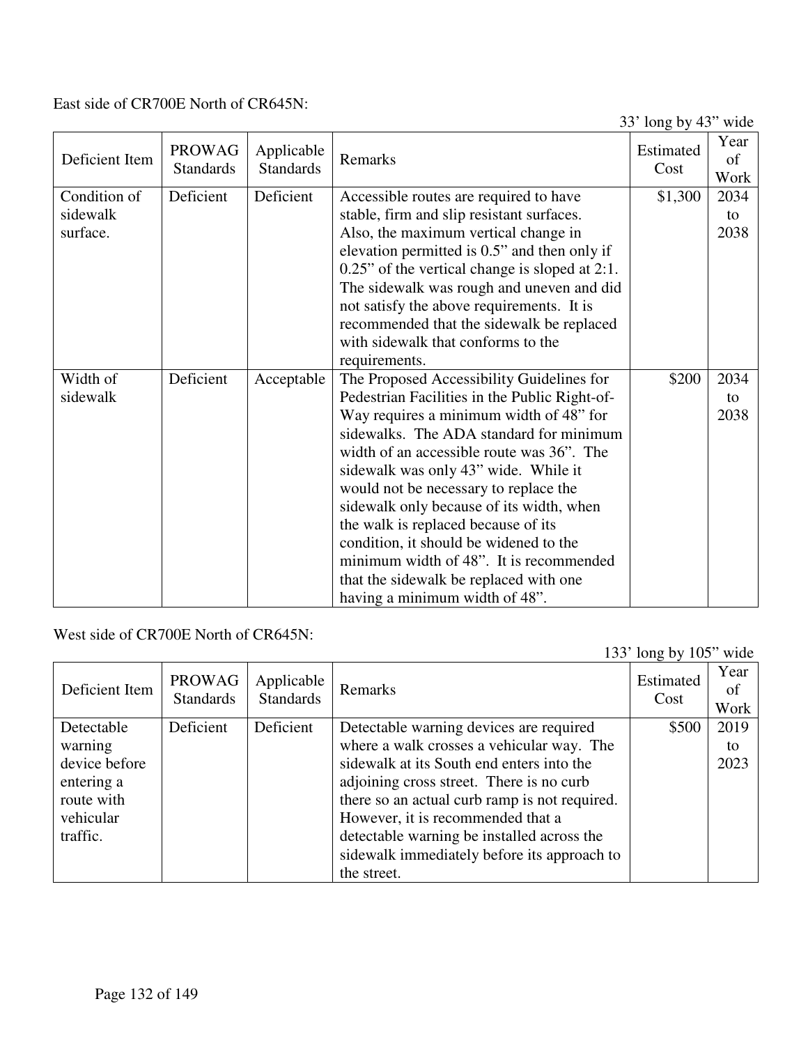East side of CR700E North of CR645N:

33' long by 43" wide

| Deficient Item | PROWAG Standards | Applicable Standards | Remarks | Estimated Cost | Year of Work |
|---|---|---|---|---|---|
| Condition of sidewalk surface. | Deficient | Deficient | Accessible routes are required to have stable, firm and slip resistant surfaces. Also, the maximum vertical change in elevation permitted is 0.5" and then only if 0.25" of the vertical change is sloped at 2:1. The sidewalk was rough and uneven and did not satisfy the above requirements. It is recommended that the sidewalk be replaced with sidewalk that conforms to the requirements. | \$1,300 | 2034 to 2038 |
| Width of sidewalk | Deficient | Acceptable | The Proposed Accessibility Guidelines for Pedestrian Facilities in the Public Right-of-Way requires a minimum width of 48" for sidewalks. The ADA standard for minimum width of an accessible route was 36". The sidewalk was only 43" wide. While it would not be necessary to replace the sidewalk only because of its width, when the walk is replaced because of its condition, it should be widened to the minimum width of 48". It is recommended that the sidewalk be replaced with one having a minimum width of 48". | \$200 | 2034 to 2038 |

West side of CR700E North of CR645N:

133' long by 105" wide

| Deficient Item | PROWAG Standards | Applicable Standards | Remarks | Estimated Cost | Year of Work |
|---|---|---|---|---|---|
| Detectable warning device before entering a route with vehicular traffic. | Deficient | Deficient | Detectable warning devices are required where a walk crosses a vehicular way. The sidewalk at its South end enters into the adjoining cross street. There is no curb there so an actual curb ramp is not required. However, it is recommended that a detectable warning be installed across the sidewalk immediately before its approach to the street. | \$500 | 2019 to 2023 |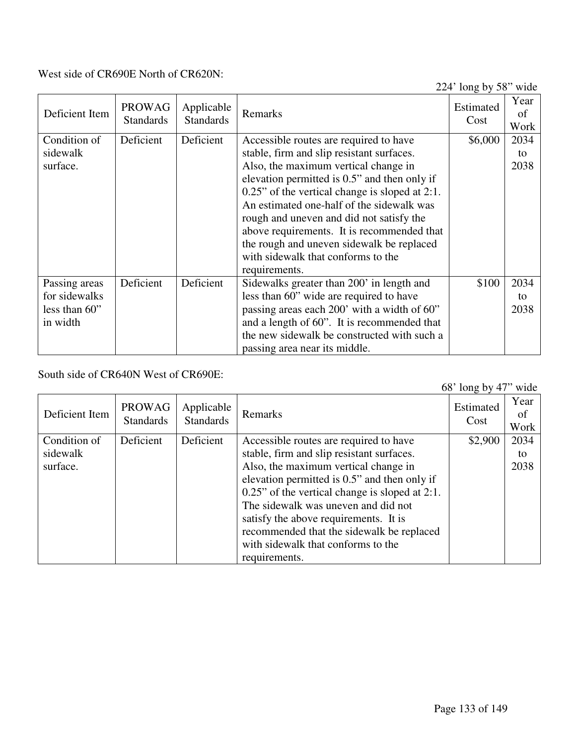West side of CR690E North of CR620N:

224' long by 58" wide

| Deficient Item | PROWAG Standards | Applicable Standards | Remarks | Estimated Cost | Year of Work |
|---|---|---|---|---|---|
| Condition of sidewalk surface. | Deficient | Deficient | Accessible routes are required to have stable, firm and slip resistant surfaces. Also, the maximum vertical change in elevation permitted is 0.5" and then only if 0.25" of the vertical change is sloped at 2:1. An estimated one-half of the sidewalk was rough and uneven and did not satisfy the above requirements. It is recommended that the rough and uneven sidewalk be replaced with sidewalk that conforms to the requirements. | $6,000 | 2034 to 2038 |
| Passing areas for sidewalks less than 60" in width | Deficient | Deficient | Sidewalks greater than 200' in length and less than 60" wide are required to have passing areas each 200' with a width of 60" and a length of 60". It is recommended that the new sidewalk be constructed with such a passing area near its middle. | $100 | 2034 to 2038 |

South side of CR640N West of CR690E:

68' long by 47" wide

| Deficient Item | PROWAG Standards | Applicable Standards | Remarks | Estimated Cost | Year of Work |
|---|---|---|---|---|---|
| Condition of sidewalk surface. | Deficient | Deficient | Accessible routes are required to have stable, firm and slip resistant surfaces. Also, the maximum vertical change in elevation permitted is 0.5" and then only if 0.25" of the vertical change is sloped at 2:1. The sidewalk was uneven and did not satisfy the above requirements. It is recommended that the sidewalk be replaced with sidewalk that conforms to the requirements. | $2,900 | 2034 to 2038 |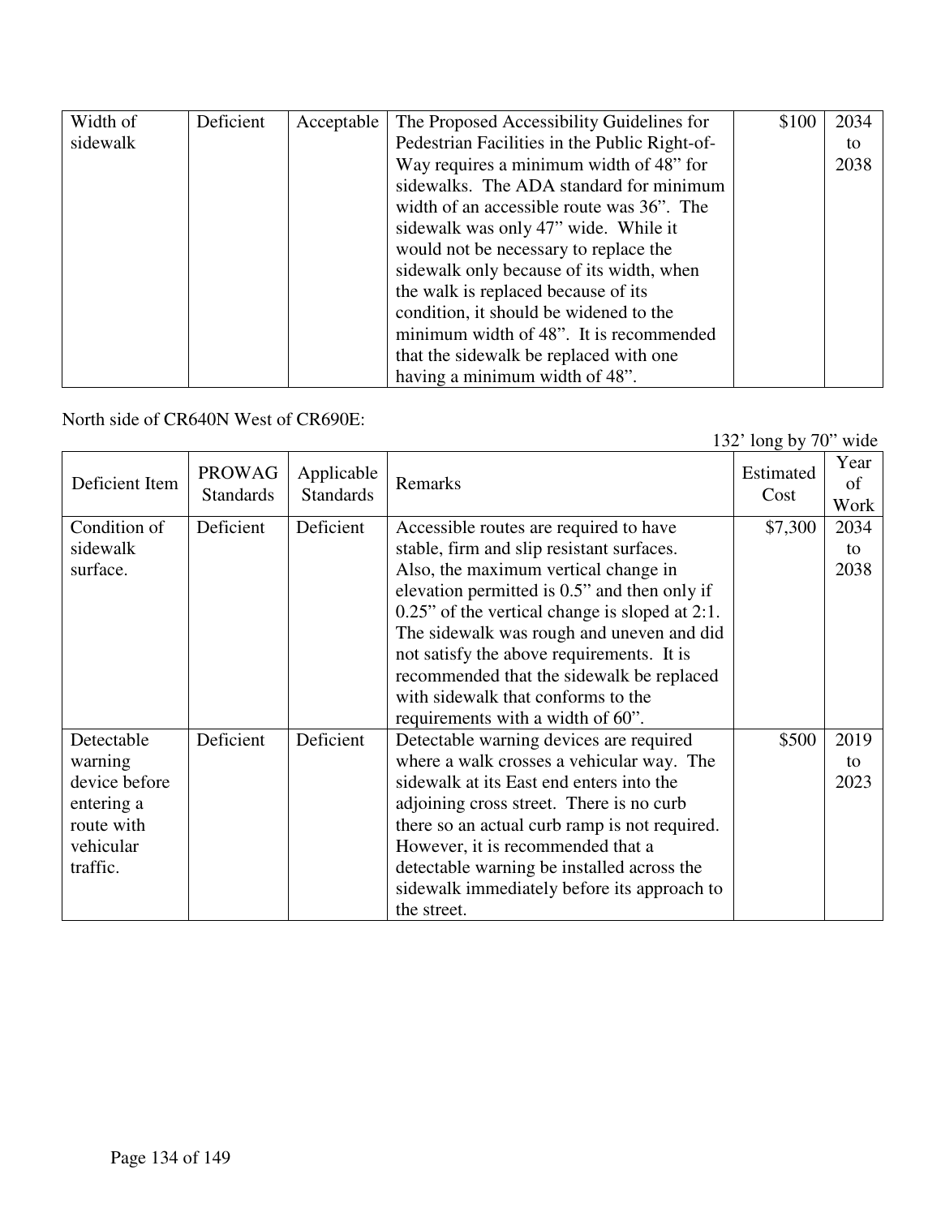| Width of sidewalk | Deficient | Acceptable | The Proposed Accessibility Guidelines for Pedestrian Facilities in the Public Right-of-Way requires a minimum width of 48” for sidewalks. The ADA standard for minimum width of an accessible route was 36”. The sidewalk was only 47” wide. While it would not be necessary to replace the sidewalk only because of its width, when the walk is replaced because of its condition, it should be widened to the minimum width of 48”. It is recommended that the sidewalk be replaced with one having a minimum width of 48”. | $100 | 2034 to 2038 |
|---|---|---|---|---|---|

North side of CR640N West of CR690E:

132’ long by 70” wide

| Deficient Item | PROWAG Standards | Applicable Standards | Remarks | Estimated Cost | Year of Work |
|---|---|---|---|---|---|
| Condition of sidewalk surface. | Deficient | Deficient | Accessible routes are required to have stable, firm and slip resistant surfaces. Also, the maximum vertical change in elevation permitted is 0.5” and then only if 0.25” of the vertical change is sloped at 2:1. The sidewalk was rough and uneven and did not satisfy the above requirements. It is recommended that the sidewalk be replaced with sidewalk that conforms to the requirements with a width of 60”. | $7,300 | 2034 to 2038 |
| Detectable warning device before entering a route with vehicular traffic. | Deficient | Deficient | Detectable warning devices are required where a walk crosses a vehicular way. The sidewalk at its East end enters into the adjoining cross street. There is no curb there so an actual curb ramp is not required. However, it is recommended that a detectable warning be installed across the sidewalk immediately before its approach to the street. | $500 | 2019 to 2023 |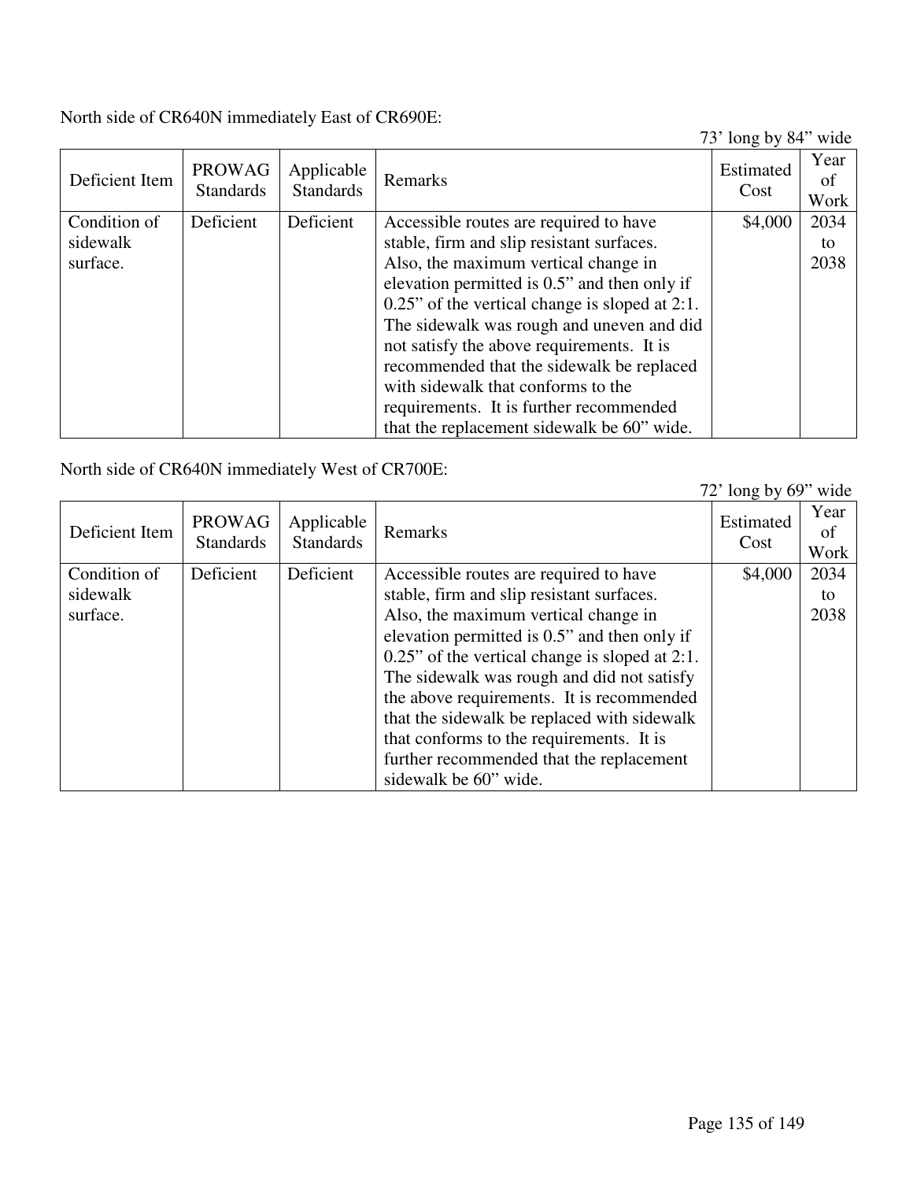North side of CR640N immediately East of CR690E:

73' long by 84" wide

| Deficient Item | PROWAG Standards | Applicable Standards | Remarks | Estimated Cost | Year of Work |
|---|---|---|---|---|---|
| Condition of sidewalk surface. | Deficient | Deficient | Accessible routes are required to have stable, firm and slip resistant surfaces. Also, the maximum vertical change in elevation permitted is 0.5" and then only if 0.25" of the vertical change is sloped at 2:1. The sidewalk was rough and uneven and did not satisfy the above requirements. It is recommended that the sidewalk be replaced with sidewalk that conforms to the requirements. It is further recommended that the replacement sidewalk be 60" wide. | $4,000 | 2034 to 2038 |

North side of CR640N immediately West of CR700E:

72' long by 69" wide

| Deficient Item | PROWAG Standards | Applicable Standards | Remarks | Estimated Cost | Year of Work |
|---|---|---|---|---|---|
| Condition of sidewalk surface. | Deficient | Deficient | Accessible routes are required to have stable, firm and slip resistant surfaces. Also, the maximum vertical change in elevation permitted is 0.5" and then only if 0.25" of the vertical change is sloped at 2:1. The sidewalk was rough and did not satisfy the above requirements. It is recommended that the sidewalk be replaced with sidewalk that conforms to the requirements. It is further recommended that the replacement sidewalk be 60" wide. | $4,000 | 2034 to 2038 |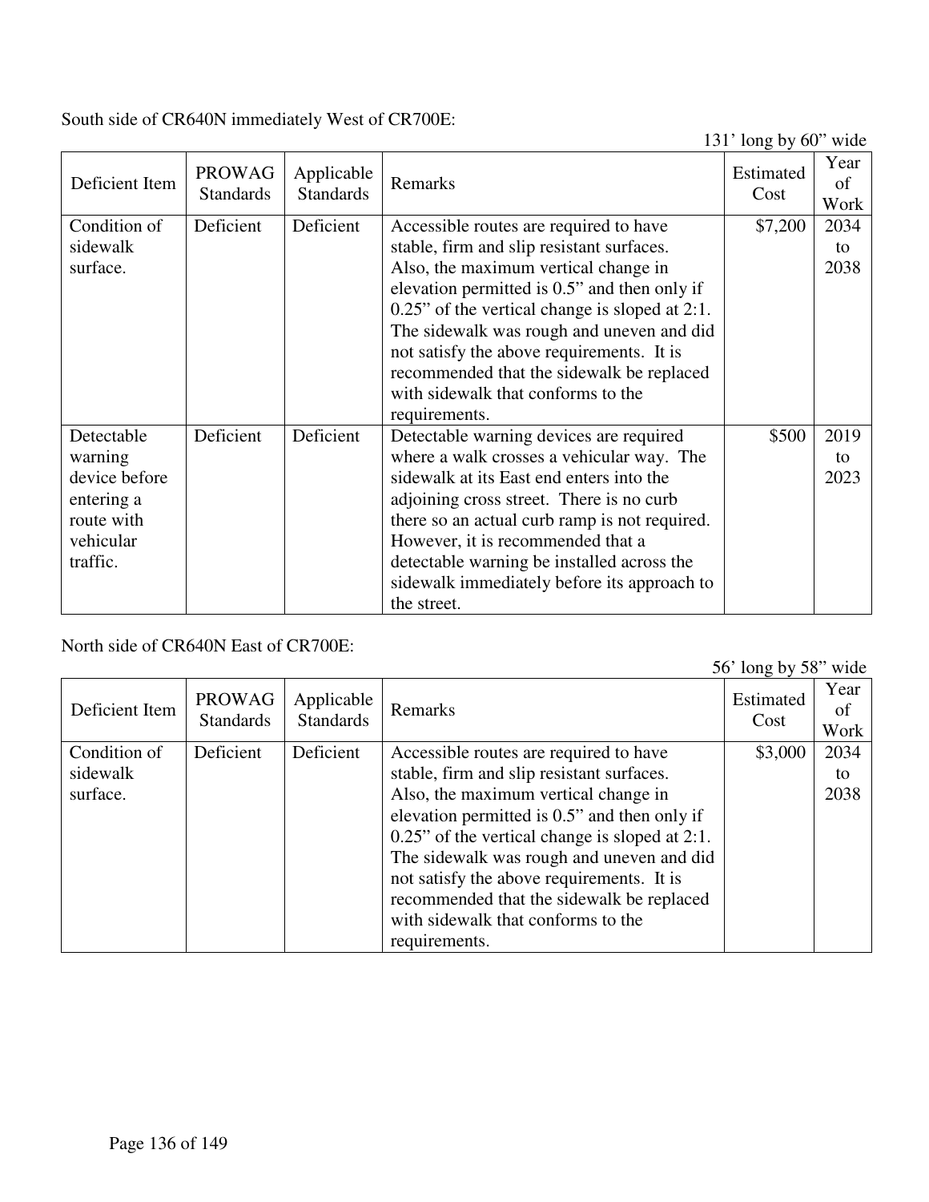South side of CR640N immediately West of CR700E:

131' long by 60" wide

| Deficient Item | PROWAG Standards | Applicable Standards | Remarks | Estimated Cost | Year of Work |
|---|---|---|---|---|---|
| Condition of sidewalk surface. | Deficient | Deficient | Accessible routes are required to have stable, firm and slip resistant surfaces. Also, the maximum vertical change in elevation permitted is 0.5" and then only if 0.25" of the vertical change is sloped at 2:1. The sidewalk was rough and uneven and did not satisfy the above requirements. It is recommended that the sidewalk be replaced with sidewalk that conforms to the requirements. | $7,200 | 2034 to 2038 |
| Detectable warning device before entering a route with vehicular traffic. | Deficient | Deficient | Detectable warning devices are required where a walk crosses a vehicular way. The sidewalk at its East end enters into the adjoining cross street. There is no curb there so an actual curb ramp is not required. However, it is recommended that a detectable warning be installed across the sidewalk immediately before its approach to the street. | $500 | 2019 to 2023 |

North side of CR640N East of CR700E:

56' long by 58" wide

| Deficient Item | PROWAG Standards | Applicable Standards | Remarks | Estimated Cost | Year of Work |
|---|---|---|---|---|---|
| Condition of sidewalk surface. | Deficient | Deficient | Accessible routes are required to have stable, firm and slip resistant surfaces. Also, the maximum vertical change in elevation permitted is 0.5" and then only if 0.25" of the vertical change is sloped at 2:1. The sidewalk was rough and uneven and did not satisfy the above requirements. It is recommended that the sidewalk be replaced with sidewalk that conforms to the requirements. | $3,000 | 2034 to 2038 |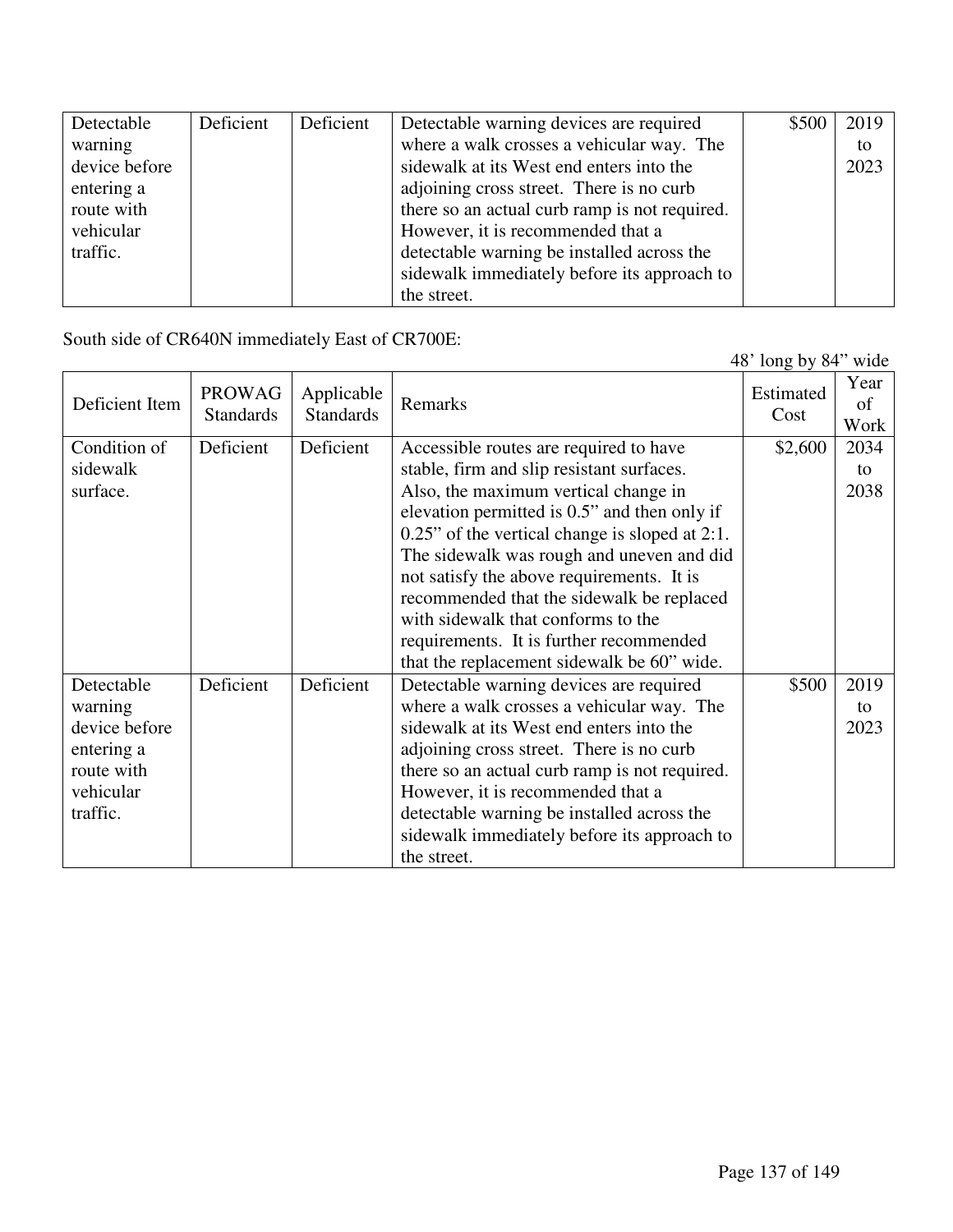| Detectable warning device before entering a route with vehicular traffic. | Deficient | Deficient | Detectable warning devices are required where a walk crosses a vehicular way. The sidewalk at its West end enters into the adjoining cross street. There is no curb there so an actual curb ramp is not required. However, it is recommended that a detectable warning be installed across the sidewalk immediately before its approach to the street. | $500 | 2019 to 2023 |
|---|---|---|---|---|---|

South side of CR640N immediately East of CR700E:

48' long by 84" wide

| Deficient Item | PROWAG Standards | Applicable Standards | Remarks | Estimated Cost | Year of Work |
|---|---|---|---|---|---|
| Condition of sidewalk surface. | Deficient | Deficient | Accessible routes are required to have stable, firm and slip resistant surfaces. Also, the maximum vertical change in elevation permitted is 0.5" and then only if 0.25" of the vertical change is sloped at 2:1. The sidewalk was rough and uneven and did not satisfy the above requirements. It is recommended that the sidewalk be replaced with sidewalk that conforms to the requirements. It is further recommended that the replacement sidewalk be 60" wide. | $2,600 | 2034 to 2038 |
| Detectable warning device before entering a route with vehicular traffic. | Deficient | Deficient | Detectable warning devices are required where a walk crosses a vehicular way. The sidewalk at its West end enters into the adjoining cross street. There is no curb there so an actual curb ramp is not required. However, it is recommended that a detectable warning be installed across the sidewalk immediately before its approach to the street. | $500 | 2019 to 2023 |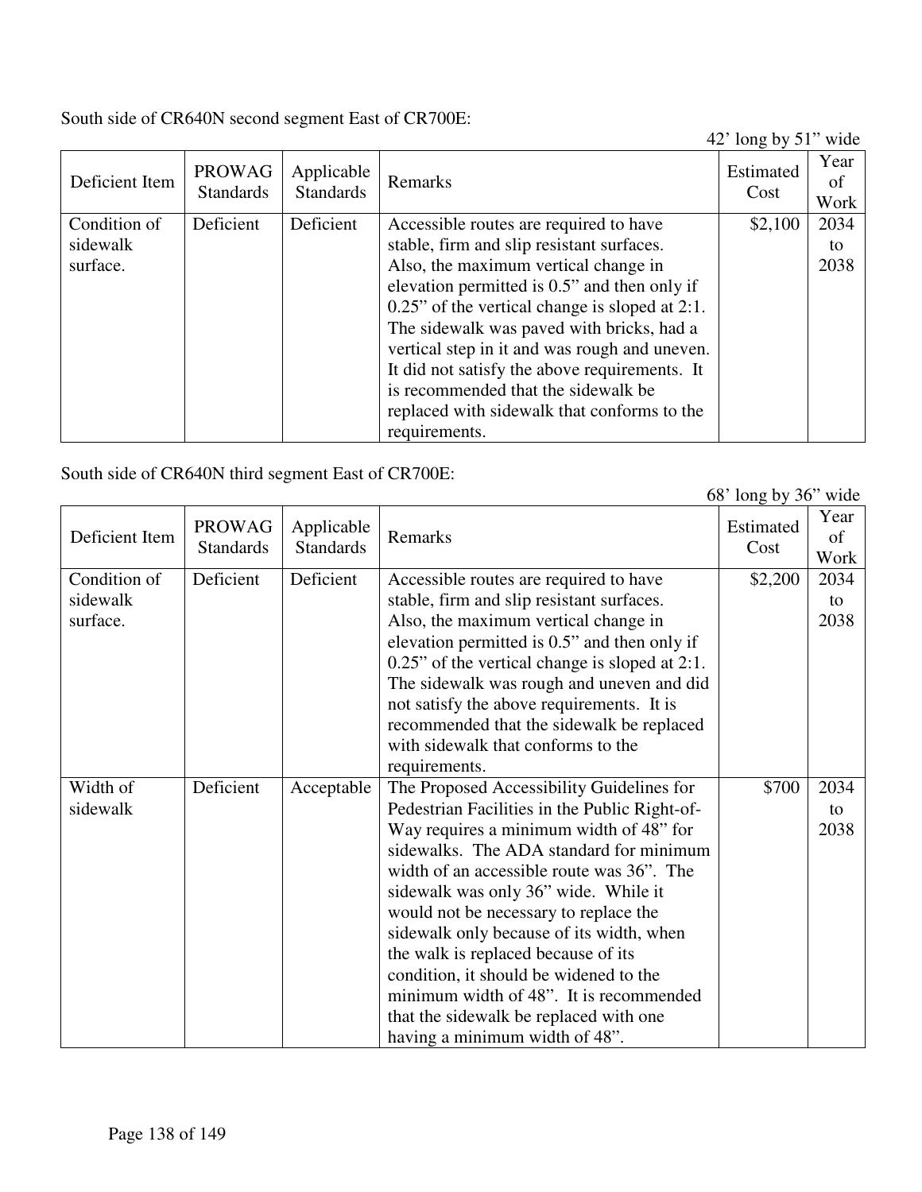South side of CR640N second segment East of CR700E:

42' long by 51" wide

| Deficient Item | PROWAG Standards | Applicable Standards | Remarks | Estimated Cost | Year of Work |
|---|---|---|---|---|---|
| Condition of sidewalk surface. | Deficient | Deficient | Accessible routes are required to have stable, firm and slip resistant surfaces. Also, the maximum vertical change in elevation permitted is 0.5" and then only if 0.25" of the vertical change is sloped at 2:1. The sidewalk was paved with bricks, had a vertical step in it and was rough and uneven. It did not satisfy the above requirements. It is recommended that the sidewalk be replaced with sidewalk that conforms to the requirements. | $2,100 | 2034 to 2038 |

South side of CR640N third segment East of CR700E:

68' long by 36" wide

| Deficient Item | PROWAG Standards | Applicable Standards | Remarks | Estimated Cost | Year of Work |
|---|---|---|---|---|---|
| Condition of sidewalk surface. | Deficient | Deficient | Accessible routes are required to have stable, firm and slip resistant surfaces. Also, the maximum vertical change in elevation permitted is 0.5" and then only if 0.25" of the vertical change is sloped at 2:1. The sidewalk was rough and uneven and did not satisfy the above requirements. It is recommended that the sidewalk be replaced with sidewalk that conforms to the requirements. | $2,200 | 2034 to 2038 |
| Width of sidewalk | Deficient | Acceptable | The Proposed Accessibility Guidelines for Pedestrian Facilities in the Public Right-of-Way requires a minimum width of 48" for sidewalks. The ADA standard for minimum width of an accessible route was 36". The sidewalk was only 36" wide. While it would not be necessary to replace the sidewalk only because of its width, when the walk is replaced because of its condition, it should be widened to the minimum width of 48". It is recommended that the sidewalk be replaced with one having a minimum width of 48". | $700 | 2034 to 2038 |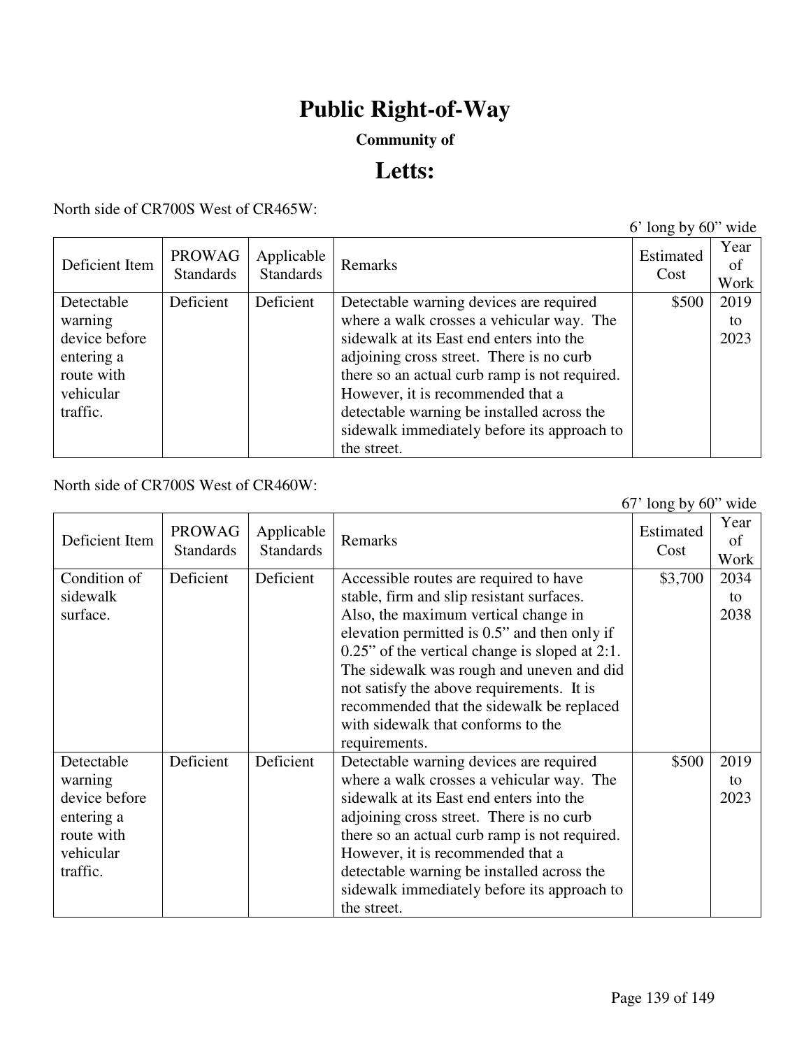# Public Right-of-Way

**Community of**

## Letts:

North side of CR700S West of CR465W:

6' long by 60" wide

| Deficient Item | PROWAG Standards | Applicable Standards | Remarks | Estimated Cost | Year of Work |
|---|---|---|---|---|---|
| Detectable warning device before entering a route with vehicular traffic. | Deficient | Deficient | Detectable warning devices are required where a walk crosses a vehicular way. The sidewalk at its East end enters into the adjoining cross street. There is no curb there so an actual curb ramp is not required. However, it is recommended that a detectable warning be installed across the sidewalk immediately before its approach to the street. | $500 | 2019 to 2023 |

North side of CR700S West of CR460W:

67' long by 60" wide

| Deficient Item | PROWAG Standards | Applicable Standards | Remarks | Estimated Cost | Year of Work |
|---|---|---|---|---|---|
| Condition of sidewalk surface. | Deficient | Deficient | Accessible routes are required to have stable, firm and slip resistant surfaces. Also, the maximum vertical change in elevation permitted is 0.5" and then only if 0.25" of the vertical change is sloped at 2:1. The sidewalk was rough and uneven and did not satisfy the above requirements. It is recommended that the sidewalk be replaced with sidewalk that conforms to the requirements. | $3,700 | 2034 to 2038 |
| Detectable warning device before entering a route with vehicular traffic. | Deficient | Deficient | Detectable warning devices are required where a walk crosses a vehicular way. The sidewalk at its East end enters into the adjoining cross street. There is no curb there so an actual curb ramp is not required. However, it is recommended that a detectable warning be installed across the sidewalk immediately before its approach to the street. | $500 | 2019 to 2023 |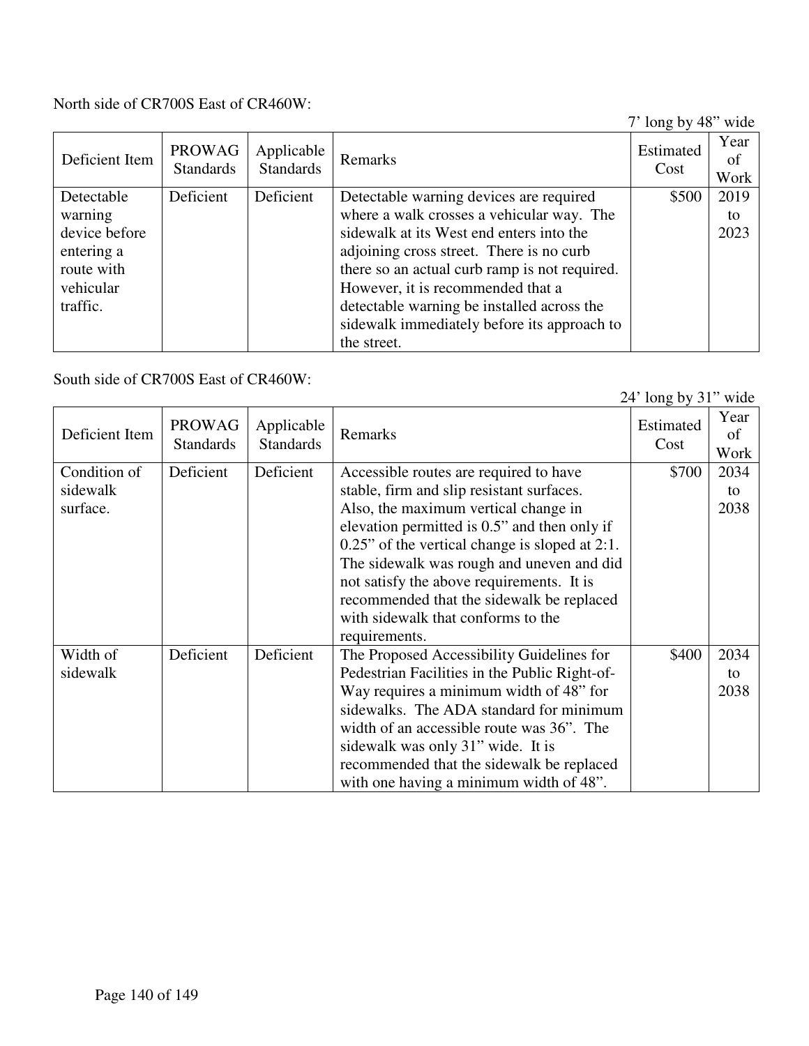North side of CR700S East of CR460W:

7' long by 48" wide

| Deficient Item | PROWAG Standards | Applicable Standards | Remarks | Estimated Cost | Year of Work |
|---|---|---|---|---|---|
| Detectable warning device before entering a route with vehicular traffic. | Deficient | Deficient | Detectable warning devices are required where a walk crosses a vehicular way. The sidewalk at its West end enters into the adjoining cross street. There is no curb there so an actual curb ramp is not required. However, it is recommended that a detectable warning be installed across the sidewalk immediately before its approach to the street. | $500 | 2019 to 2023 |

South side of CR700S East of CR460W:

24' long by 31" wide

| Deficient Item | PROWAG Standards | Applicable Standards | Remarks | Estimated Cost | Year of Work |
|---|---|---|---|---|---|
| Condition of sidewalk surface. | Deficient | Deficient | Accessible routes are required to have stable, firm and slip resistant surfaces. Also, the maximum vertical change in elevation permitted is 0.5" and then only if 0.25" of the vertical change is sloped at 2:1. The sidewalk was rough and uneven and did not satisfy the above requirements. It is recommended that the sidewalk be replaced with sidewalk that conforms to the requirements. | $700 | 2034 to 2038 |
| Width of sidewalk | Deficient | Deficient | The Proposed Accessibility Guidelines for Pedestrian Facilities in the Public Right-of-Way requires a minimum width of 48" for sidewalks. The ADA standard for minimum width of an accessible route was 36". The sidewalk was only 31" wide. It is recommended that the sidewalk be replaced with one having a minimum width of 48". | $400 | 2034 to 2038 |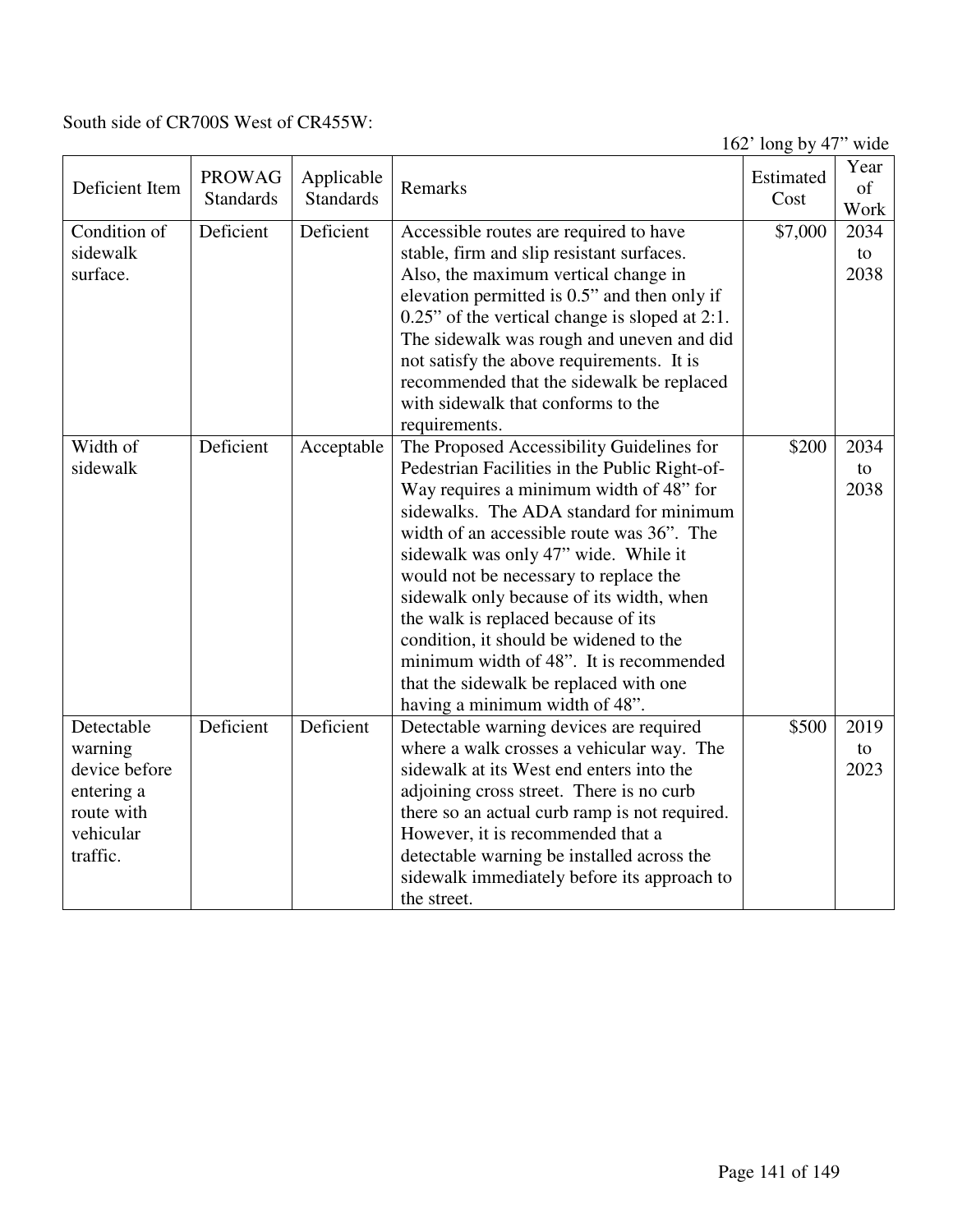South side of CR700S West of CR455W:

162' long by 47" wide

| Deficient Item | PROWAG Standards | Applicable Standards | Remarks | Estimated Cost | Year of Work |
|---|---|---|---|---|---|
| Condition of sidewalk surface. | Deficient | Deficient | Accessible routes are required to have stable, firm and slip resistant surfaces. Also, the maximum vertical change in elevation permitted is 0.5" and then only if 0.25" of the vertical change is sloped at 2:1. The sidewalk was rough and uneven and did not satisfy the above requirements. It is recommended that the sidewalk be replaced with sidewalk that conforms to the requirements. | $7,000 | 2034 to 2038 |
| Width of sidewalk | Deficient | Acceptable | The Proposed Accessibility Guidelines for Pedestrian Facilities in the Public Right-of-Way requires a minimum width of 48" for sidewalks. The ADA standard for minimum width of an accessible route was 36". The sidewalk was only 47" wide. While it would not be necessary to replace the sidewalk only because of its width, when the walk is replaced because of its condition, it should be widened to the minimum width of 48". It is recommended that the sidewalk be replaced with one having a minimum width of 48". | $200 | 2034 to 2038 |
| Detectable warning device before entering a route with vehicular traffic. | Deficient | Deficient | Detectable warning devices are required where a walk crosses a vehicular way. The sidewalk at its West end enters into the adjoining cross street. There is no curb there so an actual curb ramp is not required. However, it is recommended that a detectable warning be installed across the sidewalk immediately before its approach to the street. | $500 | 2019 to 2023 |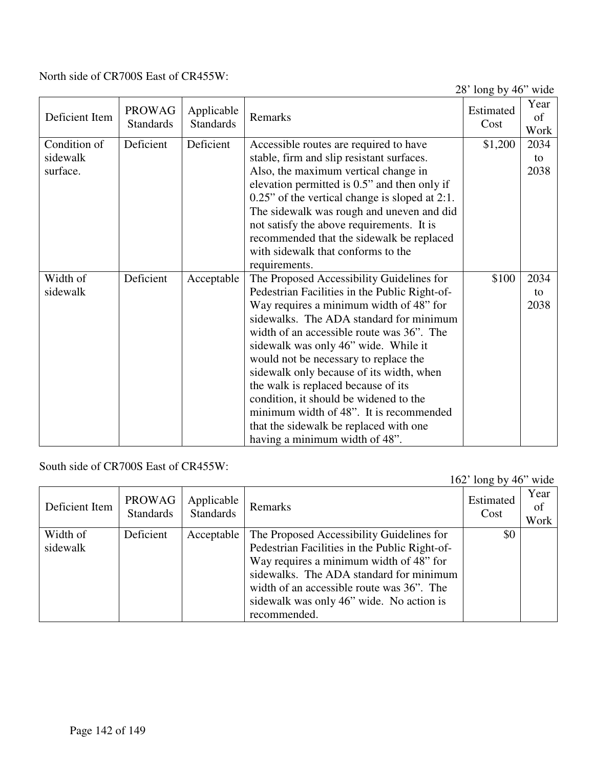North side of CR700S East of CR455W:

28' long by 46" wide

| Deficient Item | PROWAG Standards | Applicable Standards | Remarks | Estimated Cost | Year of Work |
|---|---|---|---|---|---|
| Condition of sidewalk surface. | Deficient | Deficient | Accessible routes are required to have stable, firm and slip resistant surfaces. Also, the maximum vertical change in elevation permitted is 0.5" and then only if 0.25" of the vertical change is sloped at 2:1. The sidewalk was rough and uneven and did not satisfy the above requirements. It is recommended that the sidewalk be replaced with sidewalk that conforms to the requirements. | $1,200 | 2034 to 2038 |
| Width of sidewalk | Deficient | Acceptable | The Proposed Accessibility Guidelines for Pedestrian Facilities in the Public Right-of-Way requires a minimum width of 48" for sidewalks. The ADA standard for minimum width of an accessible route was 36". The sidewalk was only 46" wide. While it would not be necessary to replace the sidewalk only because of its width, when the walk is replaced because of its condition, it should be widened to the minimum width of 48". It is recommended that the sidewalk be replaced with one having a minimum width of 48". | $100 | 2034 to 2038 |

South side of CR700S East of CR455W:

162' long by 46" wide

| Deficient Item | PROWAG Standards | Applicable Standards | Remarks | Estimated Cost | Year of Work |
|---|---|---|---|---|---|
| Width of sidewalk | Deficient | Acceptable | The Proposed Accessibility Guidelines for Pedestrian Facilities in the Public Right-of-Way requires a minimum width of 48" for sidewalks. The ADA standard for minimum width of an accessible route was 36". The sidewalk was only 46" wide. No action is recommended. | $0 | |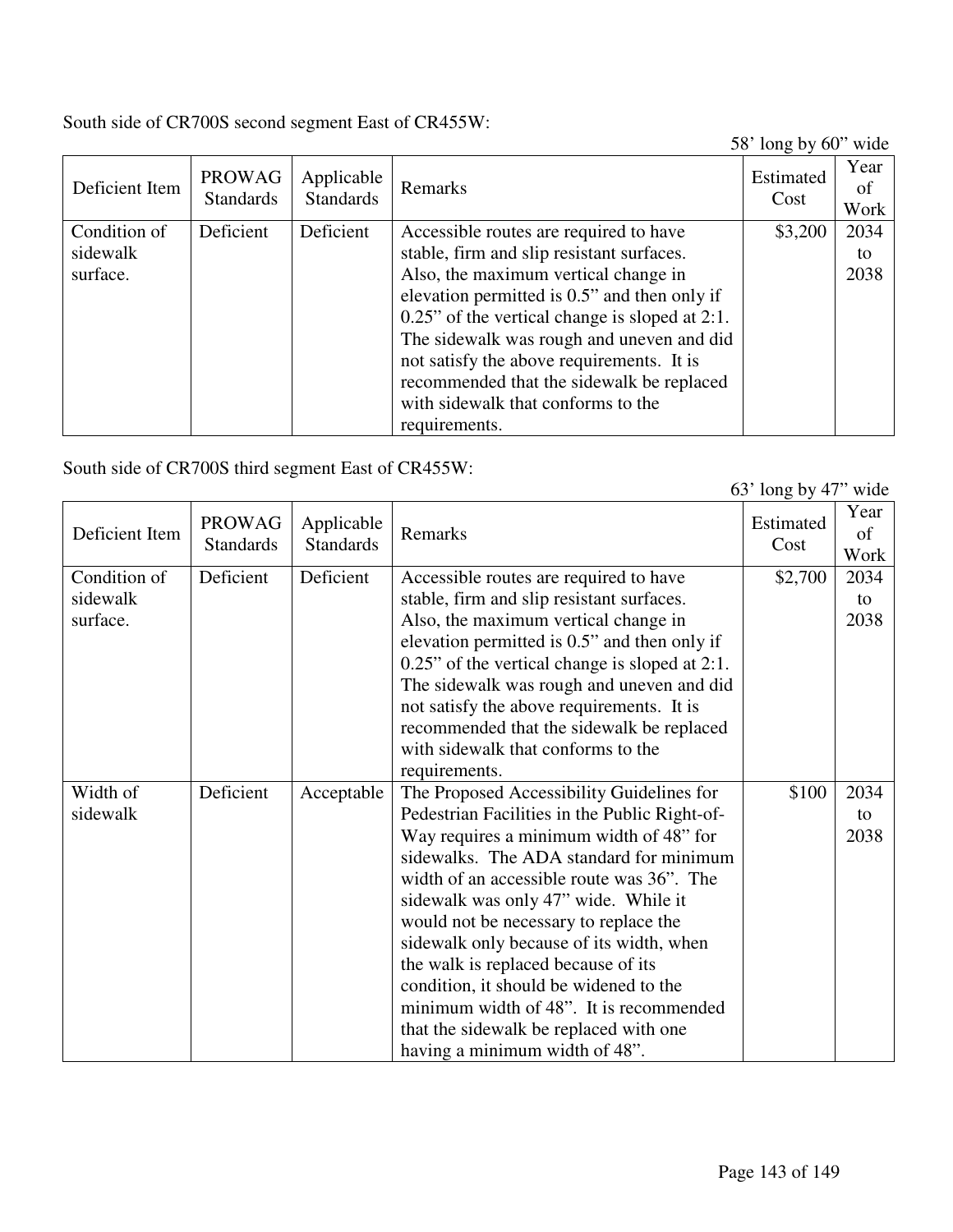South side of CR700S second segment East of CR455W:

58' long by 60" wide

| Deficient Item | PROWAG Standards | Applicable Standards | Remarks | Estimated Cost | Year of Work |
|---|---|---|---|---|---|
| Condition of sidewalk surface. | Deficient | Deficient | Accessible routes are required to have stable, firm and slip resistant surfaces. Also, the maximum vertical change in elevation permitted is 0.5" and then only if 0.25" of the vertical change is sloped at 2:1. The sidewalk was rough and uneven and did not satisfy the above requirements. It is recommended that the sidewalk be replaced with sidewalk that conforms to the requirements. | \$3,200 | 2034 to 2038 |

South side of CR700S third segment East of CR455W:

63' long by 47" wide

| Deficient Item | PROWAG Standards | Applicable Standards | Remarks | Estimated Cost | Year of Work |
|---|---|---|---|---|---|
| Condition of sidewalk surface. | Deficient | Deficient | Accessible routes are required to have stable, firm and slip resistant surfaces. Also, the maximum vertical change in elevation permitted is 0.5" and then only if 0.25" of the vertical change is sloped at 2:1. The sidewalk was rough and uneven and did not satisfy the above requirements. It is recommended that the sidewalk be replaced with sidewalk that conforms to the requirements. | \$2,700 | 2034 to 2038 |
| Width of sidewalk | Deficient | Acceptable | The Proposed Accessibility Guidelines for Pedestrian Facilities in the Public Right-of-Way requires a minimum width of 48" for sidewalks. The ADA standard for minimum width of an accessible route was 36". The sidewalk was only 47" wide. While it would not be necessary to replace the sidewalk only because of its width, when the walk is replaced because of its condition, it should be widened to the minimum width of 48". It is recommended that the sidewalk be replaced with one having a minimum width of 48". | \$100 | 2034 to 2038 |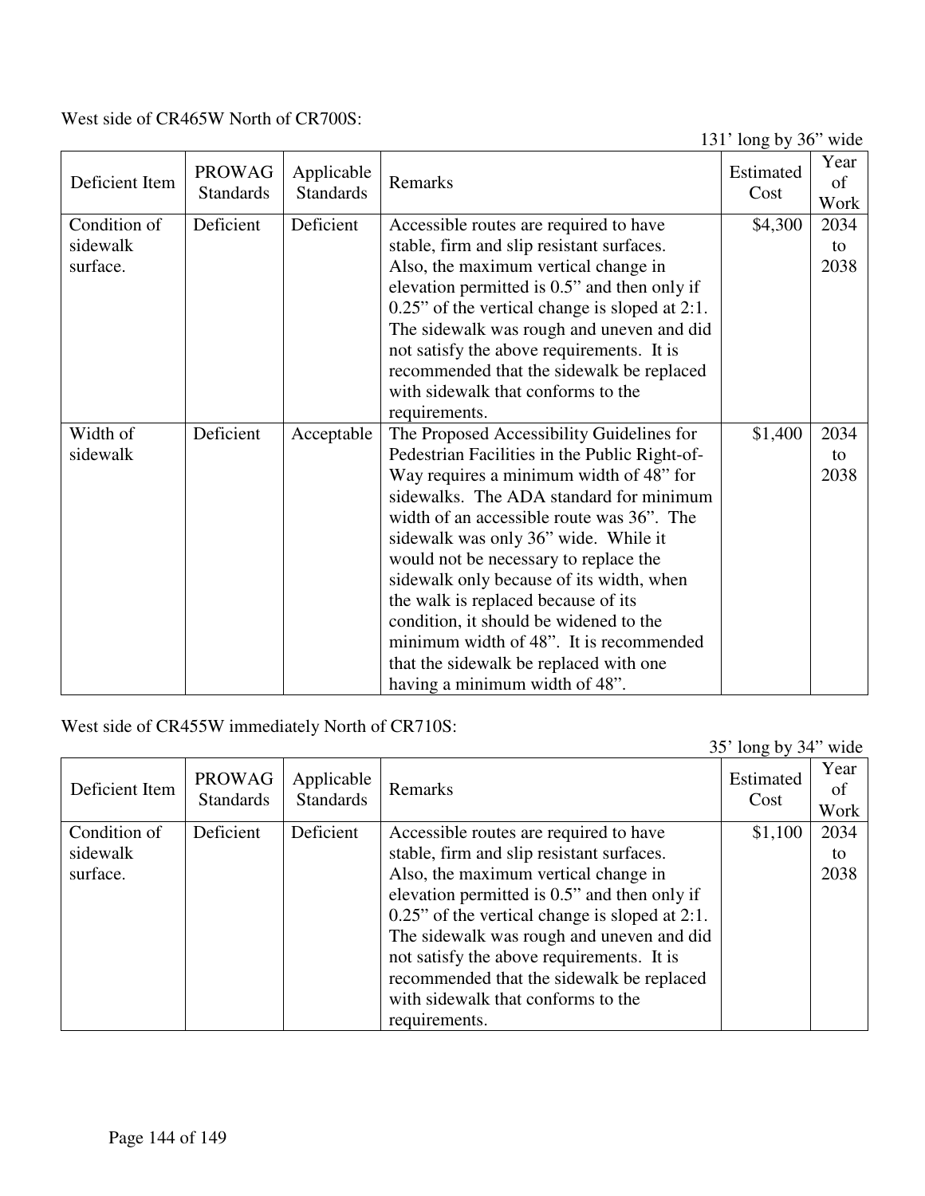West side of CR465W North of CR700S:

131' long by 36" wide

| Deficient Item | PROWAG Standards | Applicable Standards | Remarks | Estimated Cost | Year of Work |
|---|---|---|---|---|---|
| Condition of sidewalk surface. | Deficient | Deficient | Accessible routes are required to have stable, firm and slip resistant surfaces. Also, the maximum vertical change in elevation permitted is 0.5" and then only if 0.25" of the vertical change is sloped at 2:1. The sidewalk was rough and uneven and did not satisfy the above requirements. It is recommended that the sidewalk be replaced with sidewalk that conforms to the requirements. | $4,300 | 2034 to 2038 |
| Width of sidewalk | Deficient | Acceptable | The Proposed Accessibility Guidelines for Pedestrian Facilities in the Public Right-of-Way requires a minimum width of 48" for sidewalks. The ADA standard for minimum width of an accessible route was 36". The sidewalk was only 36" wide. While it would not be necessary to replace the sidewalk only because of its width, when the walk is replaced because of its condition, it should be widened to the minimum width of 48". It is recommended that the sidewalk be replaced with one having a minimum width of 48". | $1,400 | 2034 to 2038 |

West side of CR455W immediately North of CR710S:

35' long by 34" wide

| Deficient Item | PROWAG Standards | Applicable Standards | Remarks | Estimated Cost | Year of Work |
|---|---|---|---|---|---|
| Condition of sidewalk surface. | Deficient | Deficient | Accessible routes are required to have stable, firm and slip resistant surfaces. Also, the maximum vertical change in elevation permitted is 0.5" and then only if 0.25" of the vertical change is sloped at 2:1. The sidewalk was rough and uneven and did not satisfy the above requirements. It is recommended that the sidewalk be replaced with sidewalk that conforms to the requirements. | $1,100 | 2034 to 2038 |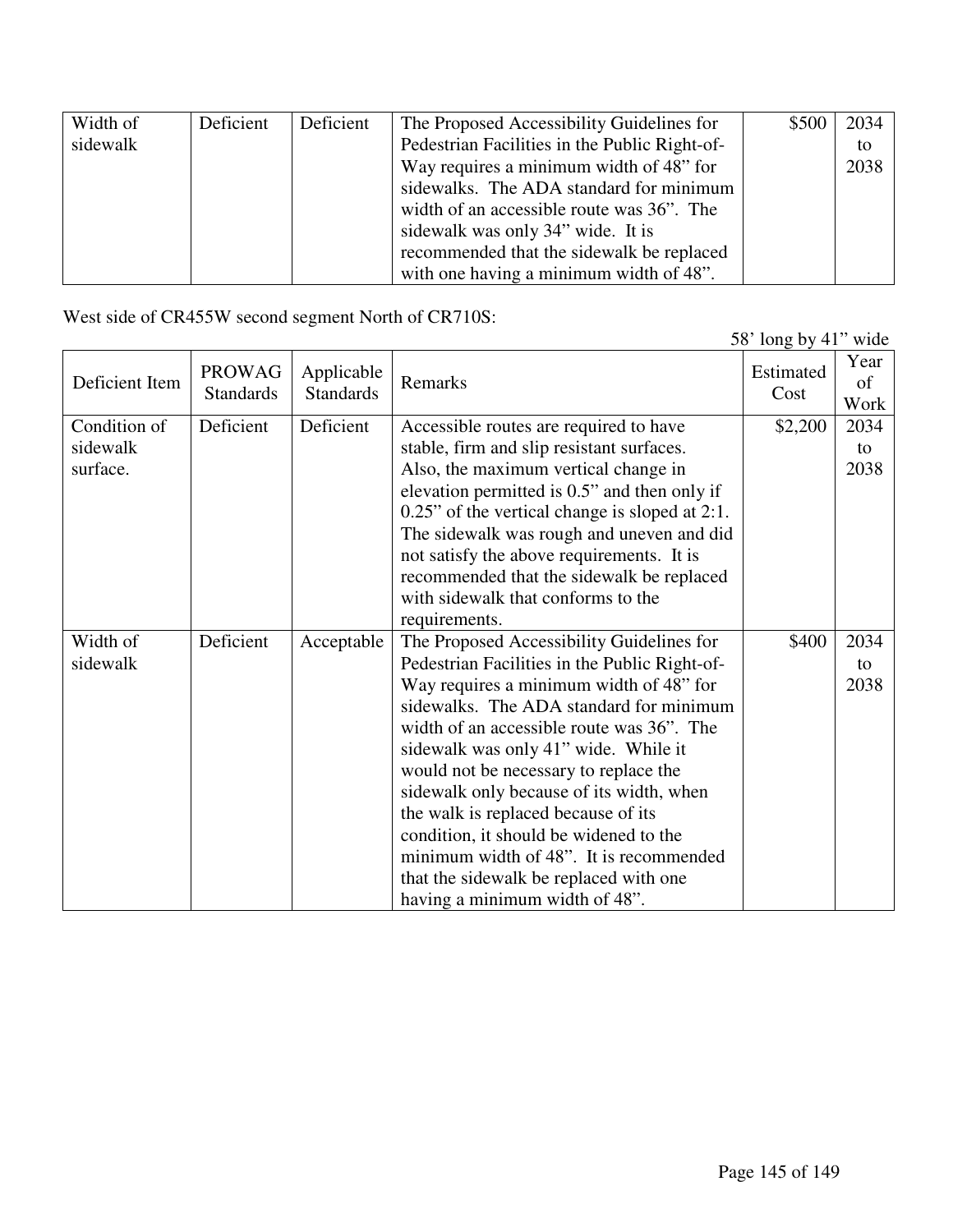| Width of sidewalk | Deficient | Deficient | The Proposed Accessibility Guidelines for Pedestrian Facilities in the Public Right-of-Way requires a minimum width of 48" for sidewalks. The ADA standard for minimum width of an accessible route was 36". The sidewalk was only 34" wide. It is recommended that the sidewalk be replaced with one having a minimum width of 48". | $500 | 2034 to 2038 |
|---|---|---|---|---|---|

West side of CR455W second segment North of CR710S:

58' long by 41" wide

| Deficient Item | PROWAG Standards | Applicable Standards | Remarks | Estimated Cost | Year of Work |
|---|---|---|---|---|---|
| Condition of sidewalk surface. | Deficient | Deficient | Accessible routes are required to have stable, firm and slip resistant surfaces. Also, the maximum vertical change in elevation permitted is 0.5" and then only if 0.25" of the vertical change is sloped at 2:1. The sidewalk was rough and uneven and did not satisfy the above requirements. It is recommended that the sidewalk be replaced with sidewalk that conforms to the requirements. | $2,200 | 2034 to 2038 |
| Width of sidewalk | Deficient | Acceptable | The Proposed Accessibility Guidelines for Pedestrian Facilities in the Public Right-of-Way requires a minimum width of 48" for sidewalks. The ADA standard for minimum width of an accessible route was 36". The sidewalk was only 41" wide. While it would not be necessary to replace the sidewalk only because of its width, when the walk is replaced because of its condition, it should be widened to the minimum width of 48". It is recommended that the sidewalk be replaced with one having a minimum width of 48". | $400 | 2034 to 2038 |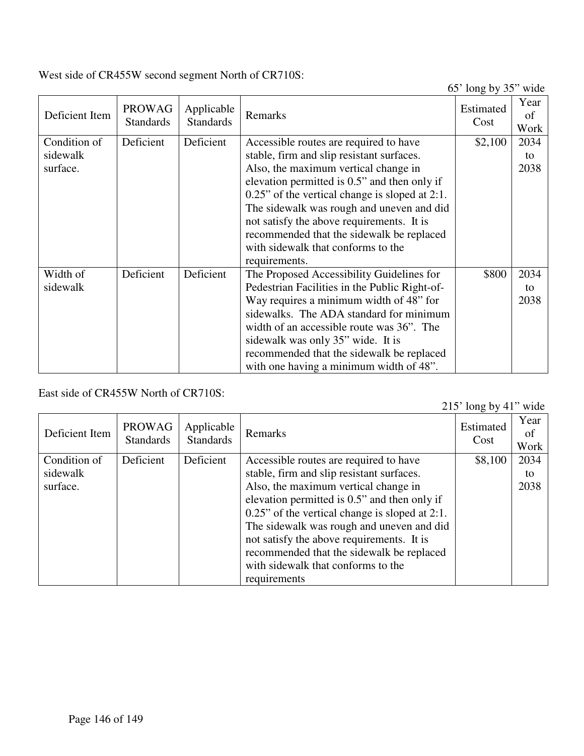West side of CR455W second segment North of CR710S:

65' long by 35" wide

| Deficient Item | PROWAG Standards | Applicable Standards | Remarks | Estimated Cost | Year of Work |
|---|---|---|---|---|---|
| Condition of sidewalk surface. | Deficient | Deficient | Accessible routes are required to have stable, firm and slip resistant surfaces. Also, the maximum vertical change in elevation permitted is 0.5" and then only if 0.25" of the vertical change is sloped at 2:1. The sidewalk was rough and uneven and did not satisfy the above requirements. It is recommended that the sidewalk be replaced with sidewalk that conforms to the requirements. | $2,100 | 2034 to 2038 |
| Width of sidewalk | Deficient | Deficient | The Proposed Accessibility Guidelines for Pedestrian Facilities in the Public Right-of-Way requires a minimum width of 48" for sidewalks. The ADA standard for minimum width of an accessible route was 36". The sidewalk was only 35" wide. It is recommended that the sidewalk be replaced with one having a minimum width of 48". | $800 | 2034 to 2038 |

East side of CR455W North of CR710S:

215' long by 41" wide

| Deficient Item | PROWAG Standards | Applicable Standards | Remarks | Estimated Cost | Year of Work |
|---|---|---|---|---|---|
| Condition of sidewalk surface. | Deficient | Deficient | Accessible routes are required to have stable, firm and slip resistant surfaces. Also, the maximum vertical change in elevation permitted is 0.5" and then only if 0.25" of the vertical change is sloped at 2:1. The sidewalk was rough and uneven and did not satisfy the above requirements. It is recommended that the sidewalk be replaced with sidewalk that conforms to the requirements | $8,100 | 2034 to 2038 |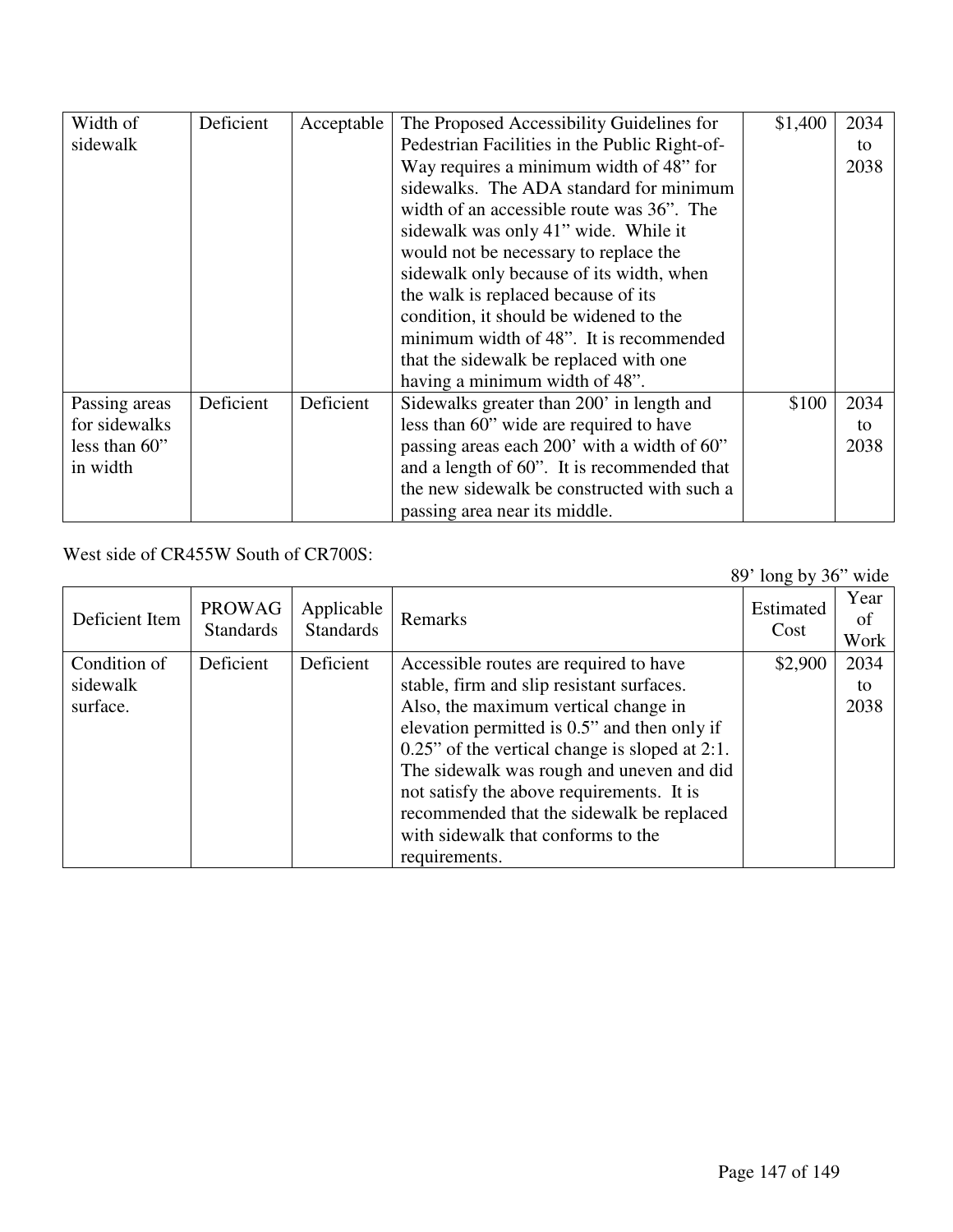| Width of sidewalk | Deficient | Acceptable | The Proposed Accessibility Guidelines for Pedestrian Facilities in the Public Right-of-Way requires a minimum width of 48" for sidewalks. The ADA standard for minimum width of an accessible route was 36". The sidewalk was only 41" wide. While it would not be necessary to replace the sidewalk only because of its width, when the walk is replaced because of its condition, it should be widened to the minimum width of 48". It is recommended that the sidewalk be replaced with one having a minimum width of 48". | $1,400 | 2034 to 2038 |
|---|---|---|---|---|---|
| Passing areas for sidewalks less than 60" in width | Deficient | Deficient | Sidewalks greater than 200' in length and less than 60" wide are required to have passing areas each 200' with a width of 60" and a length of 60". It is recommended that the new sidewalk be constructed with such a passing area near its middle. | $100 | 2034 to 2038 |

West side of CR455W South of CR700S:

89' long by 36" wide

| Deficient Item | PROWAG Standards | Applicable Standards | Remarks | Estimated Cost | Year of Work |
|---|---|---|---|---|---|
| Condition of sidewalk surface. | Deficient | Deficient | Accessible routes are required to have stable, firm and slip resistant surfaces. Also, the maximum vertical change in elevation permitted is 0.5" and then only if 0.25" of the vertical change is sloped at 2:1. The sidewalk was rough and uneven and did not satisfy the above requirements. It is recommended that the sidewalk be replaced with sidewalk that conforms to the requirements. | $2,900 | 2034 to 2038 |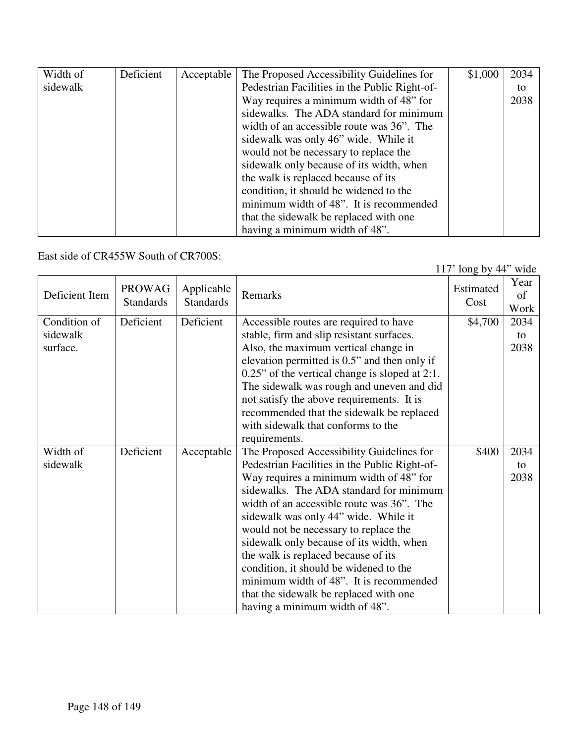| Width of sidewalk | Deficient | Acceptable | The Proposed Accessibility Guidelines for Pedestrian Facilities in the Public Right-of-Way requires a minimum width of 48" for sidewalks. The ADA standard for minimum width of an accessible route was 36". The sidewalk was only 46" wide. While it would not be necessary to replace the sidewalk only because of its width, when the walk is replaced because of its condition, it should be widened to the minimum width of 48". It is recommended that the sidewalk be replaced with one having a minimum width of 48". | $1,000 | 2034 to 2038 |
|---|---|---|---|---|---|

East side of CR455W South of CR700S:

117' long by 44" wide

| Deficient Item | PROWAG Standards | Applicable Standards | Remarks | Estimated Cost | Year of Work |
|---|---|---|---|---|---|
| Condition of sidewalk surface. | Deficient | Deficient | Accessible routes are required to have stable, firm and slip resistant surfaces. Also, the maximum vertical change in elevation permitted is 0.5" and then only if 0.25" of the vertical change is sloped at 2:1. The sidewalk was rough and uneven and did not satisfy the above requirements. It is recommended that the sidewalk be replaced with sidewalk that conforms to the requirements. | $4,700 | 2034 to 2038 |
| Width of sidewalk | Deficient | Acceptable | The Proposed Accessibility Guidelines for Pedestrian Facilities in the Public Right-of-Way requires a minimum width of 48" for sidewalks. The ADA standard for minimum width of an accessible route was 36". The sidewalk was only 44" wide. While it would not be necessary to replace the sidewalk only because of its width, when the walk is replaced because of its condition, it should be widened to the minimum width of 48". It is recommended that the sidewalk be replaced with one having a minimum width of 48". | $400 | 2034 to 2038 |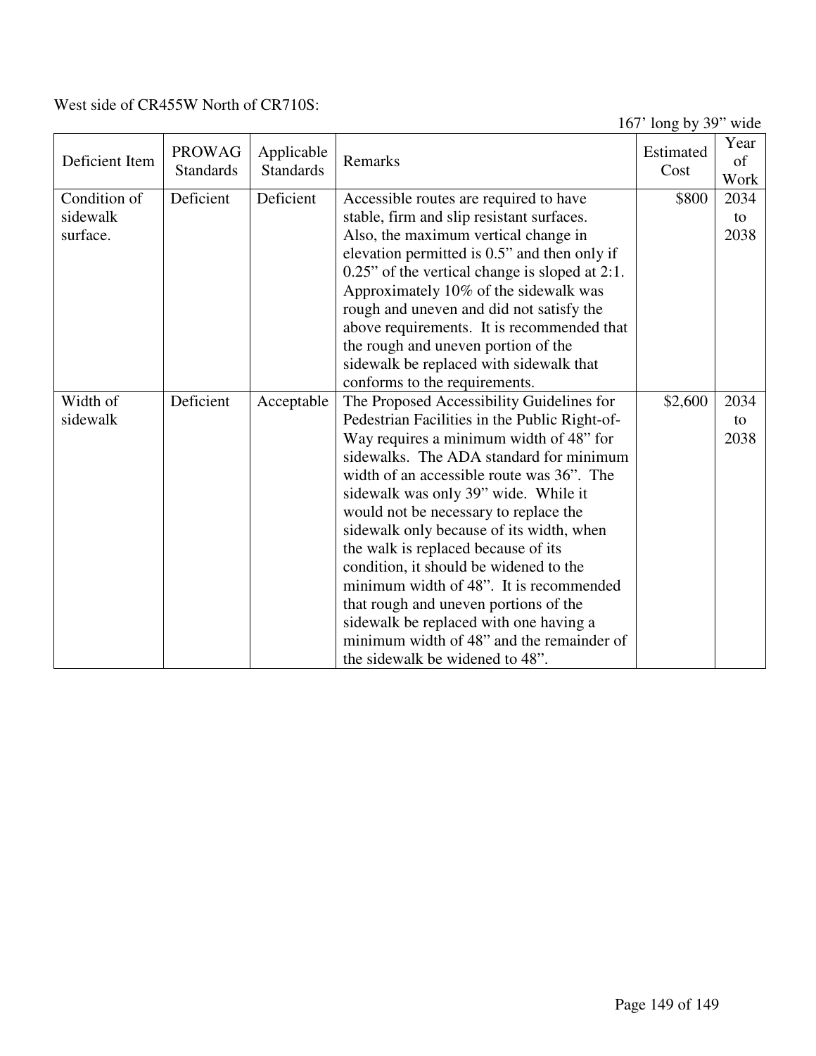West side of CR455W North of CR710S:

167' long by 39" wide

| Deficient Item | PROWAG Standards | Applicable Standards | Remarks | Estimated Cost | Year of Work |
|---|---|---|---|---|---|
| Condition of sidewalk surface. | Deficient | Deficient | Accessible routes are required to have stable, firm and slip resistant surfaces. Also, the maximum vertical change in elevation permitted is 0.5" and then only if 0.25" of the vertical change is sloped at 2:1. Approximately 10% of the sidewalk was rough and uneven and did not satisfy the above requirements. It is recommended that the rough and uneven portion of the sidewalk be replaced with sidewalk that conforms to the requirements. | $800 | 2034 to 2038 |
| Width of sidewalk | Deficient | Acceptable | The Proposed Accessibility Guidelines for Pedestrian Facilities in the Public Right-of-Way requires a minimum width of 48" for sidewalks. The ADA standard for minimum width of an accessible route was 36". The sidewalk was only 39" wide. While it would not be necessary to replace the sidewalk only because of its width, when the walk is replaced because of its condition, it should be widened to the minimum width of 48". It is recommended that rough and uneven portions of the sidewalk be replaced with one having a minimum width of 48" and the remainder of the sidewalk be widened to 48". | $2,600 | 2034 to 2038 |